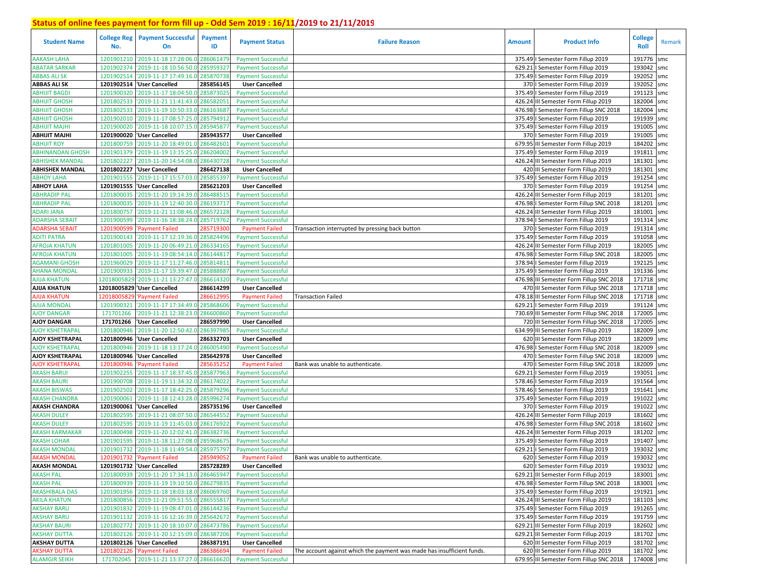## Status of online fees payment for form fill up - Odd Sem 2019 : 16/11/2019 to 21/11/2019

| Student Name | College Reg No. | Payment Successful On | Payment ID | Payment Status | Failure Reason | Amount | Product Info | College Roll | Remark |
|---|---|---|---|---|---|---|---|---|---|
| AAKASH LAHA | 1201901210 | '2019-11-18 17:28:06.0 | 286061479 | Payment Successful | | 375.49 | I Semester Form Fillup 2019 | 191776 | smc |
| ABATAR SARKAR | 1201902374 | '2019-11-18 10:56:50.0 | 285959327 | Payment Successful | | 629.21 | I Semester Form Fillup 2019 | 193042 | smc |
| ABBAS ALI SK | 1201902514 | '2019-11-17 17:49:16.0 | 285870738 | Payment Successful | | 375.49 | I Semester Form Fillup 2019 | 192052 | smc |
| **ABBAS ALI SK** | **1201902514** | **'User Cancelled** | **285856145** | **User Cancelled** | | 370 | I Semester Form Fillup 2019 | 192052 | smc |
| ABHIJIT BAGDI | 1201900320 | '2019-11-17 18:04:50.0 | 285873025 | Payment Successful | | 375.49 | I Semester Form Fillup 2019 | 191123 | smc |
| ABHIJIT GHOSH | 1201802533 | '2019-11-21 11:41:43.0 | 286582051 | Payment Successful | | 426.24 | III Semester Form Fillup 2019 | 182004 | smc |
| ABHIJIT GHOSH | 1201802533 | '2019-11-19 10:50:33.0 | 286163687 | Payment Successful | | 476.98 | I Semester Form Fillup SNC 2018 | 182004 | smc |
| ABHIJIT GHOSH | 1201902010 | '2019-11-17 08:57:25.0 | 285794912 | Payment Successful | | 375.49 | I Semester Form Fillup 2019 | 191939 | smc |
| ABHIJIT MAJHI | 1201900020 | '2019-11-18 10:07:15.0 | 285945877 | Payment Successful | | 375.49 | I Semester Form Fillup 2019 | 191005 | smc |
| **ABHIJIT MAJHI** | **1201900020** | **'User Cancelled** | **285943577** | **User Cancelled** | | 370 | I Semester Form Fillup 2019 | 191005 | smc |
| ABHIJIT ROY | 1201800759 | '2019-11-20 18:49:01.0 | 286482601 | Payment Successful | | 679.95 | III Semester Form Fillup 2019 | 184202 | smc |
| ABHINANDAN GHOSH | 1201901379 | '2019-11-19 13:15:25.0 | 286204002 | Payment Successful | | 375.49 | I Semester Form Fillup 2019 | 191811 | smc |
| ABHISHEK MANDAL | 1201802227 | '2019-11-20 14:54:08.0 | 286430728 | Payment Successful | | 426.24 | III Semester Form Fillup 2019 | 181301 | smc |
| **ABHISHEK MANDAL** | **1201802227** | **'User Cancelled** | **286427138** | **User Cancelled** | | 420 | III Semester Form Fillup 2019 | 181301 | smc |
| ABHOY LAHA | 1201901555 | '2019-11-17 15:57:03.0 | 285855397 | Payment Successful | | 375.49 | I Semester Form Fillup 2019 | 191254 | smc |
| **ABHOY LAHA** | **1201901555** | **'User Cancelled** | **285621203** | **User Cancelled** | | 370 | I Semester Form Fillup 2019 | 191254 | smc |
| ABHRADIP PAL | 1201800035 | '2019-11-20 19:14:39.0 | 286488515 | Payment Successful | | 426.24 | III Semester Form Fillup 2019 | 181201 | smc |
| ABHRADIP PAL | 1201800035 | '2019-11-19 12:40:30.0 | 286193717 | Payment Successful | | 476.98 | I Semester Form Fillup SNC 2018 | 181201 | smc |
| ADARI JANA | 1201800757 | '2019-11-21 11:08:46.0 | 286572128 | Payment Successful | | 426.24 | III Semester Form Fillup 2019 | 181001 | smc |
| ADARSHA SEBAIT | 1201900599 | '2019-11-16 18:38:24.0 | 285719762 | Payment Successful | | 378.94 | I Semester Form Fillup 2019 | 191314 | smc |
| ADARSHA SEBAIT | 1201900599 | 'Payment Failed | 285719300 | Payment Failed | Transaction interrupted by pressing back button | 370 | I Semester Form Fillup 2019 | 191314 | smc |
| ADITI PATRA | 1201900143 | '2019-11-17 12:19:36.0 | 285824496 | Payment Successful | | 375.49 | I Semester Form Fillup 2019 | 191058 | smc |
| AFROJA KHATUN | 1201801005 | '2019-11-20 06:49:21.0 | 286334165 | Payment Successful | | 426.24 | III Semester Form Fillup 2019 | 182005 | smc |
| AFROJA KHATUN | 1201801005 | '2019-11-19 08:54:14.0 | 286144817 | Payment Successful | | 476.98 | I Semester Form Fillup SNC 2018 | 182005 | smc |
| AGAMANI GHOSH | 1201960029 | '2019-11-17 11:27:46.0 | 285814811 | Payment Successful | | 378.94 | I Semester Form Fillup 2019 | 192125 | smc |
| AHANA MONDAL | 1201900933 | '2019-11-17 19:39:47.0 | 285888887 | Payment Successful | | 375.49 | I Semester Form Fillup 2019 | 191336 | smc |
| AJIJA KHATUN | 12018005829 | '2019-11-21 13:27:47.0 | 286614320 | Payment Successful | | 476.98 | III Semester Form Fillup SNC 2018 | 171718 | smc |
| **AJIJA KHATUN** | **12018005829** | **'User Cancelled** | **286614299** | **User Cancelled** | | 470 | III Semester Form Fillup SNC 2018 | 171718 | smc |
| AJIJA KHATUN | 12018005829 | 'Payment Failed | 286612995 | Payment Failed | Transaction Failed | 478.18 | III Semester Form Fillup SNC 2018 | 171718 | smc |
| AJIJA MONDAL | 1201900321 | '2019-11-17 17:34:49.0 | 285868606 | Payment Successful | | 629.21 | I Semester Form Fillup 2019 | 191124 | smc |
| AJOY DANGAR | 171701266 | '2019-11-21 12:38:23.0 | 286600860 | Payment Successful | | 730.69 | III Semester Form Fillup SNC 2018 | 172005 | smc |
| **AJOY DANGAR** | **171701266** | **'User Cancelled** | **286597990** | **User Cancelled** | | 720 | III Semester Form Fillup SNC 2018 | 172005 | smc |
| AJOY KSHETRAPAL | 1201800946 | '2019-11-20 12:50:42.0 | 286397985 | Payment Successful | | 634.99 | III Semester Form Fillup 2019 | 182009 | smc |
| **AJOY KSHETRAPAL** | **1201800946** | **'User Cancelled** | **286332703** | **User Cancelled** | | 620 | III Semester Form Fillup 2019 | 182009 | smc |
| AJOY KSHETRAPAL | 1201800946 | '2019-11-18 13:17:24.0 | 286005490 | Payment Successful | | 476.98 | I Semester Form Fillup SNC 2018 | 182009 | smc |
| **AJOY KSHETRAPAL** | **1201800946** | **'User Cancelled** | **285642978** | **User Cancelled** | | 470 | I Semester Form Fillup SNC 2018 | 182009 | smc |
| AJOY KSHETRAPAL | 1201800946 | 'Payment Failed | 285635252 | Payment Failed | Bank was unable to authenticate. | 470 | I Semester Form Fillup SNC 2018 | 182009 | smc |
| AKASH BARUI | 1201902255 | '2019-11-17 18:37:45.0 | 285877963 | Payment Successful | | 629.21 | I Semester Form Fillup 2019 | 193051 | smc |
| AKASH BAURI | 1201900708 | '2019-11-19 11:34:32.0 | 286174022 | Payment Successful | | 578.46 | I Semester Form Fillup 2019 | 191564 | smc |
| AKASH BISWAS | 1201902502 | '2019-11-17 18:42:25.0 | 285879296 | Payment Successful | | 578.46 | I Semester Form Fillup 2019 | 191641 | smc |
| AKASH CHANDRA | 1201900061 | '2019-11-18 12:43:28.0 | 285996274 | Payment Successful | | 375.49 | I Semester Form Fillup 2019 | 191022 | smc |
| **AKASH CHANDRA** | **1201900061** | **'User Cancelled** | **285735196** | **User Cancelled** | | 370 | I Semester Form Fillup 2019 | 191022 | smc |
| AKASH DULEY | 1201802595 | '2019-11-21 08:07:50.0 | 286544552 | Payment Successful | | 426.24 | III Semester Form Fillup 2019 | 181602 | smc |
| AKASH DULEY | 1201802595 | '2019-11-19 11:45:03.0 | 286176922 | Payment Successful | | 476.98 | I Semester Form Fillup SNC 2018 | 181602 | smc |
| AKASH KARMAKAR | 1201800498 | '2019-11-20 12:02:41.0 | 286382736 | Payment Successful | | 426.24 | III Semester Form Fillup 2019 | 181202 | smc |
| AKASH LOHAR | 1201901595 | '2019-11-18 11:27:08.0 | 285968675 | Payment Successful | | 375.49 | I Semester Form Fillup 2019 | 191407 | smc |
| AKASH MONDAL | 1201901732 | '2019-11-18 11:49:54.0 | 285975797 | Payment Successful | | 629.21 | I Semester Form Fillup 2019 | 193032 | smc |
| AKASH MONDAL | 1201901732 | 'Payment Failed | 285949052 | Payment Failed | Bank was unable to authenticate. | 620 | I Semester Form Fillup 2019 | 193032 | smc |
| **AKASH MONDAL** | **1201901732** | **'User Cancelled** | **285728289** | **User Cancelled** | | 620 | I Semester Form Fillup 2019 | 193032 | smc |
| AKASH PAL | 1201800939 | '2019-11-20 17:34:13.0 | 286465947 | Payment Successful | | 629.21 | III Semester Form Fillup 2019 | 183001 | smc |
| AKASH PAL | 1201800939 | '2019-11-19 19:10:50.0 | 286279835 | Payment Successful | | 476.98 | I Semester Form Fillup SNC 2018 | 183001 | smc |
| AKASHIBALA DAS | 1201901956 | '2019-11-18 18:03:18.0 | 286069760 | Payment Successful | | 375.49 | I Semester Form Fillup 2019 | 191921 | smc |
| AKILA KHATUN | 1201800856 | '2019-11-21 09:51:55.0 | 286555817 | Payment Successful | | 426.24 | III Semester Form Fillup 2019 | 181103 | smc |
| AKSHAY BARU | 1201901832 | '2019-11-19 08:47:01.0 | 286144236 | Payment Successful | | 375.49 | I Semester Form Fillup 2019 | 191265 | smc |
| AKSHAY BARU | 1201901132 | '2019-11-16 12:16:39.0 | 285642672 | Payment Successful | | 375.49 | I Semester Form Fillup 2019 | 191759 | smc |
| AKSHAY BAURI | 1201802772 | '2019-11-20 18:10:07.0 | 286473786 | Payment Successful | | 629.21 | III Semester Form Fillup 2019 | 182602 | smc |
| AKSHAY DUTTA | 1201802126 | '2019-11-20 12:15:09.0 | 286387206 | Payment Successful | | 629.21 | III Semester Form Fillup 2019 | 181702 | smc |
| **AKSHAY DUTTA** | **1201802126** | **'User Cancelled** | **286387191** | **User Cancelled** | | 620 | III Semester Form Fillup 2019 | 181702 | smc |
| AKSHAY DUTTA | 1201802126 | 'Payment Failed | 286386694 | Payment Failed | The account against which the payment was made has insufficient funds. | 620 | III Semester Form Fillup 2019 | 181702 | smc |
| ALAMGIR SEIKH | 171702045 | '2019-11-21 13:37:27.0 | 286616620 | Payment Successful | | 679.95 | III Semester Form Fillup SNC 2018 | 174008 | smc |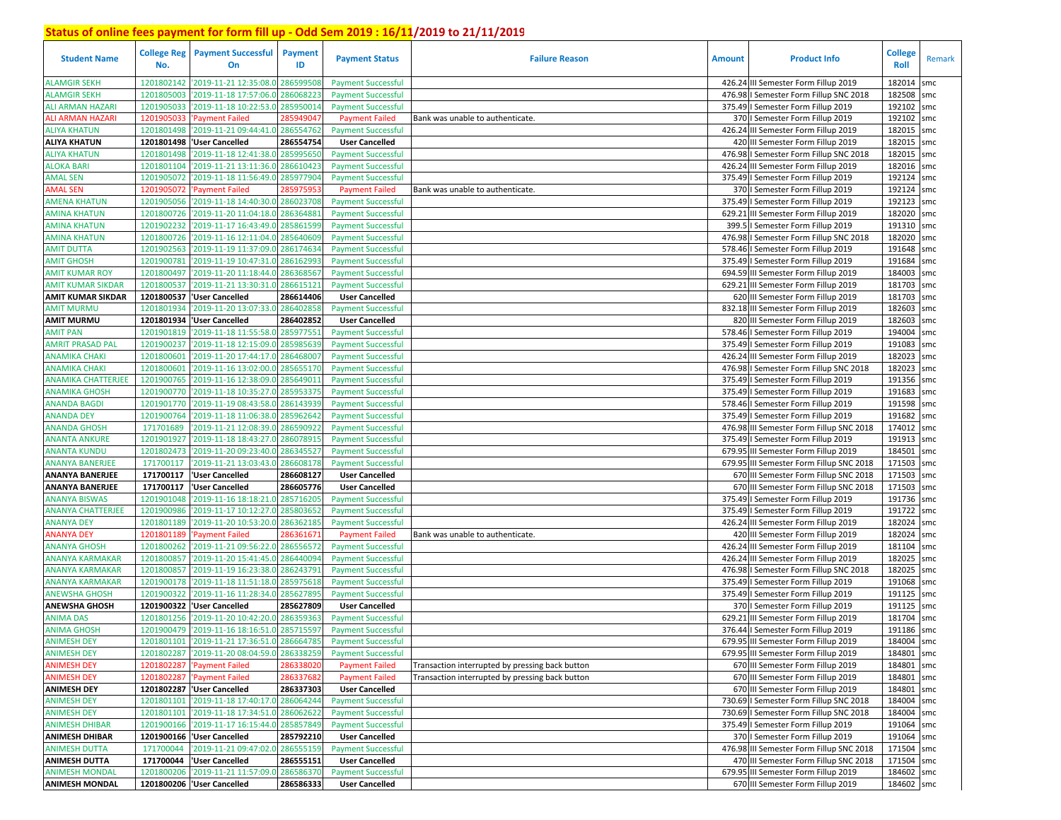# Status of online fees payment for form fill up - Odd Sem 2019 : 16/11/2019 to 21/11/2019

| Student Name | College Reg No. | Payment Successful On | Payment ID | Payment Status | Failure Reason | Amount | Product Info | College Roll | Remark |
|---|---|---|---|---|---|---|---|---|---|
| ALAMGIR SEKH | 1201802142 | '2019-11-21 12:35:08.0 | 286599508 | Payment Successful | | 426.24 | III Semester Form Fillup 2019 | 182014 | smc |
| ALAMGIR SEKH | 1201805003 | '2019-11-18 17:57:06.0 | 286068223 | Payment Successful | | 476.98 | I Semester Form Fillup SNC 2018 | 182508 | smc |
| ALI ARMAN HAZARI | 1201905033 | '2019-11-18 10:22:53.0 | 285950014 | Payment Successful | | 375.49 | I Semester Form Fillup 2019 | 192102 | smc |
| ALI ARMAN HAZARI | 1201905033 | 'Payment Failed | 285949047 | Payment Failed | Bank was unable to authenticate. | 370 | I Semester Form Fillup 2019 | 192102 | smc |
| ALIYA KHATUN | 1201801498 | '2019-11-21 09:44:41.0 | 286554762 | Payment Successful | | 426.24 | III Semester Form Fillup 2019 | 182015 | smc |
| **ALIYA KHATUN** | **1201801498** | **'User Cancelled** | **286554754** | **User Cancelled** | | 420 | III Semester Form Fillup 2019 | 182015 | smc |
| ALIYA KHATUN | 1201801498 | '2019-11-18 12:41:38.0 | 285995650 | Payment Successful | | 476.98 | I Semester Form Fillup SNC 2018 | 182015 | smc |
| ALOKA BARI | 1201801104 | '2019-11-21 13:11:36.0 | 286610423 | Payment Successful | | 426.24 | III Semester Form Fillup 2019 | 182016 | smc |
| AMAL SEN | 1201905072 | '2019-11-18 11:56:49.0 | 285977904 | Payment Successful | | 375.49 | I Semester Form Fillup 2019 | 192124 | smc |
| AMAL SEN | 1201905072 | 'Payment Failed | 285975953 | Payment Failed | Bank was unable to authenticate. | 370 | I Semester Form Fillup 2019 | 192124 | smc |
| AMENA KHATUN | 1201905056 | '2019-11-18 14:40:30.0 | 286023708 | Payment Successful | | 375.49 | I Semester Form Fillup 2019 | 192123 | smc |
| AMINA KHATUN | 1201800726 | '2019-11-20 11:04:18.0 | 286364881 | Payment Successful | | 629.21 | III Semester Form Fillup 2019 | 182020 | smc |
| AMINA KHATUN | 1201902232 | '2019-11-17 16:43:49.0 | 285861599 | Payment Successful | | 399.5 | I Semester Form Fillup 2019 | 191310 | smc |
| AMINA KHATUN | 1201800726 | '2019-11-16 12:11:04.0 | 285640609 | Payment Successful | | 476.98 | I Semester Form Fillup SNC 2018 | 182020 | smc |
| AMIT DUTTA | 1201902563 | '2019-11-19 11:37:09.0 | 286174634 | Payment Successful | | 578.46 | I Semester Form Fillup 2019 | 191648 | smc |
| AMIT GHOSH | 1201900781 | '2019-11-19 10:47:31.0 | 286162993 | Payment Successful | | 375.49 | I Semester Form Fillup 2019 | 191684 | smc |
| AMIT KUMAR ROY | 1201800497 | '2019-11-20 11:18:44.0 | 286368567 | Payment Successful | | 694.59 | III Semester Form Fillup 2019 | 184003 | smc |
| AMIT KUMAR SIKDAR | 1201800537 | '2019-11-21 13:30:31.0 | 286615121 | Payment Successful | | 629.21 | III Semester Form Fillup 2019 | 181703 | smc |
| **AMIT KUMAR SIKDAR** | **1201800537** | **'User Cancelled** | **286614406** | **User Cancelled** | | 620 | III Semester Form Fillup 2019 | 181703 | smc |
| AMIT MURMU | 1201801934 | '2019-11-20 13:07:33.0 | 286402858 | Payment Successful | | 832.18 | III Semester Form Fillup 2019 | 182603 | smc |
| **AMIT MURMU** | **1201801934** | **'User Cancelled** | **286402852** | **User Cancelled** | | 820 | III Semester Form Fillup 2019 | 182603 | smc |
| AMIT PAN | 1201901819 | '2019-11-18 11:55:58.0 | 285977551 | Payment Successful | | 578.46 | I Semester Form Fillup 2019 | 194004 | smc |
| AMRIT PRASAD PAL | 1201900237 | '2019-11-18 12:15:09.0 | 285985639 | Payment Successful | | 375.49 | I Semester Form Fillup 2019 | 191083 | smc |
| ANAMIKA CHAKI | 1201800601 | '2019-11-20 17:44:17.0 | 286468007 | Payment Successful | | 426.24 | III Semester Form Fillup 2019 | 182023 | smc |
| ANAMIKA CHAKI | 1201800601 | '2019-11-16 13:02:00.0 | 285655170 | Payment Successful | | 476.98 | I Semester Form Fillup SNC 2018 | 182023 | smc |
| ANAMIKA CHATTERJEE | 1201900765 | '2019-11-16 12:38:09.0 | 285649011 | Payment Successful | | 375.49 | I Semester Form Fillup 2019 | 191356 | smc |
| ANAMIKA GHOSH | 1201900770 | '2019-11-18 10:35:27.0 | 285953375 | Payment Successful | | 375.49 | I Semester Form Fillup 2019 | 191683 | smc |
| ANANDA BAGDI | 1201901770 | '2019-11-19 08:43:58.0 | 286143939 | Payment Successful | | 578.46 | I Semester Form Fillup 2019 | 191598 | smc |
| ANANDA DEY | 1201900764 | '2019-11-18 11:06:38.0 | 285962642 | Payment Successful | | 375.49 | I Semester Form Fillup 2019 | 191682 | smc |
| ANANDA GHOSH | 171701689 | '2019-11-21 12:08:39.0 | 286590922 | Payment Successful | | 476.98 | III Semester Form Fillup SNC 2018 | 174012 | smc |
| ANANTA ANKURE | 1201901927 | '2019-11-18 18:43:27.0 | 286078915 | Payment Successful | | 375.49 | I Semester Form Fillup 2019 | 191913 | smc |
| ANANTA KUNDU | 1201802473 | '2019-11-20 09:23:40.0 | 286345527 | Payment Successful | | 679.95 | III Semester Form Fillup 2019 | 184501 | smc |
| ANANYA BANERJEE | 171700117 | '2019-11-21 13:03:43.0 | 286608178 | Payment Successful | | 679.95 | III Semester Form Fillup SNC 2018 | 171503 | smc |
| **ANANYA BANERJEE** | **171700117** | **'User Cancelled** | **286608127** | **User Cancelled** | | 670 | III Semester Form Fillup SNC 2018 | 171503 | smc |
| **ANANYA BANERJEE** | **171700117** | **'User Cancelled** | **286605776** | **User Cancelled** | | 670 | III Semester Form Fillup SNC 2018 | 171503 | smc |
| ANANYA BISWAS | 1201901048 | '2019-11-16 18:18:21.0 | 285716205 | Payment Successful | | 375.49 | I Semester Form Fillup 2019 | 191736 | smc |
| ANANYA CHATTERJEE | 1201900986 | '2019-11-17 10:12:27.0 | 285803652 | Payment Successful | | 375.49 | I Semester Form Fillup 2019 | 191722 | smc |
| ANANYA DEY | 1201801189 | '2019-11-20 10:53:20.0 | 286362185 | Payment Successful | | 426.24 | III Semester Form Fillup 2019 | 182024 | smc |
| ANANYA DEY | 1201801189 | 'Payment Failed | 286361671 | Payment Failed | Bank was unable to authenticate. | 420 | III Semester Form Fillup 2019 | 182024 | smc |
| ANANYA GHOSH | 1201800262 | '2019-11-21 09:56:22.0 | 286556572 | Payment Successful | | 426.24 | III Semester Form Fillup 2019 | 181104 | smc |
| ANANYA KARMAKAR | 1201800857 | '2019-11-20 15:41:45.0 | 286440094 | Payment Successful | | 426.24 | III Semester Form Fillup 2019 | 182025 | smc |
| ANANYA KARMAKAR | 1201800857 | '2019-11-19 16:23:38.0 | 286243791 | Payment Successful | | 476.98 | I Semester Form Fillup SNC 2018 | 182025 | smc |
| ANANYA KARMAKAR | 1201900178 | '2019-11-18 11:51:18.0 | 285975618 | Payment Successful | | 375.49 | I Semester Form Fillup 2019 | 191068 | smc |
| ANEWSHA GHOSH | 1201900322 | '2019-11-16 11:28:34.0 | 285627895 | Payment Successful | | 375.49 | I Semester Form Fillup 2019 | 191125 | smc |
| **ANEWSHA GHOSH** | **1201900322** | **'User Cancelled** | **285627809** | **User Cancelled** | | 370 | I Semester Form Fillup 2019 | 191125 | smc |
| ANIMA DAS | 1201801256 | '2019-11-20 10:42:20.0 | 286359363 | Payment Successful | | 629.21 | III Semester Form Fillup 2019 | 181704 | smc |
| ANIMA GHOSH | 1201900479 | '2019-11-16 18:16:51.0 | 285715597 | Payment Successful | | 376.44 | I Semester Form Fillup 2019 | 191186 | smc |
| ANIMESH DEY | 1201801101 | '2019-11-21 17:36:51.0 | 286664785 | Payment Successful | | 679.95 | III Semester Form Fillup 2019 | 184004 | smc |
| ANIMESH DEY | 1201802287 | '2019-11-20 08:04:59.0 | 286338259 | Payment Successful | | 679.95 | III Semester Form Fillup 2019 | 184801 | smc |
| ANIMESH DEY | 1201802287 | 'Payment Failed | 286338020 | Payment Failed | Transaction interrupted by pressing back button | 670 | III Semester Form Fillup 2019 | 184801 | smc |
| ANIMESH DEY | 1201802287 | 'Payment Failed | 286337682 | Payment Failed | Transaction interrupted by pressing back button | 670 | III Semester Form Fillup 2019 | 184801 | smc |
| **ANIMESH DEY** | **1201802287** | **'User Cancelled** | **286337303** | **User Cancelled** | | 670 | III Semester Form Fillup 2019 | 184801 | smc |
| ANIMESH DEY | 1201801101 | '2019-11-18 17:40:17.0 | 286064244 | Payment Successful | | 730.69 | I Semester Form Fillup SNC 2018 | 184004 | smc |
| ANIMESH DEY | 1201801101 | '2019-11-18 17:34:51.0 | 286062622 | Payment Successful | | 730.69 | I Semester Form Fillup SNC 2018 | 184004 | smc |
| ANIMESH DHIBAR | 1201900166 | '2019-11-17 16:15:44.0 | 285857849 | Payment Successful | | 375.49 | I Semester Form Fillup 2019 | 191064 | smc |
| **ANIMESH DHIBAR** | **1201900166** | **'User Cancelled** | **285792210** | **User Cancelled** | | 370 | I Semester Form Fillup 2019 | 191064 | smc |
| ANIMESH DUTTA | 171700044 | '2019-11-21 09:47:02.0 | 286555159 | Payment Successful | | 476.98 | III Semester Form Fillup SNC 2018 | 171504 | smc |
| **ANIMESH DUTTA** | **171700044** | **'User Cancelled** | **286555151** | **User Cancelled** | | 470 | III Semester Form Fillup SNC 2018 | 171504 | smc |
| ANIMESH MONDAL | 1201800206 | '2019-11-21 11:57:09.0 | 286586370 | Payment Successful | | 679.95 | III Semester Form Fillup 2019 | 184602 | smc |
| **ANIMESH MONDAL** | **1201800206** | **'User Cancelled** | **286586333** | **User Cancelled** | | 670 | III Semester Form Fillup 2019 | 184602 | smc |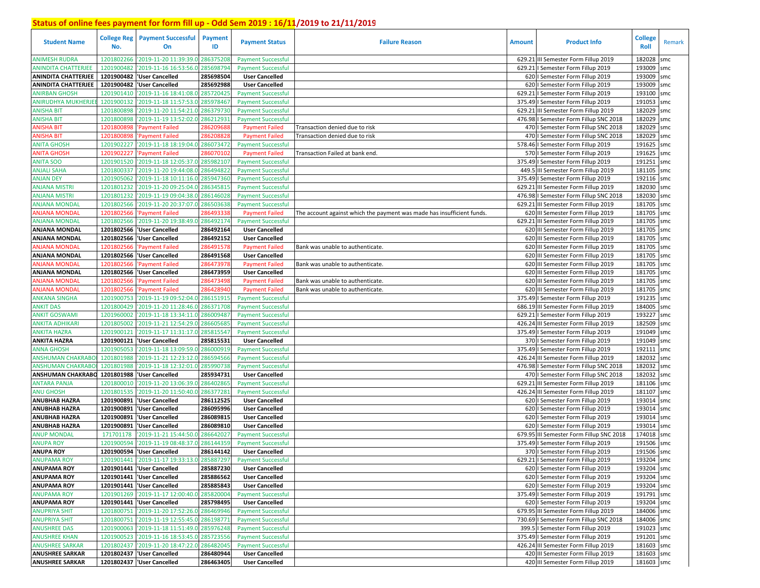## Status of online fees payment for form fill up - Odd Sem 2019 : 16/11/2019 to 21/11/2019

| Student Name | College Reg No. | Payment Successful On | Payment ID | Payment Status | Failure Reason | Amount | Product Info | College Roll | Remark |
|---|---|---|---|---|---|---|---|---|---|
| ANIMESH RUDRA | 1201802266 | '2019-11-20 11:39:39.0 | 286375208 | Payment Successful | | 629.21 | III Semester Form Fillup 2019 | 182028 | smc |
| ANINDITA CHATTERJEE | 1201900482 | '2019-11-16 16:53:56.0 | 285698794 | Payment Successful | | 629.21 | I Semester Form Fillup 2019 | 193009 | smc |
| ANINDITA CHATTERJEE | 1201900482 | 'User Cancelled | 285698504 | User Cancelled | | 620 | I Semester Form Fillup 2019 | 193009 | smc |
| ANINDITA CHATTERJEE | 1201900482 | 'User Cancelled | 285692988 | User Cancelled | | 620 | I Semester Form Fillup 2019 | 193009 | smc |
| ANIRBAN GHOSH | 1201901410 | '2019-11-16 18:41:08.0 | 285720425 | Payment Successful | | 629.21 | I Semester Form Fillup 2019 | 193100 | smc |
| ANIRUDHYA MUKHERJEE | 1201900132 | '2019-11-18 11:57:53.0 | 285978467 | Payment Successful | | 375.49 | I Semester Form Fillup 2019 | 191053 | smc |
| ANISHA BIT | 1201800898 | '2019-11-20 11:54:21.0 | 286379730 | Payment Successful | | 629.21 | III Semester Form Fillup 2019 | 182029 | smc |
| ANISHA BIT | 1201800898 | '2019-11-19 13:52:02.0 | 286212931 | Payment Successful | | 476.98 | I Semester Form Fillup SNC 2018 | 182029 | smc |
| ANISHA BIT | 1201800898 | 'Payment Failed | 286209688 | Payment Failed | Transaction denied due to risk | 470 | I Semester Form Fillup SNC 2018 | 182029 | smc |
| ANISHA BIT | 1201800898 | 'Payment Failed | 286208828 | Payment Failed | Transaction denied due to risk | 470 | I Semester Form Fillup SNC 2018 | 182029 | smc |
| ANITA GHOSH | 1201902227 | '2019-11-18 18:19:04.0 | 286073472 | Payment Successful | | 578.46 | I Semester Form Fillup 2019 | 191625 | smc |
| ANITA GHOSH | 1201902227 | 'Payment Failed | 286070102 | Payment Failed | Transaction Failed at bank end. | 570 | I Semester Form Fillup 2019 | 191625 | smc |
| ANITA SOO | 1201901520 | '2019-11-18 12:05:37.0 | 285982107 | Payment Successful | | 375.49 | I Semester Form Fillup 2019 | 191251 | smc |
| ANJALI SAHA | 1201800337 | '2019-11-20 19:44:08.0 | 286494822 | Payment Successful | | 449.5 | III Semester Form Fillup 2019 | 181105 | smc |
| ANJAN DEY | 1201905062 | '2019-11-18 10:11:16.0 | 285947360 | Payment Successful | | 375.49 | I Semester Form Fillup 2019 | 192116 | smc |
| ANJANA MISTRI | 1201801232 | '2019-11-20 09:25:04.0 | 286345815 | Payment Successful | | 629.21 | III Semester Form Fillup 2019 | 182030 | smc |
| ANJANA MISTRI | 1201801232 | '2019-11-19 09:04:38.0 | 286146028 | Payment Successful | | 476.98 | I Semester Form Fillup SNC 2018 | 182030 | smc |
| ANJANA MONDAL | 1201802566 | '2019-11-20 20:37:07.0 | 286503638 | Payment Successful | | 629.21 | III Semester Form Fillup 2019 | 181705 | smc |
| ANJANA MONDAL | 1201802566 | 'Payment Failed | 286493338 | Payment Failed | The account against which the payment was made has insufficient funds. | 620 | III Semester Form Fillup 2019 | 181705 | smc |
| ANJANA MONDAL | 1201802566 | '2019-11-20 19:38:49.0 | 286492174 | Payment Successful | | 629.21 | III Semester Form Fillup 2019 | 181705 | smc |
| ANJANA MONDAL | 1201802566 | 'User Cancelled | 286492164 | User Cancelled | | 620 | III Semester Form Fillup 2019 | 181705 | smc |
| ANJANA MONDAL | 1201802566 | 'User Cancelled | 286492152 | User Cancelled | | 620 | III Semester Form Fillup 2019 | 181705 | smc |
| ANJANA MONDAL | 1201802566 | 'Payment Failed | 286491578 | Payment Failed | Bank was unable to authenticate. | 620 | III Semester Form Fillup 2019 | 181705 | smc |
| ANJANA MONDAL | 1201802566 | 'User Cancelled | 286491568 | User Cancelled | | 620 | III Semester Form Fillup 2019 | 181705 | smc |
| ANJANA MONDAL | 1201802566 | 'Payment Failed | 286473978 | Payment Failed | Bank was unable to authenticate. | 620 | III Semester Form Fillup 2019 | 181705 | smc |
| ANJANA MONDAL | 1201802566 | 'User Cancelled | 286473959 | User Cancelled | | 620 | III Semester Form Fillup 2019 | 181705 | smc |
| ANJANA MONDAL | 1201802566 | 'Payment Failed | 286473498 | Payment Failed | Bank was unable to authenticate. | 620 | III Semester Form Fillup 2019 | 181705 | smc |
| ANJANA MONDAL | 1201802566 | 'Payment Failed | 286428940 | Payment Failed | Bank was unable to authenticate. | 620 | III Semester Form Fillup 2019 | 181705 | smc |
| ANKANA SINGHA | 1201900753 | '2019-11-19 09:52:04.0 | 286151915 | Payment Successful | | 375.49 | I Semester Form Fillup 2019 | 191235 | smc |
| ANKIT DAS | 1201800429 | '2019-11-20 11:28:46.0 | 286371708 | Payment Successful | | 686.19 | III Semester Form Fillup 2019 | 184005 | smc |
| ANKIT GOSWAMI | 1201960002 | '2019-11-18 13:34:11.0 | 286009487 | Payment Successful | | 629.21 | I Semester Form Fillup 2019 | 193227 | smc |
| ANKITA ADHIKARI | 1201805002 | '2019-11-21 12:54:29.0 | 286605685 | Payment Successful | | 426.24 | III Semester Form Fillup 2019 | 182509 | smc |
| ANKITA HAZRA | 1201900121 | '2019-11-17 11:31:17.0 | 285815547 | Payment Successful | | 375.49 | I Semester Form Fillup 2019 | 191049 | smc |
| ANKITA HAZRA | 1201900121 | 'User Cancelled | 285815531 | User Cancelled | | 370 | I Semester Form Fillup 2019 | 191049 | smc |
| ANNA GHOSH | 1201905053 | '2019-11-18 13:09:59.0 | 286000919 | Payment Successful | | 375.49 | I Semester Form Fillup 2019 | 192111 | smc |
| ANSHUMAN CHAKRABO | 1201801988 | '2019-11-21 12:23:12.0 | 286594566 | Payment Successful | | 426.24 | III Semester Form Fillup 2019 | 182032 | smc |
| ANSHUMAN CHAKRABO | 1201801988 | '2019-11-18 12:32:01.0 | 285990738 | Payment Successful | | 476.98 | I Semester Form Fillup SNC 2018 | 182032 | smc |
| ANSHUMAN CHAKRABO | 1201801988 | 'User Cancelled | 285934731 | User Cancelled | | 470 | I Semester Form Fillup SNC 2018 | 182032 | smc |
| ANTARA PANJA | 1201800010 | '2019-11-20 13:06:39.0 | 286402865 | Payment Successful | | 629.21 | III Semester Form Fillup 2019 | 181106 | smc |
| ANU GHOSH | 1201801535 | '2019-11-20 11:50:40.0 | 286377281 | Payment Successful | | 426.24 | III Semester Form Fillup 2019 | 181107 | smc |
| ANUBHAB HAZRA | 1201900891 | 'User Cancelled | 286112525 | User Cancelled | | 620 | I Semester Form Fillup 2019 | 193014 | smc |
| ANUBHAB HAZRA | 1201900891 | 'User Cancelled | 286095996 | User Cancelled | | 620 | I Semester Form Fillup 2019 | 193014 | smc |
| ANUBHAB HAZRA | 1201900891 | 'User Cancelled | 286089815 | User Cancelled | | 620 | I Semester Form Fillup 2019 | 193014 | smc |
| ANUBHAB HAZRA | 1201900891 | 'User Cancelled | 286089810 | User Cancelled | | 620 | I Semester Form Fillup 2019 | 193014 | smc |
| ANUP MONDAL | 171701178 | '2019-11-21 15:44:50.0 | 286642027 | Payment Successful | | 679.95 | III Semester Form Fillup SNC 2018 | 174018 | smc |
| ANUPA ROY | 1201900594 | '2019-11-19 08:48:37.0 | 286144359 | Payment Successful | | 375.49 | I Semester Form Fillup 2019 | 191506 | smc |
| ANUPA ROY | 1201900594 | 'User Cancelled | 286144142 | User Cancelled | | 370 | I Semester Form Fillup 2019 | 191506 | smc |
| ANUPAMA ROY | 1201901441 | '2019-11-17 19:33:13.0 | 285887297 | Payment Successful | | 629.21 | I Semester Form Fillup 2019 | 193204 | smc |
| ANUPAMA ROY | 1201901441 | 'User Cancelled | 285887230 | User Cancelled | | 620 | I Semester Form Fillup 2019 | 193204 | smc |
| ANUPAMA ROY | 1201901441 | 'User Cancelled | 285886562 | User Cancelled | | 620 | I Semester Form Fillup 2019 | 193204 | smc |
| ANUPAMA ROY | 1201901441 | 'User Cancelled | 285885843 | User Cancelled | | 620 | I Semester Form Fillup 2019 | 193204 | smc |
| ANUPAMA ROY | 1201901269 | '2019-11-17 12:00:40.0 | 285820004 | Payment Successful | | 375.49 | I Semester Form Fillup 2019 | 191791 | smc |
| ANUPAMA ROY | 1201901441 | 'User Cancelled | 285798495 | User Cancelled | | 620 | I Semester Form Fillup 2019 | 193204 | smc |
| ANUPRIYA SHIT | 1201800751 | '2019-11-20 17:52:26.0 | 286469946 | Payment Successful | | 679.95 | III Semester Form Fillup 2019 | 184006 | smc |
| ANUPRIYA SHIT | 1201800751 | '2019-11-19 12:55:45.0 | 286198771 | Payment Successful | | 730.69 | I Semester Form Fillup SNC 2018 | 184006 | smc |
| ANUSHREE DAS | 1201900063 | '2019-11-18 11:51:49.0 | 285976248 | Payment Successful | | 399.5 | I Semester Form Fillup 2019 | 191023 | smc |
| ANUSHREE KHAN | 1201900523 | '2019-11-16 18:53:45.0 | 285723556 | Payment Successful | | 375.49 | I Semester Form Fillup 2019 | 191201 | smc |
| ANUSHREE SARKAR | 1201802437 | '2019-11-20 18:47:22.0 | 286482045 | Payment Successful | | 426.24 | III Semester Form Fillup 2019 | 181603 | smc |
| ANUSHREE SARKAR | 1201802437 | 'User Cancelled | 286480944 | User Cancelled | | 420 | III Semester Form Fillup 2019 | 181603 | smc |
| ANUSHREE SARKAR | 1201802437 | 'User Cancelled | 286463405 | User Cancelled | | 420 | III Semester Form Fillup 2019 | 181603 | smc |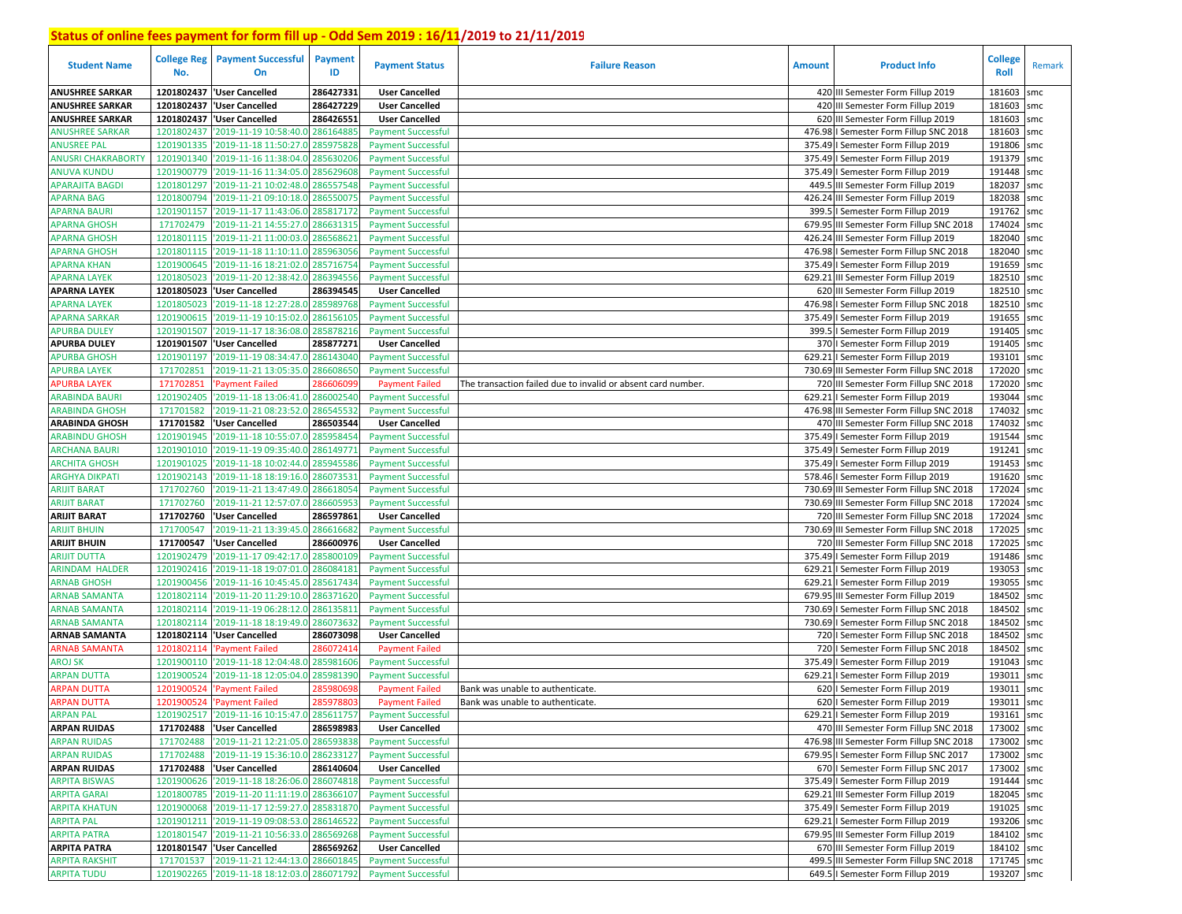# Status of online fees payment for form fill up - Odd Sem 2019 : 16/11/2019 to 21/11/2019

| Student Name | College Reg No. | Payment Successful On | Payment ID | Payment Status | Failure Reason | Amount | Product Info | College Roll | Remark |
|---|---|---|---|---|---|---|---|---|---|
| ANUSHREE SARKAR | 1201802437 | 'User Cancelled | 286427331 | User Cancelled | | 420 | III Semester Form Fillup 2019 | 181603 | smc |
| ANUSHREE SARKAR | 1201802437 | 'User Cancelled | 286427229 | User Cancelled | | 420 | III Semester Form Fillup 2019 | 181603 | smc |
| ANUSHREE SARKAR | 1201802437 | 'User Cancelled | 286426551 | User Cancelled | | 620 | III Semester Form Fillup 2019 | 181603 | smc |
| ANUSHREE SARKAR | 1201802437 | '2019-11-19 10:58:40.0 | 286164885 | Payment Successful | | 476.98 | I Semester Form Fillup SNC 2018 | 181603 | smc |
| ANUSREE PAL | 1201901335 | '2019-11-18 11:50:27.0 | 285975828 | Payment Successful | | 375.49 | I Semester Form Fillup 2019 | 191806 | smc |
| ANUSRI CHAKRABORTY | 1201901340 | '2019-11-16 11:38:04.0 | 285630206 | Payment Successful | | 375.49 | I Semester Form Fillup 2019 | 191379 | smc |
| ANUVA KUNDU | 1201900779 | '2019-11-16 11:34:05.0 | 285629608 | Payment Successful | | 375.49 | I Semester Form Fillup 2019 | 191448 | smc |
| APARAJITA BAGDI | 1201801297 | '2019-11-21 10:02:48.0 | 286557548 | Payment Successful | | 449.5 | III Semester Form Fillup 2019 | 182037 | smc |
| APARNA BAG | 1201800794 | '2019-11-21 09:10:18.0 | 286550075 | Payment Successful | | 426.24 | III Semester Form Fillup 2019 | 182038 | smc |
| APARNA BAURI | 1201901157 | '2019-11-17 11:43:06.0 | 285817172 | Payment Successful | | 399.5 | I Semester Form Fillup 2019 | 191762 | smc |
| APARNA GHOSH | 171702479 | '2019-11-21 14:55:27.0 | 286631315 | Payment Successful | | 679.95 | III Semester Form Fillup SNC 2018 | 174024 | smc |
| APARNA GHOSH | 1201801115 | '2019-11-21 11:00:03.0 | 286568621 | Payment Successful | | 426.24 | III Semester Form Fillup 2019 | 182040 | smc |
| APARNA GHOSH | 1201801115 | '2019-11-18 11:10:11.0 | 285963056 | Payment Successful | | 476.98 | I Semester Form Fillup SNC 2018 | 182040 | smc |
| APARNA KHAN | 1201900645 | '2019-11-16 18:21:02.0 | 285716754 | Payment Successful | | 375.49 | I Semester Form Fillup 2019 | 191659 | smc |
| APARNA LAYEK | 1201805023 | '2019-11-20 12:38:42.0 | 286394556 | Payment Successful | | 629.21 | III Semester Form Fillup 2019 | 182510 | smc |
| APARNA LAYEK | 1201805023 | 'User Cancelled | 286394545 | User Cancelled | | 620 | III Semester Form Fillup 2019 | 182510 | smc |
| APARNA LAYEK | 1201805023 | '2019-11-18 12:27:28.0 | 285989768 | Payment Successful | | 476.98 | I Semester Form Fillup SNC 2018 | 182510 | smc |
| APARNA SARKAR | 1201900615 | '2019-11-19 10:15:02.0 | 286156105 | Payment Successful | | 375.49 | I Semester Form Fillup 2019 | 191655 | smc |
| APURBA DULEY | 1201901507 | '2019-11-17 18:36:08.0 | 285878216 | Payment Successful | | 399.5 | I Semester Form Fillup 2019 | 191405 | smc |
| APURBA DULEY | 1201901507 | 'User Cancelled | 285877271 | User Cancelled | | 370 | I Semester Form Fillup 2019 | 191405 | smc |
| APURBA GHOSH | 1201901197 | '2019-11-19 08:34:47.0 | 286143040 | Payment Successful | | 629.21 | I Semester Form Fillup 2019 | 193101 | smc |
| APURBA LAYEK | 171702851 | '2019-11-21 13:05:35.0 | 286608650 | Payment Successful | | 730.69 | III Semester Form Fillup SNC 2018 | 172020 | smc |
| APURBA LAYEK | 171702851 | 'Payment Failed | 286606099 | Payment Failed | The transaction failed due to invalid or absent card number. | 720 | III Semester Form Fillup SNC 2018 | 172020 | smc |
| ARABINDA BAURI | 1201902405 | '2019-11-18 13:06:41.0 | 286002540 | Payment Successful | | 629.21 | I Semester Form Fillup 2019 | 193044 | smc |
| ARABINDA GHOSH | 171701582 | '2019-11-21 08:23:52.0 | 286545532 | Payment Successful | | 476.98 | III Semester Form Fillup SNC 2018 | 174032 | smc |
| ARABINDA GHOSH | 171701582 | 'User Cancelled | 286503544 | User Cancelled | | 470 | III Semester Form Fillup SNC 2018 | 174032 | smc |
| ARABINDU GHOSH | 1201901945 | '2019-11-18 10:55:07.0 | 285958454 | Payment Successful | | 375.49 | I Semester Form Fillup 2019 | 191544 | smc |
| ARCHANA BAURI | 1201901010 | '2019-11-19 09:35:40.0 | 286149771 | Payment Successful | | 375.49 | I Semester Form Fillup 2019 | 191241 | smc |
| ARCHITA GHOSH | 1201901025 | '2019-11-18 10:02:44.0 | 285945586 | Payment Successful | | 375.49 | I Semester Form Fillup 2019 | 191453 | smc |
| ARGHYA DIKPATI | 1201902143 | '2019-11-18 18:19:16.0 | 286073531 | Payment Successful | | 578.46 | I Semester Form Fillup 2019 | 191620 | smc |
| ARIJIT BARAT | 171702760 | '2019-11-21 13:47:49.0 | 286618054 | Payment Successful | | 730.69 | III Semester Form Fillup SNC 2018 | 172024 | smc |
| ARIJIT BARAT | 171702760 | '2019-11-21 12:57:07.0 | 286605953 | Payment Successful | | 730.69 | III Semester Form Fillup SNC 2018 | 172024 | smc |
| ARIJIT BARAT | 171702760 | 'User Cancelled | 286597861 | User Cancelled | | 720 | III Semester Form Fillup SNC 2018 | 172024 | smc |
| ARIJIT BHUIN | 171700547 | '2019-11-21 13:39:45.0 | 286616682 | Payment Successful | | 730.69 | III Semester Form Fillup SNC 2018 | 172025 | smc |
| ARIJIT BHUIN | 171700547 | 'User Cancelled | 286600976 | User Cancelled | | 720 | III Semester Form Fillup SNC 2018 | 172025 | smc |
| ARIJIT DUTTA | 1201902479 | '2019-11-17 09:42:17.0 | 285800109 | Payment Successful | | 375.49 | I Semester Form Fillup 2019 | 191486 | smc |
| ARINDAM HALDER | 1201902416 | '2019-11-18 19:07:01.0 | 286084181 | Payment Successful | | 629.21 | I Semester Form Fillup 2019 | 193053 | smc |
| ARNAB GHOSH | 1201900456 | '2019-11-16 10:45:45.0 | 285617434 | Payment Successful | | 629.21 | I Semester Form Fillup 2019 | 193055 | smc |
| ARNAB SAMANTA | 1201802114 | '2019-11-20 11:29:10.0 | 286371620 | Payment Successful | | 679.95 | III Semester Form Fillup 2019 | 184502 | smc |
| ARNAB SAMANTA | 1201802114 | '2019-11-19 06:28:12.0 | 286135811 | Payment Successful | | 730.69 | I Semester Form Fillup SNC 2018 | 184502 | smc |
| ARNAB SAMANTA | 1201802114 | '2019-11-18 18:19:49.0 | 286073632 | Payment Successful | | 730.69 | I Semester Form Fillup SNC 2018 | 184502 | smc |
| ARNAB SAMANTA | 1201802114 | 'User Cancelled | 286073098 | User Cancelled | | 720 | I Semester Form Fillup SNC 2018 | 184502 | smc |
| ARNAB SAMANTA | 1201802114 | 'Payment Failed | 286072414 | Payment Failed | | 720 | I Semester Form Fillup SNC 2018 | 184502 | smc |
| AROJ SK | 1201900110 | '2019-11-18 12:04:48.0 | 285981606 | Payment Successful | | 375.49 | I Semester Form Fillup 2019 | 191043 | smc |
| ARPAN DUTTA | 1201900524 | '2019-11-18 12:05:04.0 | 285981390 | Payment Successful | | 629.21 | I Semester Form Fillup 2019 | 193011 | smc |
| ARPAN DUTTA | 1201900524 | 'Payment Failed | 285980698 | Payment Failed | Bank was unable to authenticate. | 620 | I Semester Form Fillup 2019 | 193011 | smc |
| ARPAN DUTTA | 1201900524 | 'Payment Failed | 285978803 | Payment Failed | Bank was unable to authenticate. | 620 | I Semester Form Fillup 2019 | 193011 | smc |
| ARPAN PAL | 1201902517 | '2019-11-16 10:15:47.0 | 285611757 | Payment Successful | | 629.21 | I Semester Form Fillup 2019 | 193161 | smc |
| ARPAN RUIDAS | 171702488 | 'User Cancelled | 286598983 | User Cancelled | | 470 | III Semester Form Fillup SNC 2018 | 173002 | smc |
| ARPAN RUIDAS | 171702488 | '2019-11-21 12:21:05.0 | 286593838 | Payment Successful | | 476.98 | III Semester Form Fillup SNC 2018 | 173002 | smc |
| ARPAN RUIDAS | 171702488 | '2019-11-19 15:36:10.0 | 286233127 | Payment Successful | | 679.95 | I Semester Form Fillup SNC 2017 | 173002 | smc |
| ARPAN RUIDAS | 171702488 | 'User Cancelled | 286140604 | User Cancelled | | 670 | I Semester Form Fillup SNC 2017 | 173002 | smc |
| ARPITA BISWAS | 1201900626 | '2019-11-18 18:26:06.0 | 286074818 | Payment Successful | | 375.49 | I Semester Form Fillup 2019 | 191444 | smc |
| ARPITA GARAI | 1201800785 | '2019-11-20 11:11:19.0 | 286366107 | Payment Successful | | 629.21 | III Semester Form Fillup 2019 | 182045 | smc |
| ARPITA KHATUN | 1201900068 | '2019-11-17 12:59:27.0 | 285831870 | Payment Successful | | 375.49 | I Semester Form Fillup 2019 | 191025 | smc |
| ARPITA PAL | 1201901211 | '2019-11-19 09:08:53.0 | 286146522 | Payment Successful | | 629.21 | I Semester Form Fillup 2019 | 193206 | smc |
| ARPITA PATRA | 1201801547 | '2019-11-21 10:56:33.0 | 286569268 | Payment Successful | | 679.95 | III Semester Form Fillup 2019 | 184102 | smc |
| ARPITA PATRA | 1201801547 | 'User Cancelled | 286569262 | User Cancelled | | 670 | III Semester Form Fillup 2019 | 184102 | smc |
| ARPITA RAKSHIT | 171701537 | '2019-11-21 12:44:13.0 | 286601845 | Payment Successful | | 499.5 | III Semester Form Fillup SNC 2018 | 171745 | smc |
| ARPITA TUDU | 1201902265 | '2019-11-18 18:12:03.0 | 286071792 | Payment Successful | | 649.5 | I Semester Form Fillup 2019 | 193207 | smc |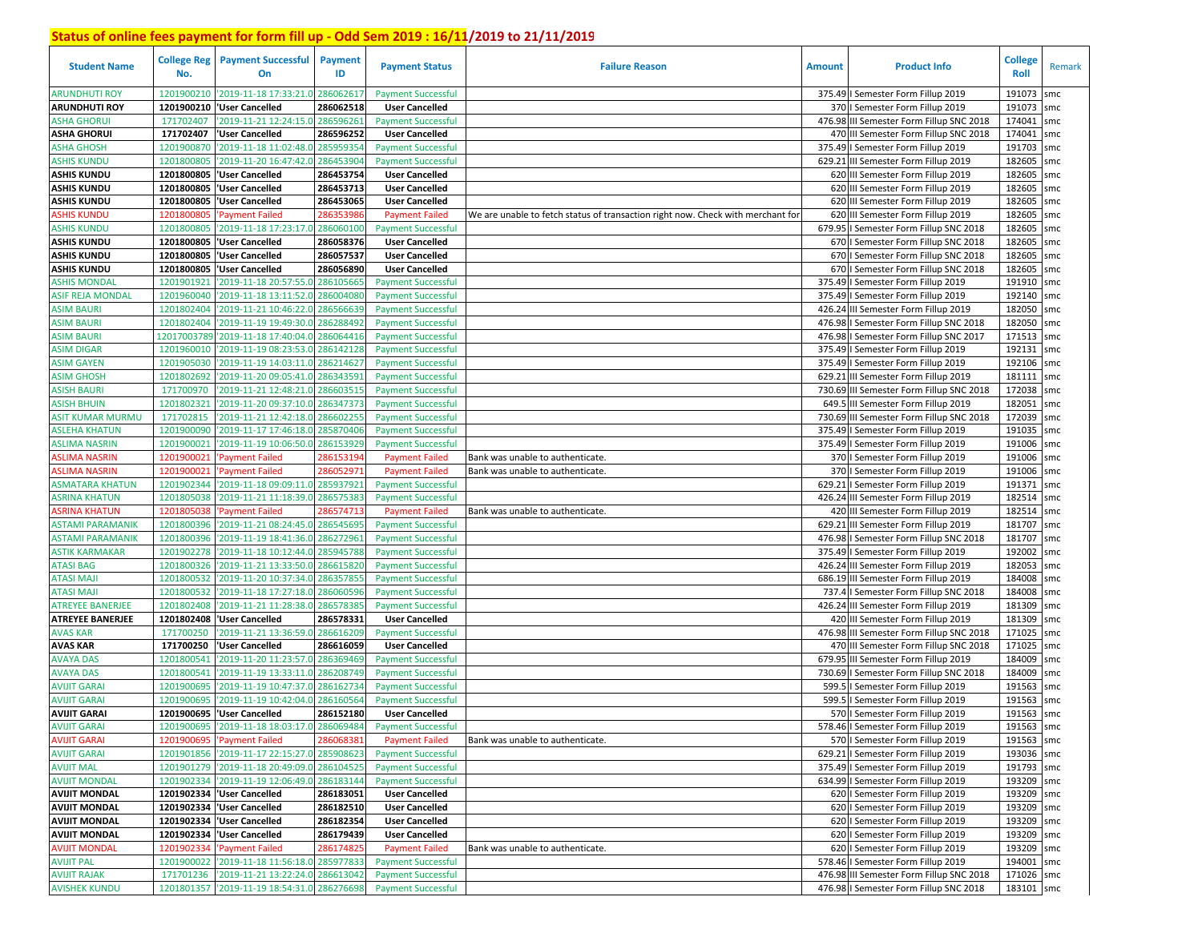# Status of online fees payment for form fill up - Odd Sem 2019 : 16/11/2019 to 21/11/2019

| Student Name | College Reg No. | Payment Successful On | Payment ID | Payment Status | Failure Reason | Amount | Product Info | College Roll | Remark |
|---|---|---|---|---|---|---|---|---|---|
| ARUNDHUTI ROY | 1201900210 | '2019-11-18 17:33:21.0 | 286062617 | Payment Successful | | 375.49 | I Semester Form Fillup 2019 | 191073 | smc |
| **ARUNDHUTI ROY** | **1201900210** | **'User Cancelled** | **286062518** | **User Cancelled** | | 370 | I Semester Form Fillup 2019 | 191073 | smc |
| ASHA GHORUI | 171702407 | '2019-11-21 12:24:15.0 | 286596261 | Payment Successful | | 476.98 | III Semester Form Fillup SNC 2018 | 174041 | smc |
| **ASHA GHORUI** | **171702407** | **'User Cancelled** | **286596252** | **User Cancelled** | | 470 | III Semester Form Fillup SNC 2018 | 174041 | smc |
| ASHA GHOSH | 1201900870 | '2019-11-18 11:02:48.0 | 285959354 | Payment Successful | | 375.49 | I Semester Form Fillup 2019 | 191703 | smc |
| ASHIS KUNDU | 1201800805 | '2019-11-20 16:47:42.0 | 286453904 | Payment Successful | | 629.21 | III Semester Form Fillup 2019 | 182605 | smc |
| **ASHIS KUNDU** | **1201800805** | **'User Cancelled** | **286453754** | **User Cancelled** | | 620 | III Semester Form Fillup 2019 | 182605 | smc |
| **ASHIS KUNDU** | **1201800805** | **'User Cancelled** | **286453713** | **User Cancelled** | | 620 | III Semester Form Fillup 2019 | 182605 | smc |
| **ASHIS KUNDU** | **1201800805** | **'User Cancelled** | **286453065** | **User Cancelled** | | 620 | III Semester Form Fillup 2019 | 182605 | smc |
| ASHIS KUNDU | 1201800805 | 'Payment Failed | 286353986 | Payment Failed | We are unable to fetch status of transaction right now. Check with merchant for | 620 | III Semester Form Fillup 2019 | 182605 | smc |
| ASHIS KUNDU | 1201800805 | '2019-11-18 17:23:17.0 | 286060100 | Payment Successful | | 679.95 | I Semester Form Fillup SNC 2018 | 182605 | smc |
| **ASHIS KUNDU** | **1201800805** | **'User Cancelled** | **286058376** | **User Cancelled** | | 670 | I Semester Form Fillup SNC 2018 | 182605 | smc |
| **ASHIS KUNDU** | **1201800805** | **'User Cancelled** | **286057537** | **User Cancelled** | | 670 | I Semester Form Fillup SNC 2018 | 182605 | smc |
| **ASHIS KUNDU** | **1201800805** | **'User Cancelled** | **286056890** | **User Cancelled** | | 670 | I Semester Form Fillup SNC 2018 | 182605 | smc |
| ASHIS MONDAL | 1201901921 | '2019-11-18 20:57:55.0 | 286105665 | Payment Successful | | 375.49 | I Semester Form Fillup 2019 | 191910 | smc |
| ASIF REJA MONDAL | 1201960040 | '2019-11-18 13:11:52.0 | 286004080 | Payment Successful | | 375.49 | I Semester Form Fillup 2019 | 192140 | smc |
| ASIM BAURI | 1201802404 | '2019-11-21 10:46:22.0 | 286566639 | Payment Successful | | 426.24 | III Semester Form Fillup 2019 | 182050 | smc |
| ASIM BAURI | 1201802404 | '2019-11-19 19:49:30.0 | 286288492 | Payment Successful | | 476.98 | I Semester Form Fillup SNC 2018 | 182050 | smc |
| ASIM BAURI | 12017003789 | '2019-11-18 17:40:04.0 | 286064416 | Payment Successful | | 476.98 | I Semester Form Fillup SNC 2017 | 171513 | smc |
| ASIM DIGAR | 1201960010 | '2019-11-19 08:23:53.0 | 286142128 | Payment Successful | | 375.49 | I Semester Form Fillup 2019 | 192131 | smc |
| ASIM GAYEN | 1201905030 | '2019-11-19 14:03:11.0 | 286214627 | Payment Successful | | 375.49 | I Semester Form Fillup 2019 | 192106 | smc |
| ASIM GHOSH | 1201802692 | '2019-11-20 09:05:41.0 | 286343591 | Payment Successful | | 629.21 | III Semester Form Fillup 2019 | 181111 | smc |
| ASISH BAURI | 171700970 | '2019-11-21 12:48:21.0 | 286603515 | Payment Successful | | 730.69 | III Semester Form Fillup SNC 2018 | 172038 | smc |
| ASISH BHUIN | 1201802321 | '2019-11-20 09:37:10.0 | 286347373 | Payment Successful | | 649.5 | III Semester Form Fillup 2019 | 182051 | smc |
| ASIT KUMAR MURMU | 171702815 | '2019-11-21 12:42:18.0 | 286602255 | Payment Successful | | 730.69 | III Semester Form Fillup SNC 2018 | 172039 | smc |
| ASLEHA KHATUN | 1201900090 | '2019-11-17 17:46:18.0 | 285870406 | Payment Successful | | 375.49 | I Semester Form Fillup 2019 | 191035 | smc |
| ASLIMA NASRIN | 1201900021 | '2019-11-19 10:06:50.0 | 286153929 | Payment Successful | | 375.49 | I Semester Form Fillup 2019 | 191006 | smc |
| ASLIMA NASRIN | 1201900021 | 'Payment Failed | 286153194 | Payment Failed | Bank was unable to authenticate. | 370 | I Semester Form Fillup 2019 | 191006 | smc |
| ASLIMA NASRIN | 1201900021 | 'Payment Failed | 286052971 | Payment Failed | Bank was unable to authenticate. | 370 | I Semester Form Fillup 2019 | 191006 | smc |
| ASMATARA KHATUN | 1201902344 | '2019-11-18 09:09:11.0 | 285937921 | Payment Successful | | 629.21 | I Semester Form Fillup 2019 | 191371 | smc |
| ASRINA KHATUN | 1201805038 | '2019-11-21 11:18:39.0 | 286575383 | Payment Successful | | 426.24 | III Semester Form Fillup 2019 | 182514 | smc |
| ASRINA KHATUN | 1201805038 | 'Payment Failed | 286574713 | Payment Failed | Bank was unable to authenticate. | 420 | III Semester Form Fillup 2019 | 182514 | smc |
| ASTAMI PARAMANIK | 1201800396 | '2019-11-21 08:24:45.0 | 286545695 | Payment Successful | | 629.21 | III Semester Form Fillup 2019 | 181707 | smc |
| ASTAMI PARAMANIK | 1201800396 | '2019-11-19 18:41:36.0 | 286272961 | Payment Successful | | 476.98 | I Semester Form Fillup SNC 2018 | 181707 | smc |
| ASTIK KARMAKAR | 1201902278 | '2019-11-18 10:12:44.0 | 285945788 | Payment Successful | | 375.49 | I Semester Form Fillup 2019 | 192002 | smc |
| ATASI BAG | 1201800326 | '2019-11-21 13:33:50.0 | 286615820 | Payment Successful | | 426.24 | III Semester Form Fillup 2019 | 182053 | smc |
| ATASI MAJI | 1201800532 | '2019-11-20 10:37:34.0 | 286357855 | Payment Successful | | 686.19 | III Semester Form Fillup 2019 | 184008 | smc |
| ATASI MAJI | 1201800532 | '2019-11-18 17:27:18.0 | 286060596 | Payment Successful | | 737.4 | I Semester Form Fillup SNC 2018 | 184008 | smc |
| ATREYEE BANERJEE | 1201802408 | '2019-11-21 11:28:38.0 | 286578385 | Payment Successful | | 426.24 | III Semester Form Fillup 2019 | 181309 | smc |
| **ATREYEE BANERJEE** | **1201802408** | **'User Cancelled** | **286578331** | **User Cancelled** | | 420 | III Semester Form Fillup 2019 | 181309 | smc |
| AVAS KAR | 171700250 | '2019-11-21 13:36:59.0 | 286616209 | Payment Successful | | 476.98 | III Semester Form Fillup SNC 2018 | 171025 | smc |
| **AVAS KAR** | **171700250** | **'User Cancelled** | **286616059** | **User Cancelled** | | 470 | III Semester Form Fillup SNC 2018 | 171025 | smc |
| AVAYA DAS | 1201800541 | '2019-11-20 11:23:57.0 | 286369469 | Payment Successful | | 679.95 | III Semester Form Fillup 2019 | 184009 | smc |
| AVAYA DAS | 1201800541 | '2019-11-19 13:33:11.0 | 286208749 | Payment Successful | | 730.69 | I Semester Form Fillup SNC 2018 | 184009 | smc |
| AVIJIT GARAI | 1201900695 | '2019-11-19 10:47:37.0 | 286162734 | Payment Successful | | 599.5 | I Semester Form Fillup 2019 | 191563 | smc |
| AVIJIT GARAI | 1201900695 | '2019-11-19 10:42:04.0 | 286160564 | Payment Successful | | 599.5 | I Semester Form Fillup 2019 | 191563 | smc |
| **AVIJIT GARAI** | **1201900695** | **'User Cancelled** | **286152180** | **User Cancelled** | | 570 | I Semester Form Fillup 2019 | 191563 | smc |
| AVIJIT GARAI | 1201900695 | '2019-11-18 18:03:17.0 | 286069484 | Payment Successful | | 578.46 | I Semester Form Fillup 2019 | 191563 | smc |
| AVIJIT GARAI | 1201900695 | 'Payment Failed | 286068381 | Payment Failed | Bank was unable to authenticate. | 570 | I Semester Form Fillup 2019 | 191563 | smc |
| AVIJIT GARAI | 1201901856 | '2019-11-17 22:15:27.0 | 285908623 | Payment Successful | | 629.21 | I Semester Form Fillup 2019 | 193036 | smc |
| AVIJIT MAL | 1201901279 | '2019-11-18 20:49:09.0 | 286104525 | Payment Successful | | 375.49 | I Semester Form Fillup 2019 | 191793 | smc |
| AVIJIT MONDAL | 1201902334 | '2019-11-19 12:06:49.0 | 286183144 | Payment Successful | | 634.99 | I Semester Form Fillup 2019 | 193209 | smc |
| **AVIJIT MONDAL** | **1201902334** | **'User Cancelled** | **286183051** | **User Cancelled** | | 620 | I Semester Form Fillup 2019 | 193209 | smc |
| **AVIJIT MONDAL** | **1201902334** | **'User Cancelled** | **286182510** | **User Cancelled** | | 620 | I Semester Form Fillup 2019 | 193209 | smc |
| **AVIJIT MONDAL** | **1201902334** | **'User Cancelled** | **286182354** | **User Cancelled** | | 620 | I Semester Form Fillup 2019 | 193209 | smc |
| **AVIJIT MONDAL** | **1201902334** | **'User Cancelled** | **286179439** | **User Cancelled** | | 620 | I Semester Form Fillup 2019 | 193209 | smc |
| AVIJIT MONDAL | 1201902334 | 'Payment Failed | 286174825 | Payment Failed | Bank was unable to authenticate. | 620 | I Semester Form Fillup 2019 | 193209 | smc |
| AVIJIT PAL | 1201900022 | '2019-11-18 11:56:18.0 | 285977833 | Payment Successful | | 578.46 | I Semester Form Fillup 2019 | 194001 | smc |
| AVIJIT RAJAK | 171701236 | '2019-11-21 13:22:24.0 | 286613042 | Payment Successful | | 476.98 | III Semester Form Fillup SNC 2018 | 171026 | smc |
| AVISHEK KUNDU | 1201801357 | '2019-11-19 18:54:31.0 | 286276698 | Payment Successful | | 476.98 | I Semester Form Fillup SNC 2018 | 183101 | smc |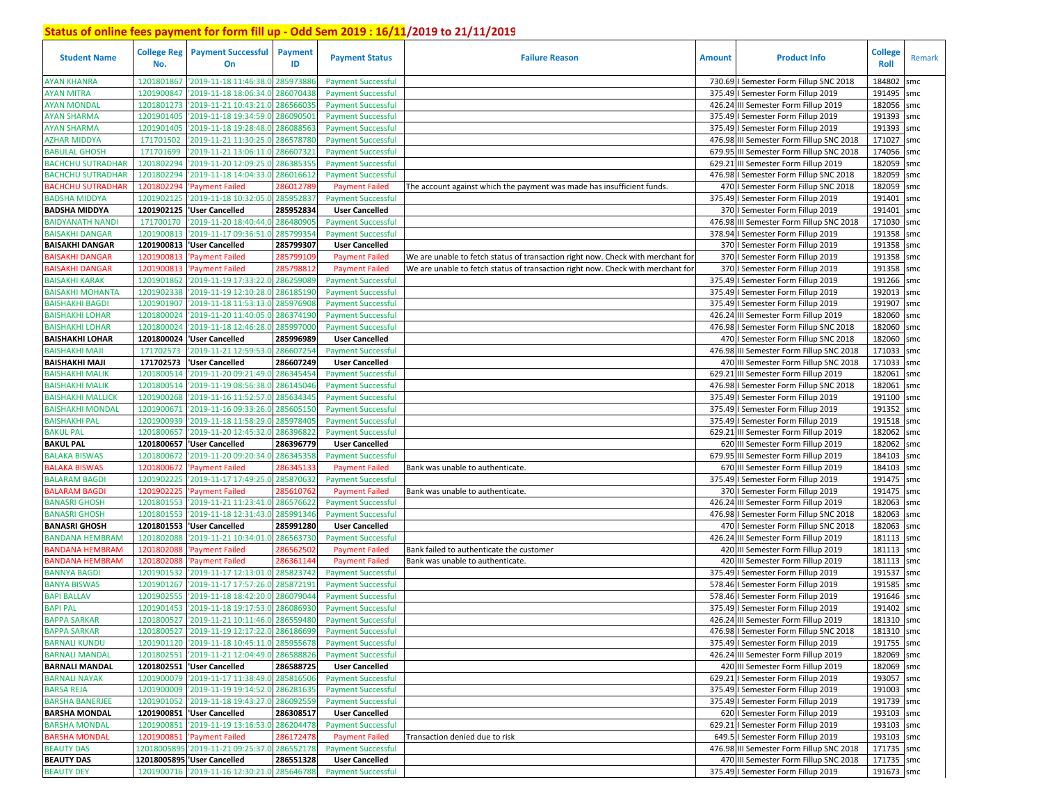# Status of online fees payment for form fill up - Odd Sem 2019 : 16/11/2019 to 21/11/2019

| Student Name | College Reg No. | Payment Successful On | Payment ID | Payment Status | Failure Reason | Amount | Product Info | College Roll | Remark |
|---|---|---|---|---|---|---|---|---|---|
| AYAN KHANRA | 1201801867 | '2019-11-18 11:46:38.0 | 285973886 | Payment Successful | | 730.69 | I Semester Form Fillup SNC 2018 | 184802 | smc |
| AYAN MITRA | 1201900847 | '2019-11-18 18:06:34.0 | 286070438 | Payment Successful | | 375.49 | I Semester Form Fillup 2019 | 191495 | smc |
| AYAN MONDAL | 1201801273 | '2019-11-21 10:43:21.0 | 286566035 | Payment Successful | | 426.24 | III Semester Form Fillup 2019 | 182056 | smc |
| AYAN SHARMA | 1201901405 | '2019-11-18 19:34:59.0 | 286090501 | Payment Successful | | 375.49 | I Semester Form Fillup 2019 | 191393 | smc |
| AYAN SHARMA | 1201901405 | '2019-11-18 19:28:48.0 | 286088563 | Payment Successful | | 375.49 | I Semester Form Fillup 2019 | 191393 | smc |
| AZHAR MIDDYA | 171701502 | '2019-11-21 11:30:25.0 | 286578780 | Payment Successful | | 476.98 | III Semester Form Fillup SNC 2018 | 171027 | smc |
| BABULAL GHOSH | 171701699 | '2019-11-21 13:06:11.0 | 286607321 | Payment Successful | | 679.95 | III Semester Form Fillup SNC 2018 | 174056 | smc |
| BACHCHU SUTRADHAR | 1201802294 | '2019-11-20 12:09:25.0 | 286385355 | Payment Successful | | 629.21 | III Semester Form Fillup 2019 | 182059 | smc |
| BACHCHU SUTRADHAR | 1201802294 | '2019-11-18 14:04:33.0 | 286016612 | Payment Successful | | 476.98 | I Semester Form Fillup SNC 2018 | 182059 | smc |
| BACHCHU SUTRADHAR | 1201802294 | 'Payment Failed | 286012789 | Payment Failed | The account against which the payment was made has insufficient funds. | 470 | I Semester Form Fillup SNC 2018 | 182059 | smc |
| BADSHA MIDDYA | 1201902125 | '2019-11-18 10:32:05.0 | 285952837 | Payment Successful | | 375.49 | I Semester Form Fillup 2019 | 191401 | smc |
| **BADSHA MIDDYA** | **1201902125** | **'User Cancelled** | **285952834** | **User Cancelled** | | 370 | I Semester Form Fillup 2019 | 191401 | smc |
| BAIDYANATH NANDI | 171700170 | '2019-11-20 18:40:44.0 | 286480905 | Payment Successful | | 476.98 | III Semester Form Fillup SNC 2018 | 171030 | smc |
| BAISAKHI DANGAR | 1201900813 | '2019-11-17 09:36:51.0 | 285799354 | Payment Successful | | 378.94 | I Semester Form Fillup 2019 | 191358 | smc |
| **BAISAKHI DANGAR** | **1201900813** | **'User Cancelled** | **285799307** | **User Cancelled** | | 370 | I Semester Form Fillup 2019 | 191358 | smc |
| BAISAKHI DANGAR | 1201900813 | 'Payment Failed | 285799109 | Payment Failed | We are unable to fetch status of transaction right now. Check with merchant for | 370 | I Semester Form Fillup 2019 | 191358 | smc |
| BAISAKHI DANGAR | 1201900813 | 'Payment Failed | 285798812 | Payment Failed | We are unable to fetch status of transaction right now. Check with merchant for | 370 | I Semester Form Fillup 2019 | 191358 | smc |
| BAISAKHI KARAK | 1201901862 | '2019-11-19 17:33:22.0 | 286259089 | Payment Successful | | 375.49 | I Semester Form Fillup 2019 | 191266 | smc |
| BAISAKHI MOHANTA | 1201902338 | '2019-11-19 12:10:28.0 | 286185190 | Payment Successful | | 375.49 | I Semester Form Fillup 2019 | 192013 | smc |
| BAISHAKHI BAGDI | 1201901907 | '2019-11-18 11:53:13.0 | 285976908 | Payment Successful | | 375.49 | I Semester Form Fillup 2019 | 191907 | smc |
| BAISHAKHI LOHAR | 1201800024 | '2019-11-20 11:40:05.0 | 286374190 | Payment Successful | | 426.24 | III Semester Form Fillup 2019 | 182060 | smc |
| BAISHAKHI LOHAR | 1201800024 | '2019-11-18 12:46:28.0 | 285997000 | Payment Successful | | 476.98 | I Semester Form Fillup SNC 2018 | 182060 | smc |
| **BAISHAKHI LOHAR** | **1201800024** | **'User Cancelled** | **285996989** | **User Cancelled** | | 470 | I Semester Form Fillup SNC 2018 | 182060 | smc |
| BAISHAKHI MAJI | 171702573 | '2019-11-21 12:59:53.0 | 286607254 | Payment Successful | | 476.98 | III Semester Form Fillup SNC 2018 | 171033 | smc |
| **BAISHAKHI MAJI** | **171702573** | **'User Cancelled** | **286607249** | **User Cancelled** | | 470 | III Semester Form Fillup SNC 2018 | 171033 | smc |
| BAISHAKHI MALIK | 1201800514 | '2019-11-20 09:21:49.0 | 286345454 | Payment Successful | | 629.21 | III Semester Form Fillup 2019 | 182061 | smc |
| BAISHAKHI MALIK | 1201800514 | '2019-11-19 08:56:38.0 | 286145046 | Payment Successful | | 476.98 | I Semester Form Fillup SNC 2018 | 182061 | smc |
| BAISHAKHI MALLICK | 1201900268 | '2019-11-16 11:52:57.0 | 285634345 | Payment Successful | | 375.49 | I Semester Form Fillup 2019 | 191100 | smc |
| BAISHAKHI MONDAL | 1201900671 | '2019-11-16 09:33:26.0 | 285605150 | Payment Successful | | 375.49 | I Semester Form Fillup 2019 | 191352 | smc |
| BAISHAKHI PAL | 1201900939 | '2019-11-18 11:58:29.0 | 285978405 | Payment Successful | | 375.49 | I Semester Form Fillup 2019 | 191518 | smc |
| BAKUL PAL | 1201800657 | '2019-11-20 12:45:32.0 | 286396822 | Payment Successful | | 629.21 | III Semester Form Fillup 2019 | 182062 | smc |
| **BAKUL PAL** | **1201800657** | **'User Cancelled** | **286396779** | **User Cancelled** | | 620 | III Semester Form Fillup 2019 | 182062 | smc |
| BALAKA BISWAS | 1201800672 | '2019-11-20 09:20:34.0 | 286345358 | Payment Successful | | 679.95 | III Semester Form Fillup 2019 | 184103 | smc |
| BALAKA BISWAS | 1201800672 | 'Payment Failed | 286345133 | Payment Failed | Bank was unable to authenticate. | 670 | III Semester Form Fillup 2019 | 184103 | smc |
| BALARAM BAGDI | 1201902225 | '2019-11-17 17:49:25.0 | 285870632 | Payment Successful | | 375.49 | I Semester Form Fillup 2019 | 191475 | smc |
| BALARAM BAGDI | 1201902225 | 'Payment Failed | 285610762 | Payment Failed | Bank was unable to authenticate. | 370 | I Semester Form Fillup 2019 | 191475 | smc |
| BANASRI GHOSH | 1201801553 | '2019-11-21 11:23:41.0 | 286576622 | Payment Successful | | 426.24 | III Semester Form Fillup 2019 | 182063 | smc |
| BANASRI GHOSH | 1201801553 | '2019-11-18 12:31:43.0 | 285991346 | Payment Successful | | 476.98 | I Semester Form Fillup SNC 2018 | 182063 | smc |
| **BANASRI GHOSH** | **1201801553** | **'User Cancelled** | **285991280** | **User Cancelled** | | 470 | I Semester Form Fillup SNC 2018 | 182063 | smc |
| BANDANA HEMBRAM | 1201802088 | '2019-11-21 10:34:01.0 | 286563730 | Payment Successful | | 426.24 | III Semester Form Fillup 2019 | 181113 | smc |
| BANDANA HEMBRAM | 1201802088 | 'Payment Failed | 286562502 | Payment Failed | Bank failed to authenticate the customer | 420 | III Semester Form Fillup 2019 | 181113 | smc |
| BANDANA HEMBRAM | 1201802088 | 'Payment Failed | 286361144 | Payment Failed | Bank was unable to authenticate. | 420 | III Semester Form Fillup 2019 | 181113 | smc |
| BANNYA BAGDI | 1201901532 | '2019-11-17 12:13:01.0 | 285823742 | Payment Successful | | 375.49 | I Semester Form Fillup 2019 | 191537 | smc |
| BANYA BISWAS | 1201901267 | '2019-11-17 17:57:26.0 | 285872191 | Payment Successful | | 578.46 | I Semester Form Fillup 2019 | 191585 | smc |
| BAPI BALLAV | 1201902555 | '2019-11-18 18:42:20.0 | 286079044 | Payment Successful | | 578.46 | I Semester Form Fillup 2019 | 191646 | smc |
| BAPI PAL | 1201901453 | '2019-11-18 19:17:53.0 | 286086930 | Payment Successful | | 375.49 | I Semester Form Fillup 2019 | 191402 | smc |
| BAPPA SARKAR | 1201800527 | '2019-11-21 10:11:46.0 | 286559480 | Payment Successful | | 426.24 | III Semester Form Fillup 2019 | 181310 | smc |
| BAPPA SARKAR | 1201800527 | '2019-11-19 12:17:22.0 | 286186699 | Payment Successful | | 476.98 | I Semester Form Fillup SNC 2018 | 181310 | smc |
| BARNALI KUNDU | 1201901120 | '2019-11-18 10:45:11.0 | 285955678 | Payment Successful | | 375.49 | I Semester Form Fillup 2019 | 191755 | smc |
| BARNALI MANDAL | 1201802551 | '2019-11-21 12:04:49.0 | 286588826 | Payment Successful | | 426.24 | III Semester Form Fillup 2019 | 182069 | smc |
| **BARNALI MANDAL** | **1201802551** | **'User Cancelled** | **286588725** | **User Cancelled** | | 420 | III Semester Form Fillup 2019 | 182069 | smc |
| BARNALI NAYAK | 1201900079 | '2019-11-17 11:38:49.0 | 285816506 | Payment Successful | | 629.21 | I Semester Form Fillup 2019 | 193057 | smc |
| BARSA REJA | 1201900009 | '2019-11-19 19:14:52.0 | 286281635 | Payment Successful | | 375.49 | I Semester Form Fillup 2019 | 191003 | smc |
| BARSHA BANERJEE | 1201901052 | '2019-11-18 19:43:27.0 | 286092559 | Payment Successful | | 375.49 | I Semester Form Fillup 2019 | 191739 | smc |
| **BARSHA MONDAL** | **1201900851** | **'User Cancelled** | **286308517** | **User Cancelled** | | 620 | I Semester Form Fillup 2019 | 193103 | smc |
| BARSHA MONDAL | 1201900851 | '2019-11-19 13:16:53.0 | 286204478 | Payment Successful | | 629.21 | I Semester Form Fillup 2019 | 193103 | smc |
| BARSHA MONDAL | 1201900851 | 'Payment Failed | 286172478 | Payment Failed | Transaction denied due to risk | 649.5 | I Semester Form Fillup 2019 | 193103 | smc |
| BEAUTY DAS | 12018005895 | '2019-11-21 09:25:37.0 | 286552178 | Payment Successful | | 476.98 | III Semester Form Fillup SNC 2018 | 171735 | smc |
| **BEAUTY DAS** | **12018005895** | **'User Cancelled** | **286551328** | **User Cancelled** | | 470 | III Semester Form Fillup SNC 2018 | 171735 | smc |
| BEAUTY DEY | 1201900716 | '2019-11-16 12:30:21.0 | 285646788 | Payment Successful | | 375.49 | I Semester Form Fillup 2019 | 191673 | smc |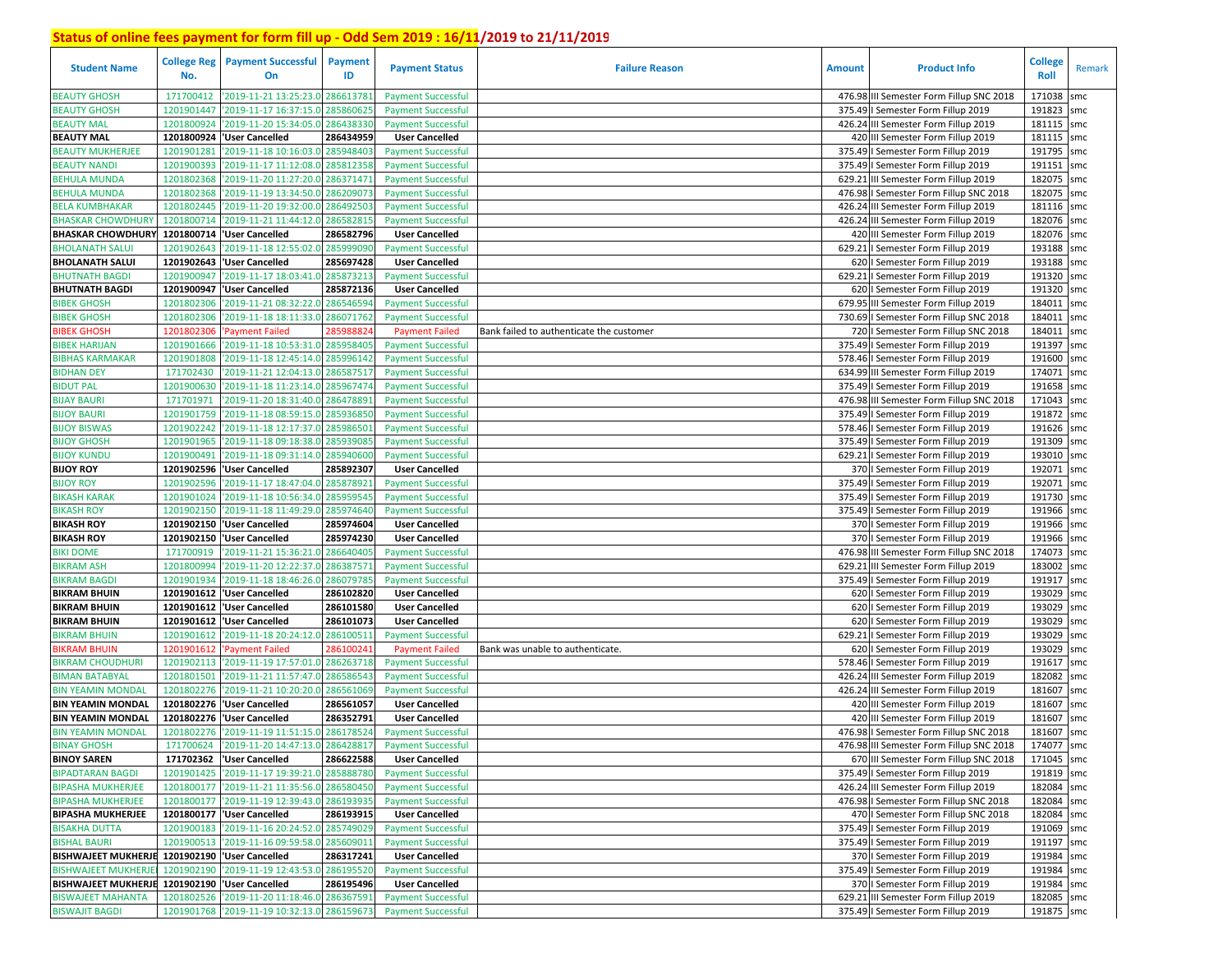## Status of online fees payment for form fill up - Odd Sem 2019 : 16/11/2019 to 21/11/2019

| Student Name | College Reg No. | Payment Successful On | Payment ID | Payment Status | Failure Reason | Amount | Product Info | College Roll | Remark |
|---|---|---|---|---|---|---|---|---|---|
| BEAUTY GHOSH | 171700412 | '2019-11-21 13:25:23.0 | 286613781 | Payment Successful | | 476.98 | III Semester Form Fillup SNC 2018 | 171038 | smc |
| BEAUTY GHOSH | 1201901447 | '2019-11-17 16:37:15.0 | 285860625 | Payment Successful | | 375.49 | I Semester Form Fillup 2019 | 191823 | smc |
| BEAUTY MAL | 1201800924 | '2019-11-20 15:34:05.0 | 286438330 | Payment Successful | | 426.24 | III Semester Form Fillup 2019 | 181115 | smc |
| **BEAUTY MAL** | **1201800924** | **'User Cancelled** | **286434959** | **User Cancelled** | | 420 | III Semester Form Fillup 2019 | 181115 | smc |
| BEAUTY MUKHERJEE | 1201901281 | '2019-11-18 10:16:03.0 | 285948403 | Payment Successful | | 375.49 | I Semester Form Fillup 2019 | 191795 | smc |
| BEAUTY NANDI | 1201900393 | '2019-11-17 11:12:08.0 | 285812358 | Payment Successful | | 375.49 | I Semester Form Fillup 2019 | 191151 | smc |
| BEHULA MUNDA | 1201802368 | '2019-11-20 11:27:20.0 | 286371471 | Payment Successful | | 629.21 | III Semester Form Fillup 2019 | 182075 | smc |
| BEHULA MUNDA | 1201802368 | '2019-11-19 13:34:50.0 | 286209073 | Payment Successful | | 476.98 | I Semester Form Fillup SNC 2018 | 182075 | smc |
| BELA KUMBHAKAR | 1201802445 | '2019-11-20 19:32:00.0 | 286492503 | Payment Successful | | 426.24 | III Semester Form Fillup 2019 | 181116 | smc |
| BHASKAR CHOWDHURY | 1201800714 | '2019-11-21 11:44:12.0 | 286582815 | Payment Successful | | 426.24 | III Semester Form Fillup 2019 | 182076 | smc |
| **BHASKAR CHOWDHURY** | **1201800714** | **'User Cancelled** | **286582796** | **User Cancelled** | | 420 | III Semester Form Fillup 2019 | 182076 | smc |
| BHOLANATH SALUI | 1201902643 | '2019-11-18 12:55:02.0 | 285999090 | Payment Successful | | 629.21 | I Semester Form Fillup 2019 | 193188 | smc |
| **BHOLANATH SALUI** | **1201902643** | **'User Cancelled** | **285697428** | **User Cancelled** | | 620 | I Semester Form Fillup 2019 | 193188 | smc |
| BHUTNATH BAGDI | 1201900947 | '2019-11-17 18:03:41.0 | 285873213 | Payment Successful | | 629.21 | I Semester Form Fillup 2019 | 191320 | smc |
| **BHUTNATH BAGDI** | **1201900947** | **'User Cancelled** | **285872136** | **User Cancelled** | | 620 | I Semester Form Fillup 2019 | 191320 | smc |
| BIBEK GHOSH | 1201802306 | '2019-11-21 08:32:22.0 | 286546594 | Payment Successful | | 679.95 | III Semester Form Fillup 2019 | 184011 | smc |
| BIBEK GHOSH | 1201802306 | '2019-11-18 18:11:33.0 | 286071762 | Payment Successful | | 730.69 | I Semester Form Fillup SNC 2018 | 184011 | smc |
| BIBEK GHOSH | 1201802306 | 'Payment Failed | 285988824 | Payment Failed | Bank failed to authenticate the customer | 720 | I Semester Form Fillup SNC 2018 | 184011 | smc |
| BIBEK HARIJAN | 1201901666 | '2019-11-18 10:53:31.0 | 285958405 | Payment Successful | | 375.49 | I Semester Form Fillup 2019 | 191397 | smc |
| BIBHAS KARMAKAR | 1201901808 | '2019-11-18 12:45:14.0 | 285996142 | Payment Successful | | 578.46 | I Semester Form Fillup 2019 | 191600 | smc |
| BIDHAN DEY | 171702430 | '2019-11-21 12:04:13.0 | 286587517 | Payment Successful | | 634.99 | III Semester Form Fillup 2019 | 174071 | smc |
| BIDUT PAL | 1201900630 | '2019-11-18 11:23:14.0 | 285967474 | Payment Successful | | 375.49 | I Semester Form Fillup 2019 | 191658 | smc |
| BIJAY BAURI | 171701971 | '2019-11-20 18:31:40.0 | 286478891 | Payment Successful | | 476.98 | III Semester Form Fillup SNC 2018 | 171043 | smc |
| BIJOY BAURI | 1201901759 | '2019-11-18 08:59:15.0 | 285936850 | Payment Successful | | 375.49 | I Semester Form Fillup 2019 | 191872 | smc |
| BIJOY BISWAS | 1201902242 | '2019-11-18 12:17:37.0 | 285986501 | Payment Successful | | 578.46 | I Semester Form Fillup 2019 | 191626 | smc |
| BIJOY GHOSH | 1201901965 | '2019-11-18 09:18:38.0 | 285939085 | Payment Successful | | 375.49 | I Semester Form Fillup 2019 | 191309 | smc |
| BIJOY KUNDU | 1201900491 | '2019-11-18 09:31:14.0 | 285940600 | Payment Successful | | 629.21 | I Semester Form Fillup 2019 | 193010 | smc |
| **BIJOY ROY** | **1201902596** | **'User Cancelled** | **285892307** | **User Cancelled** | | 370 | I Semester Form Fillup 2019 | 192071 | smc |
| BIJOY ROY | 1201902596 | '2019-11-17 18:47:04.0 | 285878921 | Payment Successful | | 375.49 | I Semester Form Fillup 2019 | 192071 | smc |
| BIKASH KARAK | 1201901024 | '2019-11-18 10:56:34.0 | 285959545 | Payment Successful | | 375.49 | I Semester Form Fillup 2019 | 191730 | smc |
| BIKASH ROY | 1201902150 | '2019-11-18 11:49:29.0 | 285974640 | Payment Successful | | 375.49 | I Semester Form Fillup 2019 | 191966 | smc |
| **BIKASH ROY** | **1201902150** | **'User Cancelled** | **285974604** | **User Cancelled** | | 370 | I Semester Form Fillup 2019 | 191966 | smc |
| **BIKASH ROY** | **1201902150** | **'User Cancelled** | **285974230** | **User Cancelled** | | 370 | I Semester Form Fillup 2019 | 191966 | smc |
| BIKI DOME | 171700919 | '2019-11-21 15:36:21.0 | 286640405 | Payment Successful | | 476.98 | III Semester Form Fillup SNC 2018 | 174073 | smc |
| BIKRAM ASH | 1201800994 | '2019-11-20 12:22:37.0 | 286387571 | Payment Successful | | 629.21 | III Semester Form Fillup 2019 | 183002 | smc |
| BIKRAM BAGDI | 1201901934 | '2019-11-18 18:46:26.0 | 286079785 | Payment Successful | | 375.49 | I Semester Form Fillup 2019 | 191917 | smc |
| **BIKRAM BHUIN** | **1201901612** | **'User Cancelled** | **286102820** | **User Cancelled** | | 620 | I Semester Form Fillup 2019 | 193029 | smc |
| **BIKRAM BHUIN** | **1201901612** | **'User Cancelled** | **286101580** | **User Cancelled** | | 620 | I Semester Form Fillup 2019 | 193029 | smc |
| **BIKRAM BHUIN** | **1201901612** | **'User Cancelled** | **286101073** | **User Cancelled** | | 620 | I Semester Form Fillup 2019 | 193029 | smc |
| BIKRAM BHUIN | 1201901612 | '2019-11-18 20:24:12.0 | 286100511 | Payment Successful | | 629.21 | I Semester Form Fillup 2019 | 193029 | smc |
| BIKRAM BHUIN | 1201901612 | 'Payment Failed | 286100241 | Payment Failed | Bank was unable to authenticate. | 620 | I Semester Form Fillup 2019 | 193029 | smc |
| BIKRAM CHOUDHURI | 1201902113 | '2019-11-19 17:57:01.0 | 286263718 | Payment Successful | | 578.46 | I Semester Form Fillup 2019 | 191617 | smc |
| BIMAN BATABYAL | 1201801501 | '2019-11-21 11:57:47.0 | 286586543 | Payment Successful | | 426.24 | III Semester Form Fillup 2019 | 182082 | smc |
| BIN YEAMIN MONDAL | 1201802276 | '2019-11-21 10:20:20.0 | 286561069 | Payment Successful | | 426.24 | III Semester Form Fillup 2019 | 181607 | smc |
| **BIN YEAMIN MONDAL** | **1201802276** | **'User Cancelled** | **286561057** | **User Cancelled** | | 420 | III Semester Form Fillup 2019 | 181607 | smc |
| **BIN YEAMIN MONDAL** | **1201802276** | **'User Cancelled** | **286352791** | **User Cancelled** | | 420 | III Semester Form Fillup 2019 | 181607 | smc |
| BIN YEAMIN MONDAL | 1201802276 | '2019-11-19 11:51:15.0 | 286178524 | Payment Successful | | 476.98 | I Semester Form Fillup SNC 2018 | 181607 | smc |
| BINAY GHOSH | 171700624 | '2019-11-20 14:47:13.0 | 286428817 | Payment Successful | | 476.98 | III Semester Form Fillup SNC 2018 | 174077 | smc |
| **BINOY SAREN** | **171702362** | **'User Cancelled** | **286622588** | **User Cancelled** | | 670 | III Semester Form Fillup SNC 2018 | 171045 | smc |
| BIPADTARAN BAGDI | 1201901425 | '2019-11-17 19:39:21.0 | 285888780 | Payment Successful | | 375.49 | I Semester Form Fillup 2019 | 191819 | smc |
| BIPASHA MUKHERJEE | 1201800177 | '2019-11-21 11:35:56.0 | 286580450 | Payment Successful | | 426.24 | III Semester Form Fillup 2019 | 182084 | smc |
| BIPASHA MUKHERJEE | 1201800177 | '2019-11-19 12:39:43.0 | 286193935 | Payment Successful | | 476.98 | I Semester Form Fillup SNC 2018 | 182084 | smc |
| **BIPASHA MUKHERJEE** | **1201800177** | **'User Cancelled** | **286193915** | **User Cancelled** | | 470 | I Semester Form Fillup SNC 2018 | 182084 | smc |
| BISAKHA DUTTA | 1201900183 | '2019-11-16 20:24:52.0 | 285749029 | Payment Successful | | 375.49 | I Semester Form Fillup 2019 | 191069 | smc |
| BISHAL BAURI | 1201900513 | '2019-11-16 09:59:58.0 | 285609011 | Payment Successful | | 375.49 | I Semester Form Fillup 2019 | 191197 | smc |
| **BISHWAJEET MUKHERJE** | **1201902190** | **'User Cancelled** | **286317241** | **User Cancelled** | | 370 | I Semester Form Fillup 2019 | 191984 | smc |
| BISHWAJEET MUKHERJEE | 1201902190 | '2019-11-19 12:43:53.0 | 286195520 | Payment Successful | | 375.49 | I Semester Form Fillup 2019 | 191984 | smc |
| **BISHWAJEET MUKHERJE** | **1201902190** | **'User Cancelled** | **286195496** | **User Cancelled** | | 370 | I Semester Form Fillup 2019 | 191984 | smc |
| BISWAJEET MAHANTA | 1201802526 | '2019-11-20 11:18:46.0 | 286367591 | Payment Successful | | 629.21 | III Semester Form Fillup 2019 | 182085 | smc |
| BISWAJIT BAGDI | 1201901768 | '2019-11-19 10:32:13.0 | 286159673 | Payment Successful | | 375.49 | I Semester Form Fillup 2019 | 191875 | smc |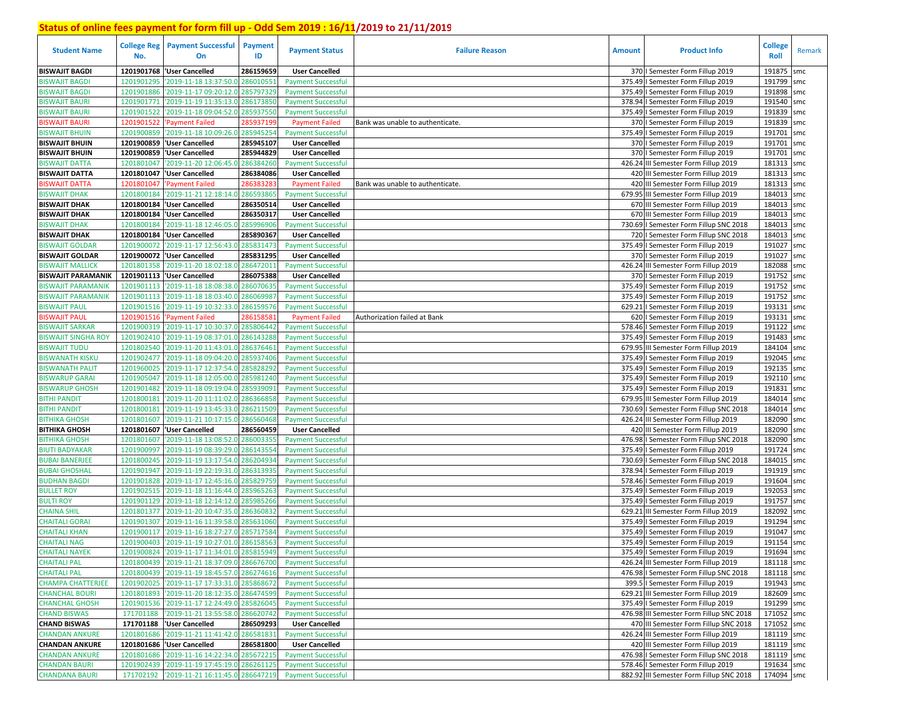## Status of online fees payment for form fill up - Odd Sem 2019 : 16/11/2019 to 21/11/2019

| Student Name | College Reg No. | Payment Successful On | Payment ID | Payment Status | Failure Reason | Amount | Product Info | College Roll | Remark |
|---|---|---|---|---|---|---|---|---|---|
| **BISWAJIT BAGDI** | **1201901768** | **'User Cancelled** | **286159659** | **User Cancelled** | | 370 | I Semester Form Fillup 2019 | 191875 | smc |
| BISWAJIT BAGDI | 1201901295 | '2019-11-18 13:37:50.0 | 286010551 | Payment Successful | | 375.49 | I Semester Form Fillup 2019 | 191799 | smc |
| BISWAJIT BAGDI | 1201901886 | '2019-11-17 09:20:12.0 | 285797329 | Payment Successful | | 375.49 | I Semester Form Fillup 2019 | 191898 | smc |
| BISWAJIT BAURI | 1201901771 | '2019-11-19 11:35:13.0 | 286173850 | Payment Successful | | 378.94 | I Semester Form Fillup 2019 | 191540 | smc |
| BISWAJIT BAURI | 1201901522 | '2019-11-18 09:04:52.0 | 285937550 | Payment Successful | | 375.49 | I Semester Form Fillup 2019 | 191839 | smc |
| BISWAJIT BAURI | 1201901522 | 'Payment Failed | 285937199 | Payment Failed | Bank was unable to authenticate. | 370 | I Semester Form Fillup 2019 | 191839 | smc |
| BISWAJIT BHUIN | 1201900859 | '2019-11-18 10:09:26.0 | 285945254 | Payment Successful | | 375.49 | I Semester Form Fillup 2019 | 191701 | smc |
| **BISWAJIT BHUIN** | **1201900859** | **'User Cancelled** | **285945107** | **User Cancelled** | | 370 | I Semester Form Fillup 2019 | 191701 | smc |
| **BISWAJIT BHUIN** | **1201900859** | **'User Cancelled** | **285944829** | **User Cancelled** | | 370 | I Semester Form Fillup 2019 | 191701 | smc |
| BISWAJIT DATTA | 1201801047 | '2019-11-20 12:06:45.0 | 286384260 | Payment Successful | | 426.24 | III Semester Form Fillup 2019 | 181313 | smc |
| **BISWAJIT DATTA** | **1201801047** | **'User Cancelled** | **286384086** | **User Cancelled** | | 420 | III Semester Form Fillup 2019 | 181313 | smc |
| BISWAJIT DATTA | 1201801047 | 'Payment Failed | 286383283 | Payment Failed | Bank was unable to authenticate. | 420 | III Semester Form Fillup 2019 | 181313 | smc |
| BISWAJIT DHAK | 1201800184 | '2019-11-21 12:18:14.0 | 286593865 | Payment Successful | | 679.95 | III Semester Form Fillup 2019 | 184013 | smc |
| **BISWAJIT DHAK** | **1201800184** | **'User Cancelled** | **286350514** | **User Cancelled** | | 670 | III Semester Form Fillup 2019 | 184013 | smc |
| **BISWAJIT DHAK** | **1201800184** | **'User Cancelled** | **286350317** | **User Cancelled** | | 670 | III Semester Form Fillup 2019 | 184013 | smc |
| BISWAJIT DHAK | 1201800184 | '2019-11-18 12:46:05.0 | 285996906 | Payment Successful | | 730.69 | I Semester Form Fillup SNC 2018 | 184013 | smc |
| **BISWAJIT DHAK** | **1201800184** | **'User Cancelled** | **285890367** | **User Cancelled** | | 720 | I Semester Form Fillup SNC 2018 | 184013 | smc |
| BISWAJIT GOLDAR | 1201900072 | '2019-11-17 12:56:43.0 | 285831473 | Payment Successful | | 375.49 | I Semester Form Fillup 2019 | 191027 | smc |
| **BISWAJIT GOLDAR** | **1201900072** | **'User Cancelled** | **285831295** | **User Cancelled** | | 370 | I Semester Form Fillup 2019 | 191027 | smc |
| BISWAJIT MALLICK | 1201801358 | '2019-11-20 18:02:18.0 | 286472011 | Payment Successful | | 426.24 | III Semester Form Fillup 2019 | 182088 | smc |
| **BISWAJIT PARAMANIK** | **1201901113** | **'User Cancelled** | **286075388** | **User Cancelled** | | 370 | I Semester Form Fillup 2019 | 191752 | smc |
| BISWAJIT PARAMANIK | 1201901113 | '2019-11-18 18:08:38.0 | 286070635 | Payment Successful | | 375.49 | I Semester Form Fillup 2019 | 191752 | smc |
| BISWAJIT PARAMANIK | 1201901113 | '2019-11-18 18:03:40.0 | 286069987 | Payment Successful | | 375.49 | I Semester Form Fillup 2019 | 191752 | smc |
| BISWAJIT PAUL | 1201901516 | '2019-11-19 10:32:33.0 | 286159576 | Payment Successful | | 629.21 | I Semester Form Fillup 2019 | 193131 | smc |
| BISWAJIT PAUL | 1201901516 | 'Payment Failed | 286158581 | Payment Failed | Authorization failed at Bank | 620 | I Semester Form Fillup 2019 | 193131 | smc |
| BISWAJIT SARKAR | 1201900319 | '2019-11-17 10:30:37.0 | 285806442 | Payment Successful | | 578.46 | I Semester Form Fillup 2019 | 191122 | smc |
| BISWAJIT SINGHA ROY | 1201902410 | '2019-11-19 08:37:01.0 | 286143288 | Payment Successful | | 375.49 | I Semester Form Fillup 2019 | 191483 | smc |
| BISWAJIT TUDU | 1201802540 | '2019-11-20 11:43:01.0 | 286376461 | Payment Successful | | 679.95 | III Semester Form Fillup 2019 | 184104 | smc |
| BISWANATH KISKU | 1201902477 | '2019-11-18 09:04:20.0 | 285937406 | Payment Successful | | 375.49 | I Semester Form Fillup 2019 | 192045 | smc |
| BISWANATH PALIT | 1201960025 | '2019-11-17 12:37:54.0 | 285828292 | Payment Successful | | 375.49 | I Semester Form Fillup 2019 | 192135 | smc |
| BISWARUP GARAI | 1201905047 | '2019-11-18 12:05:00.0 | 285981240 | Payment Successful | | 375.49 | I Semester Form Fillup 2019 | 192110 | smc |
| BISWARUP GHOSH | 1201901482 | '2019-11-18 09:19:04.0 | 285939091 | Payment Successful | | 375.49 | I Semester Form Fillup 2019 | 191831 | smc |
| BITHI PANDIT | 1201800181 | '2019-11-20 11:11:02.0 | 286366858 | Payment Successful | | 679.95 | III Semester Form Fillup 2019 | 184014 | smc |
| BITHI PANDIT | 1201800181 | '2019-11-19 13:45:33.0 | 286211509 | Payment Successful | | 730.69 | I Semester Form Fillup SNC 2018 | 184014 | smc |
| BITHIKA GHOSH | 1201801607 | '2019-11-21 10:17:15.0 | 286560468 | Payment Successful | | 426.24 | III Semester Form Fillup 2019 | 182090 | smc |
| **BITHIKA GHOSH** | **1201801607** | **'User Cancelled** | **286560459** | **User Cancelled** | | 420 | III Semester Form Fillup 2019 | 182090 | smc |
| BITHIKA GHOSH | 1201801607 | '2019-11-18 13:08:52.0 | 286003355 | Payment Successful | | 476.98 | I Semester Form Fillup SNC 2018 | 182090 | smc |
| BIUTI BADYAKAR | 1201900997 | '2019-11-19 08:39:29.0 | 286143554 | Payment Successful | | 375.49 | I Semester Form Fillup 2019 | 191724 | smc |
| BUBAI BANERJEE | 1201800245 | '2019-11-19 13:17:54.0 | 286204934 | Payment Successful | | 730.69 | I Semester Form Fillup SNC 2018 | 184015 | smc |
| BUBAI GHOSHAL | 1201901947 | '2019-11-19 22:19:31.0 | 286313935 | Payment Successful | | 378.94 | I Semester Form Fillup 2019 | 191919 | smc |
| BUDHAN BAGDI | 1201901828 | '2019-11-17 12:45:16.0 | 285829759 | Payment Successful | | 578.46 | I Semester Form Fillup 2019 | 191604 | smc |
| BULLET ROY | 1201902515 | '2019-11-18 11:16:44.0 | 285965263 | Payment Successful | | 375.49 | I Semester Form Fillup 2019 | 192053 | smc |
| BULTI ROY | 1201901129 | '2019-11-18 12:14:12.0 | 285985266 | Payment Successful | | 375.49 | I Semester Form Fillup 2019 | 191757 | smc |
| CHAINA SHIL | 1201801377 | '2019-11-20 10:47:35.0 | 286360832 | Payment Successful | | 629.21 | III Semester Form Fillup 2019 | 182092 | smc |
| CHAITALI GORAI | 1201901307 | '2019-11-16 11:39:58.0 | 285631060 | Payment Successful | | 375.49 | I Semester Form Fillup 2019 | 191294 | smc |
| CHAITALI KHAN | 1201900117 | '2019-11-16 18:27:27.0 | 285717584 | Payment Successful | | 375.49 | I Semester Form Fillup 2019 | 191047 | smc |
| CHAITALI NAG | 1201900403 | '2019-11-19 10:27:01.0 | 286158563 | Payment Successful | | 375.49 | I Semester Form Fillup 2019 | 191154 | smc |
| CHAITALI NAYEK | 1201900824 | '2019-11-17 11:34:01.0 | 285815949 | Payment Successful | | 375.49 | I Semester Form Fillup 2019 | 191694 | smc |
| CHAITALI PAL | 1201800439 | '2019-11-21 18:37:09.0 | 286676700 | Payment Successful | | 426.24 | III Semester Form Fillup 2019 | 181118 | smc |
| CHAITALI PAL | 1201800439 | '2019-11-19 18:45:57.0 | 286274616 | Payment Successful | | 476.98 | I Semester Form Fillup SNC 2018 | 181118 | smc |
| CHAMPA CHATTERJEE | 1201902025 | '2019-11-17 17:33:31.0 | 285868672 | Payment Successful | | 399.5 | I Semester Form Fillup 2019 | 191943 | smc |
| CHANCHAL BOURI | 1201801893 | '2019-11-20 18:12:35.0 | 286474599 | Payment Successful | | 629.21 | III Semester Form Fillup 2019 | 182609 | smc |
| CHANCHAL GHOSH | 1201901536 | '2019-11-17 12:24:49.0 | 285826045 | Payment Successful | | 375.49 | I Semester Form Fillup 2019 | 191299 | smc |
| CHAND BISWAS | 171701188 | '2019-11-21 13:55:58.0 | 286620742 | Payment Successful | | 476.98 | III Semester Form Fillup SNC 2018 | 171052 | smc |
| **CHAND BISWAS** | **171701188** | **'User Cancelled** | **286509293** | **User Cancelled** | | 470 | III Semester Form Fillup SNC 2018 | 171052 | smc |
| CHANDAN ANKURE | 1201801686 | '2019-11-21 11:41:42.0 | 286581831 | Payment Successful | | 426.24 | III Semester Form Fillup 2019 | 181119 | smc |
| **CHANDAN ANKURE** | **1201801686** | **'User Cancelled** | **286581800** | **User Cancelled** | | 420 | III Semester Form Fillup 2019 | 181119 | smc |
| CHANDAN ANKURE | 1201801686 | '2019-11-16 14:22:34.0 | 285672215 | Payment Successful | | 476.98 | I Semester Form Fillup SNC 2018 | 181119 | smc |
| CHANDAN BAURI | 1201902439 | '2019-11-19 17:45:19.0 | 286261125 | Payment Successful | | 578.46 | I Semester Form Fillup 2019 | 191634 | smc |
| CHANDANA BAURI | 171702192 | '2019-11-21 16:11:45.0 | 286647219 | Payment Successful | | 882.92 | III Semester Form Fillup SNC 2018 | 174094 | smc |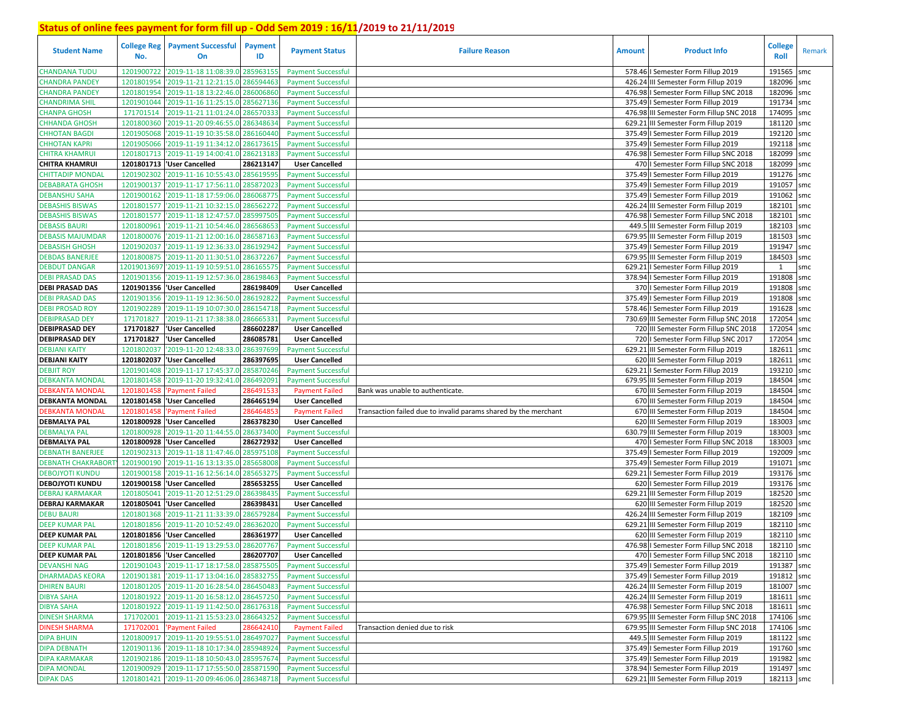## Status of online fees payment for form fill up - Odd Sem 2019 : 16/11/2019 to 21/11/2019

| Student Name | College Reg No. | Payment Successful On | Payment ID | Payment Status | Failure Reason | Amount | Product Info | College Roll | Remark |
|---|---|---|---|---|---|---|---|---|---|
| CHANDANA TUDU | 1201900722 | '2019-11-18 11:08:39.0 | 285963155 | Payment Successful | | 578.46 | I Semester Form Fillup 2019 | 191565 | smc |
| CHANDRA PANDEY | 1201801954 | '2019-11-21 12:21:15.0 | 286594463 | Payment Successful | | 426.24 | III Semester Form Fillup 2019 | 182096 | smc |
| CHANDRA PANDEY | 1201801954 | '2019-11-18 13:22:46.0 | 286006860 | Payment Successful | | 476.98 | I Semester Form Fillup SNC 2018 | 182096 | smc |
| CHANDRIMA SHIL | 1201901044 | '2019-11-16 11:25:15.0 | 285627136 | Payment Successful | | 375.49 | I Semester Form Fillup 2019 | 191734 | smc |
| CHANPA GHOSH | 171701514 | '2019-11-21 11:01:24.0 | 286570333 | Payment Successful | | 476.98 | III Semester Form Fillup SNC 2018 | 174095 | smc |
| CHHANDA GHOSH | 1201800360 | '2019-11-20 09:46:55.0 | 286348634 | Payment Successful | | 629.21 | III Semester Form Fillup 2019 | 181120 | smc |
| CHHOTAN BAGDI | 1201905068 | '2019-11-19 10:35:58.0 | 286160440 | Payment Successful | | 375.49 | I Semester Form Fillup 2019 | 192120 | smc |
| CHHOTAN KAPRI | 1201905066 | '2019-11-19 11:34:12.0 | 286173615 | Payment Successful | | 375.49 | I Semester Form Fillup 2019 | 192118 | smc |
| CHITRA KHAMRUI | 1201801713 | '2019-11-19 14:00:41.0 | 286213183 | Payment Successful | | 476.98 | I Semester Form Fillup SNC 2018 | 182099 | smc |
| **CHITRA KHAMRUI** | **1201801713** | **'User Cancelled** | **286213147** | **User Cancelled** | | 470 | I Semester Form Fillup SNC 2018 | 182099 | smc |
| CHITTADIP MONDAL | 1201902302 | '2019-11-16 10:55:43.0 | 285619595 | Payment Successful | | 375.49 | I Semester Form Fillup 2019 | 191276 | smc |
| DEBABRATA GHOSH | 1201900137 | '2019-11-17 17:56:11.0 | 285872023 | Payment Successful | | 375.49 | I Semester Form Fillup 2019 | 191057 | smc |
| DEBANSHU SAHA | 1201900162 | '2019-11-18 17:59:06.0 | 286068775 | Payment Successful | | 375.49 | I Semester Form Fillup 2019 | 191062 | smc |
| DEBASHIS BISWAS | 1201801577 | '2019-11-21 10:32:15.0 | 286562272 | Payment Successful | | 426.24 | III Semester Form Fillup 2019 | 182101 | smc |
| DEBASHIS BISWAS | 1201801577 | '2019-11-18 12:47:57.0 | 285997505 | Payment Successful | | 476.98 | I Semester Form Fillup SNC 2018 | 182101 | smc |
| DEBASIS BAURI | 1201800961 | '2019-11-21 10:54:46.0 | 286568653 | Payment Successful | | 449.5 | III Semester Form Fillup 2019 | 182103 | smc |
| DEBASIS MAJUMDAR | 1201800076 | '2019-11-21 12:00:16.0 | 286587163 | Payment Successful | | 679.95 | III Semester Form Fillup 2019 | 181503 | smc |
| DEBASISH GHOSH | 1201902037 | '2019-11-19 12:36:33.0 | 286192942 | Payment Successful | | 375.49 | I Semester Form Fillup 2019 | 191947 | smc |
| DEBDAS BANERJEE | 1201800875 | '2019-11-20 11:30:51.0 | 286372267 | Payment Successful | | 679.95 | III Semester Form Fillup 2019 | 184503 | smc |
| DEBDUT DANGAR | 12019013697 | '2019-11-19 10:59:51.0 | 286165575 | Payment Successful | | 629.21 | I Semester Form Fillup 2019 | 1 | smc |
| DEBI PRASAD DAS | 1201901356 | '2019-11-19 12:57:36.0 | 286198463 | Payment Successful | | 378.94 | I Semester Form Fillup 2019 | 191808 | smc |
| **DEBI PRASAD DAS** | **1201901356** | **'User Cancelled** | **286198409** | **User Cancelled** | | 370 | I Semester Form Fillup 2019 | 191808 | smc |
| DEBI PRASAD DAS | 1201901356 | '2019-11-19 12:36:50.0 | 286192822 | Payment Successful | | 375.49 | I Semester Form Fillup 2019 | 191808 | smc |
| DEBI PROSAD ROY | 1201902289 | '2019-11-19 10:07:30.0 | 286154718 | Payment Successful | | 578.46 | I Semester Form Fillup 2019 | 191628 | smc |
| DEBIPRASAD DEY | 171701827 | '2019-11-21 17:38:38.0 | 286665331 | Payment Successful | | 730.69 | III Semester Form Fillup SNC 2018 | 172054 | smc |
| **DEBIPRASAD DEY** | **171701827** | **'User Cancelled** | **286602287** | **User Cancelled** | | 720 | III Semester Form Fillup SNC 2018 | 172054 | smc |
| **DEBIPRASAD DEY** | **171701827** | **'User Cancelled** | **286085781** | **User Cancelled** | | 720 | I Semester Form Fillup SNC 2017 | 172054 | smc |
| DEBJANI KAITY | 1201802037 | '2019-11-20 12:48:33.0 | 286397699 | Payment Successful | | 629.21 | III Semester Form Fillup 2019 | 182611 | smc |
| **DEBJANI KAITY** | **1201802037** | **'User Cancelled** | **286397695** | **User Cancelled** | | 620 | III Semester Form Fillup 2019 | 182611 | smc |
| DEBJIT ROY | 1201901408 | '2019-11-17 17:45:37.0 | 285870246 | Payment Successful | | 629.21 | I Semester Form Fillup 2019 | 193210 | smc |
| DEBKANTA MONDAL | 1201801458 | '2019-11-20 19:32:41.0 | 286492091 | Payment Successful | | 679.95 | III Semester Form Fillup 2019 | 184504 | smc |
| DEBKANTA MONDAL | 1201801458 | 'Payment Failed | 286491533 | Payment Failed | Bank was unable to authenticate. | 670 | III Semester Form Fillup 2019 | 184504 | smc |
| **DEBKANTA MONDAL** | **1201801458** | **'User Cancelled** | **286465194** | **User Cancelled** | | 670 | III Semester Form Fillup 2019 | 184504 | smc |
| DEBKANTA MONDAL | 1201801458 | 'Payment Failed | 286464853 | Payment Failed | Transaction failed due to invalid params shared by the merchant | 670 | III Semester Form Fillup 2019 | 184504 | smc |
| **DEBMALYA PAL** | **1201800928** | **'User Cancelled** | **286378230** | **User Cancelled** | | 620 | III Semester Form Fillup 2019 | 183003 | smc |
| DEBMALYA PAL | 1201800928 | '2019-11-20 11:44:55.0 | 286373400 | Payment Successful | | 630.79 | III Semester Form Fillup 2019 | 183003 | smc |
| **DEBMALYA PAL** | **1201800928** | **'User Cancelled** | **286272932** | **User Cancelled** | | 470 | I Semester Form Fillup SNC 2018 | 183003 | smc |
| DEBNATH BANERJEE | 1201902313 | '2019-11-18 11:47:46.0 | 285975108 | Payment Successful | | 375.49 | I Semester Form Fillup 2019 | 192009 | smc |
| DEBNATH CHAKRABORTY | 1201900190 | '2019-11-16 13:13:35.0 | 285658008 | Payment Successful | | 375.49 | I Semester Form Fillup 2019 | 191071 | smc |
| DEBOJYOTI KUNDU | 1201900158 | '2019-11-16 12:56:14.0 | 285653275 | Payment Successful | | 629.21 | I Semester Form Fillup 2019 | 193176 | smc |
| **DEBOJYOTI KUNDU** | **1201900158** | **'User Cancelled** | **285653255** | **User Cancelled** | | 620 | I Semester Form Fillup 2019 | 193176 | smc |
| DEBRAJ KARMAKAR | 1201805041 | '2019-11-20 12:51:29.0 | 286398435 | Payment Successful | | 629.21 | III Semester Form Fillup 2019 | 182520 | smc |
| **DEBRAJ KARMAKAR** | **1201805041** | **'User Cancelled** | **286398431** | **User Cancelled** | | 620 | III Semester Form Fillup 2019 | 182520 | smc |
| DEBU BAURI | 1201801368 | '2019-11-21 11:33:39.0 | 286579284 | Payment Successful | | 426.24 | III Semester Form Fillup 2019 | 182109 | smc |
| DEEP KUMAR PAL | 1201801856 | '2019-11-20 10:52:49.0 | 286362020 | Payment Successful | | 629.21 | III Semester Form Fillup 2019 | 182110 | smc |
| **DEEP KUMAR PAL** | **1201801856** | **'User Cancelled** | **286361977** | **User Cancelled** | | 620 | III Semester Form Fillup 2019 | 182110 | smc |
| DEEP KUMAR PAL | 1201801856 | '2019-11-19 13:29:53.0 | 286207767 | Payment Successful | | 476.98 | I Semester Form Fillup SNC 2018 | 182110 | smc |
| **DEEP KUMAR PAL** | **1201801856** | **'User Cancelled** | **286207707** | **User Cancelled** | | 470 | I Semester Form Fillup SNC 2018 | 182110 | smc |
| DEVANSHI NAG | 1201901043 | '2019-11-17 18:17:58.0 | 285875505 | Payment Successful | | 375.49 | I Semester Form Fillup 2019 | 191387 | smc |
| DHARMADAS KEORA | 1201901381 | '2019-11-17 13:04:16.0 | 285832755 | Payment Successful | | 375.49 | I Semester Form Fillup 2019 | 191812 | smc |
| DHIREN BAURI | 1201801205 | '2019-11-20 16:28:54.0 | 286450483 | Payment Successful | | 426.24 | III Semester Form Fillup 2019 | 181007 | smc |
| DIBYA SAHA | 1201801922 | '2019-11-20 16:58:12.0 | 286457250 | Payment Successful | | 426.24 | III Semester Form Fillup 2019 | 181611 | smc |
| DIBYA SAHA | 1201801922 | '2019-11-19 11:42:50.0 | 286176318 | Payment Successful | | 476.98 | I Semester Form Fillup SNC 2018 | 181611 | smc |
| DINESH SHARMA | 171702001 | '2019-11-21 15:53:23.0 | 286643252 | Payment Successful | | 679.95 | III Semester Form Fillup SNC 2018 | 174106 | smc |
| DINESH SHARMA | 171702001 | 'Payment Failed | 286642410 | Payment Failed | Transaction denied due to risk | 679.95 | III Semester Form Fillup SNC 2018 | 174106 | smc |
| DIPA BHUIN | 1201800917 | '2019-11-20 19:55:51.0 | 286497027 | Payment Successful | | 449.5 | III Semester Form Fillup 2019 | 181122 | smc |
| DIPA DEBNATH | 1201901136 | '2019-11-18 10:17:34.0 | 285948924 | Payment Successful | | 375.49 | I Semester Form Fillup 2019 | 191760 | smc |
| DIPA KARMAKAR | 1201902186 | '2019-11-18 10:50:43.0 | 285957674 | Payment Successful | | 375.49 | I Semester Form Fillup 2019 | 191982 | smc |
| DIPA MONDAL | 1201900929 | '2019-11-17 17:55:50.0 | 285871590 | Payment Successful | | 378.94 | I Semester Form Fillup 2019 | 191497 | smc |
| DIPAK DAS | 1201801421 | '2019-11-20 09:46:06.0 | 286348718 | Payment Successful | | 629.21 | III Semester Form Fillup 2019 | 182113 | smc |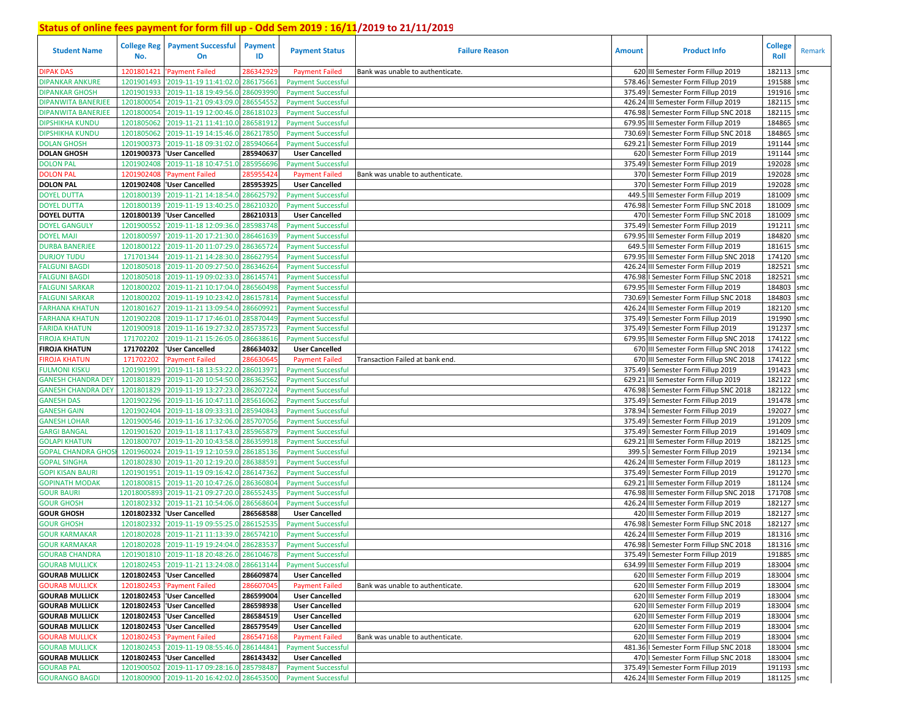## Status of online fees payment for form fill up - Odd Sem 2019 : 16/11/2019 to 21/11/2019

| Student Name | College Reg No. | Payment Successful On | Payment ID | Payment Status | Failure Reason | Amount | Product Info | College Roll | Remark |
|---|---|---|---|---|---|---|---|---|---|
| DIPAK DAS | 1201801421 | 'Payment Failed | 286342929 | Payment Failed | Bank was unable to authenticate. | 620 | III Semester Form Fillup 2019 | 182113 | smc |
| DIPANKAR ANKURE | 1201901493 | '2019-11-19 11:41:02.0 | 286175661 | Payment Successful | | 578.46 | I Semester Form Fillup 2019 | 191588 | smc |
| DIPANKAR GHOSH | 1201901933 | '2019-11-18 19:49:56.0 | 286093990 | Payment Successful | | 375.49 | I Semester Form Fillup 2019 | 191916 | smc |
| DIPANWITA BANERJEE | 1201800054 | '2019-11-21 09:43:09.0 | 286554552 | Payment Successful | | 426.24 | III Semester Form Fillup 2019 | 182115 | smc |
| DIPANWITA BANERJEE | 1201800054 | '2019-11-19 12:00:46.0 | 286181023 | Payment Successful | | 476.98 | I Semester Form Fillup SNC 2018 | 182115 | smc |
| DIPSHIKHA KUNDU | 1201805062 | '2019-11-21 11:41:10.0 | 286581912 | Payment Successful | | 679.95 | III Semester Form Fillup 2019 | 184865 | smc |
| DIPSHIKHA KUNDU | 1201805062 | '2019-11-19 14:15:46.0 | 286217850 | Payment Successful | | 730.69 | I Semester Form Fillup SNC 2018 | 184865 | smc |
| DOLAN GHOSH | 1201900373 | '2019-11-18 09:31:02.0 | 285940664 | Payment Successful | | 629.21 | I Semester Form Fillup 2019 | 191144 | smc |
| **DOLAN GHOSH** | **1201900373** | **'User Cancelled** | **285940637** | **User Cancelled** | | 620 | I Semester Form Fillup 2019 | 191144 | smc |
| DOLON PAL | 1201902408 | '2019-11-18 10:47:51.0 | 285956696 | Payment Successful | | 375.49 | I Semester Form Fillup 2019 | 192028 | smc |
| DOLON PAL | 1201902408 | 'Payment Failed | 285955424 | Payment Failed | Bank was unable to authenticate. | 370 | I Semester Form Fillup 2019 | 192028 | smc |
| **DOLON PAL** | **1201902408** | **'User Cancelled** | **285953925** | **User Cancelled** | | 370 | I Semester Form Fillup 2019 | 192028 | smc |
| DOYEL DUTTA | 1201800139 | '2019-11-21 14:18:54.0 | 286625792 | Payment Successful | | 449.5 | III Semester Form Fillup 2019 | 181009 | smc |
| DOYEL DUTTA | 1201800139 | '2019-11-19 13:40:25.0 | 286210320 | Payment Successful | | 476.98 | I Semester Form Fillup SNC 2018 | 181009 | smc |
| **DOYEL DUTTA** | **1201800139** | **'User Cancelled** | **286210313** | **User Cancelled** | | 470 | I Semester Form Fillup SNC 2018 | 181009 | smc |
| DOYEL GANGULY | 1201900552 | '2019-11-18 12:09:36.0 | 285983748 | Payment Successful | | 375.49 | I Semester Form Fillup 2019 | 191211 | smc |
| DOYEL MAJI | 1201800597 | '2019-11-20 17:21:30.0 | 286461639 | Payment Successful | | 679.95 | III Semester Form Fillup 2019 | 184820 | smc |
| DURBA BANERJEE | 1201800122 | '2019-11-20 11:07:29.0 | 286365724 | Payment Successful | | 649.5 | III Semester Form Fillup 2019 | 181615 | smc |
| DURJOY TUDU | 171701344 | '2019-11-21 14:28:30.0 | 286627954 | Payment Successful | | 679.95 | III Semester Form Fillup SNC 2018 | 174120 | smc |
| FALGUNI BAGDI | 1201805018 | '2019-11-20 09:27:50.0 | 286346264 | Payment Successful | | 426.24 | III Semester Form Fillup 2019 | 182521 | smc |
| FALGUNI BAGDI | 1201805018 | '2019-11-19 09:02:33.0 | 286145741 | Payment Successful | | 476.98 | I Semester Form Fillup SNC 2018 | 182521 | smc |
| FALGUNI SARKAR | 1201800202 | '2019-11-21 10:17:04.0 | 286560498 | Payment Successful | | 679.95 | III Semester Form Fillup 2019 | 184803 | smc |
| FALGUNI SARKAR | 1201800202 | '2019-11-19 10:23:42.0 | 286157814 | Payment Successful | | 730.69 | I Semester Form Fillup SNC 2018 | 184803 | smc |
| FARHANA KHATUN | 1201801627 | '2019-11-21 13:09:54.0 | 286609921 | Payment Successful | | 426.24 | III Semester Form Fillup 2019 | 182120 | smc |
| FARHANA KHATUN | 1201902208 | '2019-11-17 17:46:01.0 | 285870449 | Payment Successful | | 375.49 | I Semester Form Fillup 2019 | 191990 | smc |
| FARIDA KHATUN | 1201900918 | '2019-11-16 19:27:32.0 | 285735723 | Payment Successful | | 375.49 | I Semester Form Fillup 2019 | 191237 | smc |
| FIROJA KHATUN | 171702202 | '2019-11-21 15:26:05.0 | 286638616 | Payment Successful | | 679.95 | III Semester Form Fillup SNC 2018 | 174122 | smc |
| **FIROJA KHATUN** | **171702202** | **'User Cancelled** | **286634032** | **User Cancelled** | | 670 | III Semester Form Fillup SNC 2018 | 174122 | smc |
| FIROJA KHATUN | 171702202 | 'Payment Failed | 286630645 | Payment Failed | Transaction Failed at bank end. | 670 | III Semester Form Fillup SNC 2018 | 174122 | smc |
| FULMONI KISKU | 1201901991 | '2019-11-18 13:53:22.0 | 286013971 | Payment Successful | | 375.49 | I Semester Form Fillup 2019 | 191423 | smc |
| GANESH CHANDRA DEY | 1201801829 | '2019-11-20 10:54:50.0 | 286362562 | Payment Successful | | 629.21 | III Semester Form Fillup 2019 | 182122 | smc |
| GANESH CHANDRA DEY | 1201801829 | '2019-11-19 13:27:23.0 | 286207224 | Payment Successful | | 476.98 | I Semester Form Fillup SNC 2018 | 182122 | smc |
| GANESH DAS | 1201902296 | '2019-11-16 10:47:11.0 | 285616062 | Payment Successful | | 375.49 | I Semester Form Fillup 2019 | 191478 | smc |
| GANESH GAIN | 1201902404 | '2019-11-18 09:33:31.0 | 285940843 | Payment Successful | | 378.94 | I Semester Form Fillup 2019 | 192027 | smc |
| GANESH LOHAR | 1201900546 | '2019-11-16 17:32:06.0 | 285707056 | Payment Successful | | 375.49 | I Semester Form Fillup 2019 | 191209 | smc |
| GARGI BANGAL | 1201901620 | '2019-11-18 11:17:43.0 | 285965879 | Payment Successful | | 375.49 | I Semester Form Fillup 2019 | 191409 | smc |
| GOLAPI KHATUN | 1201800707 | '2019-11-20 10:43:58.0 | 286359918 | Payment Successful | | 629.21 | III Semester Form Fillup 2019 | 182125 | smc |
| GOPAL CHANDRA GHOSH | 1201960024 | '2019-11-19 12:10:59.0 | 286185136 | Payment Successful | | 399.5 | I Semester Form Fillup 2019 | 192134 | smc |
| GOPAL SINGHA | 1201802830 | '2019-11-20 12:19:20.0 | 286388591 | Payment Successful | | 426.24 | III Semester Form Fillup 2019 | 181123 | smc |
| GOPI KISAN BAURI | 1201901951 | '2019-11-19 09:16:42.0 | 286147362 | Payment Successful | | 375.49 | I Semester Form Fillup 2019 | 191270 | smc |
| GOPINATH MODAK | 1201800815 | '2019-11-20 10:47:26.0 | 286360804 | Payment Successful | | 629.21 | III Semester Form Fillup 2019 | 181124 | smc |
| GOUR BAURI | 12018005893 | '2019-11-21 09:27:20.0 | 286552435 | Payment Successful | | 476.98 | III Semester Form Fillup SNC 2018 | 171708 | smc |
| GOUR GHOSH | 1201802332 | '2019-11-21 10:54:06.0 | 286568604 | Payment Successful | | 426.24 | III Semester Form Fillup 2019 | 182127 | smc |
| **GOUR GHOSH** | **1201802332** | **'User Cancelled** | **286568588** | **User Cancelled** | | 420 | III Semester Form Fillup 2019 | 182127 | smc |
| GOUR GHOSH | 1201802332 | '2019-11-19 09:55:25.0 | 286152535 | Payment Successful | | 476.98 | I Semester Form Fillup SNC 2018 | 182127 | smc |
| GOUR KARMAKAR | 1201802028 | '2019-11-21 11:13:39.0 | 286574210 | Payment Successful | | 426.24 | III Semester Form Fillup 2019 | 181316 | smc |
| GOUR KARMAKAR | 1201802028 | '2019-11-19 19:24:04.0 | 286283537 | Payment Successful | | 476.98 | I Semester Form Fillup SNC 2018 | 181316 | smc |
| GOURAB CHANDRA | 1201901810 | '2019-11-18 20:48:26.0 | 286104678 | Payment Successful | | 375.49 | I Semester Form Fillup 2019 | 191885 | smc |
| GOURAB MULLICK | 1201802453 | '2019-11-21 13:24:08.0 | 286613144 | Payment Successful | | 634.99 | III Semester Form Fillup 2019 | 183004 | smc |
| **GOURAB MULLICK** | **1201802453** | **'User Cancelled** | **286609874** | **User Cancelled** | | 620 | III Semester Form Fillup 2019 | 183004 | smc |
| GOURAB MULLICK | 1201802453 | 'Payment Failed | 286607045 | Payment Failed | Bank was unable to authenticate. | 620 | III Semester Form Fillup 2019 | 183004 | smc |
| **GOURAB MULLICK** | **1201802453** | **'User Cancelled** | **286599004** | **User Cancelled** | | 620 | III Semester Form Fillup 2019 | 183004 | smc |
| **GOURAB MULLICK** | **1201802453** | **'User Cancelled** | **286598938** | **User Cancelled** | | 620 | III Semester Form Fillup 2019 | 183004 | smc |
| **GOURAB MULLICK** | **1201802453** | **'User Cancelled** | **286584519** | **User Cancelled** | | 620 | III Semester Form Fillup 2019 | 183004 | smc |
| **GOURAB MULLICK** | **1201802453** | **'User Cancelled** | **286579549** | **User Cancelled** | | 620 | III Semester Form Fillup 2019 | 183004 | smc |
| GOURAB MULLICK | 1201802453 | 'Payment Failed | 286547168 | Payment Failed | Bank was unable to authenticate. | 620 | III Semester Form Fillup 2019 | 183004 | smc |
| GOURAB MULLICK | 1201802453 | '2019-11-19 08:55:46.0 | 286144841 | Payment Successful | | 481.36 | I Semester Form Fillup SNC 2018 | 183004 | smc |
| **GOURAB MULLICK** | **1201802453** | **'User Cancelled** | **286143432** | **User Cancelled** | | 470 | I Semester Form Fillup SNC 2018 | 183004 | smc |
| GOURAB PAL | 1201900502 | '2019-11-17 09:28:16.0 | 285798487 | Payment Successful | | 375.49 | I Semester Form Fillup 2019 | 191193 | smc |
| GOURANGO BAGDI | 1201800900 | '2019-11-20 16:42:02.0 | 286453500 | Payment Successful | | 426.24 | III Semester Form Fillup 2019 | 181125 | smc |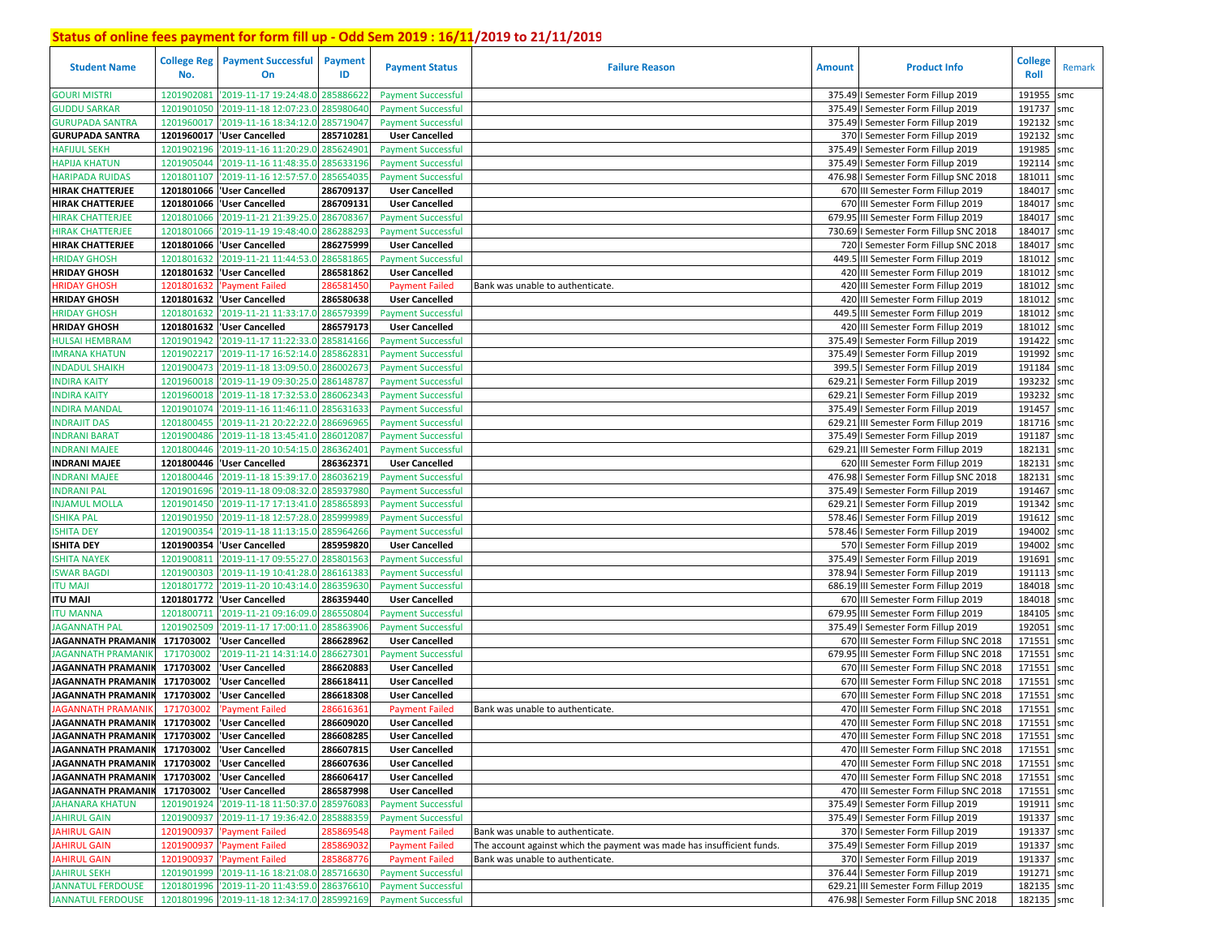## Status of online fees payment for form fill up - Odd Sem 2019 : 16/11/2019 to 21/11/2019

| Student Name | College Reg No. | Payment Successful On | Payment ID | Payment Status | Failure Reason | Amount | Product Info | College Roll | Remark |
|---|---|---|---|---|---|---|---|---|---|
| GOURI MISTRI | 1201902081 | '2019-11-17 19:24:48.0 | 285886622 | Payment Successful | | 375.49 | I Semester Form Fillup 2019 | 191955 | smc |
| GUDDU SARKAR | 1201901050 | '2019-11-18 12:07:23.0 | 285980640 | Payment Successful | | 375.49 | I Semester Form Fillup 2019 | 191737 | smc |
| GURUPADA SANTRA | 1201960017 | '2019-11-16 18:34:12.0 | 285719047 | Payment Successful | | 375.49 | I Semester Form Fillup 2019 | 192132 | smc |
| **GURUPADA SANTRA** | **1201960017** | **'User Cancelled** | **285710281** | **User Cancelled** | | 370 | I Semester Form Fillup 2019 | 192132 | smc |
| HAFIJUL SEKH | 1201902196 | '2019-11-16 11:20:29.0 | 285624901 | Payment Successful | | 375.49 | I Semester Form Fillup 2019 | 191985 | smc |
| HAPIJA KHATUN | 1201905044 | '2019-11-16 11:48:35.0 | 285633196 | Payment Successful | | 375.49 | I Semester Form Fillup 2019 | 192114 | smc |
| HARIPADA RUIDAS | 1201801107 | '2019-11-16 12:57:57.0 | 285654035 | Payment Successful | | 476.98 | I Semester Form Fillup SNC 2018 | 181011 | smc |
| **HIRAK CHATTERJEE** | **1201801066** | **'User Cancelled** | **286709137** | **User Cancelled** | | 670 | III Semester Form Fillup 2019 | 184017 | smc |
| **HIRAK CHATTERJEE** | **1201801066** | **'User Cancelled** | **286709131** | **User Cancelled** | | 670 | III Semester Form Fillup 2019 | 184017 | smc |
| HIRAK CHATTERJEE | 1201801066 | '2019-11-21 21:39:25.0 | 286708367 | Payment Successful | | 679.95 | III Semester Form Fillup 2019 | 184017 | smc |
| HIRAK CHATTERJEE | 1201801066 | '2019-11-19 19:48:40.0 | 286288293 | Payment Successful | | 730.69 | I Semester Form Fillup SNC 2018 | 184017 | smc |
| **HIRAK CHATTERJEE** | **1201801066** | **'User Cancelled** | **286275999** | **User Cancelled** | | 720 | I Semester Form Fillup SNC 2018 | 184017 | smc |
| HRIDAY GHOSH | 1201801632 | '2019-11-21 11:44:53.0 | 286581865 | Payment Successful | | 449.5 | III Semester Form Fillup 2019 | 181012 | smc |
| **HRIDAY GHOSH** | **1201801632** | **'User Cancelled** | **286581862** | **User Cancelled** | | 420 | III Semester Form Fillup 2019 | 181012 | smc |
| HRIDAY GHOSH | 1201801632 | 'Payment Failed | 286581450 | Payment Failed | Bank was unable to authenticate. | 420 | III Semester Form Fillup 2019 | 181012 | smc |
| **HRIDAY GHOSH** | **1201801632** | **'User Cancelled** | **286580638** | **User Cancelled** | | 420 | III Semester Form Fillup 2019 | 181012 | smc |
| HRIDAY GHOSH | 1201801632 | '2019-11-21 11:33:17.0 | 286579399 | Payment Successful | | 449.5 | III Semester Form Fillup 2019 | 181012 | smc |
| **HRIDAY GHOSH** | **1201801632** | **'User Cancelled** | **286579173** | **User Cancelled** | | 420 | III Semester Form Fillup 2019 | 181012 | smc |
| HULSAI HEMBRAM | 1201901942 | '2019-11-17 11:22:33.0 | 285814166 | Payment Successful | | 375.49 | I Semester Form Fillup 2019 | 191422 | smc |
| IMRANA KHATUN | 1201902217 | '2019-11-17 16:52:14.0 | 285862831 | Payment Successful | | 375.49 | I Semester Form Fillup 2019 | 191992 | smc |
| INDADUL SHAIKH | 1201900473 | '2019-11-18 13:09:50.0 | 286002673 | Payment Successful | | 399.5 | I Semester Form Fillup 2019 | 191184 | smc |
| INDIRA KAITY | 1201960018 | '2019-11-19 09:30:25.0 | 286148787 | Payment Successful | | 629.21 | I Semester Form Fillup 2019 | 193232 | smc |
| INDIRA KAITY | 1201960018 | '2019-11-18 17:32:53.0 | 286062343 | Payment Successful | | 629.21 | I Semester Form Fillup 2019 | 193232 | smc |
| INDIRA MANDAL | 1201901074 | '2019-11-16 11:46:11.0 | 285631633 | Payment Successful | | 375.49 | I Semester Form Fillup 2019 | 191457 | smc |
| INDRAJIT DAS | 1201800455 | '2019-11-21 20:22:22.0 | 286696965 | Payment Successful | | 629.21 | III Semester Form Fillup 2019 | 181716 | smc |
| INDRANI BARAT | 1201900486 | '2019-11-18 13:45:41.0 | 286012087 | Payment Successful | | 375.49 | I Semester Form Fillup 2019 | 191187 | smc |
| INDRANI MAJEE | 1201800446 | '2019-11-20 10:54:15.0 | 286362401 | Payment Successful | | 629.21 | III Semester Form Fillup 2019 | 182131 | smc |
| **INDRANI MAJEE** | **1201800446** | **'User Cancelled** | **286362371** | **User Cancelled** | | 620 | III Semester Form Fillup 2019 | 182131 | smc |
| INDRANI MAJEE | 1201800446 | '2019-11-18 15:39:17.0 | 286036219 | Payment Successful | | 476.98 | I Semester Form Fillup SNC 2018 | 182131 | smc |
| INDRANI PAL | 1201901696 | '2019-11-18 09:08:32.0 | 285937980 | Payment Successful | | 375.49 | I Semester Form Fillup 2019 | 191467 | smc |
| INJAMUL MOLLA | 1201901450 | '2019-11-17 17:13:41.0 | 285865893 | Payment Successful | | 629.21 | I Semester Form Fillup 2019 | 191342 | smc |
| ISHIKA PAL | 1201901950 | '2019-11-18 12:57:28.0 | 285999989 | Payment Successful | | 578.46 | I Semester Form Fillup 2019 | 191612 | smc |
| ISHITA DEY | 1201900354 | '2019-11-18 11:13:15.0 | 285964266 | Payment Successful | | 578.46 | I Semester Form Fillup 2019 | 194002 | smc |
| **ISHITA DEY** | **1201900354** | **'User Cancelled** | **285959820** | **User Cancelled** | | 570 | I Semester Form Fillup 2019 | 194002 | smc |
| ISHITA NAYEK | 1201900811 | '2019-11-17 09:55:27.0 | 285801563 | Payment Successful | | 375.49 | I Semester Form Fillup 2019 | 191691 | smc |
| ISWAR BAGDI | 1201900303 | '2019-11-19 10:41:28.0 | 286161383 | Payment Successful | | 378.94 | I Semester Form Fillup 2019 | 191113 | smc |
| ITU MAJI | 1201801772 | '2019-11-20 10:43:14.0 | 286359630 | Payment Successful | | 686.19 | III Semester Form Fillup 2019 | 184018 | smc |
| **ITU MAJI** | **1201801772** | **'User Cancelled** | **286359440** | **User Cancelled** | | 670 | III Semester Form Fillup 2019 | 184018 | smc |
| ITU MANNA | 1201800711 | '2019-11-21 09:16:09.0 | 286550804 | Payment Successful | | 679.95 | III Semester Form Fillup 2019 | 184105 | smc |
| JAGANNATH PAL | 1201902509 | '2019-11-17 17:00:11.0 | 285863906 | Payment Successful | | 375.49 | I Semester Form Fillup 2019 | 192051 | smc |
| **JAGANNATH PRAMANIK** | **171703002** | **'User Cancelled** | **286628962** | **User Cancelled** | | 670 | III Semester Form Fillup SNC 2018 | 171551 | smc |
| JAGANNATH PRAMANIK | 171703002 | '2019-11-21 14:31:14.0 | 286627301 | Payment Successful | | 679.95 | III Semester Form Fillup SNC 2018 | 171551 | smc |
| **JAGANNATH PRAMANIK** | **171703002** | **'User Cancelled** | **286620883** | **User Cancelled** | | 670 | III Semester Form Fillup SNC 2018 | 171551 | smc |
| **JAGANNATH PRAMANIK** | **171703002** | **'User Cancelled** | **286618411** | **User Cancelled** | | 670 | III Semester Form Fillup SNC 2018 | 171551 | smc |
| **JAGANNATH PRAMANIK** | **171703002** | **'User Cancelled** | **286618308** | **User Cancelled** | | 670 | III Semester Form Fillup SNC 2018 | 171551 | smc |
| JAGANNATH PRAMANIK | 171703002 | 'Payment Failed | 286616361 | Payment Failed | Bank was unable to authenticate. | 470 | III Semester Form Fillup SNC 2018 | 171551 | smc |
| **JAGANNATH PRAMANIK** | **171703002** | **'User Cancelled** | **286609020** | **User Cancelled** | | 470 | III Semester Form Fillup SNC 2018 | 171551 | smc |
| **JAGANNATH PRAMANIK** | **171703002** | **'User Cancelled** | **286608285** | **User Cancelled** | | 470 | III Semester Form Fillup SNC 2018 | 171551 | smc |
| **JAGANNATH PRAMANIK** | **171703002** | **'User Cancelled** | **286607815** | **User Cancelled** | | 470 | III Semester Form Fillup SNC 2018 | 171551 | smc |
| **JAGANNATH PRAMANIK** | **171703002** | **'User Cancelled** | **286607636** | **User Cancelled** | | 470 | III Semester Form Fillup SNC 2018 | 171551 | smc |
| **JAGANNATH PRAMANIK** | **171703002** | **'User Cancelled** | **286606417** | **User Cancelled** | | 470 | III Semester Form Fillup SNC 2018 | 171551 | smc |
| **JAGANNATH PRAMANIK** | **171703002** | **'User Cancelled** | **286587998** | **User Cancelled** | | 470 | III Semester Form Fillup SNC 2018 | 171551 | smc |
| JAHANARA KHATUN | 1201901924 | '2019-11-18 11:50:37.0 | 285976083 | Payment Successful | | 375.49 | I Semester Form Fillup 2019 | 191911 | smc |
| JAHIRUL GAIN | 1201900937 | '2019-11-17 19:36:42.0 | 285888359 | Payment Successful | | 375.49 | I Semester Form Fillup 2019 | 191337 | smc |
| JAHIRUL GAIN | 1201900937 | 'Payment Failed | 285869548 | Payment Failed | Bank was unable to authenticate. | 370 | I Semester Form Fillup 2019 | 191337 | smc |
| JAHIRUL GAIN | 1201900937 | 'Payment Failed | 285869032 | Payment Failed | The account against which the payment was made has insufficient funds. | 375.49 | I Semester Form Fillup 2019 | 191337 | smc |
| JAHIRUL GAIN | 1201900937 | 'Payment Failed | 285868776 | Payment Failed | Bank was unable to authenticate. | 370 | I Semester Form Fillup 2019 | 191337 | smc |
| JAHIRUL SEKH | 1201901999 | '2019-11-16 18:21:08.0 | 285716630 | Payment Successful | | 376.44 | I Semester Form Fillup 2019 | 191271 | smc |
| JANNATUL FERDOUSE | 1201801996 | '2019-11-20 11:43:59.0 | 286376610 | Payment Successful | | 629.21 | III Semester Form Fillup 2019 | 182135 | smc |
| JANNATUL FERDOUSE | 1201801996 | '2019-11-18 12:34:17.0 | 285992169 | Payment Successful | | 476.98 | I Semester Form Fillup SNC 2018 | 182135 | smc |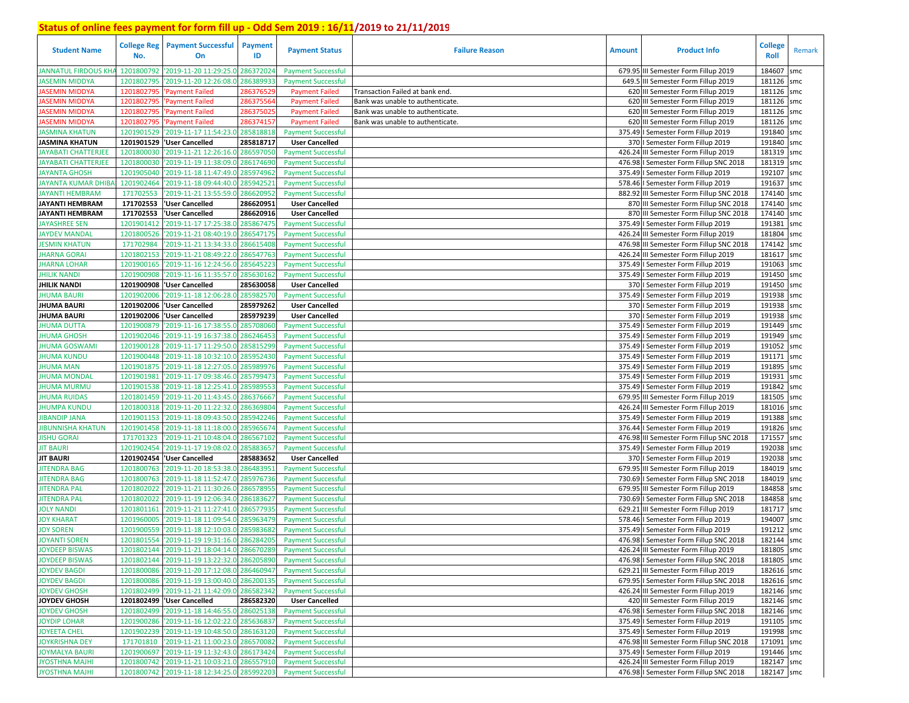## Status of online fees payment for form fill up - Odd Sem 2019 : 16/11/2019 to 21/11/2019

| Student Name | College Reg No. | Payment Successful On | Payment ID | Payment Status | Failure Reason | Amount | Product Info | College Roll | Remark |
|---|---|---|---|---|---|---|---|---|---|
| JANNATUL FIRDOUS KHA | 1201800792 | '2019-11-20 11:29:25.0 | 286372024 | Payment Successful | | 679.95 | III Semester Form Fillup 2019 | 184607 | smc |
| JASEMIN MIDDYA | 1201802795 | '2019-11-20 12:26:08.0 | 286389933 | Payment Successful | | 649.5 | III Semester Form Fillup 2019 | 181126 | smc |
| JASEMIN MIDDYA | 1201802795 | 'Payment Failed | 286376529 | Payment Failed | Transaction Failed at bank end. | 620 | III Semester Form Fillup 2019 | 181126 | smc |
| JASEMIN MIDDYA | 1201802795 | 'Payment Failed | 286375564 | Payment Failed | Bank was unable to authenticate. | 620 | III Semester Form Fillup 2019 | 181126 | smc |
| JASEMIN MIDDYA | 1201802795 | 'Payment Failed | 286375025 | Payment Failed | Bank was unable to authenticate. | 620 | III Semester Form Fillup 2019 | 181126 | smc |
| JASEMIN MIDDYA | 1201802795 | 'Payment Failed | 286374157 | Payment Failed | Bank was unable to authenticate. | 620 | III Semester Form Fillup 2019 | 181126 | smc |
| JASMINA KHATUN | 1201901529 | '2019-11-17 11:54:23.0 | 285818818 | Payment Successful | | 375.49 | I Semester Form Fillup 2019 | 191840 | smc |
| **JASMINA KHATUN** | **1201901529** | **'User Cancelled** | **285818717** | **User Cancelled** | | 370 | I Semester Form Fillup 2019 | 191840 | smc |
| JAYABATI CHATTERJEE | 1201800030 | '2019-11-21 12:26:16.0 | 286597050 | Payment Successful | | 426.24 | III Semester Form Fillup 2019 | 181319 | smc |
| JAYABATI CHATTERJEE | 1201800030 | '2019-11-19 11:38:09.0 | 286174690 | Payment Successful | | 476.98 | I Semester Form Fillup SNC 2018 | 181319 | smc |
| JAYANTA GHOSH | 1201905040 | '2019-11-18 11:47:49.0 | 285974962 | Payment Successful | | 375.49 | I Semester Form Fillup 2019 | 192107 | smc |
| JAYANTA KUMAR DHIBA | 1201902464 | '2019-11-18 09:44:40.0 | 285942521 | Payment Successful | | 578.46 | I Semester Form Fillup 2019 | 191637 | smc |
| JAYANTI HEMBRAM | 171702553 | '2019-11-21 13:55:59.0 | 286620952 | Payment Successful | | 882.92 | III Semester Form Fillup SNC 2018 | 174140 | smc |
| **JAYANTI HEMBRAM** | **171702553** | **'User Cancelled** | **286620951** | **User Cancelled** | | 870 | III Semester Form Fillup SNC 2018 | 174140 | smc |
| **JAYANTI HEMBRAM** | **171702553** | **'User Cancelled** | **286620916** | **User Cancelled** | | 870 | III Semester Form Fillup SNC 2018 | 174140 | smc |
| JAYASHREE SEN | 1201901412 | '2019-11-17 17:25:38.0 | 285867475 | Payment Successful | | 375.49 | I Semester Form Fillup 2019 | 191381 | smc |
| JAYDEV MANDAL | 1201800526 | '2019-11-21 08:40:19.0 | 286547175 | Payment Successful | | 426.24 | III Semester Form Fillup 2019 | 181804 | smc |
| JESMIN KHATUN | 171702984 | '2019-11-21 13:34:33.0 | 286615408 | Payment Successful | | 476.98 | III Semester Form Fillup SNC 2018 | 174142 | smc |
| JHARNA GORAI | 1201802153 | '2019-11-21 08:49:22.0 | 286547763 | Payment Successful | | 426.24 | III Semester Form Fillup 2019 | 181617 | smc |
| JHARNA LOHAR | 1201900165 | '2019-11-16 12:24:56.0 | 285645223 | Payment Successful | | 375.49 | I Semester Form Fillup 2019 | 191063 | smc |
| JHILIK NANDI | 1201900908 | '2019-11-16 11:35:57.0 | 285630162 | Payment Successful | | 375.49 | I Semester Form Fillup 2019 | 191450 | smc |
| **JHILIK NANDI** | **1201900908** | **'User Cancelled** | **285630058** | **User Cancelled** | | 370 | I Semester Form Fillup 2019 | 191450 | smc |
| JHUMA BAURI | 1201902006 | '2019-11-18 12:06:28.0 | 285982570 | Payment Successful | | 375.49 | I Semester Form Fillup 2019 | 191938 | smc |
| **JHUMA BAURI** | **1201902006** | **'User Cancelled** | **285979262** | **User Cancelled** | | 370 | I Semester Form Fillup 2019 | 191938 | smc |
| **JHUMA BAURI** | **1201902006** | **'User Cancelled** | **285979239** | **User Cancelled** | | 370 | I Semester Form Fillup 2019 | 191938 | smc |
| JHUMA DUTTA | 1201900879 | '2019-11-16 17:38:55.0 | 285708060 | Payment Successful | | 375.49 | I Semester Form Fillup 2019 | 191449 | smc |
| JHUMA GHOSH | 1201902046 | '2019-11-19 16:37:38.0 | 286246453 | Payment Successful | | 375.49 | I Semester Form Fillup 2019 | 191949 | smc |
| JHUMA GOSWAMI | 1201900128 | '2019-11-17 11:29:50.0 | 285815299 | Payment Successful | | 375.49 | I Semester Form Fillup 2019 | 191052 | smc |
| JHUMA KUNDU | 1201900448 | '2019-11-18 10:32:10.0 | 285952430 | Payment Successful | | 375.49 | I Semester Form Fillup 2019 | 191171 | smc |
| JHUMA MAN | 1201901875 | '2019-11-18 12:27:05.0 | 285989976 | Payment Successful | | 375.49 | I Semester Form Fillup 2019 | 191895 | smc |
| JHUMA MONDAL | 1201901981 | '2019-11-17 09:38:46.0 | 285799473 | Payment Successful | | 375.49 | I Semester Form Fillup 2019 | 191931 | smc |
| JHUMA MURMU | 1201901538 | '2019-11-18 12:25:41.0 | 285989553 | Payment Successful | | 375.49 | I Semester Form Fillup 2019 | 191842 | smc |
| JHUMA RUIDAS | 1201801459 | '2019-11-20 11:43:45.0 | 286376667 | Payment Successful | | 679.95 | III Semester Form Fillup 2019 | 181505 | smc |
| JHUMPA KUNDU | 1201800318 | '2019-11-20 11:22:32.0 | 286369804 | Payment Successful | | 426.24 | III Semester Form Fillup 2019 | 181016 | smc |
| JIBANDIP JANA | 1201901153 | '2019-11-18 09:43:50.0 | 285942246 | Payment Successful | | 375.49 | I Semester Form Fillup 2019 | 191388 | smc |
| JIBUNNISHA KHATUN | 1201901458 | '2019-11-18 11:18:00.0 | 285965674 | Payment Successful | | 376.44 | I Semester Form Fillup 2019 | 191826 | smc |
| JISHU GORAI | 171701323 | '2019-11-21 10:48:04.0 | 286567102 | Payment Successful | | 476.98 | III Semester Form Fillup SNC 2018 | 171557 | smc |
| JIT BAURI | 1201902454 | '2019-11-17 19:08:02.0 | 285883657 | Payment Successful | | 375.49 | I Semester Form Fillup 2019 | 192038 | smc |
| **JIT BAURI** | **1201902454** | **'User Cancelled** | **285883652** | **User Cancelled** | | 370 | I Semester Form Fillup 2019 | 192038 | smc |
| JITENDRA BAG | 1201800763 | '2019-11-20 18:53:38.0 | 286483951 | Payment Successful | | 679.95 | III Semester Form Fillup 2019 | 184019 | smc |
| JITENDRA BAG | 1201800763 | '2019-11-18 11:52:47.0 | 285976736 | Payment Successful | | 730.69 | I Semester Form Fillup SNC 2018 | 184019 | smc |
| JITENDRA PAL | 1201802022 | '2019-11-21 11:30:26.0 | 286578955 | Payment Successful | | 679.95 | III Semester Form Fillup 2019 | 184858 | smc |
| JITENDRA PAL | 1201802022 | '2019-11-19 12:06:34.0 | 286183627 | Payment Successful | | 730.69 | I Semester Form Fillup SNC 2018 | 184858 | smc |
| JOLY NANDI | 1201801161 | '2019-11-21 11:27:41.0 | 286577935 | Payment Successful | | 629.21 | III Semester Form Fillup 2019 | 181717 | smc |
| JOY KHARAT | 1201960005 | '2019-11-18 11:09:54.0 | 285963479 | Payment Successful | | 578.46 | I Semester Form Fillup 2019 | 194007 | smc |
| JOY SOREN | 1201900559 | '2019-11-18 12:10:03.0 | 285983682 | Payment Successful | | 375.49 | I Semester Form Fillup 2019 | 191212 | smc |
| JOYANTI SOREN | 1201801554 | '2019-11-19 19:31:16.0 | 286284205 | Payment Successful | | 476.98 | I Semester Form Fillup SNC 2018 | 182144 | smc |
| JOYDEEP BISWAS | 1201802144 | '2019-11-21 18:04:14.0 | 286670289 | Payment Successful | | 426.24 | III Semester Form Fillup 2019 | 181805 | smc |
| JOYDEEP BISWAS | 1201802144 | '2019-11-19 13:22:32.0 | 286205890 | Payment Successful | | 476.98 | I Semester Form Fillup SNC 2018 | 181805 | smc |
| JOYDEV BAGDI | 1201800086 | '2019-11-20 17:12:08.0 | 286460947 | Payment Successful | | 629.21 | III Semester Form Fillup 2019 | 182616 | smc |
| JOYDEV BAGDI | 1201800086 | '2019-11-19 13:00:40.0 | 286200135 | Payment Successful | | 679.95 | I Semester Form Fillup SNC 2018 | 182616 | smc |
| JOYDEV GHOSH | 1201802499 | '2019-11-21 11:42:09.0 | 286582342 | Payment Successful | | 426.24 | III Semester Form Fillup 2019 | 182146 | smc |
| **JOYDEV GHOSH** | **1201802499** | **'User Cancelled** | **286582320** | **User Cancelled** | | 420 | III Semester Form Fillup 2019 | 182146 | smc |
| JOYDEV GHOSH | 1201802499 | '2019-11-18 14:46:55.0 | 286025138 | Payment Successful | | 476.98 | I Semester Form Fillup SNC 2018 | 182146 | smc |
| JOYDIP LOHAR | 1201900286 | '2019-11-16 12:02:22.0 | 285636837 | Payment Successful | | 375.49 | I Semester Form Fillup 2019 | 191105 | smc |
| JOYEETA CHEL | 1201902239 | '2019-11-19 10:48:50.0 | 286163120 | Payment Successful | | 375.49 | I Semester Form Fillup 2019 | 191998 | smc |
| JOYKRISHNA DEY | 171701810 | '2019-11-21 11:00:23.0 | 286570082 | Payment Successful | | 476.98 | III Semester Form Fillup SNC 2018 | 171091 | smc |
| JOYMALYA BAURI | 1201900697 | '2019-11-19 11:32:43.0 | 286173424 | Payment Successful | | 375.49 | I Semester Form Fillup 2019 | 191446 | smc |
| JYOSTHNA MAJHI | 1201800742 | '2019-11-21 10:03:21.0 | 286557910 | Payment Successful | | 426.24 | III Semester Form Fillup 2019 | 182147 | smc |
| JYOSTHNA MAJHI | 1201800742 | '2019-11-18 12:34:25.0 | 285992203 | Payment Successful | | 476.98 | I Semester Form Fillup SNC 2018 | 182147 | smc |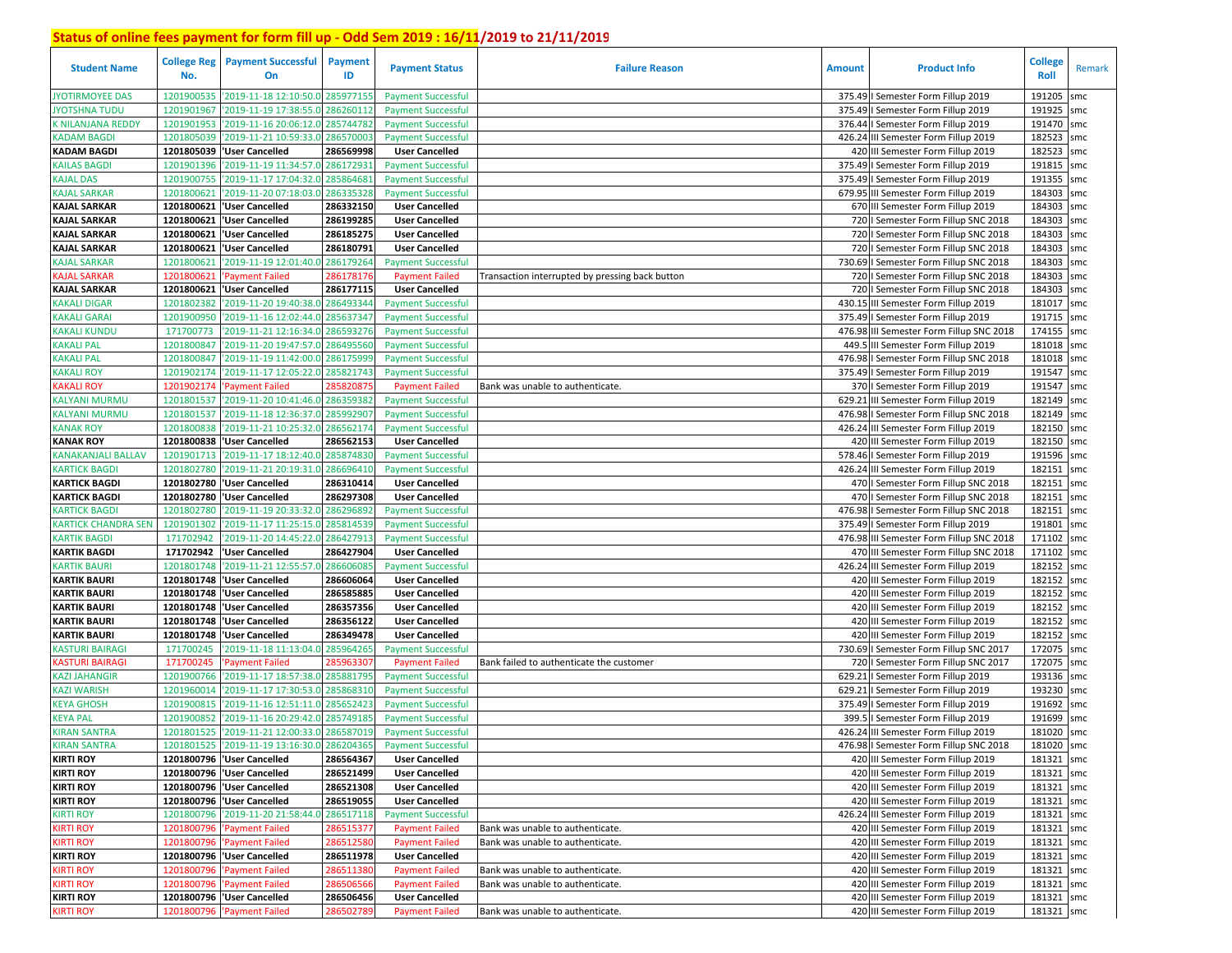## Status of online fees payment for form fill up - Odd Sem 2019 : 16/11/2019 to 21/11/2019

| Student Name | College Reg No. | Payment Successful On | Payment ID | Payment Status | Failure Reason | Amount | Product Info | College Roll | Remark |
|---|---|---|---|---|---|---|---|---|---|
| JYOTIRMOYEE DAS | 1201900535 | '2019-11-18 12:10:50.0 | 285977155 | Payment Successful | | 375.49 | I Semester Form Fillup 2019 | 191205 | smc |
| JYOTSHNA TUDU | 1201901967 | '2019-11-19 17:38:55.0 | 286260112 | Payment Successful | | 375.49 | I Semester Form Fillup 2019 | 191925 | smc |
| K NILANJANA REDDY | 1201901953 | '2019-11-16 20:06:12.0 | 285744782 | Payment Successful | | 376.44 | I Semester Form Fillup 2019 | 191470 | smc |
| KADAM BAGDI | 1201805039 | '2019-11-21 10:59:33.0 | 286570003 | Payment Successful | | 426.24 | III Semester Form Fillup 2019 | 182523 | smc |
| **KADAM BAGDI** | **1201805039** | **'User Cancelled** | **286569998** | **User Cancelled** | | 420 | III Semester Form Fillup 2019 | 182523 | smc |
| KAILAS BAGDI | 1201901396 | '2019-11-19 11:34:57.0 | 286172931 | Payment Successful | | 375.49 | I Semester Form Fillup 2019 | 191815 | smc |
| KAJAL DAS | 1201900755 | '2019-11-17 17:04:32.0 | 285864681 | Payment Successful | | 375.49 | I Semester Form Fillup 2019 | 191355 | smc |
| KAJAL SARKAR | 1201800621 | '2019-11-20 07:18:03.0 | 286335328 | Payment Successful | | 679.95 | III Semester Form Fillup 2019 | 184303 | smc |
| **KAJAL SARKAR** | **1201800621** | **'User Cancelled** | **286332150** | **User Cancelled** | | 670 | III Semester Form Fillup 2019 | 184303 | smc |
| **KAJAL SARKAR** | **1201800621** | **'User Cancelled** | **286199285** | **User Cancelled** | | 720 | I Semester Form Fillup SNC 2018 | 184303 | smc |
| **KAJAL SARKAR** | **1201800621** | **'User Cancelled** | **286185275** | **User Cancelled** | | 720 | I Semester Form Fillup SNC 2018 | 184303 | smc |
| **KAJAL SARKAR** | **1201800621** | **'User Cancelled** | **286180791** | **User Cancelled** | | 720 | I Semester Form Fillup SNC 2018 | 184303 | smc |
| KAJAL SARKAR | 1201800621 | '2019-11-19 12:01:40.0 | 286179264 | Payment Successful | | 730.69 | I Semester Form Fillup SNC 2018 | 184303 | smc |
| KAJAL SARKAR | 1201800621 | 'Payment Failed | 286178176 | Payment Failed | Transaction interrupted by pressing back button | 720 | I Semester Form Fillup SNC 2018 | 184303 | smc |
| **KAJAL SARKAR** | **1201800621** | **'User Cancelled** | **286177115** | **User Cancelled** | | 720 | I Semester Form Fillup SNC 2018 | 184303 | smc |
| KAKALI DIGAR | 1201802382 | '2019-11-20 19:40:38.0 | 286493344 | Payment Successful | | 430.15 | III Semester Form Fillup 2019 | 181017 | smc |
| KAKALI GARAI | 1201900950 | '2019-11-16 12:02:44.0 | 285637347 | Payment Successful | | 375.49 | I Semester Form Fillup 2019 | 191715 | smc |
| KAKALI KUNDU | 171700773 | '2019-11-21 12:16:34.0 | 286593276 | Payment Successful | | 476.98 | III Semester Form Fillup SNC 2018 | 174155 | smc |
| KAKALI PAL | 1201800847 | '2019-11-20 19:47:57.0 | 286495560 | Payment Successful | | 449.5 | III Semester Form Fillup 2019 | 181018 | smc |
| KAKALI PAL | 1201800847 | '2019-11-19 11:42:00.0 | 286175999 | Payment Successful | | 476.98 | I Semester Form Fillup SNC 2018 | 181018 | smc |
| KAKALI ROY | 1201902174 | '2019-11-17 12:05:22.0 | 285821743 | Payment Successful | | 375.49 | I Semester Form Fillup 2019 | 191547 | smc |
| KAKALI ROY | 1201902174 | 'Payment Failed | 285820875 | Payment Failed | Bank was unable to authenticate. | 370 | I Semester Form Fillup 2019 | 191547 | smc |
| KALYANI MURMU | 1201801537 | '2019-11-20 10:41:46.0 | 286359382 | Payment Successful | | 629.21 | III Semester Form Fillup 2019 | 182149 | smc |
| KALYANI MURMU | 1201801537 | '2019-11-18 12:36:37.0 | 285992907 | Payment Successful | | 476.98 | I Semester Form Fillup SNC 2018 | 182149 | smc |
| KANAK ROY | 1201800838 | '2019-11-21 10:25:32.0 | 286562174 | Payment Successful | | 426.24 | III Semester Form Fillup 2019 | 182150 | smc |
| **KANAK ROY** | **1201800838** | **'User Cancelled** | **286562153** | **User Cancelled** | | 420 | III Semester Form Fillup 2019 | 182150 | smc |
| KANAKANJALI BALLAV | 1201901713 | '2019-11-17 18:12:40.0 | 285874830 | Payment Successful | | 578.46 | I Semester Form Fillup 2019 | 191596 | smc |
| KARTICK BAGDI | 1201802780 | '2019-11-21 20:19:31.0 | 286696410 | Payment Successful | | 426.24 | III Semester Form Fillup 2019 | 182151 | smc |
| **KARTICK BAGDI** | **1201802780** | **'User Cancelled** | **286310414** | **User Cancelled** | | 470 | I Semester Form Fillup SNC 2018 | 182151 | smc |
| **KARTICK BAGDI** | **1201802780** | **'User Cancelled** | **286297308** | **User Cancelled** | | 470 | I Semester Form Fillup SNC 2018 | 182151 | smc |
| KARTICK BAGDI | 1201802780 | '2019-11-19 20:33:32.0 | 286296892 | Payment Successful | | 476.98 | I Semester Form Fillup SNC 2018 | 182151 | smc |
| KARTICK CHANDRA SEN | 1201901302 | '2019-11-17 11:25:15.0 | 285814539 | Payment Successful | | 375.49 | I Semester Form Fillup 2019 | 191801 | smc |
| KARTIK BAGDI | 171702942 | '2019-11-20 14:45:22.0 | 286427913 | Payment Successful | | 476.98 | III Semester Form Fillup SNC 2018 | 171102 | smc |
| **KARTIK BAGDI** | **171702942** | **'User Cancelled** | **286427904** | **User Cancelled** | | 470 | III Semester Form Fillup SNC 2018 | 171102 | smc |
| KARTIK BAURI | 1201801748 | '2019-11-21 12:55:57.0 | 286606085 | Payment Successful | | 426.24 | III Semester Form Fillup 2019 | 182152 | smc |
| **KARTIK BAURI** | **1201801748** | **'User Cancelled** | **286606064** | **User Cancelled** | | 420 | III Semester Form Fillup 2019 | 182152 | smc |
| **KARTIK BAURI** | **1201801748** | **'User Cancelled** | **286585885** | **User Cancelled** | | 420 | III Semester Form Fillup 2019 | 182152 | smc |
| **KARTIK BAURI** | **1201801748** | **'User Cancelled** | **286357356** | **User Cancelled** | | 420 | III Semester Form Fillup 2019 | 182152 | smc |
| **KARTIK BAURI** | **1201801748** | **'User Cancelled** | **286356122** | **User Cancelled** | | 420 | III Semester Form Fillup 2019 | 182152 | smc |
| **KARTIK BAURI** | **1201801748** | **'User Cancelled** | **286349478** | **User Cancelled** | | 420 | III Semester Form Fillup 2019 | 182152 | smc |
| KASTURI BAIRAGI | 171700245 | '2019-11-18 11:13:04.0 | 285964265 | Payment Successful | | 730.69 | I Semester Form Fillup SNC 2017 | 172075 | smc |
| KASTURI BAIRAGI | 171700245 | 'Payment Failed | 285963307 | Payment Failed | Bank failed to authenticate the customer | 720 | I Semester Form Fillup SNC 2017 | 172075 | smc |
| KAZI JAHANGIR | 1201900766 | '2019-11-17 18:57:38.0 | 285881795 | Payment Successful | | 629.21 | I Semester Form Fillup 2019 | 193136 | smc |
| KAZI WARISH | 1201960014 | '2019-11-17 17:30:53.0 | 285868310 | Payment Successful | | 629.21 | I Semester Form Fillup 2019 | 193230 | smc |
| KEYA GHOSH | 1201900815 | '2019-11-16 12:51:11.0 | 285652423 | Payment Successful | | 375.49 | I Semester Form Fillup 2019 | 191692 | smc |
| KEYA PAL | 1201900852 | '2019-11-16 20:29:42.0 | 285749185 | Payment Successful | | 399.5 | I Semester Form Fillup 2019 | 191699 | smc |
| KIRAN SANTRA | 1201801525 | '2019-11-21 12:00:33.0 | 286587019 | Payment Successful | | 426.24 | III Semester Form Fillup 2019 | 181020 | smc |
| KIRAN SANTRA | 1201801525 | '2019-11-19 13:16:30.0 | 286204365 | Payment Successful | | 476.98 | I Semester Form Fillup SNC 2018 | 181020 | smc |
| **KIRTI ROY** | **1201800796** | **'User Cancelled** | **286564367** | **User Cancelled** | | 420 | III Semester Form Fillup 2019 | 181321 | smc |
| **KIRTI ROY** | **1201800796** | **'User Cancelled** | **286521499** | **User Cancelled** | | 420 | III Semester Form Fillup 2019 | 181321 | smc |
| **KIRTI ROY** | **1201800796** | **'User Cancelled** | **286521308** | **User Cancelled** | | 420 | III Semester Form Fillup 2019 | 181321 | smc |
| **KIRTI ROY** | **1201800796** | **'User Cancelled** | **286519055** | **User Cancelled** | | 420 | III Semester Form Fillup 2019 | 181321 | smc |
| KIRTI ROY | 1201800796 | '2019-11-20 21:58:44.0 | 286517118 | Payment Successful | | 426.24 | III Semester Form Fillup 2019 | 181321 | smc |
| KIRTI ROY | 1201800796 | 'Payment Failed | 286515377 | Payment Failed | Bank was unable to authenticate. | 420 | III Semester Form Fillup 2019 | 181321 | smc |
| KIRTI ROY | 1201800796 | 'Payment Failed | 286512580 | Payment Failed | Bank was unable to authenticate. | 420 | III Semester Form Fillup 2019 | 181321 | smc |
| **KIRTI ROY** | **1201800796** | **'User Cancelled** | **286511978** | **User Cancelled** | | 420 | III Semester Form Fillup 2019 | 181321 | smc |
| KIRTI ROY | 1201800796 | 'Payment Failed | 286511380 | Payment Failed | Bank was unable to authenticate. | 420 | III Semester Form Fillup 2019 | 181321 | smc |
| KIRTI ROY | 1201800796 | 'Payment Failed | 286506566 | Payment Failed | Bank was unable to authenticate. | 420 | III Semester Form Fillup 2019 | 181321 | smc |
| **KIRTI ROY** | **1201800796** | **'User Cancelled** | **286506456** | **User Cancelled** | | 420 | III Semester Form Fillup 2019 | 181321 | smc |
| KIRTI ROY | 1201800796 | 'Payment Failed | 286502789 | Payment Failed | Bank was unable to authenticate. | 420 | III Semester Form Fillup 2019 | 181321 | smc |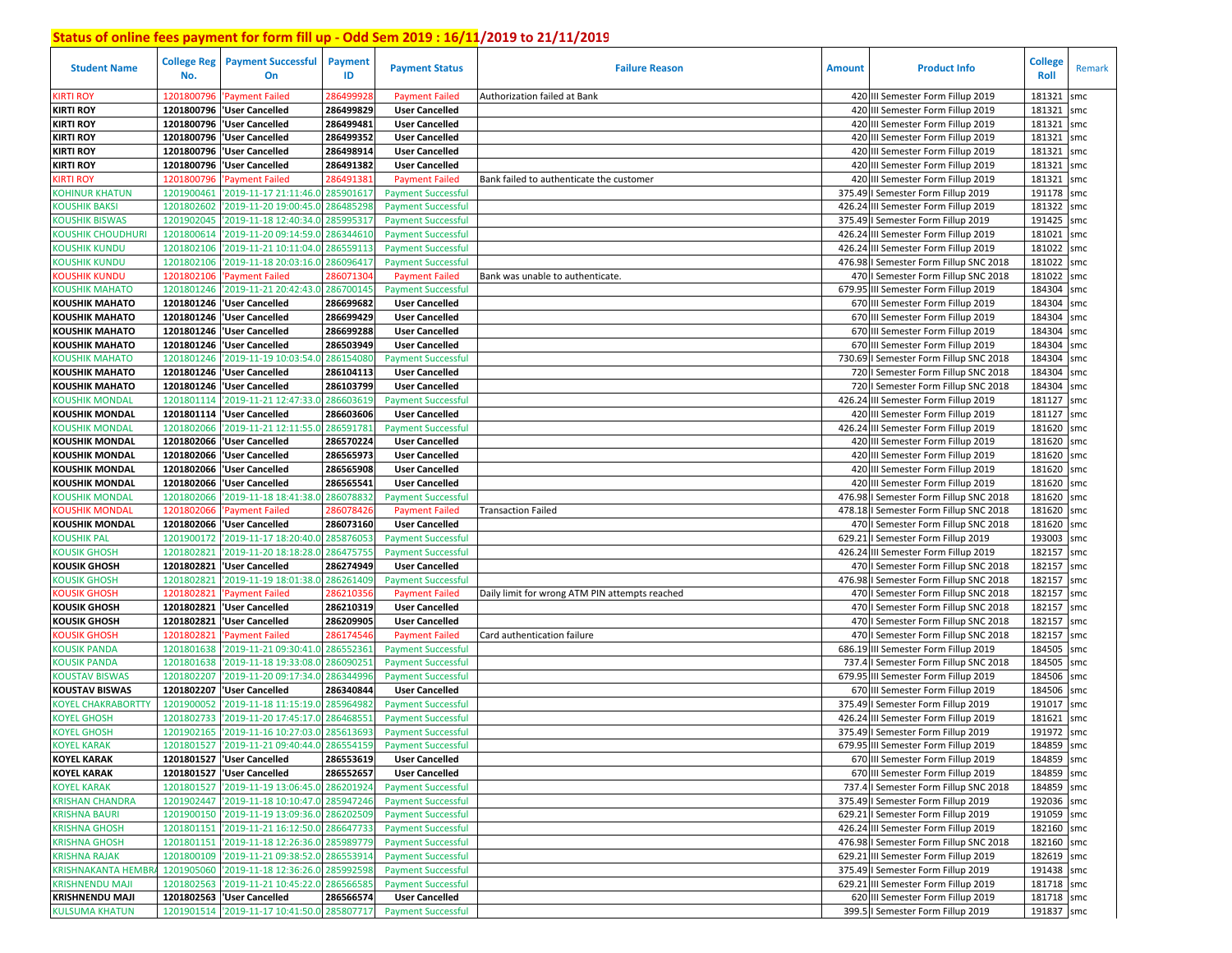## Status of online fees payment for form fill up - Odd Sem 2019 : 16/11/2019 to 21/11/2019

| Student Name | College Reg No. | Payment Successful On | Payment ID | Payment Status | Failure Reason | Amount | Product Info | College Roll | Remark |
|---|---|---|---|---|---|---|---|---|---|
| KIRTI ROY | 1201800796 | 'Payment Failed | 286499928 | Payment Failed | Authorization failed at Bank | 420 | III Semester Form Fillup 2019 | 181321 | smc |
| KIRTI ROY | 1201800796 | 'User Cancelled | 286499829 | User Cancelled | | 420 | III Semester Form Fillup 2019 | 181321 | smc |
| KIRTI ROY | 1201800796 | 'User Cancelled | 286499481 | User Cancelled | | 420 | III Semester Form Fillup 2019 | 181321 | smc |
| KIRTI ROY | 1201800796 | 'User Cancelled | 286499352 | User Cancelled | | 420 | III Semester Form Fillup 2019 | 181321 | smc |
| KIRTI ROY | 1201800796 | 'User Cancelled | 286498914 | User Cancelled | | 420 | III Semester Form Fillup 2019 | 181321 | smc |
| KIRTI ROY | 1201800796 | 'User Cancelled | 286491382 | User Cancelled | | 420 | III Semester Form Fillup 2019 | 181321 | smc |
| KIRTI ROY | 1201800796 | 'Payment Failed | 286491381 | Payment Failed | Bank failed to authenticate the customer | 420 | III Semester Form Fillup 2019 | 181321 | smc |
| KOHINUR KHATUN | 1201900461 | '2019-11-17 21:11:46.0 | 285901617 | Payment Successful | | 375.49 | I Semester Form Fillup 2019 | 191178 | smc |
| KOUSHIK BAKSI | 1201802602 | '2019-11-20 19:00:45.0 | 286485298 | Payment Successful | | 426.24 | III Semester Form Fillup 2019 | 181322 | smc |
| KOUSHIK BISWAS | 1201902045 | '2019-11-18 12:40:34.0 | 285995317 | Payment Successful | | 375.49 | I Semester Form Fillup 2019 | 191425 | smc |
| KOUSHIK CHOUDHURI | 1201800614 | '2019-11-20 09:14:59.0 | 286344610 | Payment Successful | | 426.24 | III Semester Form Fillup 2019 | 181021 | smc |
| KOUSHIK KUNDU | 1201802106 | '2019-11-21 10:11:04.0 | 286559113 | Payment Successful | | 426.24 | III Semester Form Fillup 2019 | 181022 | smc |
| KOUSHIK KUNDU | 1201802106 | '2019-11-18 20:03:16.0 | 286096417 | Payment Successful | | 476.98 | I Semester Form Fillup SNC 2018 | 181022 | smc |
| KOUSHIK KUNDU | 1201802106 | 'Payment Failed | 286071304 | Payment Failed | Bank was unable to authenticate. | 470 | I Semester Form Fillup SNC 2018 | 181022 | smc |
| KOUSHIK MAHATO | 1201801246 | '2019-11-21 20:42:43.0 | 286700145 | Payment Successful | | 679.95 | III Semester Form Fillup 2019 | 184304 | smc |
| KOUSHIK MAHATO | 1201801246 | 'User Cancelled | 286699682 | User Cancelled | | 670 | III Semester Form Fillup 2019 | 184304 | smc |
| KOUSHIK MAHATO | 1201801246 | 'User Cancelled | 286699429 | User Cancelled | | 670 | III Semester Form Fillup 2019 | 184304 | smc |
| KOUSHIK MAHATO | 1201801246 | 'User Cancelled | 286699288 | User Cancelled | | 670 | III Semester Form Fillup 2019 | 184304 | smc |
| KOUSHIK MAHATO | 1201801246 | 'User Cancelled | 286503949 | User Cancelled | | 670 | III Semester Form Fillup 2019 | 184304 | smc |
| KOUSHIK MAHATO | 1201801246 | '2019-11-19 10:03:54.0 | 286154080 | Payment Successful | | 730.69 | I Semester Form Fillup SNC 2018 | 184304 | smc |
| KOUSHIK MAHATO | 1201801246 | 'User Cancelled | 286104113 | User Cancelled | | 720 | I Semester Form Fillup SNC 2018 | 184304 | smc |
| KOUSHIK MAHATO | 1201801246 | 'User Cancelled | 286103799 | User Cancelled | | 720 | I Semester Form Fillup SNC 2018 | 184304 | smc |
| KOUSHIK MONDAL | 1201801114 | '2019-11-21 12:47:33.0 | 286603619 | Payment Successful | | 426.24 | III Semester Form Fillup 2019 | 181127 | smc |
| KOUSHIK MONDAL | 1201801114 | 'User Cancelled | 286603606 | User Cancelled | | 420 | III Semester Form Fillup 2019 | 181127 | smc |
| KOUSHIK MONDAL | 1201802066 | '2019-11-21 12:11:55.0 | 286591781 | Payment Successful | | 426.24 | III Semester Form Fillup 2019 | 181620 | smc |
| KOUSHIK MONDAL | 1201802066 | 'User Cancelled | 286570224 | User Cancelled | | 420 | III Semester Form Fillup 2019 | 181620 | smc |
| KOUSHIK MONDAL | 1201802066 | 'User Cancelled | 286565973 | User Cancelled | | 420 | III Semester Form Fillup 2019 | 181620 | smc |
| KOUSHIK MONDAL | 1201802066 | 'User Cancelled | 286565908 | User Cancelled | | 420 | III Semester Form Fillup 2019 | 181620 | smc |
| KOUSHIK MONDAL | 1201802066 | 'User Cancelled | 286565541 | User Cancelled | | 420 | III Semester Form Fillup 2019 | 181620 | smc |
| KOUSHIK MONDAL | 1201802066 | '2019-11-18 18:41:38.0 | 286078832 | Payment Successful | | 476.98 | I Semester Form Fillup SNC 2018 | 181620 | smc |
| KOUSHIK MONDAL | 1201802066 | 'Payment Failed | 286078426 | Payment Failed | Transaction Failed | 478.18 | I Semester Form Fillup SNC 2018 | 181620 | smc |
| KOUSHIK MONDAL | 1201802066 | 'User Cancelled | 286073160 | User Cancelled | | 470 | I Semester Form Fillup SNC 2018 | 181620 | smc |
| KOUSHIK PAL | 1201900172 | '2019-11-17 18:20:40.0 | 285876053 | Payment Successful | | 629.21 | I Semester Form Fillup 2019 | 193003 | smc |
| KOUSIK GHOSH | 1201802821 | '2019-11-20 18:18:28.0 | 286475755 | Payment Successful | | 426.24 | III Semester Form Fillup 2019 | 182157 | smc |
| KOUSIK GHOSH | 1201802821 | 'User Cancelled | 286274949 | User Cancelled | | 470 | I Semester Form Fillup SNC 2018 | 182157 | smc |
| KOUSIK GHOSH | 1201802821 | '2019-11-19 18:01:38.0 | 286261409 | Payment Successful | | 476.98 | I Semester Form Fillup SNC 2018 | 182157 | smc |
| KOUSIK GHOSH | 1201802821 | 'Payment Failed | 286210356 | Payment Failed | Daily limit for wrong ATM PIN attempts reached | 470 | I Semester Form Fillup SNC 2018 | 182157 | smc |
| KOUSIK GHOSH | 1201802821 | 'User Cancelled | 286210319 | User Cancelled | | 470 | I Semester Form Fillup SNC 2018 | 182157 | smc |
| KOUSIK GHOSH | 1201802821 | 'User Cancelled | 286209905 | User Cancelled | | 470 | I Semester Form Fillup SNC 2018 | 182157 | smc |
| KOUSIK GHOSH | 1201802821 | 'Payment Failed | 286174546 | Payment Failed | Card authentication failure | 470 | I Semester Form Fillup SNC 2018 | 182157 | smc |
| KOUSIK PANDA | 1201801638 | '2019-11-21 09:30:41.0 | 286552361 | Payment Successful | | 686.19 | III Semester Form Fillup 2019 | 184505 | smc |
| KOUSIK PANDA | 1201801638 | '2019-11-18 19:33:08.0 | 286090251 | Payment Successful | | 737.4 | I Semester Form Fillup SNC 2018 | 184505 | smc |
| KOUSTAV BISWAS | 1201802207 | '2019-11-20 09:17:34.0 | 286344996 | Payment Successful | | 679.95 | III Semester Form Fillup 2019 | 184506 | smc |
| KOUSTAV BISWAS | 1201802207 | 'User Cancelled | 286340844 | User Cancelled | | 670 | III Semester Form Fillup 2019 | 184506 | smc |
| KOYEL CHAKRABORTTY | 1201900052 | '2019-11-18 11:15:19.0 | 285964982 | Payment Successful | | 375.49 | I Semester Form Fillup 2019 | 191017 | smc |
| KOYEL GHOSH | 1201802733 | '2019-11-20 17:45:17.0 | 286468551 | Payment Successful | | 426.24 | III Semester Form Fillup 2019 | 181621 | smc |
| KOYEL GHOSH | 1201902165 | '2019-11-16 10:27:03.0 | 285613693 | Payment Successful | | 375.49 | I Semester Form Fillup 2019 | 191972 | smc |
| KOYEL KARAK | 1201801527 | '2019-11-21 09:40:44.0 | 286554159 | Payment Successful | | 679.95 | III Semester Form Fillup 2019 | 184859 | smc |
| KOYEL KARAK | 1201801527 | 'User Cancelled | 286553619 | User Cancelled | | 670 | III Semester Form Fillup 2019 | 184859 | smc |
| KOYEL KARAK | 1201801527 | 'User Cancelled | 286552657 | User Cancelled | | 670 | III Semester Form Fillup 2019 | 184859 | smc |
| KOYEL KARAK | 1201801527 | '2019-11-19 13:06:45.0 | 286201924 | Payment Successful | | 737.4 | I Semester Form Fillup SNC 2018 | 184859 | smc |
| KRISHAN CHANDRA | 1201902447 | '2019-11-18 10:10:47.0 | 285947246 | Payment Successful | | 375.49 | I Semester Form Fillup 2019 | 192036 | smc |
| KRISHNA BAURI | 1201900150 | '2019-11-19 13:09:36.0 | 286202509 | Payment Successful | | 629.21 | I Semester Form Fillup 2019 | 191059 | smc |
| KRISHNA GHOSH | 1201801151 | '2019-11-21 16:12:50.0 | 286647733 | Payment Successful | | 426.24 | III Semester Form Fillup 2019 | 182160 | smc |
| KRISHNA GHOSH | 1201801151 | '2019-11-18 12:26:36.0 | 285989779 | Payment Successful | | 476.98 | I Semester Form Fillup SNC 2018 | 182160 | smc |
| KRISHNA RAJAK | 1201800109 | '2019-11-21 09:38:52.0 | 286553914 | Payment Successful | | 629.21 | III Semester Form Fillup 2019 | 182619 | smc |
| KRISHNAKANTA HEMBRA | 1201905060 | '2019-11-18 12:36:26.0 | 285992598 | Payment Successful | | 375.49 | I Semester Form Fillup 2019 | 191438 | smc |
| KRISHNENDU MAJI | 1201802563 | '2019-11-21 10:45:22.0 | 286566585 | Payment Successful | | 629.21 | III Semester Form Fillup 2019 | 181718 | smc |
| KRISHNENDU MAJI | 1201802563 | 'User Cancelled | 286566574 | User Cancelled | | 620 | III Semester Form Fillup 2019 | 181718 | smc |
| KULSUMA KHATUN | 1201901514 | '2019-11-17 10:41:50.0 | 285807717 | Payment Successful | | 399.5 | I Semester Form Fillup 2019 | 191837 | smc |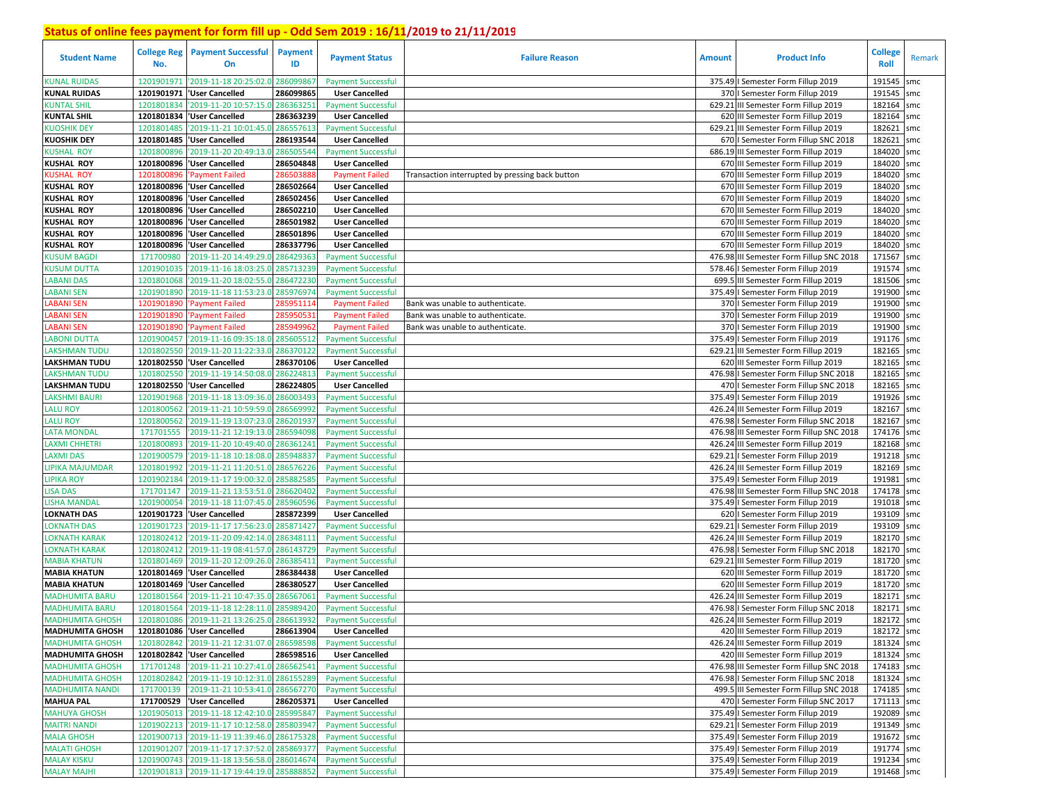## Status of online fees payment for form fill up - Odd Sem 2019 : 16/11/2019 to 21/11/2019

| Student Name | College Reg No. | Payment Successful On | Payment ID | Payment Status | Failure Reason | Amount | Product Info | College Roll | Remark |
|---|---|---|---|---|---|---|---|---|---|
| KUNAL RUIDAS | 1201901971 | '2019-11-18 20:25:02.0 | 286099867 | Payment Successful | | 375.49 | I Semester Form Fillup 2019 | 191545 | smc |
| **KUNAL RUIDAS** | **1201901971** | **'User Cancelled** | **286099865** | **User Cancelled** | | 370 | I Semester Form Fillup 2019 | 191545 | smc |
| KUNTAL SHIL | 1201801834 | '2019-11-20 10:57:15.0 | 286363251 | Payment Successful | | 629.21 | III Semester Form Fillup 2019 | 182164 | smc |
| **KUNTAL SHIL** | **1201801834** | **'User Cancelled** | **286363239** | **User Cancelled** | | 620 | III Semester Form Fillup 2019 | 182164 | smc |
| KUOSHIK DEY | 1201801485 | '2019-11-21 10:01:45.0 | 286557613 | Payment Successful | | 629.21 | III Semester Form Fillup 2019 | 182621 | smc |
| **KUOSHIK DEY** | **1201801485** | **'User Cancelled** | **286193544** | **User Cancelled** | | 670 | I Semester Form Fillup SNC 2018 | 182621 | smc |
| KUSHAL ROY | 1201800896 | '2019-11-20 20:49:13.0 | 286505544 | Payment Successful | | 686.19 | III Semester Form Fillup 2019 | 184020 | smc |
| **KUSHAL ROY** | **1201800896** | **'User Cancelled** | **286504848** | **User Cancelled** | | 670 | III Semester Form Fillup 2019 | 184020 | smc |
| KUSHAL ROY | 1201800896 | 'Payment Failed | 286503888 | Payment Failed | Transaction interrupted by pressing back button | 670 | III Semester Form Fillup 2019 | 184020 | smc |
| **KUSHAL ROY** | **1201800896** | **'User Cancelled** | **286502664** | **User Cancelled** | | 670 | III Semester Form Fillup 2019 | 184020 | smc |
| **KUSHAL ROY** | **1201800896** | **'User Cancelled** | **286502456** | **User Cancelled** | | 670 | III Semester Form Fillup 2019 | 184020 | smc |
| **KUSHAL ROY** | **1201800896** | **'User Cancelled** | **286502210** | **User Cancelled** | | 670 | III Semester Form Fillup 2019 | 184020 | smc |
| **KUSHAL ROY** | **1201800896** | **'User Cancelled** | **286501982** | **User Cancelled** | | 670 | III Semester Form Fillup 2019 | 184020 | smc |
| **KUSHAL ROY** | **1201800896** | **'User Cancelled** | **286501896** | **User Cancelled** | | 670 | III Semester Form Fillup 2019 | 184020 | smc |
| **KUSHAL ROY** | **1201800896** | **'User Cancelled** | **286337796** | **User Cancelled** | | 670 | III Semester Form Fillup 2019 | 184020 | smc |
| KUSUM BAGDI | 171700980 | '2019-11-20 14:49:29.0 | 286429363 | Payment Successful | | 476.98 | III Semester Form Fillup SNC 2018 | 171567 | smc |
| KUSUM DUTTA | 1201901035 | '2019-11-16 18:03:25.0 | 285713239 | Payment Successful | | 578.46 | I Semester Form Fillup 2019 | 191574 | smc |
| LABANI DAS | 1201801068 | '2019-11-20 18:02:55.0 | 286472230 | Payment Successful | | 699.5 | III Semester Form Fillup 2019 | 181506 | smc |
| LABANI SEN | 1201901890 | '2019-11-18 11:53:23.0 | 285976974 | Payment Successful | | 375.49 | I Semester Form Fillup 2019 | 191900 | smc |
| LABANI SEN | 1201901890 | 'Payment Failed | 285951114 | Payment Failed | Bank was unable to authenticate. | 370 | I Semester Form Fillup 2019 | 191900 | smc |
| LABANI SEN | 1201901890 | 'Payment Failed | 285950531 | Payment Failed | Bank was unable to authenticate. | 370 | I Semester Form Fillup 2019 | 191900 | smc |
| LABANI SEN | 1201901890 | 'Payment Failed | 285949962 | Payment Failed | Bank was unable to authenticate. | 370 | I Semester Form Fillup 2019 | 191900 | smc |
| LABONI DUTTA | 1201900457 | '2019-11-16 09:35:18.0 | 285605512 | Payment Successful | | 375.49 | I Semester Form Fillup 2019 | 191176 | smc |
| LAKSHMAN TUDU | 1201802550 | '2019-11-20 11:22:33.0 | 286370122 | Payment Successful | | 629.21 | III Semester Form Fillup 2019 | 182165 | smc |
| **LAKSHMAN TUDU** | **1201802550** | **'User Cancelled** | **286370106** | **User Cancelled** | | 620 | III Semester Form Fillup 2019 | 182165 | smc |
| LAKSHMAN TUDU | 1201802550 | '2019-11-19 14:50:08.0 | 286224813 | Payment Successful | | 476.98 | I Semester Form Fillup SNC 2018 | 182165 | smc |
| **LAKSHMAN TUDU** | **1201802550** | **'User Cancelled** | **286224805** | **User Cancelled** | | 470 | I Semester Form Fillup SNC 2018 | 182165 | smc |
| LAKSHMI BAURI | 1201901968 | '2019-11-18 13:09:36.0 | 286003493 | Payment Successful | | 375.49 | I Semester Form Fillup 2019 | 191926 | smc |
| LALU ROY | 1201800562 | '2019-11-21 10:59:59.0 | 286569992 | Payment Successful | | 426.24 | III Semester Form Fillup 2019 | 182167 | smc |
| LALU ROY | 1201800562 | '2019-11-19 13:07:23.0 | 286201937 | Payment Successful | | 476.98 | I Semester Form Fillup SNC 2018 | 182167 | smc |
| LATA MONDAL | 171701555 | '2019-11-21 12:19:13.0 | 286594098 | Payment Successful | | 476.98 | III Semester Form Fillup SNC 2018 | 174176 | smc |
| LAXMI CHHETRI | 1201800893 | '2019-11-20 10:49:40.0 | 286361241 | Payment Successful | | 426.24 | III Semester Form Fillup 2019 | 182168 | smc |
| LAXMI DAS | 1201900579 | '2019-11-18 10:18:08.0 | 285948837 | Payment Successful | | 629.21 | I Semester Form Fillup 2019 | 191218 | smc |
| LIPIKA MAJUMDAR | 1201801992 | '2019-11-21 11:20:51.0 | 286576226 | Payment Successful | | 426.24 | III Semester Form Fillup 2019 | 182169 | smc |
| LIPIKA ROY | 1201902184 | '2019-11-17 19:00:32.0 | 285882585 | Payment Successful | | 375.49 | I Semester Form Fillup 2019 | 191981 | smc |
| LISA DAS | 171701147 | '2019-11-21 13:53:51.0 | 286620402 | Payment Successful | | 476.98 | III Semester Form Fillup SNC 2018 | 174178 | smc |
| LISHA MANDAL | 1201900054 | '2019-11-18 11:07:45.0 | 285960596 | Payment Successful | | 375.49 | I Semester Form Fillup 2019 | 191018 | smc |
| **LOKNATH DAS** | **1201901723** | **'User Cancelled** | **285872399** | **User Cancelled** | | 620 | I Semester Form Fillup 2019 | 193109 | smc |
| LOKNATH DAS | 1201901723 | '2019-11-17 17:56:23.0 | 285871427 | Payment Successful | | 629.21 | I Semester Form Fillup 2019 | 193109 | smc |
| LOKNATH KARAK | 1201802412 | '2019-11-20 09:42:14.0 | 286348111 | Payment Successful | | 426.24 | III Semester Form Fillup 2019 | 182170 | smc |
| LOKNATH KARAK | 1201802412 | '2019-11-19 08:41:57.0 | 286143729 | Payment Successful | | 476.98 | I Semester Form Fillup SNC 2018 | 182170 | smc |
| MABIA KHATUN | 1201801469 | '2019-11-20 12:09:26.0 | 286385411 | Payment Successful | | 629.21 | III Semester Form Fillup 2019 | 181720 | smc |
| **MABIA KHATUN** | **1201801469** | **'User Cancelled** | **286384438** | **User Cancelled** | | 620 | III Semester Form Fillup 2019 | 181720 | smc |
| **MABIA KHATUN** | **1201801469** | **'User Cancelled** | **286380527** | **User Cancelled** | | 620 | III Semester Form Fillup 2019 | 181720 | smc |
| MADHUMITA BARU | 1201801564 | '2019-11-21 10:47:35.0 | 286567061 | Payment Successful | | 426.24 | III Semester Form Fillup 2019 | 182171 | smc |
| MADHUMITA BARU | 1201801564 | '2019-11-18 12:28:11.0 | 285989420 | Payment Successful | | 476.98 | I Semester Form Fillup SNC 2018 | 182171 | smc |
| MADHUMITA GHOSH | 1201801086 | '2019-11-21 13:26:25.0 | 286613932 | Payment Successful | | 426.24 | III Semester Form Fillup 2019 | 182172 | smc |
| **MADHUMITA GHOSH** | **1201801086** | **'User Cancelled** | **286613904** | **User Cancelled** | | 420 | III Semester Form Fillup 2019 | 182172 | smc |
| MADHUMITA GHOSH | 1201802842 | '2019-11-21 12:31:07.0 | 286598598 | Payment Successful | | 426.24 | III Semester Form Fillup 2019 | 181324 | smc |
| **MADHUMITA GHOSH** | **1201802842** | **'User Cancelled** | **286598516** | **User Cancelled** | | 420 | III Semester Form Fillup 2019 | 181324 | smc |
| MADHUMITA GHOSH | 171701248 | '2019-11-21 10:27:41.0 | 286562541 | Payment Successful | | 476.98 | III Semester Form Fillup SNC 2018 | 174183 | smc |
| MADHUMITA GHOSH | 1201802842 | '2019-11-19 10:12:31.0 | 286155289 | Payment Successful | | 476.98 | I Semester Form Fillup SNC 2018 | 181324 | smc |
| MADHUMITA NANDI | 171700139 | '2019-11-21 10:53:41.0 | 286567270 | Payment Successful | | 499.5 | III Semester Form Fillup SNC 2018 | 174185 | smc |
| **MAHUA PAL** | **171700529** | **'User Cancelled** | **286205371** | **User Cancelled** | | 470 | I Semester Form Fillup SNC 2017 | 171113 | smc |
| MAHUYA GHOSH | 1201905013 | '2019-11-18 12:42:10.0 | 285995847 | Payment Successful | | 375.49 | I Semester Form Fillup 2019 | 192089 | smc |
| MAITRI NANDI | 1201902213 | '2019-11-17 10:12:58.0 | 285803947 | Payment Successful | | 629.21 | I Semester Form Fillup 2019 | 191349 | smc |
| MALA GHOSH | 1201900713 | '2019-11-19 11:39:46.0 | 286175328 | Payment Successful | | 375.49 | I Semester Form Fillup 2019 | 191672 | smc |
| MALATI GHOSH | 1201901207 | '2019-11-17 17:37:52.0 | 285869377 | Payment Successful | | 375.49 | I Semester Form Fillup 2019 | 191774 | smc |
| MALAY KISKU | 1201900743 | '2019-11-18 13:56:58.0 | 286014674 | Payment Successful | | 375.49 | I Semester Form Fillup 2019 | 191234 | smc |
| MALAY MAJHI | 1201901813 | '2019-11-17 19:44:19.0 | 285888852 | Payment Successful | | 375.49 | I Semester Form Fillup 2019 | 191468 | smc |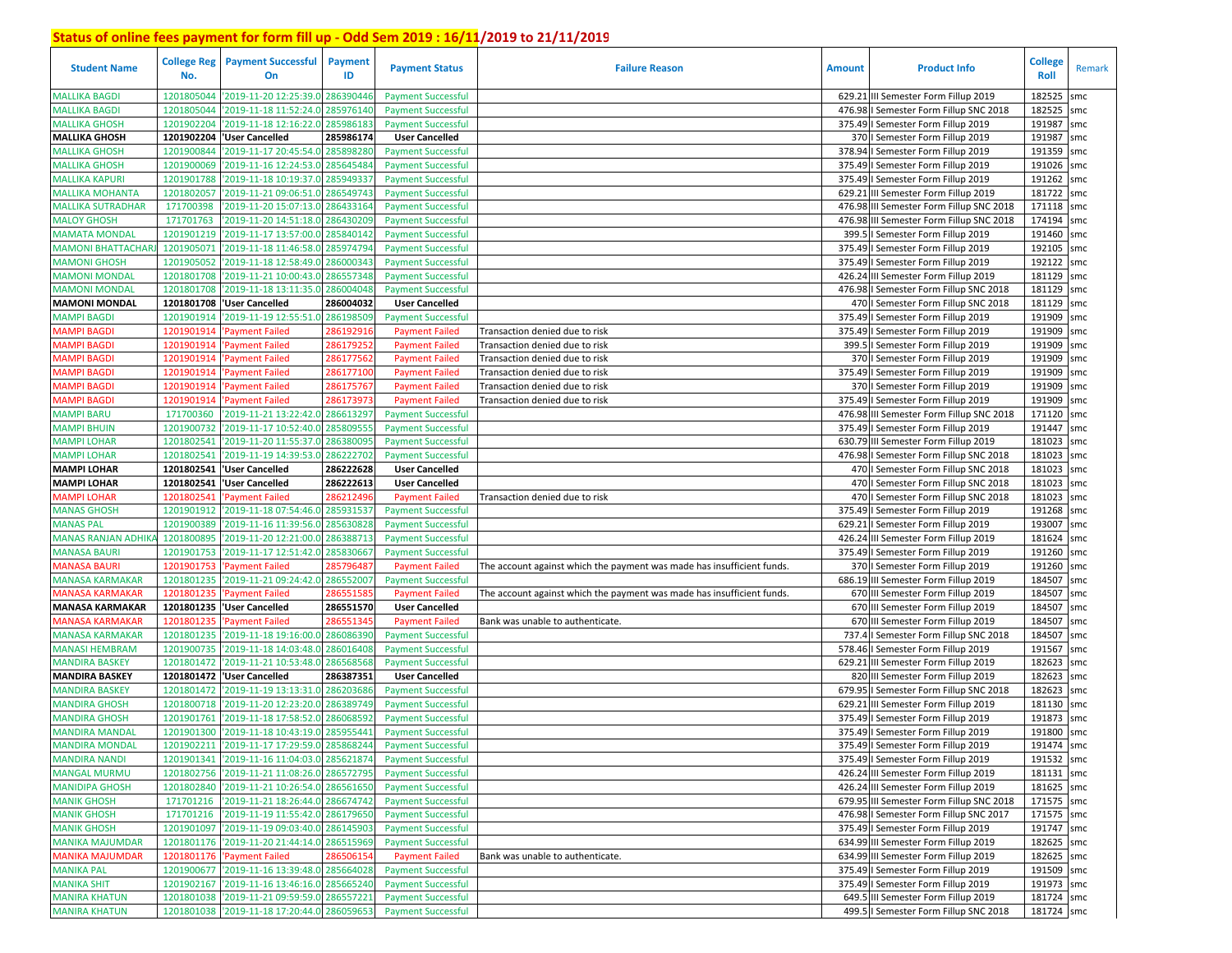# Status of online fees payment for form fill up - Odd Sem 2019 : 16/11/2019 to 21/11/2019

| Student Name | College Reg No. | Payment Successful On | Payment ID | Payment Status | Failure Reason | Amount | Product Info | College Roll | Remark |
|---|---|---|---|---|---|---|---|---|---|
| MALLIKA BAGDI | 1201805044 | '2019-11-20 12:25:39.0 | 286390446 | Payment Successful | | 629.21 | III Semester Form Fillup 2019 | 182525 | smc |
| MALLIKA BAGDI | 1201805044 | '2019-11-18 11:52:24.0 | 285976140 | Payment Successful | | 476.98 | I Semester Form Fillup SNC 2018 | 182525 | smc |
| MALLIKA GHOSH | 1201902204 | '2019-11-18 12:16:22.0 | 285986183 | Payment Successful | | 375.49 | I Semester Form Fillup 2019 | 191987 | smc |
| **MALLIKA GHOSH** | **1201902204** | **'User Cancelled** | **285986174** | **User Cancelled** | | 370 | I Semester Form Fillup 2019 | 191987 | smc |
| MALLIKA GHOSH | 1201900844 | '2019-11-17 20:45:54.0 | 285898280 | Payment Successful | | 378.94 | I Semester Form Fillup 2019 | 191359 | smc |
| MALLIKA GHOSH | 1201900069 | '2019-11-16 12:24:53.0 | 285645484 | Payment Successful | | 375.49 | I Semester Form Fillup 2019 | 191026 | smc |
| MALLIKA KAPURI | 1201901788 | '2019-11-18 10:19:37.0 | 285949337 | Payment Successful | | 375.49 | I Semester Form Fillup 2019 | 191262 | smc |
| MALLIKA MOHANTA | 1201802057 | '2019-11-21 09:06:51.0 | 286549743 | Payment Successful | | 629.21 | III Semester Form Fillup 2019 | 181722 | smc |
| MALLIKA SUTRADHAR | 171700398 | '2019-11-20 15:07:13.0 | 286433164 | Payment Successful | | 476.98 | III Semester Form Fillup SNC 2018 | 171118 | smc |
| MALOY GHOSH | 171701763 | '2019-11-20 14:51:18.0 | 286430209 | Payment Successful | | 476.98 | III Semester Form Fillup SNC 2018 | 174194 | smc |
| MAMATA MONDAL | 1201901219 | '2019-11-17 13:57:00.0 | 285840142 | Payment Successful | | 399.5 | I Semester Form Fillup 2019 | 191460 | smc |
| MAMONI BHATTACHARJ | 1201905071 | '2019-11-18 11:46:58.0 | 285974794 | Payment Successful | | 375.49 | I Semester Form Fillup 2019 | 192105 | smc |
| MAMONI GHOSH | 1201905052 | '2019-11-18 12:58:49.0 | 286000343 | Payment Successful | | 375.49 | I Semester Form Fillup 2019 | 192122 | smc |
| MAMONI MONDAL | 1201801708 | '2019-11-21 10:00:43.0 | 286557348 | Payment Successful | | 426.24 | III Semester Form Fillup 2019 | 181129 | smc |
| MAMONI MONDAL | 1201801708 | '2019-11-18 13:11:35.0 | 286004048 | Payment Successful | | 476.98 | I Semester Form Fillup SNC 2018 | 181129 | smc |
| **MAMONI MONDAL** | **1201801708** | **'User Cancelled** | **286004032** | **User Cancelled** | | 470 | I Semester Form Fillup SNC 2018 | 181129 | smc |
| MAMPI BAGDI | 1201901914 | '2019-11-19 12:55:51.0 | 286198509 | Payment Successful | | 375.49 | I Semester Form Fillup 2019 | 191909 | smc |
| MAMPI BAGDI | 1201901914 | 'Payment Failed | 286192916 | Payment Failed | Transaction denied due to risk | 375.49 | I Semester Form Fillup 2019 | 191909 | smc |
| MAMPI BAGDI | 1201901914 | 'Payment Failed | 286179252 | Payment Failed | Transaction denied due to risk | 399.5 | I Semester Form Fillup 2019 | 191909 | smc |
| MAMPI BAGDI | 1201901914 | 'Payment Failed | 286177562 | Payment Failed | Transaction denied due to risk | 370 | I Semester Form Fillup 2019 | 191909 | smc |
| MAMPI BAGDI | 1201901914 | 'Payment Failed | 286177100 | Payment Failed | Transaction denied due to risk | 375.49 | I Semester Form Fillup 2019 | 191909 | smc |
| MAMPI BAGDI | 1201901914 | 'Payment Failed | 286175767 | Payment Failed | Transaction denied due to risk | 370 | I Semester Form Fillup 2019 | 191909 | smc |
| MAMPI BAGDI | 1201901914 | 'Payment Failed | 286173973 | Payment Failed | Transaction denied due to risk | 375.49 | I Semester Form Fillup 2019 | 191909 | smc |
| MAMPI BARU | 171700360 | '2019-11-21 13:22:42.0 | 286613297 | Payment Successful | | 476.98 | III Semester Form Fillup SNC 2018 | 171120 | smc |
| MAMPI BHUIN | 1201900732 | '2019-11-17 10:52:40.0 | 285809555 | Payment Successful | | 375.49 | I Semester Form Fillup 2019 | 191447 | smc |
| MAMPI LOHAR | 1201802541 | '2019-11-20 11:55:37.0 | 286380095 | Payment Successful | | 630.79 | III Semester Form Fillup 2019 | 181023 | smc |
| MAMPI LOHAR | 1201802541 | '2019-11-19 14:39:53.0 | 286222702 | Payment Successful | | 476.98 | I Semester Form Fillup SNC 2018 | 181023 | smc |
| **MAMPI LOHAR** | **1201802541** | **'User Cancelled** | **286222628** | **User Cancelled** | | 470 | I Semester Form Fillup SNC 2018 | 181023 | smc |
| **MAMPI LOHAR** | **1201802541** | **'User Cancelled** | **286222613** | **User Cancelled** | | 470 | I Semester Form Fillup SNC 2018 | 181023 | smc |
| MAMPI LOHAR | 1201802541 | 'Payment Failed | 286212496 | Payment Failed | Transaction denied due to risk | 470 | I Semester Form Fillup SNC 2018 | 181023 | smc |
| MANAS GHOSH | 1201901912 | '2019-11-18 07:54:46.0 | 285931537 | Payment Successful | | 375.49 | I Semester Form Fillup 2019 | 191268 | smc |
| MANAS PAL | 1201900389 | '2019-11-16 11:39:56.0 | 285630828 | Payment Successful | | 629.21 | I Semester Form Fillup 2019 | 193007 | smc |
| MANAS RANJAN ADHIKA | 1201800895 | '2019-11-20 12:21:00.0 | 286388713 | Payment Successful | | 426.24 | III Semester Form Fillup 2019 | 181624 | smc |
| MANASA BAURI | 1201901753 | '2019-11-17 12:51:42.0 | 285830667 | Payment Successful | | 375.49 | I Semester Form Fillup 2019 | 191260 | smc |
| MANASA BAURI | 1201901753 | 'Payment Failed | 285796487 | Payment Failed | The account against which the payment was made has insufficient funds. | 370 | I Semester Form Fillup 2019 | 191260 | smc |
| MANASA KARMAKAR | 1201801235 | '2019-11-21 09:24:42.0 | 286552007 | Payment Successful | | 686.19 | III Semester Form Fillup 2019 | 184507 | smc |
| MANASA KARMAKAR | 1201801235 | 'Payment Failed | 286551585 | Payment Failed | The account against which the payment was made has insufficient funds. | 670 | III Semester Form Fillup 2019 | 184507 | smc |
| **MANASA KARMAKAR** | **1201801235** | **'User Cancelled** | **286551570** | **User Cancelled** | | 670 | III Semester Form Fillup 2019 | 184507 | smc |
| MANASA KARMAKAR | 1201801235 | 'Payment Failed | 286551345 | Payment Failed | Bank was unable to authenticate. | 670 | III Semester Form Fillup 2019 | 184507 | smc |
| MANASA KARMAKAR | 1201801235 | '2019-11-18 19:16:00.0 | 286086390 | Payment Successful | | 737.4 | I Semester Form Fillup SNC 2018 | 184507 | smc |
| MANASI HEMBRAM | 1201900735 | '2019-11-18 14:03:48.0 | 286016408 | Payment Successful | | 578.46 | I Semester Form Fillup 2019 | 191567 | smc |
| MANDIRA BASKEY | 1201801472 | '2019-11-21 10:53:48.0 | 286568568 | Payment Successful | | 629.21 | III Semester Form Fillup 2019 | 182623 | smc |
| **MANDIRA BASKEY** | **1201801472** | **'User Cancelled** | **286387351** | **User Cancelled** | | 820 | III Semester Form Fillup 2019 | 182623 | smc |
| MANDIRA BASKEY | 1201801472 | '2019-11-19 13:13:31.0 | 286203686 | Payment Successful | | 679.95 | I Semester Form Fillup SNC 2018 | 182623 | smc |
| MANDIRA GHOSH | 1201800718 | '2019-11-20 12:23:20.0 | 286389749 | Payment Successful | | 629.21 | III Semester Form Fillup 2019 | 181130 | smc |
| MANDIRA GHOSH | 1201901761 | '2019-11-18 17:58:52.0 | 286068592 | Payment Successful | | 375.49 | I Semester Form Fillup 2019 | 191873 | smc |
| MANDIRA MANDAL | 1201901300 | '2019-11-18 10:43:19.0 | 285955441 | Payment Successful | | 375.49 | I Semester Form Fillup 2019 | 191800 | smc |
| MANDIRA MONDAL | 1201902211 | '2019-11-17 17:29:59.0 | 285868244 | Payment Successful | | 375.49 | I Semester Form Fillup 2019 | 191474 | smc |
| MANDIRA NANDI | 1201901341 | '2019-11-16 11:04:03.0 | 285621874 | Payment Successful | | 375.49 | I Semester Form Fillup 2019 | 191532 | smc |
| MANGAL MURMU | 1201802756 | '2019-11-21 11:08:26.0 | 286572795 | Payment Successful | | 426.24 | III Semester Form Fillup 2019 | 181131 | smc |
| MANIDIPA GHOSH | 1201802840 | '2019-11-21 10:26:54.0 | 286561650 | Payment Successful | | 426.24 | III Semester Form Fillup 2019 | 181625 | smc |
| MANIK GHOSH | 171701216 | '2019-11-21 18:26:44.0 | 286674742 | Payment Successful | | 679.95 | III Semester Form Fillup SNC 2018 | 171575 | smc |
| MANIK GHOSH | 171701216 | '2019-11-19 11:55:42.0 | 286179650 | Payment Successful | | 476.98 | I Semester Form Fillup SNC 2017 | 171575 | smc |
| MANIK GHOSH | 1201901097 | '2019-11-19 09:03:40.0 | 286145903 | Payment Successful | | 375.49 | I Semester Form Fillup 2019 | 191747 | smc |
| MANIKA MAJUMDAR | 1201801176 | '2019-11-20 21:44:14.0 | 286515969 | Payment Successful | | 634.99 | III Semester Form Fillup 2019 | 182625 | smc |
| MANIKA MAJUMDAR | 1201801176 | 'Payment Failed | 286506154 | Payment Failed | Bank was unable to authenticate. | 634.99 | III Semester Form Fillup 2019 | 182625 | smc |
| MANIKA PAL | 1201900677 | '2019-11-16 13:39:48.0 | 285664028 | Payment Successful | | 375.49 | I Semester Form Fillup 2019 | 191509 | smc |
| MANIKA SHIT | 1201902167 | '2019-11-16 13:46:16.0 | 285665240 | Payment Successful | | 375.49 | I Semester Form Fillup 2019 | 191973 | smc |
| MANIRA KHATUN | 1201801038 | '2019-11-21 09:59:59.0 | 286557221 | Payment Successful | | 649.5 | III Semester Form Fillup 2019 | 181724 | smc |
| MANIRA KHATUN | 1201801038 | '2019-11-18 17:20:44.0 | 286059653 | Payment Successful | | 499.5 | I Semester Form Fillup SNC 2018 | 181724 | smc |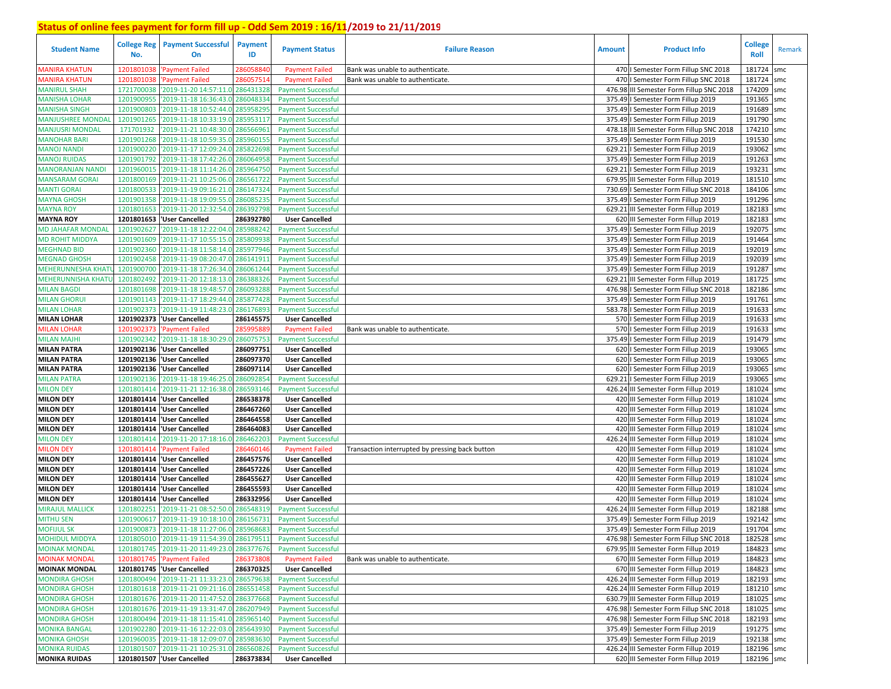## Status of online fees payment for form fill up - Odd Sem 2019 : 16/11/2019 to 21/11/2019

| Student Name | College Reg No. | Payment Successful On | Payment ID | Payment Status | Failure Reason | Amount | Product Info | College Roll | Remark |
|---|---|---|---|---|---|---|---|---|---|
| MANIRA KHATUN | 1201801038 | 'Payment Failed | 286058840 | Payment Failed | Bank was unable to authenticate. | 470 | I Semester Form Fillup SNC 2018 | 181724 | smc |
| MANIRA KHATUN | 1201801038 | 'Payment Failed | 286057514 | Payment Failed | Bank was unable to authenticate. | 470 | I Semester Form Fillup SNC 2018 | 181724 | smc |
| MANIRUL SHAH | 1721700038 | '2019-11-20 14:57:11.0 | 286431328 | Payment Successful | | 476.98 | III Semester Form Fillup SNC 2018 | 174209 | smc |
| MANISHA LOHAR | 1201900955 | '2019-11-18 16:36:43.0 | 286048334 | Payment Successful | | 375.49 | I Semester Form Fillup 2019 | 191365 | smc |
| MANISHA SINGH | 1201900803 | '2019-11-18 10:52:44.0 | 285958295 | Payment Successful | | 375.49 | I Semester Form Fillup 2019 | 191689 | smc |
| MANJUSHREE MONDAL | 1201901265 | '2019-11-18 10:33:19.0 | 285953117 | Payment Successful | | 375.49 | I Semester Form Fillup 2019 | 191790 | smc |
| MANJUSRI MONDAL | 171701932 | '2019-11-21 10:48:30.0 | 286566961 | Payment Successful | | 478.18 | III Semester Form Fillup SNC 2018 | 174210 | smc |
| MANOHAR BARI | 1201901268 | '2019-11-18 10:59:35.0 | 285960155 | Payment Successful | | 375.49 | I Semester Form Fillup 2019 | 191530 | smc |
| MANOJ NANDI | 1201900220 | '2019-11-17 12:09:24.0 | 285822698 | Payment Successful | | 629.21 | I Semester Form Fillup 2019 | 193062 | smc |
| MANOJ RUIDAS | 1201901792 | '2019-11-18 17:42:26.0 | 286064958 | Payment Successful | | 375.49 | I Semester Form Fillup 2019 | 191263 | smc |
| MANORANJAN NANDI | 1201960015 | '2019-11-18 11:14:26.0 | 285964750 | Payment Successful | | 629.21 | I Semester Form Fillup 2019 | 193231 | smc |
| MANSARAM GORAI | 1201800169 | '2019-11-21 10:25:06.0 | 286561722 | Payment Successful | | 679.95 | III Semester Form Fillup 2019 | 181510 | smc |
| MANTI GORAI | 1201800533 | '2019-11-19 09:16:21.0 | 286147324 | Payment Successful | | 730.69 | I Semester Form Fillup SNC 2018 | 184106 | smc |
| MAYNA GHOSH | 1201901358 | '2019-11-18 19:09:55.0 | 286085235 | Payment Successful | | 375.49 | I Semester Form Fillup 2019 | 191296 | smc |
| MAYNA ROY | 1201801653 | '2019-11-20 12:32:54.0 | 286392798 | Payment Successful | | 629.21 | III Semester Form Fillup 2019 | 182183 | smc |
| **MAYNA ROY** | **1201801653** | **'User Cancelled** | **286392780** | **User Cancelled** | | 620 | III Semester Form Fillup 2019 | 182183 | smc |
| MD JAHAFAR MONDAL | 1201902627 | '2019-11-18 12:22:04.0 | 285988242 | Payment Successful | | 375.49 | I Semester Form Fillup 2019 | 192075 | smc |
| MD ROHIT MIDDYA | 1201901609 | '2019-11-17 10:55:15.0 | 285809938 | Payment Successful | | 375.49 | I Semester Form Fillup 2019 | 191464 | smc |
| MEGHNAD BID | 1201902360 | '2019-11-18 11:58:14.0 | 285977946 | Payment Successful | | 375.49 | I Semester Form Fillup 2019 | 192019 | smc |
| MEGNAD GHOSH | 1201902458 | '2019-11-19 08:20:47.0 | 286141911 | Payment Successful | | 375.49 | I Semester Form Fillup 2019 | 192039 | smc |
| MEHERUNNESHA KHATU | 1201900700 | '2019-11-18 17:26:34.0 | 286061244 | Payment Successful | | 375.49 | I Semester Form Fillup 2019 | 191287 | smc |
| MEHERUNNISHA KHATU | 1201802492 | '2019-11-20 12:18:13.0 | 286388326 | Payment Successful | | 629.21 | III Semester Form Fillup 2019 | 181725 | smc |
| MILAN BAGDI | 1201801698 | '2019-11-18 19:48:57.0 | 286093288 | Payment Successful | | 476.98 | I Semester Form Fillup SNC 2018 | 182186 | smc |
| MILAN GHORUI | 1201901143 | '2019-11-17 18:29:44.0 | 285877428 | Payment Successful | | 375.49 | I Semester Form Fillup 2019 | 191761 | smc |
| MILAN LOHAR | 1201902373 | '2019-11-19 11:48:23.0 | 286176893 | Payment Successful | | 583.78 | I Semester Form Fillup 2019 | 191633 | smc |
| **MILAN LOHAR** | **1201902373** | **'User Cancelled** | **286145575** | **User Cancelled** | | 570 | I Semester Form Fillup 2019 | 191633 | smc |
| MILAN LOHAR | 1201902373 | 'Payment Failed | 285995889 | Payment Failed | Bank was unable to authenticate. | 570 | I Semester Form Fillup 2019 | 191633 | smc |
| MILAN MAJHI | 1201902342 | '2019-11-18 18:30:29.0 | 286075753 | Payment Successful | | 375.49 | I Semester Form Fillup 2019 | 191479 | smc |
| **MILAN PATRA** | **1201902136** | **'User Cancelled** | **286097751** | **User Cancelled** | | 620 | I Semester Form Fillup 2019 | 193065 | smc |
| **MILAN PATRA** | **1201902136** | **'User Cancelled** | **286097370** | **User Cancelled** | | 620 | I Semester Form Fillup 2019 | 193065 | smc |
| **MILAN PATRA** | **1201902136** | **'User Cancelled** | **286097114** | **User Cancelled** | | 620 | I Semester Form Fillup 2019 | 193065 | smc |
| MILAN PATRA | 1201902136 | '2019-11-18 19:46:25.0 | 286092854 | Payment Successful | | 629.21 | I Semester Form Fillup 2019 | 193065 | smc |
| MILON DEY | 1201801414 | '2019-11-21 12:16:38.0 | 286593146 | Payment Successful | | 426.24 | III Semester Form Fillup 2019 | 181024 | smc |
| **MILON DEY** | **1201801414** | **'User Cancelled** | **286538378** | **User Cancelled** | | 420 | III Semester Form Fillup 2019 | 181024 | smc |
| **MILON DEY** | **1201801414** | **'User Cancelled** | **286467260** | **User Cancelled** | | 420 | III Semester Form Fillup 2019 | 181024 | smc |
| **MILON DEY** | **1201801414** | **'User Cancelled** | **286464558** | **User Cancelled** | | 420 | III Semester Form Fillup 2019 | 181024 | smc |
| **MILON DEY** | **1201801414** | **'User Cancelled** | **286464083** | **User Cancelled** | | 420 | III Semester Form Fillup 2019 | 181024 | smc |
| MILON DEY | 1201801414 | '2019-11-20 17:18:16.0 | 286462203 | Payment Successful | | 426.24 | III Semester Form Fillup 2019 | 181024 | smc |
| MILON DEY | 1201801414 | 'Payment Failed | 286460146 | Payment Failed | Transaction interrupted by pressing back button | 420 | III Semester Form Fillup 2019 | 181024 | smc |
| **MILON DEY** | **1201801414** | **'User Cancelled** | **286457576** | **User Cancelled** | | 420 | III Semester Form Fillup 2019 | 181024 | smc |
| **MILON DEY** | **1201801414** | **'User Cancelled** | **286457226** | **User Cancelled** | | 420 | III Semester Form Fillup 2019 | 181024 | smc |
| **MILON DEY** | **1201801414** | **'User Cancelled** | **286455627** | **User Cancelled** | | 420 | III Semester Form Fillup 2019 | 181024 | smc |
| **MILON DEY** | **1201801414** | **'User Cancelled** | **286455593** | **User Cancelled** | | 420 | III Semester Form Fillup 2019 | 181024 | smc |
| **MILON DEY** | **1201801414** | **'User Cancelled** | **286332956** | **User Cancelled** | | 420 | III Semester Form Fillup 2019 | 181024 | smc |
| MIRAJUL MALLICK | 1201802251 | '2019-11-21 08:52:50.0 | 286548319 | Payment Successful | | 426.24 | III Semester Form Fillup 2019 | 182188 | smc |
| MITHU SEN | 1201900617 | '2019-11-19 10:18:10.0 | 286156731 | Payment Successful | | 375.49 | I Semester Form Fillup 2019 | 192142 | smc |
| MOFIJUL SK | 1201900873 | '2019-11-18 11:27:06.0 | 285968683 | Payment Successful | | 375.49 | I Semester Form Fillup 2019 | 191704 | smc |
| MOHIDUL MIDDYA | 1201805010 | '2019-11-19 11:54:39.0 | 286179511 | Payment Successful | | 476.98 | I Semester Form Fillup SNC 2018 | 182528 | smc |
| MOINAK MONDAL | 1201801745 | '2019-11-20 11:49:23.0 | 286377676 | Payment Successful | | 679.95 | III Semester Form Fillup 2019 | 184823 | smc |
| MOINAK MONDAL | 1201801745 | 'Payment Failed | 286373808 | Payment Failed | Bank was unable to authenticate. | 670 | III Semester Form Fillup 2019 | 184823 | smc |
| **MOINAK MONDAL** | **1201801745** | **'User Cancelled** | **286370325** | **User Cancelled** | | 670 | III Semester Form Fillup 2019 | 184823 | smc |
| MONDIRA GHOSH | 1201800494 | '2019-11-21 11:33:23.0 | 286579638 | Payment Successful | | 426.24 | III Semester Form Fillup 2019 | 182193 | smc |
| MONDIRA GHOSH | 1201801618 | '2019-11-21 09:21:16.0 | 286551458 | Payment Successful | | 426.24 | III Semester Form Fillup 2019 | 181210 | smc |
| MONDIRA GHOSH | 1201801676 | '2019-11-20 11:47:52.0 | 286377668 | Payment Successful | | 630.79 | III Semester Form Fillup 2019 | 181025 | smc |
| MONDIRA GHOSH | 1201801676 | '2019-11-19 13:31:47.0 | 286207949 | Payment Successful | | 476.98 | I Semester Form Fillup SNC 2018 | 181025 | smc |
| MONDIRA GHOSH | 1201800494 | '2019-11-18 11:15:41.0 | 285965140 | Payment Successful | | 476.98 | I Semester Form Fillup SNC 2018 | 182193 | smc |
| MONIKA BANGAL | 1201902280 | '2019-11-16 12:22:03.0 | 285643930 | Payment Successful | | 375.49 | I Semester Form Fillup 2019 | 191275 | smc |
| MONIKA GHOSH | 1201960035 | '2019-11-18 12:09:07.0 | 285983630 | Payment Successful | | 375.49 | I Semester Form Fillup 2019 | 192138 | smc |
| MONIKA RUIDAS | 1201801507 | '2019-11-21 10:25:31.0 | 286560826 | Payment Successful | | 426.24 | III Semester Form Fillup 2019 | 182196 | smc |
| **MONIKA RUIDAS** | **1201801507** | **'User Cancelled** | **286373834** | **User Cancelled** | | 620 | III Semester Form Fillup 2019 | 182196 | smc |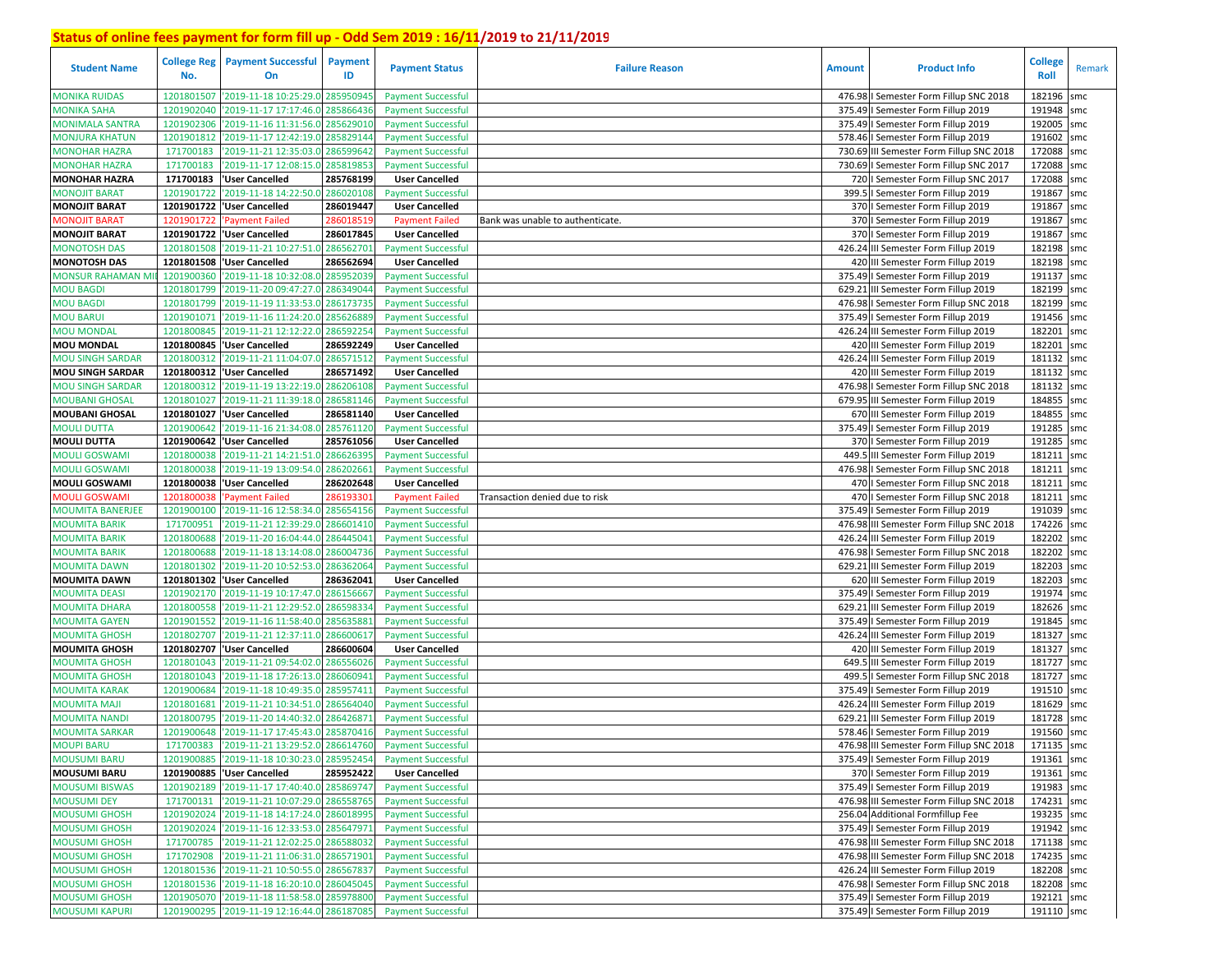## Status of online fees payment for form fill up - Odd Sem 2019 : 16/11/2019 to 21/11/2019

| Student Name | College Reg No. | Payment Successful On | Payment ID | Payment Status | Failure Reason | Amount | Product Info | College Roll | Remark |
|---|---|---|---|---|---|---|---|---|---|
| MONIKA RUIDAS | 1201801507 | '2019-11-18 10:25:29.0 | 285950945 | Payment Successful | | 476.98 | I Semester Form Fillup SNC 2018 | 182196 | smc |
| MONIKA SAHA | 1201902040 | '2019-11-17 17:17:46.0 | 285866436 | Payment Successful | | 375.49 | I Semester Form Fillup 2019 | 191948 | smc |
| MONIMALA SANTRA | 1201902306 | '2019-11-16 11:31:56.0 | 285629010 | Payment Successful | | 375.49 | I Semester Form Fillup 2019 | 192005 | smc |
| MONJURA KHATUN | 1201901812 | '2019-11-17 12:42:19.0 | 285829144 | Payment Successful | | 578.46 | I Semester Form Fillup 2019 | 191602 | smc |
| MONOHAR HAZRA | 171700183 | '2019-11-21 12:35:03.0 | 286599642 | Payment Successful | | 730.69 | III Semester Form Fillup SNC 2018 | 172088 | smc |
| MONOHAR HAZRA | 171700183 | '2019-11-17 12:08:15.0 | 285819853 | Payment Successful | | 730.69 | I Semester Form Fillup SNC 2017 | 172088 | smc |
| **MONOHAR HAZRA** | **171700183** | **'User Cancelled** | **285768199** | **User Cancelled** | | 720 | I Semester Form Fillup SNC 2017 | 172088 | smc |
| MONOJIT BARAT | 1201901722 | '2019-11-18 14:22:50.0 | 286020108 | Payment Successful | | 399.5 | I Semester Form Fillup 2019 | 191867 | smc |
| **MONOJIT BARAT** | **1201901722** | **'User Cancelled** | **286019447** | **User Cancelled** | | 370 | I Semester Form Fillup 2019 | 191867 | smc |
| MONOJIT BARAT | 1201901722 | 'Payment Failed | 286018519 | Payment Failed | Bank was unable to authenticate. | 370 | I Semester Form Fillup 2019 | 191867 | smc |
| **MONOJIT BARAT** | **1201901722** | **'User Cancelled** | **286017845** | **User Cancelled** | | 370 | I Semester Form Fillup 2019 | 191867 | smc |
| MONOTOSH DAS | 1201801508 | '2019-11-21 10:27:51.0 | 286562701 | Payment Successful | | 426.24 | III Semester Form Fillup 2019 | 182198 | smc |
| **MONOTOSH DAS** | **1201801508** | **'User Cancelled** | **286562694** | **User Cancelled** | | 420 | III Semester Form Fillup 2019 | 182198 | smc |
| MONSUR RAHAMAN MI | 1201900360 | '2019-11-18 10:32:08.0 | 285952039 | Payment Successful | | 375.49 | I Semester Form Fillup 2019 | 191137 | smc |
| MOU BAGDI | 1201801799 | '2019-11-20 09:47:27.0 | 286349044 | Payment Successful | | 629.21 | III Semester Form Fillup 2019 | 182199 | smc |
| MOU BAGDI | 1201801799 | '2019-11-19 11:33:53.0 | 286173735 | Payment Successful | | 476.98 | I Semester Form Fillup SNC 2018 | 182199 | smc |
| MOU BARUI | 1201901071 | '2019-11-16 11:24:20.0 | 285626889 | Payment Successful | | 375.49 | I Semester Form Fillup 2019 | 191456 | smc |
| MOU MONDAL | 1201800845 | '2019-11-21 12:12:22.0 | 286592254 | Payment Successful | | 426.24 | III Semester Form Fillup 2019 | 182201 | smc |
| **MOU MONDAL** | **1201800845** | **'User Cancelled** | **286592249** | **User Cancelled** | | 420 | III Semester Form Fillup 2019 | 182201 | smc |
| MOU SINGH SARDAR | 1201800312 | '2019-11-21 11:04:07.0 | 286571512 | Payment Successful | | 426.24 | III Semester Form Fillup 2019 | 181132 | smc |
| **MOU SINGH SARDAR** | **1201800312** | **'User Cancelled** | **286571492** | **User Cancelled** | | 420 | III Semester Form Fillup 2019 | 181132 | smc |
| MOU SINGH SARDAR | 1201800312 | '2019-11-19 13:22:19.0 | 286206108 | Payment Successful | | 476.98 | I Semester Form Fillup SNC 2018 | 181132 | smc |
| MOUBANI GHOSAL | 1201801027 | '2019-11-21 11:39:18.0 | 286581146 | Payment Successful | | 679.95 | III Semester Form Fillup 2019 | 184855 | smc |
| **MOUBANI GHOSAL** | **1201801027** | **'User Cancelled** | **286581140** | **User Cancelled** | | 670 | III Semester Form Fillup 2019 | 184855 | smc |
| MOULI DUTTA | 1201900642 | '2019-11-16 21:34:08.0 | 285761120 | Payment Successful | | 375.49 | I Semester Form Fillup 2019 | 191285 | smc |
| **MOULI DUTTA** | **1201900642** | **'User Cancelled** | **285761056** | **User Cancelled** | | 370 | I Semester Form Fillup 2019 | 191285 | smc |
| MOULI GOSWAMI | 1201800038 | '2019-11-21 14:21:51.0 | 286626395 | Payment Successful | | 449.5 | III Semester Form Fillup 2019 | 181211 | smc |
| MOULI GOSWAMI | 1201800038 | '2019-11-19 13:09:54.0 | 286202661 | Payment Successful | | 476.98 | I Semester Form Fillup SNC 2018 | 181211 | smc |
| **MOULI GOSWAMI** | **1201800038** | **'User Cancelled** | **286202648** | **User Cancelled** | | 470 | I Semester Form Fillup SNC 2018 | 181211 | smc |
| MOULI GOSWAMI | 1201800038 | 'Payment Failed | 286193301 | Payment Failed | Transaction denied due to risk | 470 | I Semester Form Fillup SNC 2018 | 181211 | smc |
| MOUMITA BANERJEE | 1201900100 | '2019-11-16 12:58:34.0 | 285654156 | Payment Successful | | 375.49 | I Semester Form Fillup 2019 | 191039 | smc |
| MOUMITA BARIK | 171700951 | '2019-11-21 12:39:29.0 | 286601410 | Payment Successful | | 476.98 | III Semester Form Fillup SNC 2018 | 174226 | smc |
| MOUMITA BARIK | 1201800688 | '2019-11-20 16:04:44.0 | 286445041 | Payment Successful | | 426.24 | III Semester Form Fillup 2019 | 182202 | smc |
| MOUMITA BARIK | 1201800688 | '2019-11-18 13:14:08.0 | 286004736 | Payment Successful | | 476.98 | I Semester Form Fillup SNC 2018 | 182202 | smc |
| MOUMITA DAWN | 1201801302 | '2019-11-20 10:52:53.0 | 286362064 | Payment Successful | | 629.21 | III Semester Form Fillup 2019 | 182203 | smc |
| **MOUMITA DAWN** | **1201801302** | **'User Cancelled** | **286362041** | **User Cancelled** | | 620 | III Semester Form Fillup 2019 | 182203 | smc |
| MOUMITA DEASI | 1201902170 | '2019-11-19 10:17:47.0 | 286156667 | Payment Successful | | 375.49 | I Semester Form Fillup 2019 | 191974 | smc |
| MOUMITA DHARA | 1201800558 | '2019-11-21 12:29:52.0 | 286598334 | Payment Successful | | 629.21 | III Semester Form Fillup 2019 | 182626 | smc |
| MOUMITA GAYEN | 1201901552 | '2019-11-16 11:58:40.0 | 285635881 | Payment Successful | | 375.49 | I Semester Form Fillup 2019 | 191845 | smc |
| MOUMITA GHOSH | 1201802707 | '2019-11-21 12:37:11.0 | 286600617 | Payment Successful | | 426.24 | III Semester Form Fillup 2019 | 181327 | smc |
| **MOUMITA GHOSH** | **1201802707** | **'User Cancelled** | **286600604** | **User Cancelled** | | 420 | III Semester Form Fillup 2019 | 181327 | smc |
| MOUMITA GHOSH | 1201801043 | '2019-11-21 09:54:02.0 | 286556026 | Payment Successful | | 649.5 | III Semester Form Fillup 2019 | 181727 | smc |
| MOUMITA GHOSH | 1201801043 | '2019-11-18 17:26:13.0 | 286060941 | Payment Successful | | 499.5 | I Semester Form Fillup SNC 2018 | 181727 | smc |
| MOUMITA KARAK | 1201900684 | '2019-11-18 10:49:35.0 | 285957411 | Payment Successful | | 375.49 | I Semester Form Fillup 2019 | 191510 | smc |
| MOUMITA MAJI | 1201801681 | '2019-11-21 10:34:51.0 | 286564040 | Payment Successful | | 426.24 | III Semester Form Fillup 2019 | 181629 | smc |
| MOUMITA NANDI | 1201800795 | '2019-11-20 14:40:32.0 | 286426871 | Payment Successful | | 629.21 | III Semester Form Fillup 2019 | 181728 | smc |
| MOUMITA SARKAR | 1201900648 | '2019-11-17 17:45:43.0 | 285870416 | Payment Successful | | 578.46 | I Semester Form Fillup 2019 | 191560 | smc |
| MOUPI BARU | 171700383 | '2019-11-21 13:29:52.0 | 286614760 | Payment Successful | | 476.98 | III Semester Form Fillup SNC 2018 | 171135 | smc |
| MOUSUMI BARU | 1201900885 | '2019-11-18 10:30:23.0 | 285952454 | Payment Successful | | 375.49 | I Semester Form Fillup 2019 | 191361 | smc |
| **MOUSUMI BARU** | **1201900885** | **'User Cancelled** | **285952422** | **User Cancelled** | | 370 | I Semester Form Fillup 2019 | 191361 | smc |
| MOUSUMI BISWAS | 1201902189 | '2019-11-17 17:40:40.0 | 285869747 | Payment Successful | | 375.49 | I Semester Form Fillup 2019 | 191983 | smc |
| MOUSUMI DEY | 171700131 | '2019-11-21 10:07:29.0 | 286558765 | Payment Successful | | 476.98 | III Semester Form Fillup SNC 2018 | 174231 | smc |
| MOUSUMI GHOSH | 1201902024 | '2019-11-18 14:17:24.0 | 286018995 | Payment Successful | | 256.04 | Additional Formfillup Fee | 193235 | smc |
| MOUSUMI GHOSH | 1201902024 | '2019-11-16 12:33:53.0 | 285647971 | Payment Successful | | 375.49 | I Semester Form Fillup 2019 | 191942 | smc |
| MOUSUMI GHOSH | 171700785 | '2019-11-21 12:02:25.0 | 286588032 | Payment Successful | | 476.98 | III Semester Form Fillup SNC 2018 | 171138 | smc |
| MOUSUMI GHOSH | 171702908 | '2019-11-21 11:06:31.0 | 286571901 | Payment Successful | | 476.98 | III Semester Form Fillup SNC 2018 | 174235 | smc |
| MOUSUMI GHOSH | 1201801536 | '2019-11-21 10:50:55.0 | 286567837 | Payment Successful | | 426.24 | III Semester Form Fillup 2019 | 182208 | smc |
| MOUSUMI GHOSH | 1201801536 | '2019-11-18 16:20:10.0 | 286045045 | Payment Successful | | 476.98 | I Semester Form Fillup SNC 2018 | 182208 | smc |
| MOUSUMI GHOSH | 1201905070 | '2019-11-18 11:58:58.0 | 285978800 | Payment Successful | | 375.49 | I Semester Form Fillup 2019 | 192121 | smc |
| MOUSUMI KAPURI | 1201900295 | '2019-11-19 12:16:44.0 | 286187085 | Payment Successful | | 375.49 | I Semester Form Fillup 2019 | 191110 | smc |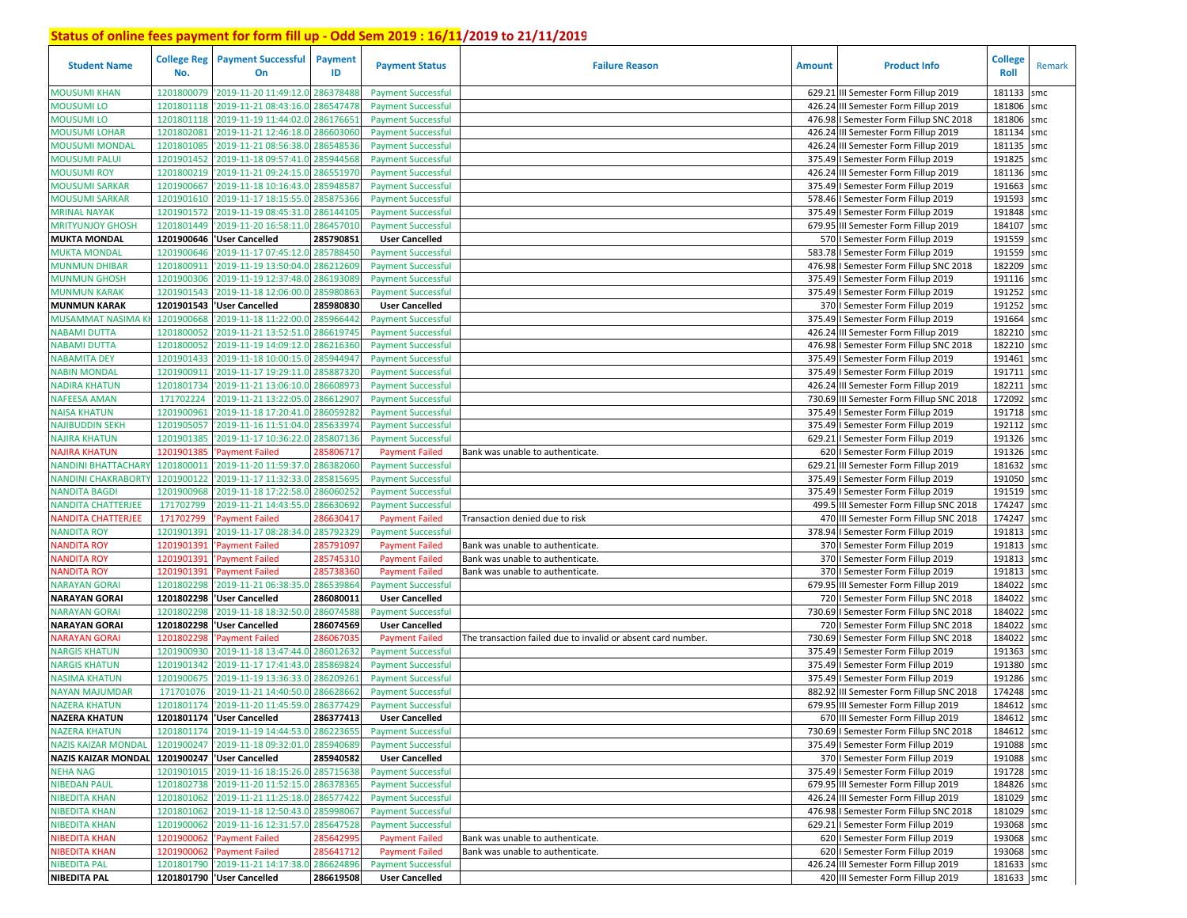## Status of online fees payment for form fill up - Odd Sem 2019 : 16/11/2019 to 21/11/2019

| Student Name | College Reg No. | Payment Successful On | Payment ID | Payment Status | Failure Reason | Amount | Product Info | College Roll | Remark |
|---|---|---|---|---|---|---|---|---|---|
| MOUSUMI KHAN | 1201800079 | '2019-11-20 11:49:12.0 | 286378488 | Payment Successful | | 629.21 | III Semester Form Fillup 2019 | 181133 | smc |
| MOUSUMI LO | 1201801118 | '2019-11-21 08:43:16.0 | 286547478 | Payment Successful | | 426.24 | III Semester Form Fillup 2019 | 181806 | smc |
| MOUSUMI LO | 1201801118 | '2019-11-19 11:44:02.0 | 286176651 | Payment Successful | | 476.98 | I Semester Form Fillup SNC 2018 | 181806 | smc |
| MOUSUMI LOHAR | 1201802081 | '2019-11-21 12:46:18.0 | 286603060 | Payment Successful | | 426.24 | III Semester Form Fillup 2019 | 181134 | smc |
| MOUSUMI MONDAL | 1201801085 | '2019-11-21 08:56:38.0 | 286548536 | Payment Successful | | 426.24 | III Semester Form Fillup 2019 | 181135 | smc |
| MOUSUMI PALUI | 1201901452 | '2019-11-18 09:57:41.0 | 285944568 | Payment Successful | | 375.49 | I Semester Form Fillup 2019 | 191825 | smc |
| MOUSUMI ROY | 1201800219 | '2019-11-21 09:24:15.0 | 286551970 | Payment Successful | | 426.24 | III Semester Form Fillup 2019 | 181136 | smc |
| MOUSUMI SARKAR | 1201900667 | '2019-11-18 10:16:43.0 | 285948587 | Payment Successful | | 375.49 | I Semester Form Fillup 2019 | 191663 | smc |
| MOUSUMI SARKAR | 1201901610 | '2019-11-17 18:15:55.0 | 285875366 | Payment Successful | | 578.46 | I Semester Form Fillup 2019 | 191593 | smc |
| MRINAL NAYAK | 1201901572 | '2019-11-19 08:45:31.0 | 286144105 | Payment Successful | | 375.49 | I Semester Form Fillup 2019 | 191848 | smc |
| MRITYUNJOY GHOSH | 1201801449 | '2019-11-20 16:58:11.0 | 286457010 | Payment Successful | | 679.95 | III Semester Form Fillup 2019 | 184107 | smc |
| **MUKTA MONDAL** | **1201900646** | **'User Cancelled** | **285790851** | **User Cancelled** | | 570 | I Semester Form Fillup 2019 | 191559 | smc |
| MUKTA MONDAL | 1201900646 | '2019-11-17 07:45:12.0 | 285788450 | Payment Successful | | 583.78 | I Semester Form Fillup 2019 | 191559 | smc |
| MUNMUN DHIBAR | 1201800911 | '2019-11-19 13:50:04.0 | 286212609 | Payment Successful | | 476.98 | I Semester Form Fillup SNC 2018 | 182209 | smc |
| MUNMUN GHOSH | 1201900306 | '2019-11-19 12:37:48.0 | 286193089 | Payment Successful | | 375.49 | I Semester Form Fillup 2019 | 191116 | smc |
| MUNMUN KARAK | 1201901543 | '2019-11-18 12:06:00.0 | 285980863 | Payment Successful | | 375.49 | I Semester Form Fillup 2019 | 191252 | smc |
| **MUNMUN KARAK** | **1201901543** | **'User Cancelled** | **285980830** | **User Cancelled** | | 370 | I Semester Form Fillup 2019 | 191252 | smc |
| MUSAMMAT NASIMA KH | 1201900668 | '2019-11-18 11:22:00.0 | 285966442 | Payment Successful | | 375.49 | I Semester Form Fillup 2019 | 191664 | smc |
| NABAMI DUTTA | 1201800052 | '2019-11-21 13:52:51.0 | 286619745 | Payment Successful | | 426.24 | III Semester Form Fillup 2019 | 182210 | smc |
| NABAMI DUTTA | 1201800052 | '2019-11-19 14:09:12.0 | 286216360 | Payment Successful | | 476.98 | I Semester Form Fillup SNC 2018 | 182210 | smc |
| NABAMITA DEY | 1201901433 | '2019-11-18 10:00:15.0 | 285944947 | Payment Successful | | 375.49 | I Semester Form Fillup 2019 | 191461 | smc |
| NABIN MONDAL | 1201900911 | '2019-11-17 19:29:11.0 | 285887320 | Payment Successful | | 375.49 | I Semester Form Fillup 2019 | 191711 | smc |
| NADIRA KHATUN | 1201801734 | '2019-11-21 13:06:10.0 | 286608973 | Payment Successful | | 426.24 | III Semester Form Fillup 2019 | 182211 | smc |
| NAFEESA AMAN | 171702224 | '2019-11-21 13:22:05.0 | 286612907 | Payment Successful | | 730.69 | III Semester Form Fillup SNC 2018 | 172092 | smc |
| NAISA KHATUN | 1201900961 | '2019-11-18 17:20:41.0 | 286059282 | Payment Successful | | 375.49 | I Semester Form Fillup 2019 | 191718 | smc |
| NAJIBUDDIN SEKH | 1201905057 | '2019-11-16 11:51:04.0 | 285633974 | Payment Successful | | 375.49 | I Semester Form Fillup 2019 | 192112 | smc |
| NAJIRA KHATUN | 1201901385 | '2019-11-17 10:36:22.0 | 285807136 | Payment Successful | | 629.21 | I Semester Form Fillup 2019 | 191326 | smc |
| NAJIRA KHATUN | 1201901385 | 'Payment Failed | 285806717 | Payment Failed | Bank was unable to authenticate. | 620 | I Semester Form Fillup 2019 | 191326 | smc |
| NANDINI BHATTACHARY | 1201800011 | '2019-11-20 11:59:37.0 | 286382060 | Payment Successful | | 629.21 | III Semester Form Fillup 2019 | 181632 | smc |
| NANDINI CHAKRABORTY | 1201900122 | '2019-11-17 11:32:33.0 | 285815695 | Payment Successful | | 375.49 | I Semester Form Fillup 2019 | 191050 | smc |
| NANDITA BAGDI | 1201900968 | '2019-11-18 17:22:58.0 | 286060252 | Payment Successful | | 375.49 | I Semester Form Fillup 2019 | 191519 | smc |
| NANDITA CHATTERJEE | 171702799 | '2019-11-21 14:43:55.0 | 286630692 | Payment Successful | | 499.5 | III Semester Form Fillup SNC 2018 | 174247 | smc |
| NANDITA CHATTERJEE | 171702799 | 'Payment Failed | 286630417 | Payment Failed | Transaction denied due to risk | 470 | III Semester Form Fillup SNC 2018 | 174247 | smc |
| NANDITA ROY | 1201901391 | '2019-11-17 08:28:34.0 | 285792329 | Payment Successful | | 378.94 | I Semester Form Fillup 2019 | 191813 | smc |
| NANDITA ROY | 1201901391 | 'Payment Failed | 285791097 | Payment Failed | Bank was unable to authenticate. | 370 | I Semester Form Fillup 2019 | 191813 | smc |
| NANDITA ROY | 1201901391 | 'Payment Failed | 285745310 | Payment Failed | Bank was unable to authenticate. | 370 | I Semester Form Fillup 2019 | 191813 | smc |
| NANDITA ROY | 1201901391 | 'Payment Failed | 285738360 | Payment Failed | Bank was unable to authenticate. | 370 | I Semester Form Fillup 2019 | 191813 | smc |
| NARAYAN GORAI | 1201802298 | '2019-11-21 06:38:35.0 | 286539864 | Payment Successful | | 679.95 | III Semester Form Fillup 2019 | 184022 | smc |
| **NARAYAN GORAI** | **1201802298** | **'User Cancelled** | **286080011** | **User Cancelled** | | 720 | I Semester Form Fillup SNC 2018 | 184022 | smc |
| NARAYAN GORAI | 1201802298 | '2019-11-18 18:32:50.0 | 286074588 | Payment Successful | | 730.69 | I Semester Form Fillup SNC 2018 | 184022 | smc |
| **NARAYAN GORAI** | **1201802298** | **'User Cancelled** | **286074569** | **User Cancelled** | | 720 | I Semester Form Fillup SNC 2018 | 184022 | smc |
| NARAYAN GORAI | 1201802298 | 'Payment Failed | 286067035 | Payment Failed | The transaction failed due to invalid or absent card number. | 730.69 | I Semester Form Fillup SNC 2018 | 184022 | smc |
| NARGIS KHATUN | 1201900930 | '2019-11-18 13:47:44.0 | 286012632 | Payment Successful | | 375.49 | I Semester Form Fillup 2019 | 191363 | smc |
| NARGIS KHATUN | 1201901342 | '2019-11-17 17:41:43.0 | 285869824 | Payment Successful | | 375.49 | I Semester Form Fillup 2019 | 191380 | smc |
| NASIMA KHATUN | 1201900675 | '2019-11-19 13:36:33.0 | 286209261 | Payment Successful | | 375.49 | I Semester Form Fillup 2019 | 191286 | smc |
| NAYAN MAJUMDAR | 171701076 | '2019-11-21 14:40:50.0 | 286628662 | Payment Successful | | 882.92 | III Semester Form Fillup SNC 2018 | 174248 | smc |
| NAZERA KHATUN | 1201801174 | '2019-11-20 11:45:59.0 | 286377429 | Payment Successful | | 679.95 | III Semester Form Fillup 2019 | 184612 | smc |
| **NAZERA KHATUN** | **1201801174** | **'User Cancelled** | **286377413** | **User Cancelled** | | 670 | III Semester Form Fillup 2019 | 184612 | smc |
| NAZERA KHATUN | 1201801174 | '2019-11-19 14:44:53.0 | 286223655 | Payment Successful | | 730.69 | I Semester Form Fillup SNC 2018 | 184612 | smc |
| NAZIS KAIZAR MONDAL | 1201900247 | '2019-11-18 09:32:01.0 | 285940689 | Payment Successful | | 375.49 | I Semester Form Fillup 2019 | 191088 | smc |
| **NAZIS KAIZAR MONDAL** | **1201900247** | **'User Cancelled** | **285940582** | **User Cancelled** | | 370 | I Semester Form Fillup 2019 | 191088 | smc |
| NEHA NAG | 1201901015 | '2019-11-16 18:15:26.0 | 285715638 | Payment Successful | | 375.49 | I Semester Form Fillup 2019 | 191728 | smc |
| NIBEDAN PAUL | 1201802738 | '2019-11-20 11:52:15.0 | 286378365 | Payment Successful | | 679.95 | III Semester Form Fillup 2019 | 184826 | smc |
| NIBEDITA KHAN | 1201801062 | '2019-11-21 11:25:18.0 | 286577422 | Payment Successful | | 426.24 | III Semester Form Fillup 2019 | 181029 | smc |
| NIBEDITA KHAN | 1201801062 | '2019-11-18 12:50:43.0 | 285998067 | Payment Successful | | 476.98 | I Semester Form Fillup SNC 2018 | 181029 | smc |
| NIBEDITA KHAN | 1201900062 | '2019-11-16 12:31:57.0 | 285647528 | Payment Successful | | 629.21 | I Semester Form Fillup 2019 | 193068 | smc |
| NIBEDITA KHAN | 1201900062 | 'Payment Failed | 285642995 | Payment Failed | Bank was unable to authenticate. | 620 | I Semester Form Fillup 2019 | 193068 | smc |
| NIBEDITA KHAN | 1201900062 | 'Payment Failed | 285641712 | Payment Failed | Bank was unable to authenticate. | 620 | I Semester Form Fillup 2019 | 193068 | smc |
| NIBEDITA PAL | 1201801790 | '2019-11-21 14:17:38.0 | 286624896 | Payment Successful | | 426.24 | III Semester Form Fillup 2019 | 181633 | smc |
| **NIBEDITA PAL** | **1201801790** | **'User Cancelled** | **286619508** | **User Cancelled** | | 420 | III Semester Form Fillup 2019 | 181633 | smc |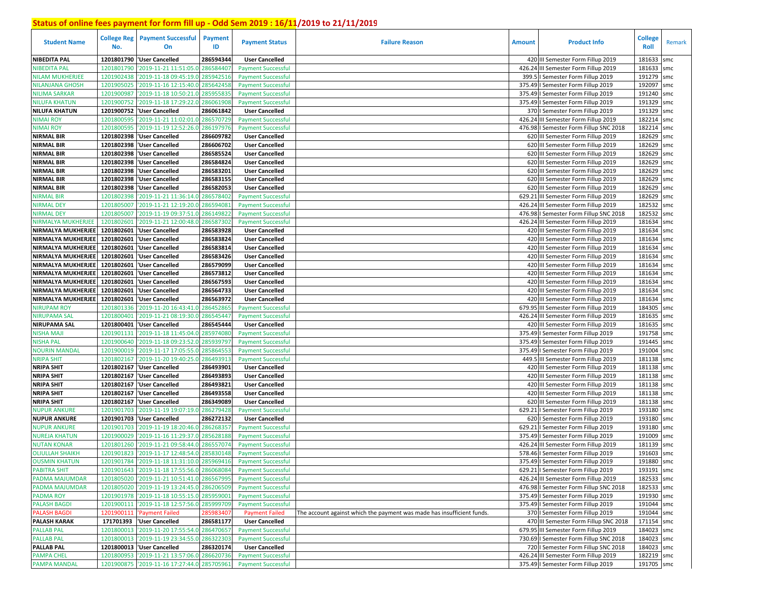## Status of online fees payment for form fill up - Odd Sem 2019 : 16/11/2019 to 21/11/2019

| Student Name | College Reg No. | Payment Successful On | Payment ID | Payment Status | Failure Reason | Amount | Product Info | College Roll | Remark |
|---|---|---|---|---|---|---|---|---|---|
| NIBEDITA PAL | 1201801790 | 'User Cancelled | 286594344 | User Cancelled | | 420 | III Semester Form Fillup 2019 | 181633 | smc |
| NIBEDITA PAL | 1201801790 | '2019-11-21 11:51:05.0 | 286584407 | Payment Successful | | 426.24 | III Semester Form Fillup 2019 | 181633 | smc |
| NILAM MUKHERJEE | 1201902438 | '2019-11-18 09:45:19.0 | 285942516 | Payment Successful | | 399.5 | I Semester Form Fillup 2019 | 191279 | smc |
| NILANJANA GHOSH | 1201905025 | '2019-11-16 12:15:40.0 | 285642458 | Payment Successful | | 375.49 | I Semester Form Fillup 2019 | 192097 | smc |
| NILIMA SARKAR | 1201900987 | '2019-11-18 10:50:21.0 | 285955835 | Payment Successful | | 375.49 | I Semester Form Fillup 2019 | 191240 | smc |
| NILUFA KHATUN | 1201900752 | '2019-11-18 17:29:22.0 | 286061908 | Payment Successful | | 375.49 | I Semester Form Fillup 2019 | 191329 | smc |
| NILUFA KHATUN | 1201900752 | 'User Cancelled | 286061842 | User Cancelled | | 370 | I Semester Form Fillup 2019 | 191329 | smc |
| NIMAI ROY | 1201800595 | '2019-11-21 11:02:01.0 | 286570729 | Payment Successful | | 426.24 | III Semester Form Fillup 2019 | 182214 | smc |
| NIMAI ROY | 1201800595 | '2019-11-19 12:52:26.0 | 286197976 | Payment Successful | | 476.98 | I Semester Form Fillup SNC 2018 | 182214 | smc |
| NIRMAL BIR | 1201802398 | 'User Cancelled | 286609782 | User Cancelled | | 620 | III Semester Form Fillup 2019 | 182629 | smc |
| NIRMAL BIR | 1201802398 | 'User Cancelled | 286606702 | User Cancelled | | 620 | III Semester Form Fillup 2019 | 182629 | smc |
| NIRMAL BIR | 1201802398 | 'User Cancelled | 286585524 | User Cancelled | | 620 | III Semester Form Fillup 2019 | 182629 | smc |
| NIRMAL BIR | 1201802398 | 'User Cancelled | 286584824 | User Cancelled | | 620 | III Semester Form Fillup 2019 | 182629 | smc |
| NIRMAL BIR | 1201802398 | 'User Cancelled | 286583201 | User Cancelled | | 620 | III Semester Form Fillup 2019 | 182629 | smc |
| NIRMAL BIR | 1201802398 | 'User Cancelled | 286583155 | User Cancelled | | 620 | III Semester Form Fillup 2019 | 182629 | smc |
| NIRMAL BIR | 1201802398 | 'User Cancelled | 286582053 | User Cancelled | | 620 | III Semester Form Fillup 2019 | 182629 | smc |
| NIRMAL BIR | 1201802398 | '2019-11-21 11:36:14.0 | 286578402 | Payment Successful | | 629.21 | III Semester Form Fillup 2019 | 182629 | smc |
| NIRMAL DEY | 1201805007 | '2019-11-21 12:19:20.0 | 286594081 | Payment Successful | | 426.24 | III Semester Form Fillup 2019 | 182532 | smc |
| NIRMAL DEY | 1201805007 | '2019-11-19 09:37:51.0 | 286149822 | Payment Successful | | 476.98 | I Semester Form Fillup SNC 2018 | 182532 | smc |
| NIRMALYA MUKHERJEE | 1201802601 | '2019-11-21 12:00:48.0 | 286587302 | Payment Successful | | 426.24 | III Semester Form Fillup 2019 | 181634 | smc |
| NIRMALYA MUKHERJEE | 1201802601 | 'User Cancelled | 286583928 | User Cancelled | | 420 | III Semester Form Fillup 2019 | 181634 | smc |
| NIRMALYA MUKHERJEE | 1201802601 | 'User Cancelled | 286583824 | User Cancelled | | 420 | III Semester Form Fillup 2019 | 181634 | smc |
| NIRMALYA MUKHERJEE | 1201802601 | 'User Cancelled | 286583814 | User Cancelled | | 420 | III Semester Form Fillup 2019 | 181634 | smc |
| NIRMALYA MUKHERJEE | 1201802601 | 'User Cancelled | 286583426 | User Cancelled | | 420 | III Semester Form Fillup 2019 | 181634 | smc |
| NIRMALYA MUKHERJEE | 1201802601 | 'User Cancelled | 286579099 | User Cancelled | | 420 | III Semester Form Fillup 2019 | 181634 | smc |
| NIRMALYA MUKHERJEE | 1201802601 | 'User Cancelled | 286573812 | User Cancelled | | 420 | III Semester Form Fillup 2019 | 181634 | smc |
| NIRMALYA MUKHERJEE | 1201802601 | 'User Cancelled | 286567593 | User Cancelled | | 420 | III Semester Form Fillup 2019 | 181634 | smc |
| NIRMALYA MUKHERJEE | 1201802601 | 'User Cancelled | 286564733 | User Cancelled | | 420 | III Semester Form Fillup 2019 | 181634 | smc |
| NIRMALYA MUKHERJEE | 1201802601 | 'User Cancelled | 286563972 | User Cancelled | | 420 | III Semester Form Fillup 2019 | 181634 | smc |
| NIRUPAM ROY | 1201801336 | '2019-11-20 16:43:41.0 | 286452865 | Payment Successful | | 679.95 | III Semester Form Fillup 2019 | 184305 | smc |
| NIRUPAMA SAL | 1201800401 | '2019-11-21 08:19:30.0 | 286545447 | Payment Successful | | 426.24 | III Semester Form Fillup 2019 | 181635 | smc |
| NIRUPAMA SAL | 1201800401 | 'User Cancelled | 286545444 | User Cancelled | | 420 | III Semester Form Fillup 2019 | 181635 | smc |
| NISHA MAJI | 1201901131 | '2019-11-18 11:45:04.0 | 285974080 | Payment Successful | | 375.49 | I Semester Form Fillup 2019 | 191758 | smc |
| NISHA PAL | 1201900640 | '2019-11-18 09:23:52.0 | 285939797 | Payment Successful | | 375.49 | I Semester Form Fillup 2019 | 191445 | smc |
| NOURIN MANDAL | 1201900019 | '2019-11-17 17:05:55.0 | 285864553 | Payment Successful | | 375.49 | I Semester Form Fillup 2019 | 191004 | smc |
| NRIPA SHIT | 1201802167 | '2019-11-20 19:40:25.0 | 286493913 | Payment Successful | | 449.5 | III Semester Form Fillup 2019 | 181138 | smc |
| NRIPA SHIT | 1201802167 | 'User Cancelled | 286493901 | User Cancelled | | 420 | III Semester Form Fillup 2019 | 181138 | smc |
| NRIPA SHIT | 1201802167 | 'User Cancelled | 286493893 | User Cancelled | | 420 | III Semester Form Fillup 2019 | 181138 | smc |
| NRIPA SHIT | 1201802167 | 'User Cancelled | 286493821 | User Cancelled | | 420 | III Semester Form Fillup 2019 | 181138 | smc |
| NRIPA SHIT | 1201802167 | 'User Cancelled | 286493558 | User Cancelled | | 420 | III Semester Form Fillup 2019 | 181138 | smc |
| NRIPA SHIT | 1201802167 | 'User Cancelled | 286349089 | User Cancelled | | 620 | III Semester Form Fillup 2019 | 181138 | smc |
| NUPUR ANKURE | 1201901703 | '2019-11-19 19:07:19.0 | 286279428 | Payment Successful | | 629.21 | I Semester Form Fillup 2019 | 193180 | smc |
| NUPUR ANKURE | 1201901703 | 'User Cancelled | 286272132 | User Cancelled | | 620 | I Semester Form Fillup 2019 | 193180 | smc |
| NUPUR ANKURE | 1201901703 | '2019-11-19 18:20:46.0 | 286268357 | Payment Successful | | 629.21 | I Semester Form Fillup 2019 | 193180 | smc |
| NUREJA KHATUN | 1201900029 | '2019-11-16 11:29:37.0 | 285628188 | Payment Successful | | 375.49 | I Semester Form Fillup 2019 | 191009 | smc |
| NUTAN KONAR | 1201801260 | '2019-11-21 09:58:44.0 | 286557074 | Payment Successful | | 426.24 | III Semester Form Fillup 2019 | 181139 | smc |
| OLIULLAH SHAIKH | 1201901823 | '2019-11-17 12:48:54.0 | 285830148 | Payment Successful | | 578.46 | I Semester Form Fillup 2019 | 191603 | smc |
| OUSMIN KHATUN | 1201901784 | '2019-11-18 11:31:10.0 | 285969416 | Payment Successful | | 375.49 | I Semester Form Fillup 2019 | 191880 | smc |
| PABITRA SHIT | 1201901643 | '2019-11-18 17:55:56.0 | 286068084 | Payment Successful | | 629.21 | I Semester Form Fillup 2019 | 193191 | smc |
| PADMA MAJUMDAR | 1201805020 | '2019-11-21 10:51:41.0 | 286567995 | Payment Successful | | 426.24 | III Semester Form Fillup 2019 | 182533 | smc |
| PADMA MAJUMDAR | 1201805020 | '2019-11-19 13:24:45.0 | 286206509 | Payment Successful | | 476.98 | I Semester Form Fillup SNC 2018 | 182533 | smc |
| PADMA ROY | 1201901978 | '2019-11-18 10:55:15.0 | 285959001 | Payment Successful | | 375.49 | I Semester Form Fillup 2019 | 191930 | smc |
| PALASH BAGDI | 1201900111 | '2019-11-18 12:57:56.0 | 285999709 | Payment Successful | | 375.49 | I Semester Form Fillup 2019 | 191044 | smc |
| PALASH BAGDI | 1201900111 | 'Payment Failed | 285983407 | Payment Failed | The account against which the payment was made has insufficient funds. | 370 | I Semester Form Fillup 2019 | 191044 | smc |
| PALASH KARAK | 171701393 | 'User Cancelled | 286581177 | User Cancelled | | 470 | III Semester Form Fillup SNC 2018 | 171154 | smc |
| PALLAB PAL | 1201800013 | '2019-11-20 17:55:54.0 | 286470657 | Payment Successful | | 679.95 | III Semester Form Fillup 2019 | 184023 | smc |
| PALLAB PAL | 1201800013 | '2019-11-19 23:34:55.0 | 286322303 | Payment Successful | | 730.69 | I Semester Form Fillup SNC 2018 | 184023 | smc |
| PALLAB PAL | 1201800013 | 'User Cancelled | 286320174 | User Cancelled | | 720 | I Semester Form Fillup SNC 2018 | 184023 | smc |
| PAMPA CHEL | 1201800953 | '2019-11-21 13:57:06.0 | 286620736 | Payment Successful | | 426.24 | III Semester Form Fillup 2019 | 182219 | smc |
| PAMPA MANDAL | 1201900875 | '2019-11-16 17:27:44.0 | 285705961 | Payment Successful | | 375.49 | I Semester Form Fillup 2019 | 191705 | smc |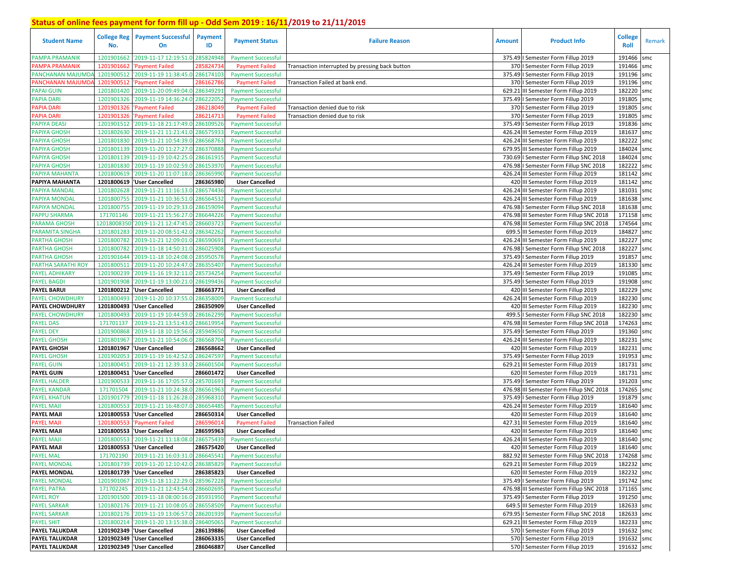# Status of online fees payment for form fill up - Odd Sem 2019 : 16/11/2019 to 21/11/2019

| Student Name | College Reg No. | Payment Successful On | Payment ID | Payment Status | Failure Reason | Amount | Product Info | College Roll | Remark |
|---|---|---|---|---|---|---|---|---|---|
| PAMPA PRAMANIK | 1201901662 | '2019-11-17 12:19:51.0 | 285824948 | Payment Successful | | 375.49 | I Semester Form Fillup 2019 | 191466 | smc |
| PAMPA PRAMANIK | 1201901662 | 'Payment Failed | 285824734 | Payment Failed | Transaction interrupted by pressing back button | 370 | I Semester Form Fillup 2019 | 191466 | smc |
| PANCHANAN MAJUMDA | 1201900512 | '2019-11-19 11:38:45.0 | 286174103 | Payment Successful | | 375.49 | I Semester Form Fillup 2019 | 191196 | smc |
| PANCHANAN MAJUMDA | 1201900512 | 'Payment Failed | 286162786 | Payment Failed | Transaction Failed at bank end. | 370 | I Semester Form Fillup 2019 | 191196 | smc |
| PAPAI GUIN | 1201801420 | '2019-11-20 09:49:04.0 | 286349291 | Payment Successful | | 629.21 | III Semester Form Fillup 2019 | 182220 | smc |
| PAPIA DARI | 1201901326 | '2019-11-19 14:36:24.0 | 286222052 | Payment Successful | | 375.49 | I Semester Form Fillup 2019 | 191805 | smc |
| PAPIA DARI | 1201901326 | 'Payment Failed | 286218049 | Payment Failed | Transaction denied due to risk | 370 | I Semester Form Fillup 2019 | 191805 | smc |
| PAPIA DARI | 1201901326 | 'Payment Failed | 286214713 | Payment Failed | Transaction denied due to risk | 370 | I Semester Form Fillup 2019 | 191805 | smc |
| PAPIYA DEASI | 1201901512 | '2019-11-18 21:17:49.0 | 286109526 | Payment Successful | | 375.49 | I Semester Form Fillup 2019 | 191836 | smc |
| PAPIYA GHOSH | 1201802630 | '2019-11-21 11:21:41.0 | 286575933 | Payment Successful | | 426.24 | III Semester Form Fillup 2019 | 181637 | smc |
| PAPIYA GHOSH | 1201801830 | '2019-11-21 10:54:39.0 | 286568763 | Payment Successful | | 426.24 | III Semester Form Fillup 2019 | 182222 | smc |
| PAPIYA GHOSH | 1201801139 | '2019-11-20 11:27:27.0 | 286370888 | Payment Successful | | 679.95 | III Semester Form Fillup 2019 | 184024 | smc |
| PAPIYA GHOSH | 1201801139 | '2019-11-19 10:42:25.0 | 286161915 | Payment Successful | | 730.69 | I Semester Form Fillup SNC 2018 | 184024 | smc |
| PAPIYA GHOSH | 1201801830 | '2019-11-19 10:02:59.0 | 286153970 | Payment Successful | | 476.98 | I Semester Form Fillup SNC 2018 | 182222 | smc |
| PAPIYA MAHANTA | 1201800619 | '2019-11-20 11:07:18.0 | 286365990 | Payment Successful | | 426.24 | III Semester Form Fillup 2019 | 181142 | smc |
| **PAPIYA MAHANTA** | **1201800619** | **'User Cancelled** | **286365980** | **User Cancelled** | | 420 | III Semester Form Fillup 2019 | 181142 | smc |
| PAPIYA MANDAL | 1201802628 | '2019-11-21 11:16:13.0 | 286574436 | Payment Successful | | 426.24 | III Semester Form Fillup 2019 | 181031 | smc |
| PAPIYA MONDAL | 1201800755 | '2019-11-21 10:36:51.0 | 286564532 | Payment Successful | | 426.24 | III Semester Form Fillup 2019 | 181638 | smc |
| PAPIYA MONDAL | 1201800755 | '2019-11-19 10:29:33.0 | 286159094 | Payment Successful | | 476.98 | I Semester Form Fillup SNC 2018 | 181638 | smc |
| PAPPU SHARMA | 171701146 | '2019-11-21 15:56:27.0 | 286644226 | Payment Successful | | 476.98 | III Semester Form Fillup SNC 2018 | 171158 | smc |
| PARAMA GHOSH | 12018008350 | '2019-11-21 12:47:45.0 | 286603723 | Payment Successful | | 476.98 | III Semester Form Fillup SNC 2018 | 174564 | smc |
| PARAMITA SINGHA | 1201801283 | '2019-11-20 08:51:42.0 | 286342262 | Payment Successful | | 699.5 | III Semester Form Fillup 2019 | 184827 | smc |
| PARTHA GHOSH | 1201800782 | '2019-11-21 12:09:01.0 | 286590691 | Payment Successful | | 426.24 | III Semester Form Fillup 2019 | 182227 | smc |
| PARTHA GHOSH | 1201800782 | '2019-11-18 14:50:31.0 | 286025908 | Payment Successful | | 476.98 | I Semester Form Fillup SNC 2018 | 182227 | smc |
| PARTHA GHOSH | 1201901644 | '2019-11-18 10:24:08.0 | 285950578 | Payment Successful | | 375.49 | I Semester Form Fillup 2019 | 191857 | smc |
| PARTHA SARATHI ROY | 1201800511 | '2019-11-20 10:24:47.0 | 286355407 | Payment Successful | | 426.24 | III Semester Form Fillup 2019 | 181330 | smc |
| PAYEL ADHIKARY | 1201900239 | '2019-11-16 19:32:11.0 | 285734254 | Payment Successful | | 375.49 | I Semester Form Fillup 2019 | 191085 | smc |
| PAYEL BAGDI | 1201901908 | '2019-11-19 13:00:21.0 | 286199436 | Payment Successful | | 375.49 | I Semester Form Fillup 2019 | 191908 | smc |
| **PAYEL BARUI** | **1201800212** | **'User Cancelled** | **286663771** | **User Cancelled** | | 420 | III Semester Form Fillup 2019 | 182229 | smc |
| PAYEL CHOWDHURY | 1201800493 | '2019-11-20 10:37:55.0 | 286358009 | Payment Successful | | 426.24 | III Semester Form Fillup 2019 | 182230 | smc |
| **PAYEL CHOWDHURY** | **1201800493** | **'User Cancelled** | **286350909** | **User Cancelled** | | 420 | III Semester Form Fillup 2019 | 182230 | smc |
| PAYEL CHOWDHURY | 1201800493 | '2019-11-19 10:44:59.0 | 286162299 | Payment Successful | | 499.5 | I Semester Form Fillup SNC 2018 | 182230 | smc |
| PAYEL DAS | 171701137 | '2019-11-21 13:51:43.0 | 286619954 | Payment Successful | | 476.98 | III Semester Form Fillup SNC 2018 | 174263 | smc |
| PAYEL DEY | 1201900868 | '2019-11-18 10:19:56.0 | 285949650 | Payment Successful | | 375.49 | I Semester Form Fillup 2019 | 191360 | smc |
| PAYEL GHOSH | 1201801967 | '2019-11-21 10:54:06.0 | 286568704 | Payment Successful | | 426.24 | III Semester Form Fillup 2019 | 182231 | smc |
| **PAYEL GHOSH** | **1201801967** | **'User Cancelled** | **286568662** | **User Cancelled** | | 420 | III Semester Form Fillup 2019 | 182231 | smc |
| PAYEL GHOSH | 1201902053 | '2019-11-19 16:42:52.0 | 286247597 | Payment Successful | | 375.49 | I Semester Form Fillup 2019 | 191953 | smc |
| PAYEL GUIN | 1201800451 | '2019-11-21 12:39:33.0 | 286601504 | Payment Successful | | 629.21 | III Semester Form Fillup 2019 | 181731 | smc |
| **PAYEL GUIN** | **1201800451** | **'User Cancelled** | **286601472** | **User Cancelled** | | 620 | III Semester Form Fillup 2019 | 181731 | smc |
| PAYEL HALDER | 1201900533 | '2019-11-16 17:05:57.0 | 285701691 | Payment Successful | | 375.49 | I Semester Form Fillup 2019 | 191203 | smc |
| PAYEL KANDAR | 171701504 | '2019-11-21 10:24:38.0 | 286561963 | Payment Successful | | 476.98 | III Semester Form Fillup SNC 2018 | 174265 | smc |
| PAYEL KHATUN | 1201901779 | '2019-11-18 11:26:28.0 | 285968310 | Payment Successful | | 375.49 | I Semester Form Fillup 2019 | 191879 | smc |
| PAYEL MAJI | 1201800553 | '2019-11-21 16:48:07.0 | 286654485 | Payment Successful | | 426.24 | III Semester Form Fillup 2019 | 181640 | smc |
| **PAYEL MAJI** | **1201800553** | **'User Cancelled** | **286650314** | **User Cancelled** | | 420 | III Semester Form Fillup 2019 | 181640 | smc |
| PAYEL MAJI | 1201800553 | 'Payment Failed | 286596014 | Payment Failed | Transaction Failed | 427.31 | III Semester Form Fillup 2019 | 181640 | smc |
| **PAYEL MAJI** | **1201800553** | **'User Cancelled** | **286595963** | **User Cancelled** | | 420 | III Semester Form Fillup 2019 | 181640 | smc |
| PAYEL MAJI | 1201800553 | '2019-11-21 11:18:08.0 | 286575439 | Payment Successful | | 426.24 | III Semester Form Fillup 2019 | 181640 | smc |
| **PAYEL MAJI** | **1201800553** | **'User Cancelled** | **286575420** | **User Cancelled** | | 420 | III Semester Form Fillup 2019 | 181640 | smc |
| PAYEL MAL | 171702190 | '2019-11-21 16:03:31.0 | 286645541 | Payment Successful | | 882.92 | III Semester Form Fillup SNC 2018 | 174268 | smc |
| PAYEL MONDAL | 1201801739 | '2019-11-20 12:10:42.0 | 286385829 | Payment Successful | | 629.21 | III Semester Form Fillup 2019 | 182232 | smc |
| **PAYEL MONDAL** | **1201801739** | **'User Cancelled** | **286385823** | **User Cancelled** | | 620 | III Semester Form Fillup 2019 | 182232 | smc |
| PAYEL MONDAL | 1201901067 | '2019-11-18 11:22:29.0 | 285967228 | Payment Successful | | 375.49 | I Semester Form Fillup 2019 | 191742 | smc |
| PAYEL PATRA | 171702245 | '2019-11-21 12:43:54.0 | 286602695 | Payment Successful | | 476.98 | III Semester Form Fillup SNC 2018 | 171165 | smc |
| PAYEL ROY | 1201901500 | '2019-11-18 08:00:16.0 | 285931950 | Payment Successful | | 375.49 | I Semester Form Fillup 2019 | 191250 | smc |
| PAYEL SARKAR | 1201802176 | '2019-11-21 10:08:05.0 | 286558509 | Payment Successful | | 649.5 | III Semester Form Fillup 2019 | 182633 | smc |
| PAYEL SARKAR | 1201802176 | '2019-11-19 13:06:57.0 | 286201939 | Payment Successful | | 679.95 | I Semester Form Fillup SNC 2018 | 182633 | smc |
| PAYEL SHIT | 1201800214 | '2019-11-20 13:15:38.0 | 286405065 | Payment Successful | | 629.21 | III Semester Form Fillup 2019 | 182233 | smc |
| **PAYEL TALUKDAR** | **1201902349** | **'User Cancelled** | **286139886** | **User Cancelled** | | 570 | I Semester Form Fillup 2019 | 191632 | smc |
| **PAYEL TALUKDAR** | **1201902349** | **'User Cancelled** | **286063335** | **User Cancelled** | | 570 | I Semester Form Fillup 2019 | 191632 | smc |
| **PAYEL TALUKDAR** | **1201902349** | **'User Cancelled** | **286046887** | **User Cancelled** | | 570 | I Semester Form Fillup 2019 | 191632 | smc |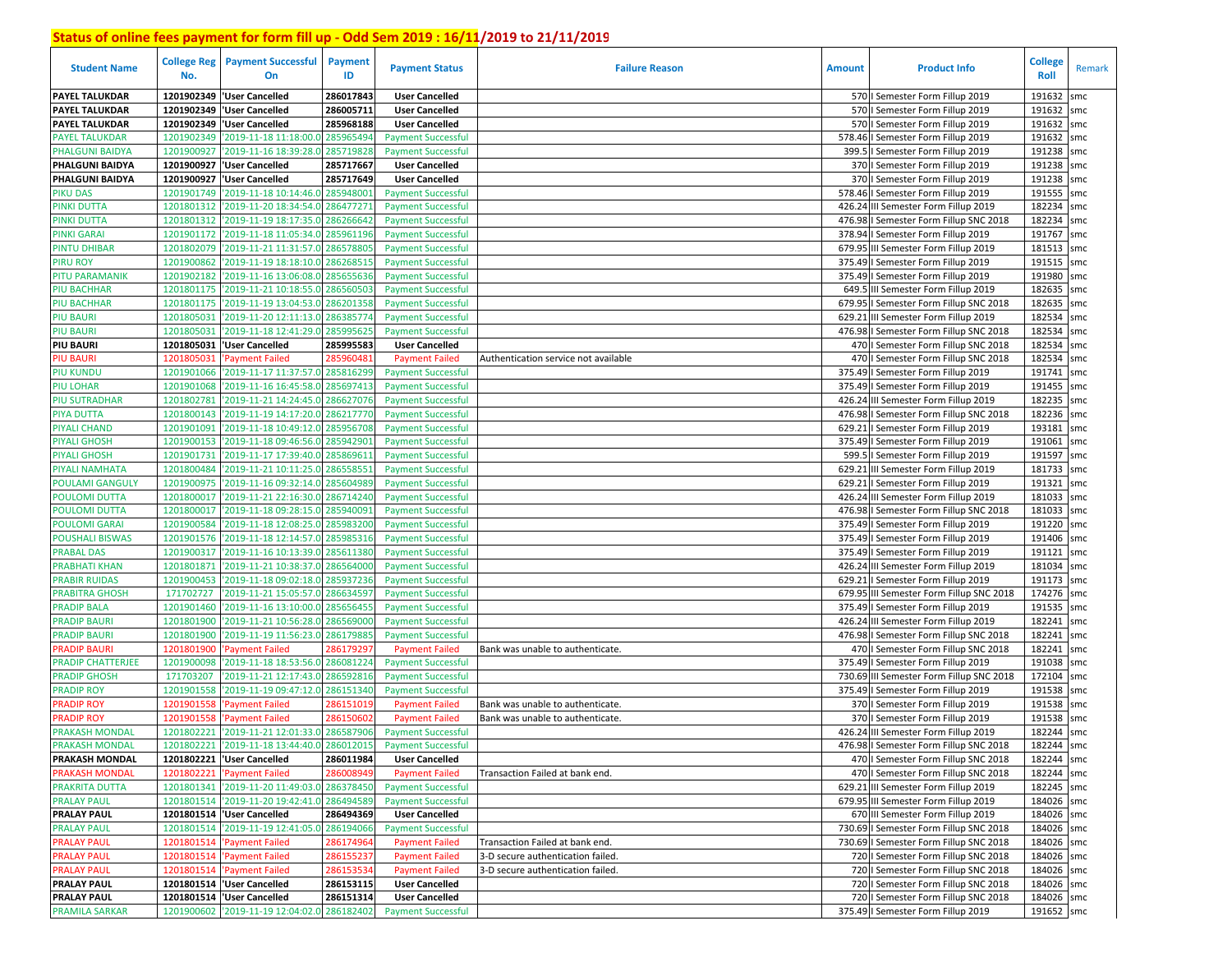## Status of online fees payment for form fill up - Odd Sem 2019 : 16/11/2019 to 21/11/2019

| Student Name | College Reg No. | Payment Successful On | Payment ID | Payment Status | Failure Reason | Amount | Product Info | College Roll | Remark |
|---|---|---|---|---|---|---|---|---|---|
| PAYEL TALUKDAR | 1201902349 | 'User Cancelled | 286017843 | User Cancelled | | 570 | I Semester Form Fillup 2019 | 191632 | smc |
| PAYEL TALUKDAR | 1201902349 | 'User Cancelled | 286005711 | User Cancelled | | 570 | I Semester Form Fillup 2019 | 191632 | smc |
| PAYEL TALUKDAR | 1201902349 | 'User Cancelled | 285968188 | User Cancelled | | 570 | I Semester Form Fillup 2019 | 191632 | smc |
| PAYEL TALUKDAR | 1201902349 | '2019-11-18 11:18:00.0 | 285965494 | Payment Successful | | 578.46 | I Semester Form Fillup 2019 | 191632 | smc |
| PHALGUNI BAIDYA | 1201900927 | '2019-11-16 18:39:28.0 | 285719828 | Payment Successful | | 399.5 | I Semester Form Fillup 2019 | 191238 | smc |
| PHALGUNI BAIDYA | 1201900927 | 'User Cancelled | 285717667 | User Cancelled | | 370 | I Semester Form Fillup 2019 | 191238 | smc |
| PHALGUNI BAIDYA | 1201900927 | 'User Cancelled | 285717649 | User Cancelled | | 370 | I Semester Form Fillup 2019 | 191238 | smc |
| PIKU DAS | 1201901749 | '2019-11-18 10:14:46.0 | 285948001 | Payment Successful | | 578.46 | I Semester Form Fillup 2019 | 191555 | smc |
| PINKI DUTTA | 1201801312 | '2019-11-20 18:34:54.0 | 286477271 | Payment Successful | | 426.24 | III Semester Form Fillup 2019 | 182234 | smc |
| PINKI DUTTA | 1201801312 | '2019-11-19 18:17:35.0 | 286266642 | Payment Successful | | 476.98 | I Semester Form Fillup SNC 2018 | 182234 | smc |
| PINKI GARAI | 1201901172 | '2019-11-18 11:05:34.0 | 285961196 | Payment Successful | | 378.94 | I Semester Form Fillup 2019 | 191767 | smc |
| PINTU DHIBAR | 1201802079 | '2019-11-21 11:31:57.0 | 286578805 | Payment Successful | | 679.95 | III Semester Form Fillup 2019 | 181513 | smc |
| PIRU ROY | 1201900862 | '2019-11-19 18:18:10.0 | 286268515 | Payment Successful | | 375.49 | I Semester Form Fillup 2019 | 191515 | smc |
| PITU PARAMANIK | 1201902182 | '2019-11-16 13:06:08.0 | 285655636 | Payment Successful | | 375.49 | I Semester Form Fillup 2019 | 191980 | smc |
| PIU BACHHAR | 1201801175 | '2019-11-21 10:18:55.0 | 286560503 | Payment Successful | | 649.5 | III Semester Form Fillup 2019 | 182635 | smc |
| PIU BACHHAR | 1201801175 | '2019-11-19 13:04:53.0 | 286201358 | Payment Successful | | 679.95 | I Semester Form Fillup SNC 2018 | 182635 | smc |
| PIU BAURI | 1201805031 | '2019-11-20 12:11:13.0 | 286385774 | Payment Successful | | 629.21 | III Semester Form Fillup 2019 | 182534 | smc |
| PIU BAURI | 1201805031 | '2019-11-18 12:41:29.0 | 285995625 | Payment Successful | | 476.98 | I Semester Form Fillup SNC 2018 | 182534 | smc |
| PIU BAURI | 1201805031 | 'User Cancelled | 285995583 | User Cancelled | | 470 | I Semester Form Fillup SNC 2018 | 182534 | smc |
| PIU BAURI | 1201805031 | 'Payment Failed | 285960481 | Payment Failed | Authentication service not available | 470 | I Semester Form Fillup SNC 2018 | 182534 | smc |
| PIU KUNDU | 1201901066 | '2019-11-17 11:37:57.0 | 285816299 | Payment Successful | | 375.49 | I Semester Form Fillup 2019 | 191741 | smc |
| PIU LOHAR | 1201901068 | '2019-11-16 16:45:58.0 | 285697413 | Payment Successful | | 375.49 | I Semester Form Fillup 2019 | 191455 | smc |
| PIU SUTRADHAR | 1201802781 | '2019-11-21 14:24:45.0 | 286627076 | Payment Successful | | 426.24 | III Semester Form Fillup 2019 | 182235 | smc |
| PIYA DUTTA | 1201800143 | '2019-11-19 14:17:20.0 | 286217770 | Payment Successful | | 476.98 | I Semester Form Fillup SNC 2018 | 182236 | smc |
| PIYALI CHAND | 1201901091 | '2019-11-18 10:49:12.0 | 285956708 | Payment Successful | | 629.21 | I Semester Form Fillup 2019 | 193181 | smc |
| PIYALI GHOSH | 1201900153 | '2019-11-18 09:46:56.0 | 285942901 | Payment Successful | | 375.49 | I Semester Form Fillup 2019 | 191061 | smc |
| PIYALI GHOSH | 1201901731 | '2019-11-17 17:39:40.0 | 285869611 | Payment Successful | | 599.5 | I Semester Form Fillup 2019 | 191597 | smc |
| PIYALI NAMHATA | 1201800484 | '2019-11-21 10:11:25.0 | 286558551 | Payment Successful | | 629.21 | III Semester Form Fillup 2019 | 181733 | smc |
| POULAMI GANGULY | 1201900975 | '2019-11-16 09:32:14.0 | 285604989 | Payment Successful | | 629.21 | I Semester Form Fillup 2019 | 191321 | smc |
| POULOMI DUTTA | 1201800017 | '2019-11-21 22:16:30.0 | 286714240 | Payment Successful | | 426.24 | III Semester Form Fillup 2019 | 181033 | smc |
| POULOMI DUTTA | 1201800017 | '2019-11-18 09:28:15.0 | 285940091 | Payment Successful | | 476.98 | I Semester Form Fillup SNC 2018 | 181033 | smc |
| POULOMI GARAI | 1201900584 | '2019-11-18 12:08:25.0 | 285983200 | Payment Successful | | 375.49 | I Semester Form Fillup 2019 | 191220 | smc |
| POUSHALI BISWAS | 1201901576 | '2019-11-18 12:14:57.0 | 285985316 | Payment Successful | | 375.49 | I Semester Form Fillup 2019 | 191406 | smc |
| PRABAL DAS | 1201900317 | '2019-11-16 10:13:39.0 | 285611380 | Payment Successful | | 375.49 | I Semester Form Fillup 2019 | 191121 | smc |
| PRABHATI KHAN | 1201801871 | '2019-11-21 10:38:37.0 | 286564000 | Payment Successful | | 426.24 | III Semester Form Fillup 2019 | 181034 | smc |
| PRABIR RUIDAS | 1201900453 | '2019-11-18 09:02:18.0 | 285937236 | Payment Successful | | 629.21 | I Semester Form Fillup 2019 | 191173 | smc |
| PRABITRA GHOSH | 171702727 | '2019-11-21 15:05:57.0 | 286634597 | Payment Successful | | 679.95 | III Semester Form Fillup SNC 2018 | 174276 | smc |
| PRADIP BALA | 1201901460 | '2019-11-16 13:10:00.0 | 285656455 | Payment Successful | | 375.49 | I Semester Form Fillup 2019 | 191535 | smc |
| PRADIP BAURI | 1201801900 | '2019-11-21 10:56:28.0 | 286569000 | Payment Successful | | 426.24 | III Semester Form Fillup 2019 | 182241 | smc |
| PRADIP BAURI | 1201801900 | '2019-11-19 11:56:23.0 | 286179885 | Payment Successful | | 476.98 | I Semester Form Fillup SNC 2018 | 182241 | smc |
| PRADIP BAURI | 1201801900 | 'Payment Failed | 286179297 | Payment Failed | Bank was unable to authenticate. | 470 | I Semester Form Fillup SNC 2018 | 182241 | smc |
| PRADIP CHATTERJEE | 1201900098 | '2019-11-18 18:53:56.0 | 286081224 | Payment Successful | | 375.49 | I Semester Form Fillup 2019 | 191038 | smc |
| PRADIP GHOSH | 171703207 | '2019-11-21 12:17:43.0 | 286592816 | Payment Successful | | 730.69 | III Semester Form Fillup SNC 2018 | 172104 | smc |
| PRADIP ROY | 1201901558 | '2019-11-19 09:47:12.0 | 286151340 | Payment Successful | | 375.49 | I Semester Form Fillup 2019 | 191538 | smc |
| PRADIP ROY | 1201901558 | 'Payment Failed | 286151019 | Payment Failed | Bank was unable to authenticate. | 370 | I Semester Form Fillup 2019 | 191538 | smc |
| PRADIP ROY | 1201901558 | 'Payment Failed | 286150602 | Payment Failed | Bank was unable to authenticate. | 370 | I Semester Form Fillup 2019 | 191538 | smc |
| PRAKASH MONDAL | 1201802221 | '2019-11-21 12:01:33.0 | 286587906 | Payment Successful | | 426.24 | III Semester Form Fillup 2019 | 182244 | smc |
| PRAKASH MONDAL | 1201802221 | '2019-11-18 13:44:40.0 | 286012015 | Payment Successful | | 476.98 | I Semester Form Fillup SNC 2018 | 182244 | smc |
| PRAKASH MONDAL | 1201802221 | 'User Cancelled | 286011984 | User Cancelled | | 470 | I Semester Form Fillup SNC 2018 | 182244 | smc |
| PRAKASH MONDAL | 1201802221 | 'Payment Failed | 286008949 | Payment Failed | Transaction Failed at bank end. | 470 | I Semester Form Fillup SNC 2018 | 182244 | smc |
| PRAKRITA DUTTA | 1201801341 | '2019-11-20 11:49:03.0 | 286378450 | Payment Successful | | 629.21 | III Semester Form Fillup 2019 | 182245 | smc |
| PRALAY PAUL | 1201801514 | '2019-11-20 19:42:41.0 | 286494589 | Payment Successful | | 679.95 | III Semester Form Fillup 2019 | 184026 | smc |
| PRALAY PAUL | 1201801514 | 'User Cancelled | 286494369 | User Cancelled | | 670 | III Semester Form Fillup 2019 | 184026 | smc |
| PRALAY PAUL | 1201801514 | '2019-11-19 12:41:05.0 | 286194066 | Payment Successful | | 730.69 | I Semester Form Fillup SNC 2018 | 184026 | smc |
| PRALAY PAUL | 1201801514 | 'Payment Failed | 286174964 | Payment Failed | Transaction Failed at bank end. | 730.69 | I Semester Form Fillup SNC 2018 | 184026 | smc |
| PRALAY PAUL | 1201801514 | 'Payment Failed | 286155237 | Payment Failed | 3-D secure authentication failed. | 720 | I Semester Form Fillup SNC 2018 | 184026 | smc |
| PRALAY PAUL | 1201801514 | 'Payment Failed | 286153534 | Payment Failed | 3-D secure authentication failed. | 720 | I Semester Form Fillup SNC 2018 | 184026 | smc |
| PRALAY PAUL | 1201801514 | 'User Cancelled | 286153115 | User Cancelled | | 720 | I Semester Form Fillup SNC 2018 | 184026 | smc |
| PRALAY PAUL | 1201801514 | 'User Cancelled | 286151314 | User Cancelled | | 720 | I Semester Form Fillup SNC 2018 | 184026 | smc |
| PRAMILA SARKAR | 1201900602 | '2019-11-19 12:04:02.0 | 286182402 | Payment Successful | | 375.49 | I Semester Form Fillup 2019 | 191652 | smc |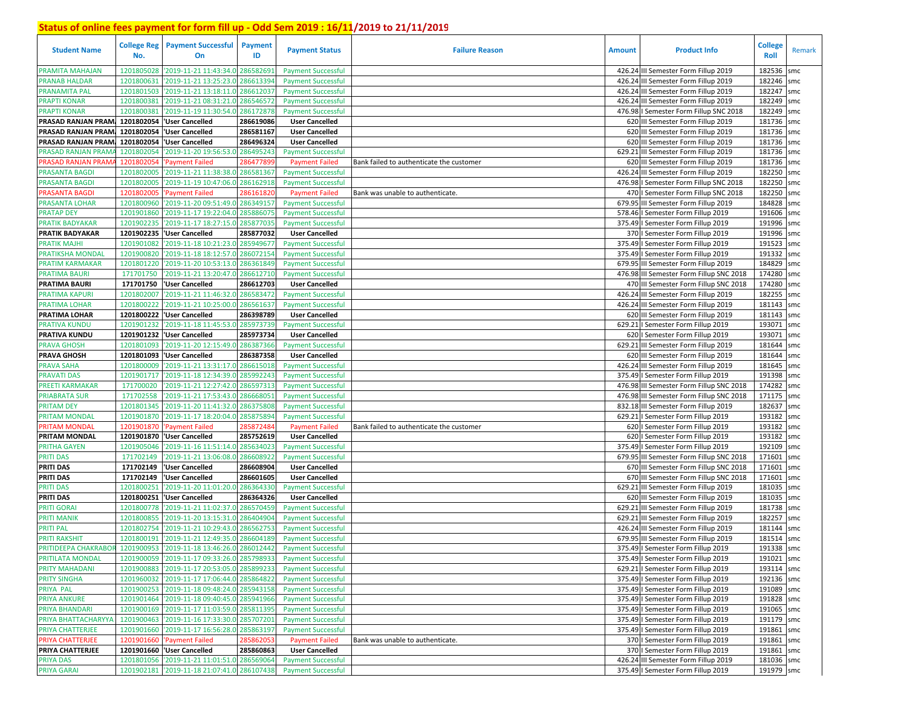## Status of online fees payment for form fill up - Odd Sem 2019 : 16/11/2019 to 21/11/2019

| Student Name | College Reg No. | Payment Successful On | Payment ID | Payment Status | Failure Reason | Amount | Product Info | College Roll | Remark |
|---|---|---|---|---|---|---|---|---|---|
| PRAMITA MAHAJAN | 1201805028 | '2019-11-21 11:43:34.0 | 286582691 | Payment Successful | | 426.24 | III Semester Form Fillup 2019 | 182536 | smc |
| PRANAB HALDAR | 1201800631 | '2019-11-21 13:25:23.0 | 286613394 | Payment Successful | | 426.24 | III Semester Form Fillup 2019 | 182246 | smc |
| PRANAMITA PAL | 1201801503 | '2019-11-21 13:18:11.0 | 286612037 | Payment Successful | | 426.24 | III Semester Form Fillup 2019 | 182247 | smc |
| PRAPTI KONAR | 1201800381 | '2019-11-21 08:31:21.0 | 286546572 | Payment Successful | | 426.24 | III Semester Form Fillup 2019 | 182249 | smc |
| PRAPTI KONAR | 1201800381 | '2019-11-19 11:30:54.0 | 286172878 | Payment Successful | | 476.98 | I Semester Form Fillup SNC 2018 | 182249 | smc |
| **PRASAD RANJAN PRAM.** | **1201802054** | **'User Cancelled** | **286619086** | **User Cancelled** | | 620 | III Semester Form Fillup 2019 | 181736 | smc |
| **PRASAD RANJAN PRAM.** | **1201802054** | **'User Cancelled** | **286581167** | **User Cancelled** | | 620 | III Semester Form Fillup 2019 | 181736 | smc |
| **PRASAD RANJAN PRAM.** | **1201802054** | **'User Cancelled** | **286496324** | **User Cancelled** | | 620 | III Semester Form Fillup 2019 | 181736 | smc |
| PRASAD RANJAN PRAMA | 1201802054 | '2019-11-20 19:56:53.0 | 286495243 | Payment Successful | | 629.21 | III Semester Form Fillup 2019 | 181736 | smc |
| PRASAD RANJAN PRAMA | 1201802054 | 'Payment Failed | 286477899 | Payment Failed | Bank failed to authenticate the customer | 620 | III Semester Form Fillup 2019 | 181736 | smc |
| PRASANTA BAGDI | 1201802005 | '2019-11-21 11:38:38.0 | 286581367 | Payment Successful | | 426.24 | III Semester Form Fillup 2019 | 182250 | smc |
| PRASANTA BAGDI | 1201802005 | '2019-11-19 10:47:06.0 | 286162918 | Payment Successful | | 476.98 | I Semester Form Fillup SNC 2018 | 182250 | smc |
| PRASANTA BAGDI | 1201802005 | 'Payment Failed | 286161820 | Payment Failed | Bank was unable to authenticate. | 470 | I Semester Form Fillup SNC 2018 | 182250 | smc |
| PRASANTA LOHAR | 1201800960 | '2019-11-20 09:51:49.0 | 286349157 | Payment Successful | | 679.95 | III Semester Form Fillup 2019 | 184828 | smc |
| PRATAP DEY | 1201901860 | '2019-11-17 19:22:04.0 | 285886075 | Payment Successful | | 578.46 | I Semester Form Fillup 2019 | 191606 | smc |
| PRATIK BADYAKAR | 1201902235 | '2019-11-17 18:27:15.0 | 285877035 | Payment Successful | | 375.49 | I Semester Form Fillup 2019 | 191996 | smc |
| **PRATIK BADYAKAR** | **1201902235** | **'User Cancelled** | **285877032** | **User Cancelled** | | 370 | I Semester Form Fillup 2019 | 191996 | smc |
| PRATIK MAJHI | 1201901082 | '2019-11-18 10:21:23.0 | 285949677 | Payment Successful | | 375.49 | I Semester Form Fillup 2019 | 191523 | smc |
| PRATIKSHA MONDAL | 1201900820 | '2019-11-18 18:12:57.0 | 286072154 | Payment Successful | | 375.49 | I Semester Form Fillup 2019 | 191332 | smc |
| PRATIM KARMAKAR | 1201801220 | '2019-11-20 10:53:13.0 | 286361849 | Payment Successful | | 679.95 | III Semester Form Fillup 2019 | 184829 | smc |
| PRATIMA BAURI | 171701750 | '2019-11-21 13:20:47.0 | 286612710 | Payment Successful | | 476.98 | III Semester Form Fillup SNC 2018 | 174280 | smc |
| **PRATIMA BAURI** | **171701750** | **'User Cancelled** | **286612703** | **User Cancelled** | | 470 | III Semester Form Fillup SNC 2018 | 174280 | smc |
| PRATIMA KAPURI | 1201802007 | '2019-11-21 11:46:32.0 | 286583472 | Payment Successful | | 426.24 | III Semester Form Fillup 2019 | 182255 | smc |
| PRATIMA LOHAR | 1201800222 | '2019-11-21 10:25:00.0 | 286561637 | Payment Successful | | 426.24 | III Semester Form Fillup 2019 | 181143 | smc |
| **PRATIMA LOHAR** | **1201800222** | **'User Cancelled** | **286398789** | **User Cancelled** | | 620 | III Semester Form Fillup 2019 | 181143 | smc |
| PRATIVA KUNDU | 1201901232 | '2019-11-18 11:45:53.0 | 285973739 | Payment Successful | | 629.21 | I Semester Form Fillup 2019 | 193071 | smc |
| **PRATIVA KUNDU** | **1201901232** | **'User Cancelled** | **285973734** | **User Cancelled** | | 620 | I Semester Form Fillup 2019 | 193071 | smc |
| PRAVA GHOSH | 1201801093 | '2019-11-20 12:15:49.0 | 286387366 | Payment Successful | | 629.21 | III Semester Form Fillup 2019 | 181644 | smc |
| **PRAVA GHOSH** | **1201801093** | **'User Cancelled** | **286387358** | **User Cancelled** | | 620 | III Semester Form Fillup 2019 | 181644 | smc |
| PRAVA SAHA | 1201800009 | '2019-11-21 13:31:17.0 | 286615018 | Payment Successful | | 426.24 | III Semester Form Fillup 2019 | 181645 | smc |
| PRAVATI DAS | 1201901717 | '2019-11-18 12:34:39.0 | 285992243 | Payment Successful | | 375.49 | I Semester Form Fillup 2019 | 191398 | smc |
| PREETI KARMAKAR | 171700020 | '2019-11-21 12:27:42.0 | 286597313 | Payment Successful | | 476.98 | III Semester Form Fillup SNC 2018 | 174282 | smc |
| PRIABRATA SUR | 171702558 | '2019-11-21 17:53:43.0 | 286668051 | Payment Successful | | 476.98 | III Semester Form Fillup SNC 2018 | 171175 | smc |
| PRITAM DEY | 1201801345 | '2019-11-20 11:41:32.0 | 286375808 | Payment Successful | | 832.18 | III Semester Form Fillup 2019 | 182637 | smc |
| PRITAM MONDAL | 1201901870 | '2019-11-17 18:20:04.0 | 285875894 | Payment Successful | | 629.21 | I Semester Form Fillup 2019 | 193182 | smc |
| PRITAM MONDAL | 1201901870 | 'Payment Failed | 285872484 | Payment Failed | Bank failed to authenticate the customer | 620 | I Semester Form Fillup 2019 | 193182 | smc |
| **PRITAM MONDAL** | **1201901870** | **'User Cancelled** | **285752619** | **User Cancelled** | | 620 | I Semester Form Fillup 2019 | 193182 | smc |
| PRITHA GAYEN | 1201905046 | '2019-11-16 11:51:14.0 | 285634023 | Payment Successful | | 375.49 | I Semester Form Fillup 2019 | 192109 | smc |
| PRITI DAS | 171702149 | '2019-11-21 13:06:08.0 | 286608922 | Payment Successful | | 679.95 | III Semester Form Fillup SNC 2018 | 171601 | smc |
| **PRITI DAS** | **171702149** | **'User Cancelled** | **286608904** | **User Cancelled** | | 670 | III Semester Form Fillup SNC 2018 | 171601 | smc |
| **PRITI DAS** | **171702149** | **'User Cancelled** | **286601605** | **User Cancelled** | | 670 | III Semester Form Fillup SNC 2018 | 171601 | smc |
| PRITI DAS | 1201800251 | '2019-11-20 11:01:20.0 | 286364330 | Payment Successful | | 629.21 | III Semester Form Fillup 2019 | 181035 | smc |
| **PRITI DAS** | **1201800251** | **'User Cancelled** | **286364326** | **User Cancelled** | | 620 | III Semester Form Fillup 2019 | 181035 | smc |
| PRITI GORAI | 1201800778 | '2019-11-21 11:02:37.0 | 286570459 | Payment Successful | | 629.21 | III Semester Form Fillup 2019 | 181738 | smc |
| PRITI MANIK | 1201800855 | '2019-11-20 13:15:31.0 | 286404904 | Payment Successful | | 629.21 | III Semester Form Fillup 2019 | 182257 | smc |
| PRITI PAL | 1201802754 | '2019-11-21 10:29:43.0 | 286562753 | Payment Successful | | 426.24 | III Semester Form Fillup 2019 | 181144 | smc |
| PRITI RAKSHIT | 1201800191 | '2019-11-21 12:49:35.0 | 286604189 | Payment Successful | | 679.95 | III Semester Form Fillup 2019 | 181514 | smc |
| PRITIDEEPA CHAKRABOR | 1201900953 | '2019-11-18 13:46:26.0 | 286012442 | Payment Successful | | 375.49 | I Semester Form Fillup 2019 | 191338 | smc |
| PRITILATA MONDAL | 1201900059 | '2019-11-17 09:33:26.0 | 285798933 | Payment Successful | | 375.49 | I Semester Form Fillup 2019 | 191021 | smc |
| PRITY MAHADANI | 1201900883 | '2019-11-17 20:53:05.0 | 285899233 | Payment Successful | | 629.21 | I Semester Form Fillup 2019 | 193114 | smc |
| PRITY SINGHA | 1201960032 | '2019-11-17 17:06:44.0 | 285864822 | Payment Successful | | 375.49 | I Semester Form Fillup 2019 | 192136 | smc |
| PRIYA PAL | 1201900253 | '2019-11-18 09:48:24.0 | 285943158 | Payment Successful | | 375.49 | I Semester Form Fillup 2019 | 191089 | smc |
| PRIYA ANKURE | 1201901464 | '2019-11-18 09:40:45.0 | 285941966 | Payment Successful | | 375.49 | I Semester Form Fillup 2019 | 191828 | smc |
| PRIYA BHANDARI | 1201900169 | '2019-11-17 11:03:59.0 | 285811395 | Payment Successful | | 375.49 | I Semester Form Fillup 2019 | 191065 | smc |
| PRIYA BHATTACHARYYA | 1201900463 | '2019-11-16 17:33:30.0 | 285707201 | Payment Successful | | 375.49 | I Semester Form Fillup 2019 | 191179 | smc |
| PRIYA CHATTERJEE | 1201901660 | '2019-11-17 16:56:28.0 | 285863197 | Payment Successful | | 375.49 | I Semester Form Fillup 2019 | 191861 | smc |
| PRIYA CHATTERJEE | 1201901660 | 'Payment Failed | 285862053 | Payment Failed | Bank was unable to authenticate. | 370 | I Semester Form Fillup 2019 | 191861 | smc |
| **PRIYA CHATTERJEE** | **1201901660** | **'User Cancelled** | **285860863** | **User Cancelled** | | 370 | I Semester Form Fillup 2019 | 191861 | smc |
| PRIYA DAS | 1201801056 | '2019-11-21 11:01:51.0 | 286569064 | Payment Successful | | 426.24 | III Semester Form Fillup 2019 | 181036 | smc |
| PRIYA GARAI | 1201902181 | '2019-11-18 21:07:41.0 | 286107438 | Payment Successful | | 375.49 | I Semester Form Fillup 2019 | 191979 | smc |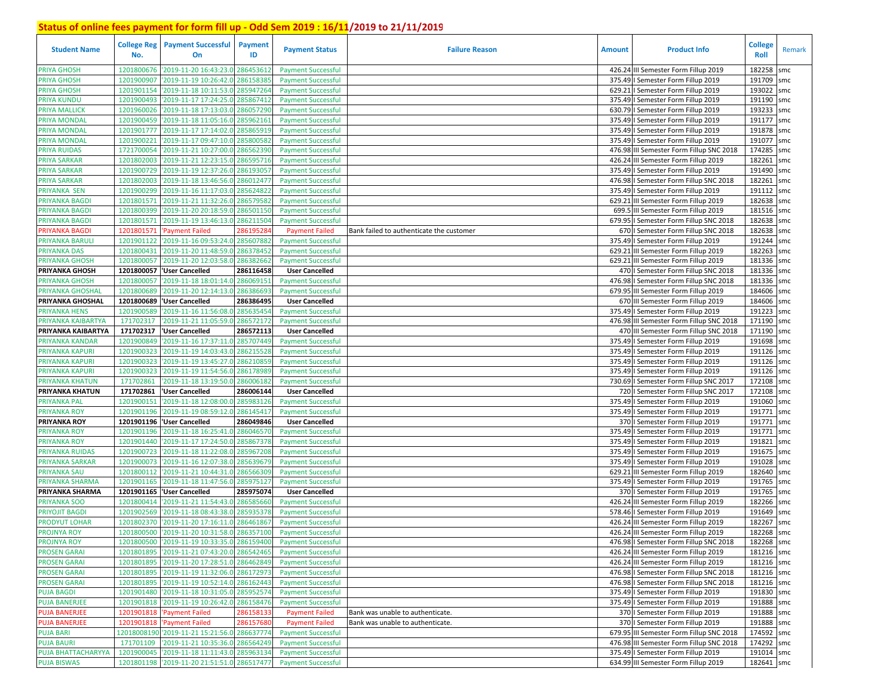## Status of online fees payment for form fill up - Odd Sem 2019 : 16/11/2019 to 21/11/2019

| Student Name | College Reg No. | Payment Successful On | Payment ID | Payment Status | Failure Reason | Amount | Product Info | College Roll | Remark |
|---|---|---|---|---|---|---|---|---|---|
| PRIYA GHOSH | 1201800676 | '2019-11-20 16:43:23.0 | 286453612 | Payment Successful | | 426.24 | III Semester Form Fillup 2019 | 182258 | smc |
| PRIYA GHOSH | 1201900907 | '2019-11-19 10:26:42.0 | 286158385 | Payment Successful | | 375.49 | I Semester Form Fillup 2019 | 191709 | smc |
| PRIYA GHOSH | 1201901154 | '2019-11-18 10:11:53.0 | 285947264 | Payment Successful | | 629.21 | I Semester Form Fillup 2019 | 193022 | smc |
| PRIYA KUNDU | 1201900493 | '2019-11-17 17:24:25.0 | 285867412 | Payment Successful | | 375.49 | I Semester Form Fillup 2019 | 191190 | smc |
| PRIYA MALLICK | 1201960026 | '2019-11-18 17:13:03.0 | 286057290 | Payment Successful | | 630.79 | I Semester Form Fillup 2019 | 193233 | smc |
| PRIYA MONDAL | 1201900459 | '2019-11-18 11:05:16.0 | 285962161 | Payment Successful | | 375.49 | I Semester Form Fillup 2019 | 191177 | smc |
| PRIYA MONDAL | 1201901777 | '2019-11-17 17:14:02.0 | 285865919 | Payment Successful | | 375.49 | I Semester Form Fillup 2019 | 191878 | smc |
| PRIYA MONDAL | 1201900221 | '2019-11-17 09:47:10.0 | 285800582 | Payment Successful | | 375.49 | I Semester Form Fillup 2019 | 191077 | smc |
| PRIYA RUIDAS | 1721700054 | '2019-11-21 10:27:00.0 | 286562390 | Payment Successful | | 476.98 | III Semester Form Fillup SNC 2018 | 174285 | smc |
| PRIYA SARKAR | 1201802003 | '2019-11-21 12:23:15.0 | 286595716 | Payment Successful | | 426.24 | III Semester Form Fillup 2019 | 182261 | smc |
| PRIYA SARKAR | 1201900729 | '2019-11-19 12:37:26.0 | 286193057 | Payment Successful | | 375.49 | I Semester Form Fillup 2019 | 191490 | smc |
| PRIYA SARKAR | 1201802003 | '2019-11-18 13:46:56.0 | 286012477 | Payment Successful | | 476.98 | I Semester Form Fillup SNC 2018 | 182261 | smc |
| PRIYANKA SEN | 1201900299 | '2019-11-16 11:17:03.0 | 285624822 | Payment Successful | | 375.49 | I Semester Form Fillup 2019 | 191112 | smc |
| PRIYANKA BAGDI | 1201801571 | '2019-11-21 11:32:26.0 | 286579582 | Payment Successful | | 629.21 | III Semester Form Fillup 2019 | 182638 | smc |
| PRIYANKA BAGDI | 1201800399 | '2019-11-20 20:18:59.0 | 286501150 | Payment Successful | | 699.5 | III Semester Form Fillup 2019 | 181516 | smc |
| PRIYANKA BAGDI | 1201801571 | '2019-11-19 13:46:13.0 | 286211504 | Payment Successful | | 679.95 | I Semester Form Fillup SNC 2018 | 182638 | smc |
| PRIYANKA BAGDI | 1201801571 | 'Payment Failed | 286195284 | Payment Failed | Bank failed to authenticate the customer | 670 | I Semester Form Fillup SNC 2018 | 182638 | smc |
| PRIYANKA BARULI | 1201901122 | '2019-11-16 09:53:24.0 | 285607882 | Payment Successful | | 375.49 | I Semester Form Fillup 2019 | 191244 | smc |
| PRIYANKA DAS | 1201800431 | '2019-11-20 11:48:59.0 | 286378452 | Payment Successful | | 629.21 | III Semester Form Fillup 2019 | 182263 | smc |
| PRIYANKA GHOSH | 1201800057 | '2019-11-20 12:03:58.0 | 286382662 | Payment Successful | | 629.21 | III Semester Form Fillup 2019 | 181336 | smc |
| **PRIYANKA GHOSH** | **1201800057** | **'User Cancelled** | **286116458** | **User Cancelled** | | 470 | I Semester Form Fillup SNC 2018 | 181336 | smc |
| PRIYANKA GHOSH | 1201800057 | '2019-11-18 18:01:14.0 | 286069151 | Payment Successful | | 476.98 | I Semester Form Fillup SNC 2018 | 181336 | smc |
| PRIYANKA GHOSHAL | 1201800689 | '2019-11-20 12:14:13.0 | 286386693 | Payment Successful | | 679.95 | III Semester Form Fillup 2019 | 184606 | smc |
| **PRIYANKA GHOSHAL** | **1201800689** | **'User Cancelled** | **286386495** | **User Cancelled** | | 670 | III Semester Form Fillup 2019 | 184606 | smc |
| PRIYANKA HENS | 1201900589 | '2019-11-16 11:56:08.0 | 285635454 | Payment Successful | | 375.49 | I Semester Form Fillup 2019 | 191223 | smc |
| PRIYANKA KAIBARTYA | 171702317 | '2019-11-21 11:05:59.0 | 286572172 | Payment Successful | | 476.98 | III Semester Form Fillup SNC 2018 | 171190 | smc |
| **PRIYANKA KAIBARTYA** | **171702317** | **'User Cancelled** | **286572113** | **User Cancelled** | | 470 | III Semester Form Fillup SNC 2018 | 171190 | smc |
| PRIYANKA KANDAR | 1201900849 | '2019-11-16 17:37:11.0 | 285707449 | Payment Successful | | 375.49 | I Semester Form Fillup 2019 | 191698 | smc |
| PRIYANKA KAPURI | 1201900323 | '2019-11-19 14:03:43.0 | 286215528 | Payment Successful | | 375.49 | I Semester Form Fillup 2019 | 191126 | smc |
| PRIYANKA KAPURI | 1201900323 | '2019-11-19 13:45:27.0 | 286210859 | Payment Successful | | 375.49 | I Semester Form Fillup 2019 | 191126 | smc |
| PRIYANKA KAPURI | 1201900323 | '2019-11-19 11:54:56.0 | 286178989 | Payment Successful | | 375.49 | I Semester Form Fillup 2019 | 191126 | smc |
| PRIYANKA KHATUN | 171702861 | '2019-11-18 13:19:50.0 | 286006182 | Payment Successful | | 730.69 | I Semester Form Fillup SNC 2017 | 172108 | smc |
| **PRIYANKA KHATUN** | **171702861** | **'User Cancelled** | **286006144** | **User Cancelled** | | 720 | I Semester Form Fillup SNC 2017 | 172108 | smc |
| PRIYANKA PAL | 1201900151 | '2019-11-18 12:08:00.0 | 285983126 | Payment Successful | | 375.49 | I Semester Form Fillup 2019 | 191060 | smc |
| PRIYANKA ROY | 1201901196 | '2019-11-19 08:59:12.0 | 286145417 | Payment Successful | | 375.49 | I Semester Form Fillup 2019 | 191771 | smc |
| **PRIYANKA ROY** | **1201901196** | **'User Cancelled** | **286049846** | **User Cancelled** | | 370 | I Semester Form Fillup 2019 | 191771 | smc |
| PRIYANKA ROY | 1201901196 | '2019-11-18 16:25:41.0 | 286046570 | Payment Successful | | 375.49 | I Semester Form Fillup 2019 | 191771 | smc |
| PRIYANKA ROY | 1201901440 | '2019-11-17 17:24:50.0 | 285867378 | Payment Successful | | 375.49 | I Semester Form Fillup 2019 | 191821 | smc |
| PRIYANKA RUIDAS | 1201900723 | '2019-11-18 11:22:08.0 | 285967208 | Payment Successful | | 375.49 | I Semester Form Fillup 2019 | 191675 | smc |
| PRIYANKA SARKAR | 1201900073 | '2019-11-16 12:07:38.0 | 285639679 | Payment Successful | | 375.49 | I Semester Form Fillup 2019 | 191028 | smc |
| PRIYANKA SAU | 1201800112 | '2019-11-21 10:44:31.0 | 286566309 | Payment Successful | | 629.21 | III Semester Form Fillup 2019 | 182640 | smc |
| PRIYANKA SHARMA | 1201901165 | '2019-11-18 11:47:56.0 | 285975127 | Payment Successful | | 375.49 | I Semester Form Fillup 2019 | 191765 | smc |
| **PRIYANKA SHARMA** | **1201901165** | **'User Cancelled** | **285975074** | **User Cancelled** | | 370 | I Semester Form Fillup 2019 | 191765 | smc |
| PRIYANKA SOO | 1201800414 | '2019-11-21 11:54:43.0 | 286585660 | Payment Successful | | 426.24 | III Semester Form Fillup 2019 | 182266 | smc |
| PRIYOJIT BAGDI | 1201902569 | '2019-11-18 08:43:38.0 | 285935378 | Payment Successful | | 578.46 | I Semester Form Fillup 2019 | 191649 | smc |
| PRODYUT LOHAR | 1201802370 | '2019-11-20 17:16:11.0 | 286461867 | Payment Successful | | 426.24 | III Semester Form Fillup 2019 | 182267 | smc |
| PROJNYA ROY | 1201800500 | '2019-11-20 10:31:58.0 | 286357100 | Payment Successful | | 426.24 | III Semester Form Fillup 2019 | 182268 | smc |
| PROJNYA ROY | 1201800500 | '2019-11-19 10:33:35.0 | 286159400 | Payment Successful | | 476.98 | I Semester Form Fillup SNC 2018 | 182268 | smc |
| PROSEN GARAI | 1201801895 | '2019-11-21 07:43:20.0 | 286542465 | Payment Successful | | 426.24 | III Semester Form Fillup 2019 | 181216 | smc |
| PROSEN GARAI | 1201801895 | '2019-11-20 17:28:51.0 | 286462849 | Payment Successful | | 426.24 | III Semester Form Fillup 2019 | 181216 | smc |
| PROSEN GARAI | 1201801895 | '2019-11-19 11:32:06.0 | 286172973 | Payment Successful | | 476.98 | I Semester Form Fillup SNC 2018 | 181216 | smc |
| PROSEN GARAI | 1201801895 | '2019-11-19 10:52:14.0 | 286162443 | Payment Successful | | 476.98 | I Semester Form Fillup SNC 2018 | 181216 | smc |
| PUJA BAGDI | 1201901480 | '2019-11-18 10:31:05.0 | 285952574 | Payment Successful | | 375.49 | I Semester Form Fillup 2019 | 191830 | smc |
| PUJA BANERJEE | 1201901818 | '2019-11-19 10:26:42.0 | 286158476 | Payment Successful | | 375.49 | I Semester Form Fillup 2019 | 191888 | smc |
| PUJA BANERJEE | 1201901818 | 'Payment Failed | 286158133 | Payment Failed | Bank was unable to authenticate. | 370 | I Semester Form Fillup 2019 | 191888 | smc |
| PUJA BANERJEE | 1201901818 | 'Payment Failed | 286157680 | Payment Failed | Bank was unable to authenticate. | 370 | I Semester Form Fillup 2019 | 191888 | smc |
| PUJA BARI | 12018008190 | '2019-11-21 15:21:56.0 | 286637774 | Payment Successful | | 679.95 | III Semester Form Fillup SNC 2018 | 174592 | smc |
| PUJA BAURI | 171701109 | '2019-11-21 10:35:36.0 | 286564249 | Payment Successful | | 476.98 | III Semester Form Fillup SNC 2018 | 174292 | smc |
| PUJA BHATTACHARYYA | 1201900045 | '2019-11-18 11:11:43.0 | 285963134 | Payment Successful | | 375.49 | I Semester Form Fillup 2019 | 191014 | smc |
| PUJA BISWAS | 1201801198 | '2019-11-20 21:51:51.0 | 286517477 | Payment Successful | | 634.99 | III Semester Form Fillup 2019 | 182641 | smc |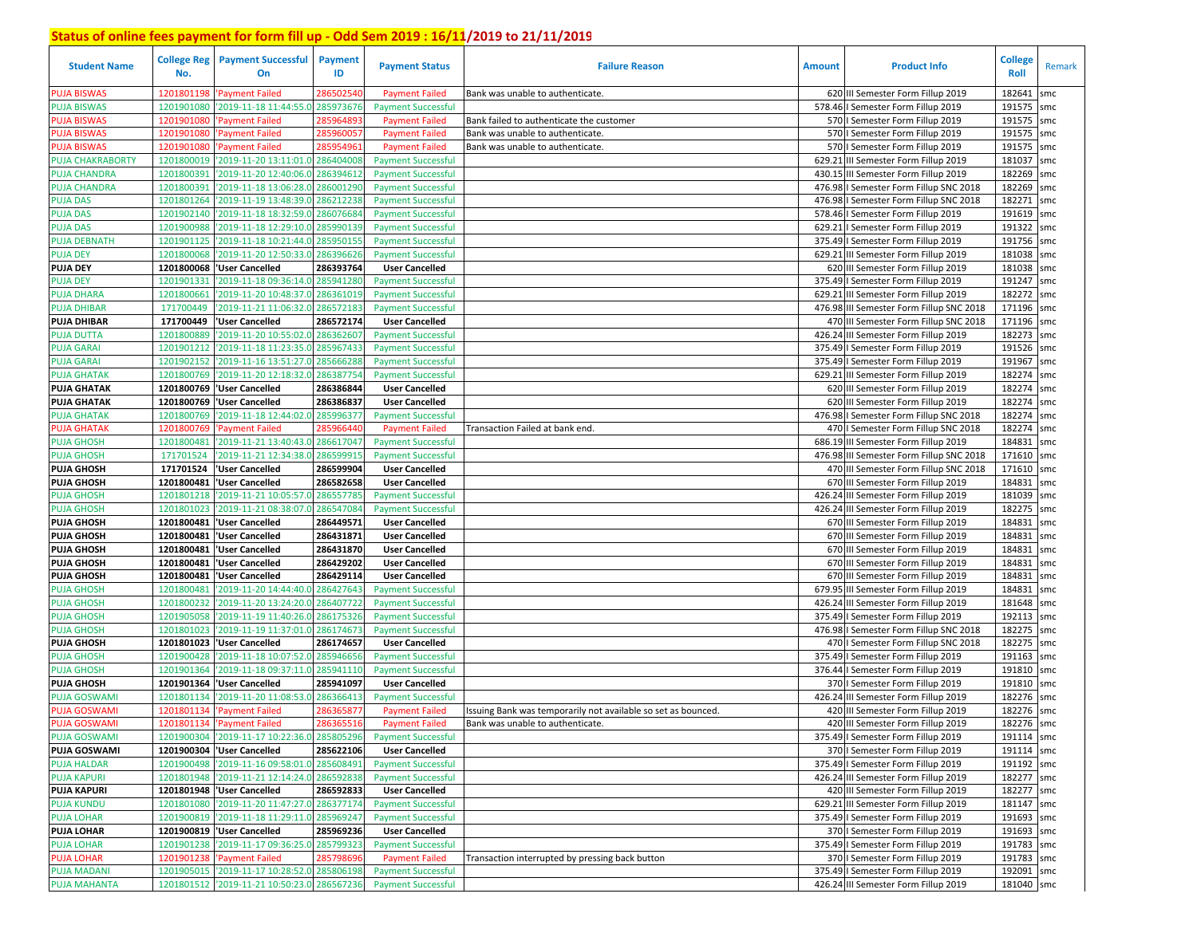## Status of online fees payment for form fill up - Odd Sem 2019 : 16/11/2019 to 21/11/2019

| Student Name | College Reg No. | Payment Successful On | Payment ID | Payment Status | Failure Reason | Amount | Product Info | College Roll | Remark |
|---|---|---|---|---|---|---|---|---|---|
| PUJA BISWAS | 1201801198 | 'Payment Failed | 286502540 | Payment Failed | Bank was unable to authenticate. | 620 | III Semester Form Fillup 2019 | 182641 | smc |
| PUJA BISWAS | 1201901080 | '2019-11-18 11:44:55.0 | 285973676 | Payment Successful | | 578.46 | I Semester Form Fillup 2019 | 191575 | smc |
| PUJA BISWAS | 1201901080 | 'Payment Failed | 285964893 | Payment Failed | Bank failed to authenticate the customer | 570 | I Semester Form Fillup 2019 | 191575 | smc |
| PUJA BISWAS | 1201901080 | 'Payment Failed | 285960057 | Payment Failed | Bank was unable to authenticate. | 570 | I Semester Form Fillup 2019 | 191575 | smc |
| PUJA BISWAS | 1201901080 | 'Payment Failed | 285954961 | Payment Failed | Bank was unable to authenticate. | 570 | I Semester Form Fillup 2019 | 191575 | smc |
| PUJA CHAKRABORTY | 1201800019 | '2019-11-20 13:11:01.0 | 286404008 | Payment Successful | | 629.21 | III Semester Form Fillup 2019 | 181037 | smc |
| PUJA CHANDRA | 1201800391 | '2019-11-20 12:40:06.0 | 286394612 | Payment Successful | | 430.15 | III Semester Form Fillup 2019 | 182269 | smc |
| PUJA CHANDRA | 1201800391 | '2019-11-18 13:06:28.0 | 286001290 | Payment Successful | | 476.98 | I Semester Form Fillup SNC 2018 | 182269 | smc |
| PUJA DAS | 1201801264 | '2019-11-19 13:48:39.0 | 286212238 | Payment Successful | | 476.98 | I Semester Form Fillup SNC 2018 | 182271 | smc |
| PUJA DAS | 1201902140 | '2019-11-18 18:32:59.0 | 286076684 | Payment Successful | | 578.46 | I Semester Form Fillup 2019 | 191619 | smc |
| PUJA DAS | 1201900988 | '2019-11-18 12:29:10.0 | 285990139 | Payment Successful | | 629.21 | I Semester Form Fillup 2019 | 191322 | smc |
| PUJA DEBNATH | 1201901125 | '2019-11-18 10:21:44.0 | 285950155 | Payment Successful | | 375.49 | I Semester Form Fillup 2019 | 191756 | smc |
| PUJA DEY | 1201800068 | '2019-11-20 12:50:33.0 | 286396626 | Payment Successful | | 629.21 | III Semester Form Fillup 2019 | 181038 | smc |
| **PUJA DEY** | **1201800068** | **'User Cancelled** | **286393764** | **User Cancelled** | | 620 | III Semester Form Fillup 2019 | 181038 | smc |
| PUJA DEY | 1201901331 | '2019-11-18 09:36:14.0 | 285941280 | Payment Successful | | 375.49 | I Semester Form Fillup 2019 | 191247 | smc |
| PUJA DHARA | 1201800661 | '2019-11-20 10:48:37.0 | 286361019 | Payment Successful | | 629.21 | III Semester Form Fillup 2019 | 182272 | smc |
| PUJA DHIBAR | 171700449 | '2019-11-21 11:06:32.0 | 286572183 | Payment Successful | | 476.98 | III Semester Form Fillup SNC 2018 | 171196 | smc |
| **PUJA DHIBAR** | **171700449** | **'User Cancelled** | **286572174** | **User Cancelled** | | 470 | III Semester Form Fillup SNC 2018 | 171196 | smc |
| PUJA DUTTA | 1201800889 | '2019-11-20 10:55:02.0 | 286362607 | Payment Successful | | 426.24 | III Semester Form Fillup 2019 | 182273 | smc |
| PUJA GARAI | 1201901212 | '2019-11-18 11:23:35.0 | 285967433 | Payment Successful | | 375.49 | I Semester Form Fillup 2019 | 191526 | smc |
| PUJA GARAI | 1201902152 | '2019-11-16 13:51:27.0 | 285666288 | Payment Successful | | 375.49 | I Semester Form Fillup 2019 | 191967 | smc |
| PUJA GHATAK | 1201800769 | '2019-11-20 12:18:32.0 | 286387754 | Payment Successful | | 629.21 | III Semester Form Fillup 2019 | 182274 | smc |
| **PUJA GHATAK** | **1201800769** | **'User Cancelled** | **286386844** | **User Cancelled** | | 620 | III Semester Form Fillup 2019 | 182274 | smc |
| **PUJA GHATAK** | **1201800769** | **'User Cancelled** | **286386837** | **User Cancelled** | | 620 | III Semester Form Fillup 2019 | 182274 | smc |
| PUJA GHATAK | 1201800769 | '2019-11-18 12:44:02.0 | 285996377 | Payment Successful | | 476.98 | I Semester Form Fillup SNC 2018 | 182274 | smc |
| PUJA GHATAK | 1201800769 | 'Payment Failed | 285966440 | Payment Failed | Transaction Failed at bank end. | 470 | I Semester Form Fillup SNC 2018 | 182274 | smc |
| PUJA GHOSH | 1201800481 | '2019-11-21 13:40:43.0 | 286617047 | Payment Successful | | 686.19 | III Semester Form Fillup 2019 | 184831 | smc |
| PUJA GHOSH | 171701524 | '2019-11-21 12:34:38.0 | 286599915 | Payment Successful | | 476.98 | III Semester Form Fillup SNC 2018 | 171610 | smc |
| **PUJA GHOSH** | **171701524** | **'User Cancelled** | **286599904** | **User Cancelled** | | 470 | III Semester Form Fillup SNC 2018 | 171610 | smc |
| **PUJA GHOSH** | **1201800481** | **'User Cancelled** | **286582658** | **User Cancelled** | | 670 | III Semester Form Fillup 2019 | 184831 | smc |
| PUJA GHOSH | 1201801218 | '2019-11-21 10:05:57.0 | 286557785 | Payment Successful | | 426.24 | III Semester Form Fillup 2019 | 181039 | smc |
| PUJA GHOSH | 1201801023 | '2019-11-21 08:38:07.0 | 286547084 | Payment Successful | | 426.24 | III Semester Form Fillup 2019 | 182275 | smc |
| **PUJA GHOSH** | **1201800481** | **'User Cancelled** | **286449571** | **User Cancelled** | | 670 | III Semester Form Fillup 2019 | 184831 | smc |
| **PUJA GHOSH** | **1201800481** | **'User Cancelled** | **286431871** | **User Cancelled** | | 670 | III Semester Form Fillup 2019 | 184831 | smc |
| **PUJA GHOSH** | **1201800481** | **'User Cancelled** | **286431870** | **User Cancelled** | | 670 | III Semester Form Fillup 2019 | 184831 | smc |
| **PUJA GHOSH** | **1201800481** | **'User Cancelled** | **286429202** | **User Cancelled** | | 670 | III Semester Form Fillup 2019 | 184831 | smc |
| **PUJA GHOSH** | **1201800481** | **'User Cancelled** | **286429114** | **User Cancelled** | | 670 | III Semester Form Fillup 2019 | 184831 | smc |
| PUJA GHOSH | 1201800481 | '2019-11-20 14:44:40.0 | 286427643 | Payment Successful | | 679.95 | III Semester Form Fillup 2019 | 184831 | smc |
| PUJA GHOSH | 1201800232 | '2019-11-20 13:24:20.0 | 286407722 | Payment Successful | | 426.24 | III Semester Form Fillup 2019 | 181648 | smc |
| PUJA GHOSH | 1201905058 | '2019-11-19 11:40:26.0 | 286175326 | Payment Successful | | 375.49 | I Semester Form Fillup 2019 | 192113 | smc |
| PUJA GHOSH | 1201801023 | '2019-11-19 11:37:01.0 | 286174673 | Payment Successful | | 476.98 | I Semester Form Fillup SNC 2018 | 182275 | smc |
| **PUJA GHOSH** | **1201801023** | **'User Cancelled** | **286174657** | **User Cancelled** | | 470 | I Semester Form Fillup SNC 2018 | 182275 | smc |
| PUJA GHOSH | 1201900428 | '2019-11-18 10:07:52.0 | 285946656 | Payment Successful | | 375.49 | I Semester Form Fillup 2019 | 191163 | smc |
| PUJA GHOSH | 1201901364 | '2019-11-18 09:37:11.0 | 285941110 | Payment Successful | | 376.44 | I Semester Form Fillup 2019 | 191810 | smc |
| **PUJA GHOSH** | **1201901364** | **'User Cancelled** | **285941097** | **User Cancelled** | | 370 | I Semester Form Fillup 2019 | 191810 | smc |
| PUJA GOSWAMI | 1201801134 | '2019-11-20 11:08:53.0 | 286366413 | Payment Successful | | 426.24 | III Semester Form Fillup 2019 | 182276 | smc |
| PUJA GOSWAMI | 1201801134 | 'Payment Failed | 286365877 | Payment Failed | Issuing Bank was temporarily not available so set as bounced. | 420 | III Semester Form Fillup 2019 | 182276 | smc |
| PUJA GOSWAMI | 1201801134 | 'Payment Failed | 286365516 | Payment Failed | Bank was unable to authenticate. | 420 | III Semester Form Fillup 2019 | 182276 | smc |
| PUJA GOSWAMI | 1201900304 | '2019-11-17 10:22:36.0 | 285805296 | Payment Successful | | 375.49 | I Semester Form Fillup 2019 | 191114 | smc |
| **PUJA GOSWAMI** | **1201900304** | **'User Cancelled** | **285622106** | **User Cancelled** | | 370 | I Semester Form Fillup 2019 | 191114 | smc |
| PUJA HALDAR | 1201900498 | '2019-11-16 09:58:01.0 | 285608491 | Payment Successful | | 375.49 | I Semester Form Fillup 2019 | 191192 | smc |
| PUJA KAPURI | 1201801948 | '2019-11-21 12:14:24.0 | 286592838 | Payment Successful | | 426.24 | III Semester Form Fillup 2019 | 182277 | smc |
| **PUJA KAPURI** | **1201801948** | **'User Cancelled** | **286592833** | **User Cancelled** | | 420 | III Semester Form Fillup 2019 | 182277 | smc |
| PUJA KUNDU | 1201801080 | '2019-11-20 11:47:27.0 | 286377174 | Payment Successful | | 629.21 | III Semester Form Fillup 2019 | 181147 | smc |
| PUJA LOHAR | 1201900819 | '2019-11-18 11:29:11.0 | 285969247 | Payment Successful | | 375.49 | I Semester Form Fillup 2019 | 191693 | smc |
| **PUJA LOHAR** | **1201900819** | **'User Cancelled** | **285969236** | **User Cancelled** | | 370 | I Semester Form Fillup 2019 | 191693 | smc |
| PUJA LOHAR | 1201901238 | '2019-11-17 09:36:25.0 | 285799323 | Payment Successful | | 375.49 | I Semester Form Fillup 2019 | 191783 | smc |
| PUJA LOHAR | 1201901238 | 'Payment Failed | 285798696 | Payment Failed | Transaction interrupted by pressing back button | 370 | I Semester Form Fillup 2019 | 191783 | smc |
| PUJA MADANI | 1201905015 | '2019-11-17 10:28:52.0 | 285806198 | Payment Successful | | 375.49 | I Semester Form Fillup 2019 | 192091 | smc |
| PUJA MAHANTA | 1201801512 | '2019-11-21 10:50:23.0 | 286567236 | Payment Successful | | 426.24 | III Semester Form Fillup 2019 | 181040 | smc |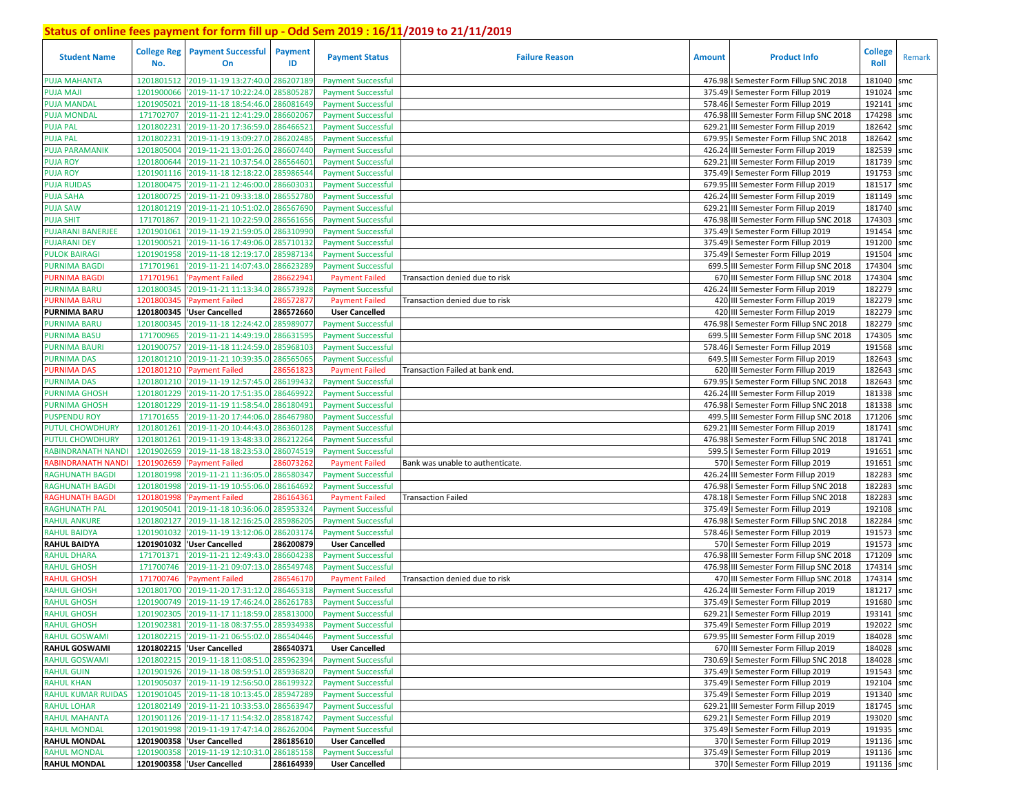## Status of online fees payment for form fill up - Odd Sem 2019 : 16/11/2019 to 21/11/2019

| Student Name | College Reg No. | Payment Successful On | Payment ID | Payment Status | Failure Reason | Amount | Product Info | College Roll | Remark |
|---|---|---|---|---|---|---|---|---|---|
| PUJA MAHANTA | 1201801512 | '2019-11-19 13:27:40.0 | 286207189 | Payment Successful | | 476.98 | I Semester Form Fillup SNC 2018 | 181040 | smc |
| PUJA MAJI | 1201900066 | '2019-11-17 10:22:24.0 | 285805287 | Payment Successful | | 375.49 | I Semester Form Fillup 2019 | 191024 | smc |
| PUJA MANDAL | 1201905021 | '2019-11-18 18:54:46.0 | 286081649 | Payment Successful | | 578.46 | I Semester Form Fillup 2019 | 192141 | smc |
| PUJA MONDAL | 171702707 | '2019-11-21 12:41:29.0 | 286602067 | Payment Successful | | 476.98 | III Semester Form Fillup SNC 2018 | 174298 | smc |
| PUJA PAL | 1201802231 | '2019-11-20 17:36:59.0 | 286466521 | Payment Successful | | 629.21 | III Semester Form Fillup 2019 | 182642 | smc |
| PUJA PAL | 1201802231 | '2019-11-19 13:09:27.0 | 286202485 | Payment Successful | | 679.95 | I Semester Form Fillup SNC 2018 | 182642 | smc |
| PUJA PARAMANIK | 1201805004 | '2019-11-21 13:01:26.0 | 286607440 | Payment Successful | | 426.24 | III Semester Form Fillup 2019 | 182539 | smc |
| PUJA ROY | 1201800644 | '2019-11-21 10:37:54.0 | 286564601 | Payment Successful | | 629.21 | III Semester Form Fillup 2019 | 181739 | smc |
| PUJA ROY | 1201901116 | '2019-11-18 12:18:22.0 | 285986544 | Payment Successful | | 375.49 | I Semester Form Fillup 2019 | 191753 | smc |
| PUJA RUIDAS | 1201800475 | '2019-11-21 12:46:00.0 | 286603031 | Payment Successful | | 679.95 | III Semester Form Fillup 2019 | 181517 | smc |
| PUJA SAHA | 1201800725 | '2019-11-21 09:33:18.0 | 286552780 | Payment Successful | | 426.24 | III Semester Form Fillup 2019 | 181149 | smc |
| PUJA SAW | 1201801219 | '2019-11-21 10:51:02.0 | 286567690 | Payment Successful | | 629.21 | III Semester Form Fillup 2019 | 181740 | smc |
| PUJA SHIT | 171701867 | '2019-11-21 10:22:59.0 | 286561656 | Payment Successful | | 476.98 | III Semester Form Fillup SNC 2018 | 174303 | smc |
| PUJARANI BANERJEE | 1201901061 | '2019-11-19 21:59:05.0 | 286310990 | Payment Successful | | 375.49 | I Semester Form Fillup 2019 | 191454 | smc |
| PUJARANI DEY | 1201900521 | '2019-11-16 17:49:06.0 | 285710132 | Payment Successful | | 375.49 | I Semester Form Fillup 2019 | 191200 | smc |
| PULOK BAIRAGI | 1201901958 | '2019-11-18 12:19:17.0 | 285987134 | Payment Successful | | 375.49 | I Semester Form Fillup 2019 | 191504 | smc |
| PURNIMA BAGDI | 171701961 | '2019-11-21 14:07:43.0 | 286623289 | Payment Successful | | 699.5 | III Semester Form Fillup SNC 2018 | 174304 | smc |
| PURNIMA BAGDI | 171701961 | 'Payment Failed | 286622941 | Payment Failed | Transaction denied due to risk | 670 | III Semester Form Fillup SNC 2018 | 174304 | smc |
| PURNIMA BARU | 1201800345 | '2019-11-21 11:13:34.0 | 286573928 | Payment Successful | | 426.24 | III Semester Form Fillup 2019 | 182279 | smc |
| PURNIMA BARU | 1201800345 | 'Payment Failed | 286572877 | Payment Failed | Transaction denied due to risk | 420 | III Semester Form Fillup 2019 | 182279 | smc |
| **PURNIMA BARU** | **1201800345** | **'User Cancelled** | **286572660** | **User Cancelled** | | **420** | **III Semester Form Fillup 2019** | **182279** | **smc** |
| PURNIMA BARU | 1201800345 | '2019-11-18 12:24:42.0 | 285989077 | Payment Successful | | 476.98 | I Semester Form Fillup SNC 2018 | 182279 | smc |
| PURNIMA BASU | 171700965 | '2019-11-21 14:49:19.0 | 286631595 | Payment Successful | | 699.5 | III Semester Form Fillup SNC 2018 | 174305 | smc |
| PURNIMA BAURI | 1201900757 | '2019-11-18 11:24:59.0 | 285968103 | Payment Successful | | 578.46 | I Semester Form Fillup 2019 | 191568 | smc |
| PURNIMA DAS | 1201801210 | '2019-11-21 10:39:35.0 | 286565065 | Payment Successful | | 649.5 | III Semester Form Fillup 2019 | 182643 | smc |
| PURNIMA DAS | 1201801210 | 'Payment Failed | 286561823 | Payment Failed | Transaction Failed at bank end. | 620 | III Semester Form Fillup 2019 | 182643 | smc |
| PURNIMA DAS | 1201801210 | '2019-11-19 12:57:45.0 | 286199432 | Payment Successful | | 679.95 | I Semester Form Fillup SNC 2018 | 182643 | smc |
| PURNIMA GHOSH | 1201801229 | '2019-11-20 17:51:35.0 | 286469922 | Payment Successful | | 426.24 | III Semester Form Fillup 2019 | 181338 | smc |
| PURNIMA GHOSH | 1201801229 | '2019-11-19 11:58:54.0 | 286180491 | Payment Successful | | 476.98 | I Semester Form Fillup SNC 2018 | 181338 | smc |
| PUSPENDU ROY | 171701655 | '2019-11-20 17:44:06.0 | 286467980 | Payment Successful | | 499.5 | III Semester Form Fillup SNC 2018 | 171206 | smc |
| PUTUL CHOWDHURY | 1201801261 | '2019-11-20 10:44:43.0 | 286360128 | Payment Successful | | 629.21 | III Semester Form Fillup 2019 | 181741 | smc |
| PUTUL CHOWDHURY | 1201801261 | '2019-11-19 13:48:33.0 | 286212264 | Payment Successful | | 476.98 | I Semester Form Fillup SNC 2018 | 181741 | smc |
| RABINDRANATH NANDI | 1201902659 | '2019-11-18 18:23:53.0 | 286074519 | Payment Successful | | 599.5 | I Semester Form Fillup 2019 | 191651 | smc |
| RABINDRANATH NANDI | 1201902659 | 'Payment Failed | 286073262 | Payment Failed | Bank was unable to authenticate. | 570 | I Semester Form Fillup 2019 | 191651 | smc |
| RAGHUNATH BAGDI | 1201801998 | '2019-11-21 11:36:05.0 | 286580347 | Payment Successful | | 426.24 | III Semester Form Fillup 2019 | 182283 | smc |
| RAGHUNATH BAGDI | 1201801998 | '2019-11-19 10:55:06.0 | 286164692 | Payment Successful | | 476.98 | I Semester Form Fillup SNC 2018 | 182283 | smc |
| RAGHUNATH BAGDI | 1201801998 | 'Payment Failed | 286164361 | Payment Failed | Transaction Failed | 478.18 | I Semester Form Fillup SNC 2018 | 182283 | smc |
| RAGHUNATH PAL | 1201905041 | '2019-11-18 10:36:06.0 | 285953324 | Payment Successful | | 375.49 | I Semester Form Fillup 2019 | 192108 | smc |
| RAHUL ANKURE | 1201802127 | '2019-11-18 12:16:25.0 | 285986205 | Payment Successful | | 476.98 | I Semester Form Fillup SNC 2018 | 182284 | smc |
| RAHUL BAIDYA | 1201901032 | '2019-11-19 13:12:06.0 | 286203174 | Payment Successful | | 578.46 | I Semester Form Fillup 2019 | 191573 | smc |
| **RAHUL BAIDYA** | **1201901032** | **'User Cancelled** | **286200879** | **User Cancelled** | | **570** | **I Semester Form Fillup 2019** | **191573** | **smc** |
| RAHUL DHARA | 171701371 | '2019-11-21 12:49:43.0 | 286604238 | Payment Successful | | 476.98 | III Semester Form Fillup SNC 2018 | 171209 | smc |
| RAHUL GHOSH | 171700746 | '2019-11-21 09:07:13.0 | 286549748 | Payment Successful | | 476.98 | III Semester Form Fillup SNC 2018 | 174314 | smc |
| RAHUL GHOSH | 171700746 | 'Payment Failed | 286546170 | Payment Failed | Transaction denied due to risk | 470 | III Semester Form Fillup SNC 2018 | 174314 | smc |
| RAHUL GHOSH | 1201801700 | '2019-11-20 17:31:12.0 | 286465318 | Payment Successful | | 426.24 | III Semester Form Fillup 2019 | 181217 | smc |
| RAHUL GHOSH | 1201900749 | '2019-11-19 17:46:24.0 | 286261783 | Payment Successful | | 375.49 | I Semester Form Fillup 2019 | 191680 | smc |
| RAHUL GHOSH | 1201902305 | '2019-11-17 11:18:59.0 | 285813000 | Payment Successful | | 629.21 | I Semester Form Fillup 2019 | 193141 | smc |
| RAHUL GHOSH | 1201902381 | '2019-11-18 08:37:55.0 | 285934938 | Payment Successful | | 375.49 | I Semester Form Fillup 2019 | 192022 | smc |
| RAHUL GOSWAMI | 1201802215 | '2019-11-21 06:55:02.0 | 286540446 | Payment Successful | | 679.95 | III Semester Form Fillup 2019 | 184028 | smc |
| **RAHUL GOSWAMI** | **1201802215** | **'User Cancelled** | **286540371** | **User Cancelled** | | **670** | **III Semester Form Fillup 2019** | **184028** | **smc** |
| RAHUL GOSWAMI | 1201802215 | '2019-11-18 11:08:51.0 | 285962394 | Payment Successful | | 730.69 | I Semester Form Fillup SNC 2018 | 184028 | smc |
| RAHUL GUIN | 1201901926 | '2019-11-18 08:59:51.0 | 285936820 | Payment Successful | | 375.49 | I Semester Form Fillup 2019 | 191543 | smc |
| RAHUL KHAN | 1201905037 | '2019-11-19 12:56:50.0 | 286199322 | Payment Successful | | 375.49 | I Semester Form Fillup 2019 | 192104 | smc |
| RAHUL KUMAR RUIDAS | 1201901045 | '2019-11-18 10:13:45.0 | 285947289 | Payment Successful | | 375.49 | I Semester Form Fillup 2019 | 191340 | smc |
| RAHUL LOHAR | 1201802149 | '2019-11-21 10:33:53.0 | 286563947 | Payment Successful | | 629.21 | III Semester Form Fillup 2019 | 181745 | smc |
| RAHUL MAHANTA | 1201901126 | '2019-11-17 11:54:32.0 | 285818742 | Payment Successful | | 629.21 | I Semester Form Fillup 2019 | 193020 | smc |
| RAHUL MONDAL | 1201901998 | '2019-11-19 17:47:14.0 | 286262004 | Payment Successful | | 375.49 | I Semester Form Fillup 2019 | 191935 | smc |
| **RAHUL MONDAL** | **1201900358** | **'User Cancelled** | **286185610** | **User Cancelled** | | **370** | **I Semester Form Fillup 2019** | **191136** | **smc** |
| RAHUL MONDAL | 1201900358 | '2019-11-19 12:10:31.0 | 286185158 | Payment Successful | | 375.49 | I Semester Form Fillup 2019 | 191136 | smc |
| **RAHUL MONDAL** | **1201900358** | **'User Cancelled** | **286164939** | **User Cancelled** | | **370** | **I Semester Form Fillup 2019** | **191136** | **smc** |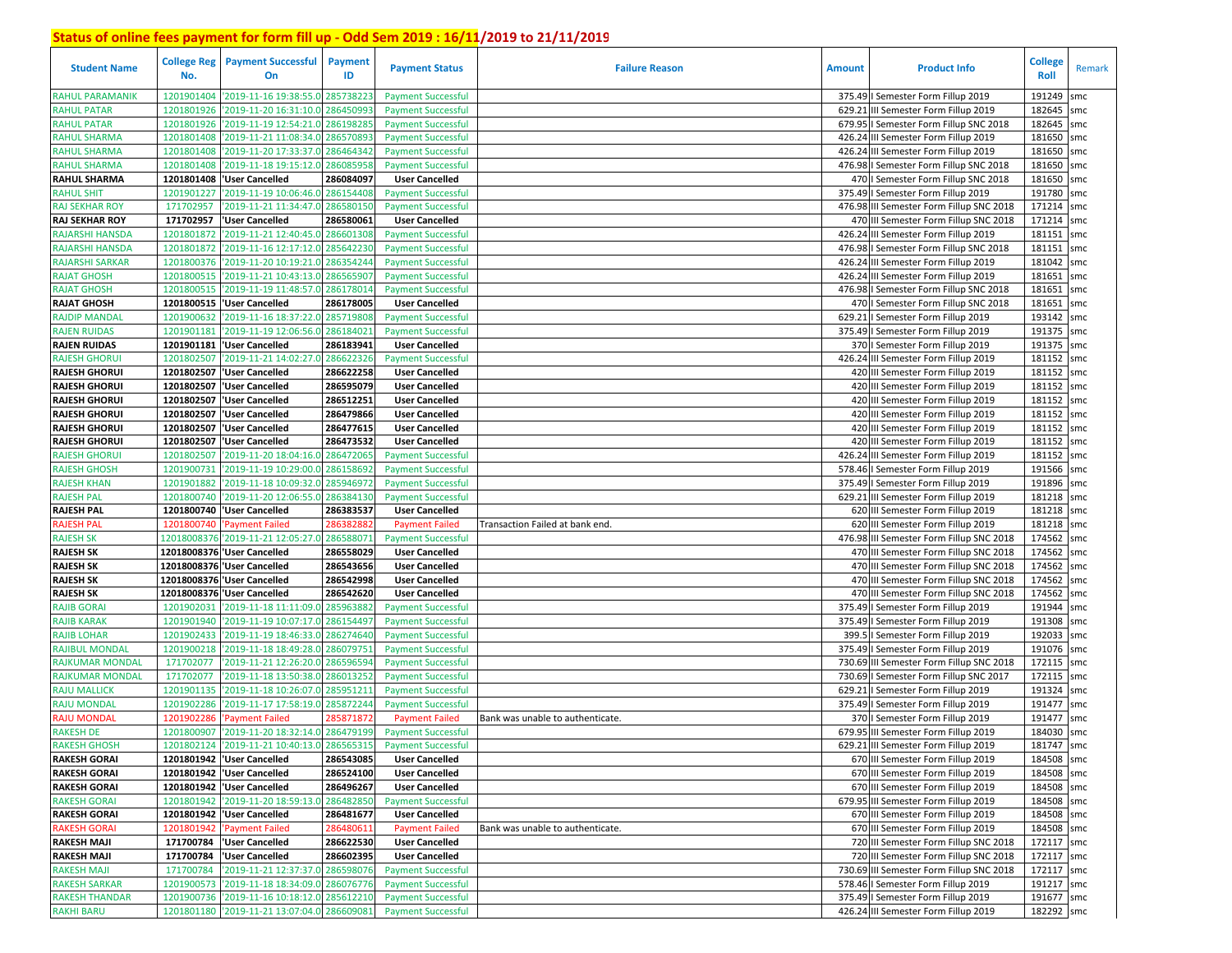## Status of online fees payment for form fill up - Odd Sem 2019 : 16/11/2019 to 21/11/2019

| Student Name | College Reg No. | Payment Successful On | Payment ID | Payment Status | Failure Reason | Amount | Product Info | College Roll | Remark |
|---|---|---|---|---|---|---|---|---|---|
| RAHUL PARAMANIK | 1201901404 | '2019-11-16 19:38:55.0 | 285738223 | Payment Successful | | 375.49 | I Semester Form Fillup 2019 | 191249 | smc |
| RAHUL PATAR | 1201801926 | '2019-11-20 16:31:10.0 | 286450993 | Payment Successful | | 629.21 | III Semester Form Fillup 2019 | 182645 | smc |
| RAHUL PATAR | 1201801926 | '2019-11-19 12:54:21.0 | 286198285 | Payment Successful | | 679.95 | I Semester Form Fillup SNC 2018 | 182645 | smc |
| RAHUL SHARMA | 1201801408 | '2019-11-21 11:08:34.0 | 286570893 | Payment Successful | | 426.24 | III Semester Form Fillup 2019 | 181650 | smc |
| RAHUL SHARMA | 1201801408 | '2019-11-20 17:33:37.0 | 286464342 | Payment Successful | | 426.24 | III Semester Form Fillup 2019 | 181650 | smc |
| RAHUL SHARMA | 1201801408 | '2019-11-18 19:15:12.0 | 286085958 | Payment Successful | | 476.98 | I Semester Form Fillup SNC 2018 | 181650 | smc |
| **RAHUL SHARMA** | **1201801408** | **'User Cancelled** | **286084097** | **User Cancelled** | | 470 | I Semester Form Fillup SNC 2018 | 181650 | smc |
| RAHUL SHIT | 1201901227 | '2019-11-19 10:06:46.0 | 286154408 | Payment Successful | | 375.49 | I Semester Form Fillup 2019 | 191780 | smc |
| RAJ SEKHAR ROY | 171702957 | '2019-11-21 11:34:47.0 | 286580150 | Payment Successful | | 476.98 | III Semester Form Fillup SNC 2018 | 171214 | smc |
| **RAJ SEKHAR ROY** | **171702957** | **'User Cancelled** | **286580061** | **User Cancelled** | | 470 | III Semester Form Fillup SNC 2018 | 171214 | smc |
| RAJARSHI HANSDA | 1201801872 | '2019-11-21 12:40:45.0 | 286601308 | Payment Successful | | 426.24 | III Semester Form Fillup 2019 | 181151 | smc |
| RAJARSHI HANSDA | 1201801872 | '2019-11-16 12:17:12.0 | 285642230 | Payment Successful | | 476.98 | I Semester Form Fillup SNC 2018 | 181151 | smc |
| RAJARSHI SARKAR | 1201800376 | '2019-11-20 10:19:21.0 | 286354244 | Payment Successful | | 426.24 | III Semester Form Fillup 2019 | 181042 | smc |
| RAJAT GHOSH | 1201800515 | '2019-11-21 10:43:13.0 | 286565907 | Payment Successful | | 426.24 | III Semester Form Fillup 2019 | 181651 | smc |
| RAJAT GHOSH | 1201800515 | '2019-11-19 11:48:57.0 | 286178014 | Payment Successful | | 476.98 | I Semester Form Fillup SNC 2018 | 181651 | smc |
| **RAJAT GHOSH** | **1201800515** | **'User Cancelled** | **286178005** | **User Cancelled** | | 470 | I Semester Form Fillup SNC 2018 | 181651 | smc |
| RAJDIP MANDAL | 1201900632 | '2019-11-16 18:37:22.0 | 285719808 | Payment Successful | | 629.21 | I Semester Form Fillup 2019 | 193142 | smc |
| RAJEN RUIDAS | 1201901181 | '2019-11-19 12:06:56.0 | 286184021 | Payment Successful | | 375.49 | I Semester Form Fillup 2019 | 191375 | smc |
| **RAJEN RUIDAS** | **1201901181** | **'User Cancelled** | **286183941** | **User Cancelled** | | 370 | I Semester Form Fillup 2019 | 191375 | smc |
| RAJESH GHORUI | 1201802507 | '2019-11-21 14:02:27.0 | 286622326 | Payment Successful | | 426.24 | III Semester Form Fillup 2019 | 181152 | smc |
| **RAJESH GHORUI** | **1201802507** | **'User Cancelled** | **286622258** | **User Cancelled** | | 420 | III Semester Form Fillup 2019 | 181152 | smc |
| **RAJESH GHORUI** | **1201802507** | **'User Cancelled** | **286595079** | **User Cancelled** | | 420 | III Semester Form Fillup 2019 | 181152 | smc |
| **RAJESH GHORUI** | **1201802507** | **'User Cancelled** | **286512251** | **User Cancelled** | | 420 | III Semester Form Fillup 2019 | 181152 | smc |
| **RAJESH GHORUI** | **1201802507** | **'User Cancelled** | **286479866** | **User Cancelled** | | 420 | III Semester Form Fillup 2019 | 181152 | smc |
| **RAJESH GHORUI** | **1201802507** | **'User Cancelled** | **286477615** | **User Cancelled** | | 420 | III Semester Form Fillup 2019 | 181152 | smc |
| **RAJESH GHORUI** | **1201802507** | **'User Cancelled** | **286473532** | **User Cancelled** | | 420 | III Semester Form Fillup 2019 | 181152 | smc |
| RAJESH GHORUI | 1201802507 | '2019-11-20 18:04:16.0 | 286472065 | Payment Successful | | 426.24 | III Semester Form Fillup 2019 | 181152 | smc |
| RAJESH GHOSH | 1201900731 | '2019-11-19 10:29:00.0 | 286158692 | Payment Successful | | 578.46 | I Semester Form Fillup 2019 | 191566 | smc |
| RAJESH KHAN | 1201901882 | '2019-11-18 10:09:32.0 | 285946972 | Payment Successful | | 375.49 | I Semester Form Fillup 2019 | 191896 | smc |
| RAJESH PAL | 1201800740 | '2019-11-20 12:06:55.0 | 286384130 | Payment Successful | | 629.21 | III Semester Form Fillup 2019 | 181218 | smc |
| **RAJESH PAL** | **1201800740** | **'User Cancelled** | **286383537** | **User Cancelled** | | 620 | III Semester Form Fillup 2019 | 181218 | smc |
| RAJESH PAL | 1201800740 | 'Payment Failed | 286382882 | Payment Failed | Transaction Failed at bank end. | 620 | III Semester Form Fillup 2019 | 181218 | smc |
| RAJESH SK | 12018008376 | '2019-11-21 12:05:27.0 | 286588071 | Payment Successful | | 476.98 | III Semester Form Fillup SNC 2018 | 174562 | smc |
| **RAJESH SK** | **12018008376** | **'User Cancelled** | **286558029** | **User Cancelled** | | 470 | III Semester Form Fillup SNC 2018 | 174562 | smc |
| **RAJESH SK** | **12018008376** | **'User Cancelled** | **286543656** | **User Cancelled** | | 470 | III Semester Form Fillup SNC 2018 | 174562 | smc |
| **RAJESH SK** | **12018008376** | **'User Cancelled** | **286542998** | **User Cancelled** | | 470 | III Semester Form Fillup SNC 2018 | 174562 | smc |
| **RAJESH SK** | **12018008376** | **'User Cancelled** | **286542620** | **User Cancelled** | | 470 | III Semester Form Fillup SNC 2018 | 174562 | smc |
| RAJIB GORAI | 1201902031 | '2019-11-18 11:11:09.0 | 285963882 | Payment Successful | | 375.49 | I Semester Form Fillup 2019 | 191944 | smc |
| RAJIB KARAK | 1201901940 | '2019-11-19 10:07:17.0 | 286154497 | Payment Successful | | 375.49 | I Semester Form Fillup 2019 | 191308 | smc |
| RAJIB LOHAR | 1201902433 | '2019-11-19 18:46:33.0 | 286274640 | Payment Successful | | 399.5 | I Semester Form Fillup 2019 | 192033 | smc |
| RAJIBUL MONDAL | 1201900218 | '2019-11-18 18:49:28.0 | 286079751 | Payment Successful | | 375.49 | I Semester Form Fillup 2019 | 191076 | smc |
| RAJKUMAR MONDAL | 171702077 | '2019-11-21 12:26:20.0 | 286596594 | Payment Successful | | 730.69 | III Semester Form Fillup SNC 2018 | 172115 | smc |
| RAJKUMAR MONDAL | 171702077 | '2019-11-18 13:50:38.0 | 286013252 | Payment Successful | | 730.69 | I Semester Form Fillup SNC 2017 | 172115 | smc |
| RAJU MALLICK | 1201901135 | '2019-11-18 10:26:07.0 | 285951211 | Payment Successful | | 629.21 | I Semester Form Fillup 2019 | 191324 | smc |
| RAJU MONDAL | 1201902286 | '2019-11-17 17:58:19.0 | 285872244 | Payment Successful | | 375.49 | I Semester Form Fillup 2019 | 191477 | smc |
| RAJU MONDAL | 1201902286 | 'Payment Failed | 285871872 | Payment Failed | Bank was unable to authenticate. | 370 | I Semester Form Fillup 2019 | 191477 | smc |
| RAKESH DE | 1201800907 | '2019-11-20 18:32:14.0 | 286479199 | Payment Successful | | 679.95 | III Semester Form Fillup 2019 | 184030 | smc |
| RAKESH GHOSH | 1201802124 | '2019-11-21 10:40:13.0 | 286565315 | Payment Successful | | 629.21 | III Semester Form Fillup 2019 | 181747 | smc |
| **RAKESH GORAI** | **1201801942** | **'User Cancelled** | **286543085** | **User Cancelled** | | 670 | III Semester Form Fillup 2019 | 184508 | smc |
| **RAKESH GORAI** | **1201801942** | **'User Cancelled** | **286524100** | **User Cancelled** | | 670 | III Semester Form Fillup 2019 | 184508 | smc |
| **RAKESH GORAI** | **1201801942** | **'User Cancelled** | **286496267** | **User Cancelled** | | 670 | III Semester Form Fillup 2019 | 184508 | smc |
| RAKESH GORAI | 1201801942 | '2019-11-20 18:59:13.0 | 286482850 | Payment Successful | | 679.95 | III Semester Form Fillup 2019 | 184508 | smc |
| **RAKESH GORAI** | **1201801942** | **'User Cancelled** | **286481677** | **User Cancelled** | | 670 | III Semester Form Fillup 2019 | 184508 | smc |
| RAKESH GORAI | 1201801942 | 'Payment Failed | 286480611 | Payment Failed | Bank was unable to authenticate. | 670 | III Semester Form Fillup 2019 | 184508 | smc |
| **RAKESH MAJI** | **171700784** | **'User Cancelled** | **286622530** | **User Cancelled** | | 720 | III Semester Form Fillup SNC 2018 | 172117 | smc |
| **RAKESH MAJI** | **171700784** | **'User Cancelled** | **286602395** | **User Cancelled** | | 720 | III Semester Form Fillup SNC 2018 | 172117 | smc |
| RAKESH MAJI | 171700784 | '2019-11-21 12:37:37.0 | 286598076 | Payment Successful | | 730.69 | III Semester Form Fillup SNC 2018 | 172117 | smc |
| RAKESH SARKAR | 1201900573 | '2019-11-18 18:34:09.0 | 286076776 | Payment Successful | | 578.46 | I Semester Form Fillup 2019 | 191217 | smc |
| RAKESH THANDAR | 1201900736 | '2019-11-16 10:18:12.0 | 285612210 | Payment Successful | | 375.49 | I Semester Form Fillup 2019 | 191677 | smc |
| RAKHI BARU | 1201801180 | '2019-11-21 13:07:04.0 | 286609081 | Payment Successful | | 426.24 | III Semester Form Fillup 2019 | 182292 | smc |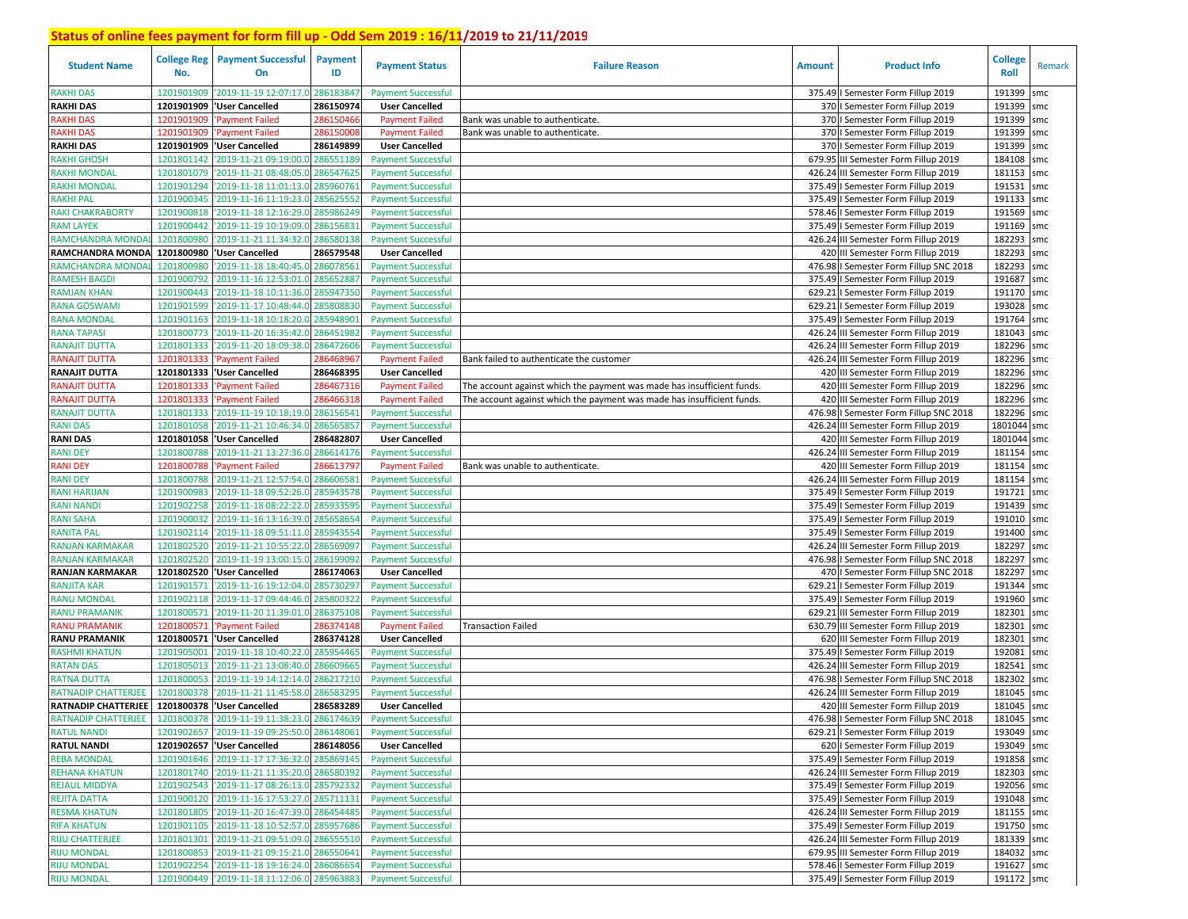## Status of online fees payment for form fill up - Odd Sem 2019 : 16/11/2019 to 21/11/2019

| Student Name | College Reg No. | Payment Successful On | Payment ID | Payment Status | Failure Reason | Amount | Product Info | College Roll | Remark |
|---|---|---|---|---|---|---|---|---|---|
| RAKHI DAS | 1201901909 | '2019-11-19 12:07:17.0 | 286183847 | Payment Successful | | 375.49 | I Semester Form Fillup 2019 | 191399 | smc |
| **RAKHI DAS** | **1201901909** | **'User Cancelled** | **286150974** | **User Cancelled** | | 370 | I Semester Form Fillup 2019 | 191399 | smc |
| RAKHI DAS | 1201901909 | 'Payment Failed | 286150466 | Payment Failed | Bank was unable to authenticate. | 370 | I Semester Form Fillup 2019 | 191399 | smc |
| RAKHI DAS | 1201901909 | 'Payment Failed | 286150008 | Payment Failed | Bank was unable to authenticate. | 370 | I Semester Form Fillup 2019 | 191399 | smc |
| **RAKHI DAS** | **1201901909** | **'User Cancelled** | **286149899** | **User Cancelled** | | 370 | I Semester Form Fillup 2019 | 191399 | smc |
| RAKHI GHOSH | 1201801142 | '2019-11-21 09:19:00.0 | 286551189 | Payment Successful | | 679.95 | III Semester Form Fillup 2019 | 184108 | smc |
| RAKHI MONDAL | 1201801079 | '2019-11-21 08:48:05.0 | 286547625 | Payment Successful | | 426.24 | III Semester Form Fillup 2019 | 181153 | smc |
| RAKHI MONDAL | 1201901294 | '2019-11-18 11:01:13.0 | 285960761 | Payment Successful | | 375.49 | I Semester Form Fillup 2019 | 191531 | smc |
| RAKHI PAL | 1201900345 | '2019-11-16 11:19:23.0 | 285625552 | Payment Successful | | 375.49 | I Semester Form Fillup 2019 | 191133 | smc |
| RAKI CHAKRABORTY | 1201900818 | '2019-11-18 12:16:29.0 | 285986249 | Payment Successful | | 578.46 | I Semester Form Fillup 2019 | 191569 | smc |
| RAM LAYEK | 1201900442 | '2019-11-19 10:19:09.0 | 286156831 | Payment Successful | | 375.49 | I Semester Form Fillup 2019 | 191169 | smc |
| RAMCHANDRA MONDAL | 1201800980 | '2019-11-21 11:34:32.0 | 286580138 | Payment Successful | | 426.24 | III Semester Form Fillup 2019 | 182293 | smc |
| **RAMCHANDRA MONDA** | **1201800980** | **'User Cancelled** | **286579548** | **User Cancelled** | | 420 | III Semester Form Fillup 2019 | 182293 | smc |
| RAMCHANDRA MONDAL | 1201800980 | '2019-11-18 18:40:45.0 | 286078561 | Payment Successful | | 476.98 | I Semester Form Fillup SNC 2018 | 182293 | smc |
| RAMESH BAGDI | 1201900792 | '2019-11-16 12:53:01.0 | 285652887 | Payment Successful | | 375.49 | I Semester Form Fillup 2019 | 191687 | smc |
| RAMJAN KHAN | 1201900443 | '2019-11-18 10:11:36.0 | 285947350 | Payment Successful | | 629.21 | I Semester Form Fillup 2019 | 191170 | smc |
| RANA GOSWAMI | 1201901599 | '2019-11-17 10:48:44.0 | 285808830 | Payment Successful | | 629.21 | I Semester Form Fillup 2019 | 193028 | smc |
| RANA MONDAL | 1201901163 | '2019-11-18 10:18:20.0 | 285948901 | Payment Successful | | 375.49 | I Semester Form Fillup 2019 | 191764 | smc |
| RANA TAPASI | 1201800773 | '2019-11-20 16:35:42.0 | 286451982 | Payment Successful | | 426.24 | III Semester Form Fillup 2019 | 181043 | smc |
| RANAJIT DUTTA | 1201801333 | '2019-11-20 18:09:38.0 | 286472606 | Payment Successful | | 426.24 | III Semester Form Fillup 2019 | 182296 | smc |
| RANAJIT DUTTA | 1201801333 | 'Payment Failed | 286468967 | Payment Failed | Bank failed to authenticate the customer | 426.24 | III Semester Form Fillup 2019 | 182296 | smc |
| **RANAJIT DUTTA** | **1201801333** | **'User Cancelled** | **286468395** | **User Cancelled** | | 420 | III Semester Form Fillup 2019 | 182296 | smc |
| RANAJIT DUTTA | 1201801333 | 'Payment Failed | 286467316 | Payment Failed | The account against which the payment was made has insufficient funds. | 420 | III Semester Form Fillup 2019 | 182296 | smc |
| RANAJIT DUTTA | 1201801333 | 'Payment Failed | 286466318 | Payment Failed | The account against which the payment was made has insufficient funds. | 420 | III Semester Form Fillup 2019 | 182296 | smc |
| RANAJIT DUTTA | 1201801333 | '2019-11-19 10:18:19.0 | 286156541 | Payment Successful | | 476.98 | I Semester Form Fillup SNC 2018 | 182296 | smc |
| RANI DAS | 1201801058 | '2019-11-21 10:46:34.0 | 286565857 | Payment Successful | | 426.24 | III Semester Form Fillup 2019 | 1801044 | smc |
| **RANI DAS** | **1201801058** | **'User Cancelled** | **286482807** | **User Cancelled** | | 420 | III Semester Form Fillup 2019 | 1801044 | smc |
| RANI DEY | 1201800788 | '2019-11-21 13:27:36.0 | 286614176 | Payment Successful | | 426.24 | III Semester Form Fillup 2019 | 181154 | smc |
| RANI DEY | 1201800788 | 'Payment Failed | 286613797 | Payment Failed | Bank was unable to authenticate. | 420 | III Semester Form Fillup 2019 | 181154 | smc |
| RANI DEY | 1201800788 | '2019-11-21 12:57:54.0 | 286606581 | Payment Successful | | 426.24 | III Semester Form Fillup 2019 | 181154 | smc |
| RANI HARIJAN | 1201900983 | '2019-11-18 09:52:26.0 | 285943578 | Payment Successful | | 375.49 | I Semester Form Fillup 2019 | 191721 | smc |
| RANI NANDI | 1201902258 | '2019-11-18 08:22:22.0 | 285933595 | Payment Successful | | 375.49 | I Semester Form Fillup 2019 | 191439 | smc |
| RANI SAHA | 1201900032 | '2019-11-16 13:16:39.0 | 285658654 | Payment Successful | | 375.49 | I Semester Form Fillup 2019 | 191010 | smc |
| RANITA PAL | 1201902114 | '2019-11-18 09:51:11.0 | 285943554 | Payment Successful | | 375.49 | I Semester Form Fillup 2019 | 191400 | smc |
| RANJAN KARMAKAR | 1201802520 | '2019-11-21 10:55:22.0 | 286569097 | Payment Successful | | 426.24 | III Semester Form Fillup 2019 | 182297 | smc |
| RANJAN KARMAKAR | 1201802520 | '2019-11-19 13:00:15.0 | 286199092 | Payment Successful | | 476.98 | I Semester Form Fillup SNC 2018 | 182297 | smc |
| **RANJAN KARMAKAR** | **1201802520** | **'User Cancelled** | **286174063** | **User Cancelled** | | 470 | I Semester Form Fillup SNC 2018 | 182297 | smc |
| RANJITA KAR | 1201901571 | '2019-11-16 19:12:04.0 | 285730297 | Payment Successful | | 629.21 | I Semester Form Fillup 2019 | 191344 | smc |
| RANU MONDAL | 1201902118 | '2019-11-17 09:44:46.0 | 285800322 | Payment Successful | | 375.49 | I Semester Form Fillup 2019 | 191960 | smc |
| RANU PRAMANIK | 1201800571 | '2019-11-20 11:39:01.0 | 286375108 | Payment Successful | | 629.21 | III Semester Form Fillup 2019 | 182301 | smc |
| RANU PRAMANIK | 1201800571 | 'Payment Failed | 286374148 | Payment Failed | Transaction Failed | 630.79 | III Semester Form Fillup 2019 | 182301 | smc |
| **RANU PRAMANIK** | **1201800571** | **'User Cancelled** | **286374128** | **User Cancelled** | | 620 | III Semester Form Fillup 2019 | 182301 | smc |
| RASHMI KHATUN | 1201905001 | '2019-11-18 10:40:22.0 | 285954465 | Payment Successful | | 375.49 | I Semester Form Fillup 2019 | 192081 | smc |
| RATAN DAS | 1201805013 | '2019-11-21 13:08:40.0 | 286609665 | Payment Successful | | 426.24 | III Semester Form Fillup 2019 | 182541 | smc |
| RATNA DUTTA | 1201800053 | '2019-11-19 14:12:14.0 | 286217210 | Payment Successful | | 476.98 | I Semester Form Fillup SNC 2018 | 182302 | smc |
| RATNADIP CHATTERJEE | 1201800378 | '2019-11-21 11:45:58.0 | 286583295 | Payment Successful | | 426.24 | III Semester Form Fillup 2019 | 181045 | smc |
| **RATNADIP CHATTERJEE** | **1201800378** | **'User Cancelled** | **286583289** | **User Cancelled** | | 420 | III Semester Form Fillup 2019 | 181045 | smc |
| RATNADIP CHATTERJEE | 1201800378 | '2019-11-19 11:38:23.0 | 286174639 | Payment Successful | | 476.98 | I Semester Form Fillup SNC 2018 | 181045 | smc |
| RATUL NANDI | 1201902657 | '2019-11-19 09:25:50.0 | 286148061 | Payment Successful | | 629.21 | I Semester Form Fillup 2019 | 193049 | smc |
| **RATUL NANDI** | **1201902657** | **'User Cancelled** | **286148056** | **User Cancelled** | | 620 | I Semester Form Fillup 2019 | 193049 | smc |
| REBA MONDAL | 1201901646 | '2019-11-17 17:36:32.0 | 285869145 | Payment Successful | | 375.49 | I Semester Form Fillup 2019 | 191858 | smc |
| REHANA KHATUN | 1201801740 | '2019-11-21 11:35:20.0 | 286580392 | Payment Successful | | 426.24 | III Semester Form Fillup 2019 | 182303 | smc |
| REJAUL MIDDYA | 1201902543 | '2019-11-17 08:26:13.0 | 285792332 | Payment Successful | | 375.49 | I Semester Form Fillup 2019 | 192056 | smc |
| REJITA DATTA | 1201900120 | '2019-11-16 17:53:27.0 | 285711131 | Payment Successful | | 375.49 | I Semester Form Fillup 2019 | 191048 | smc |
| RESMA KHATUN | 1201801805 | '2019-11-20 16:47:39.0 | 286454485 | Payment Successful | | 426.24 | III Semester Form Fillup 2019 | 181155 | smc |
| RIFA KHATUN | 1201901105 | '2019-11-18 10:52:57.0 | 285957686 | Payment Successful | | 375.49 | I Semester Form Fillup 2019 | 191750 | smc |
| RIJU CHATTERJEE | 1201801301 | '2019-11-21 09:51:09.0 | 286555510 | Payment Successful | | 426.24 | III Semester Form Fillup 2019 | 181339 | smc |
| RIJU MONDAL | 1201800853 | '2019-11-21 09:15:21.0 | 286550641 | Payment Successful | | 679.95 | III Semester Form Fillup 2019 | 184032 | smc |
| RIJU MONDAL | 1201902254 | '2019-11-18 19:16:24.0 | 286086654 | Payment Successful | | 578.46 | I Semester Form Fillup 2019 | 191627 | smc |
| RIJU MONDAL | 1201900449 | '2019-11-18 11:12:06.0 | 285963883 | Payment Successful | | 375.49 | I Semester Form Fillup 2019 | 191172 | smc |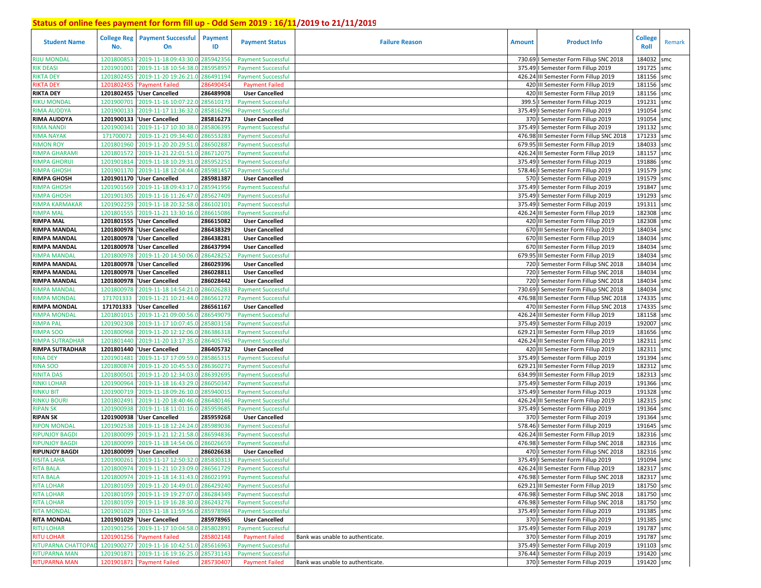## Status of online fees payment for form fill up - Odd Sem 2019 : 16/11/2019 to 21/11/2019

| Student Name | College Reg No. | Payment Successful On | Payment ID | Payment Status | Failure Reason | Amount | Product Info | College Roll | Remark |
|---|---|---|---|---|---|---|---|---|---|
| RIJU MONDAL | 1201800853 | '2019-11-18 09:43:30.0 | 285942356 | Payment Successful | | 730.69 | I Semester Form Fillup SNC 2018 | 184032 | smc |
| RIK DEASI | 1201901001 | '2019-11-18 10:54:38.0 | 285958957 | Payment Successful | | 375.49 | I Semester Form Fillup 2019 | 191725 | smc |
| RIKTA DEY | 1201802455 | '2019-11-20 19:26:21.0 | 286491194 | Payment Successful | | 426.24 | III Semester Form Fillup 2019 | 181156 | smc |
| RIKTA DEY | 1201802455 | 'Payment Failed | 286490454 | Payment Failed | | 420 | III Semester Form Fillup 2019 | 181156 | smc |
| **RIKTA DEY** | **1201802455** | **'User Cancelled** | **286489908** | **User Cancelled** | | 420 | III Semester Form Fillup 2019 | 181156 | smc |
| RIKU MONDAL | 1201900701 | '2019-11-16 10:07:22.0 | 285610173 | Payment Successful | | 399.5 | I Semester Form Fillup 2019 | 191231 | smc |
| RIMA AUDDYA | 1201900133 | '2019-11-17 11:36:32.0 | 285816296 | Payment Successful | | 375.49 | I Semester Form Fillup 2019 | 191054 | smc |
| **RIMA AUDDYA** | **1201900133** | **'User Cancelled** | **285816273** | **User Cancelled** | | 370 | I Semester Form Fillup 2019 | 191054 | smc |
| RIMA NANDI | 1201900341 | '2019-11-17 10:30:38.0 | 285806395 | Payment Successful | | 375.49 | I Semester Form Fillup 2019 | 191132 | smc |
| RIMA NAYAK | 171700072 | '2019-11-21 09:34:40.0 | 286553283 | Payment Successful | | 476.98 | III Semester Form Fillup SNC 2018 | 171233 | smc |
| RIMON ROY | 1201801960 | '2019-11-20 20:29:51.0 | 286502887 | Payment Successful | | 679.95 | III Semester Form Fillup 2019 | 184033 | smc |
| RIMPA GHARAMI | 1201801572 | '2019-11-21 22:01:51.0 | 286712075 | Payment Successful | | 426.24 | III Semester Form Fillup 2019 | 181157 | smc |
| RIMPA GHORUI | 1201901814 | '2019-11-18 10:29:31.0 | 285952251 | Payment Successful | | 375.49 | I Semester Form Fillup 2019 | 191886 | smc |
| RIMPA GHOSH | 1201901170 | '2019-11-18 12:04:44.0 | 285981457 | Payment Successful | | 578.46 | I Semester Form Fillup 2019 | 191579 | smc |
| **RIMPA GHOSH** | **1201901170** | **'User Cancelled** | **285981387** | **User Cancelled** | | 570 | I Semester Form Fillup 2019 | 191579 | smc |
| RIMPA GHOSH | 1201901569 | '2019-11-18 09:43:17.0 | 285941956 | Payment Successful | | 375.49 | I Semester Form Fillup 2019 | 191847 | smc |
| RIMPA GHOSH | 1201901305 | '2019-11-16 11:26:47.0 | 285627409 | Payment Successful | | 375.49 | I Semester Form Fillup 2019 | 191293 | smc |
| RIMPA KARMAKAR | 1201902259 | '2019-11-18 20:32:58.0 | 286102101 | Payment Successful | | 375.49 | I Semester Form Fillup 2019 | 191311 | smc |
| RIMPA MAL | 1201801555 | '2019-11-21 13:30:16.0 | 286615086 | Payment Successful | | 426.24 | III Semester Form Fillup 2019 | 182308 | smc |
| **RIMPA MAL** | **1201801555** | **'User Cancelled** | **286615082** | **User Cancelled** | | 420 | III Semester Form Fillup 2019 | 182308 | smc |
| **RIMPA MANDAL** | **1201800978** | **'User Cancelled** | **286438329** | **User Cancelled** | | 670 | III Semester Form Fillup 2019 | 184034 | smc |
| **RIMPA MANDAL** | **1201800978** | **'User Cancelled** | **286438281** | **User Cancelled** | | 670 | III Semester Form Fillup 2019 | 184034 | smc |
| **RIMPA MANDAL** | **1201800978** | **'User Cancelled** | **286437994** | **User Cancelled** | | 670 | III Semester Form Fillup 2019 | 184034 | smc |
| RIMPA MANDAL | 1201800978 | '2019-11-20 14:50:06.0 | 286428252 | Payment Successful | | 679.95 | III Semester Form Fillup 2019 | 184034 | smc |
| **RIMPA MANDAL** | **1201800978** | **'User Cancelled** | **286029396** | **User Cancelled** | | 720 | I Semester Form Fillup SNC 2018 | 184034 | smc |
| **RIMPA MANDAL** | **1201800978** | **'User Cancelled** | **286028811** | **User Cancelled** | | 720 | I Semester Form Fillup SNC 2018 | 184034 | smc |
| **RIMPA MANDAL** | **1201800978** | **'User Cancelled** | **286028442** | **User Cancelled** | | 720 | I Semester Form Fillup SNC 2018 | 184034 | smc |
| RIMPA MANDAL | 1201800978 | '2019-11-18 14:54:21.0 | 286026283 | Payment Successful | | 730.69 | I Semester Form Fillup SNC 2018 | 184034 | smc |
| RIMPA MONDAL | 171701333 | '2019-11-21 10:21:44.0 | 286561272 | Payment Successful | | 476.98 | III Semester Form Fillup SNC 2018 | 174335 | smc |
| **RIMPA MONDAL** | **171701333** | **'User Cancelled** | **286561167** | **User Cancelled** | | 470 | III Semester Form Fillup SNC 2018 | 174335 | smc |
| RIMPA MONDAL | 1201801015 | '2019-11-21 09:00:56.0 | 286549079 | Payment Successful | | 426.24 | III Semester Form Fillup 2019 | 181158 | smc |
| RIMPA PAL | 1201902308 | '2019-11-17 10:07:45.0 | 285803158 | Payment Successful | | 375.49 | I Semester Form Fillup 2019 | 192007 | smc |
| RIMPA SOO | 1201800968 | '2019-11-20 12:12:06.0 | 286386318 | Payment Successful | | 629.21 | III Semester Form Fillup 2019 | 181656 | smc |
| RIMPA SUTRADHAR | 1201801440 | '2019-11-20 13:17:35.0 | 286405745 | Payment Successful | | 426.24 | III Semester Form Fillup 2019 | 182311 | smc |
| **RIMPA SUTRADHAR** | **1201801440** | **'User Cancelled** | **286405732** | **User Cancelled** | | 420 | III Semester Form Fillup 2019 | 182311 | smc |
| RINA DEY | 1201901481 | '2019-11-17 17:09:59.0 | 285865315 | Payment Successful | | 375.49 | I Semester Form Fillup 2019 | 191394 | smc |
| RINA SOO | 1201800874 | '2019-11-20 10:45:53.0 | 286360271 | Payment Successful | | 629.21 | III Semester Form Fillup 2019 | 182312 | smc |
| RINITA DAS | 1201800501 | '2019-11-20 12:34:03.0 | 286392695 | Payment Successful | | 634.99 | III Semester Form Fillup 2019 | 182313 | smc |
| RINKI LOHAR | 1201900964 | '2019-11-18 16:43:29.0 | 286050347 | Payment Successful | | 375.49 | I Semester Form Fillup 2019 | 191366 | smc |
| RINKU BIT | 1201900719 | '2019-11-18 09:26:10.0 | 285940015 | Payment Successful | | 375.49 | I Semester Form Fillup 2019 | 191328 | smc |
| RINKU BOURI | 1201802491 | '2019-11-20 18:40:46.0 | 286480146 | Payment Successful | | 426.24 | III Semester Form Fillup 2019 | 182315 | smc |
| RIPAN SK | 1201900938 | '2019-11-18 11:01:16.0 | 285959685 | Payment Successful | | 375.49 | I Semester Form Fillup 2019 | 191364 | smc |
| **RIPAN SK** | **1201900938** | **'User Cancelled** | **285959268** | **User Cancelled** | | 370 | I Semester Form Fillup 2019 | 191364 | smc |
| RIPON MONDAL | 1201902538 | '2019-11-18 12:24:24.0 | 285989036 | Payment Successful | | 578.46 | I Semester Form Fillup 2019 | 191645 | smc |
| RIPUNJOY BAGDI | 1201800099 | '2019-11-21 12:21:58.0 | 286594836 | Payment Successful | | 426.24 | III Semester Form Fillup 2019 | 182316 | smc |
| RIPUNJOY BAGDI | 1201800099 | '2019-11-18 14:54:06.0 | 286026659 | Payment Successful | | 476.98 | I Semester Form Fillup SNC 2018 | 182316 | smc |
| **RIPUNJOY BAGDI** | **1201800099** | **'User Cancelled** | **286026638** | **User Cancelled** | | 470 | I Semester Form Fillup SNC 2018 | 182316 | smc |
| RISITA LAHA | 1201900261 | '2019-11-17 12:50:32.0 | 285830313 | Payment Successful | | 375.49 | I Semester Form Fillup 2019 | 191094 | smc |
| RITA BALA | 1201800974 | '2019-11-21 10:23:09.0 | 286561729 | Payment Successful | | 426.24 | III Semester Form Fillup 2019 | 182317 | smc |
| RITA BALA | 1201800974 | '2019-11-18 14:31:43.0 | 286021991 | Payment Successful | | 476.98 | I Semester Form Fillup SNC 2018 | 182317 | smc |
| RITA LOHAR | 1201801059 | '2019-11-20 14:49:01.0 | 286429240 | Payment Successful | | 629.21 | III Semester Form Fillup 2019 | 181750 | smc |
| RITA LOHAR | 1201801059 | '2019-11-19 19:27:07.0 | 286284349 | Payment Successful | | 476.98 | I Semester Form Fillup SNC 2018 | 181750 | smc |
| RITA LOHAR | 1201801059 | '2019-11-19 16:28:30.0 | 286243276 | Payment Successful | | 476.98 | I Semester Form Fillup SNC 2018 | 181750 | smc |
| RITA MONDAL | 1201901029 | '2019-11-18 11:59:56.0 | 285978984 | Payment Successful | | 375.49 | I Semester Form Fillup 2019 | 191385 | smc |
| **RITA MONDAL** | **1201901029** | **'User Cancelled** | **285978965** | **User Cancelled** | | 370 | I Semester Form Fillup 2019 | 191385 | smc |
| RITU LOHAR | 1201901256 | '2019-11-17 10:04:58.0 | 285802891 | Payment Successful | | 375.49 | I Semester Form Fillup 2019 | 191787 | smc |
| RITU LOHAR | 1201901256 | 'Payment Failed | 285802148 | Payment Failed | Bank was unable to authenticate. | 370 | I Semester Form Fillup 2019 | 191787 | smc |
| RITUPARNA CHATTOPAD | 1201900277 | '2019-11-16 10:42:51.0 | 285616963 | Payment Successful | | 375.49 | I Semester Form Fillup 2019 | 191103 | smc |
| RITUPARNA MAN | 1201901871 | '2019-11-16 19:16:25.0 | 285731143 | Payment Successful | | 376.44 | I Semester Form Fillup 2019 | 191420 | smc |
| RITUPARNA MAN | 1201901871 | 'Payment Failed | 285730407 | Payment Failed | Bank was unable to authenticate. | 370 | I Semester Form Fillup 2019 | 191420 | smc |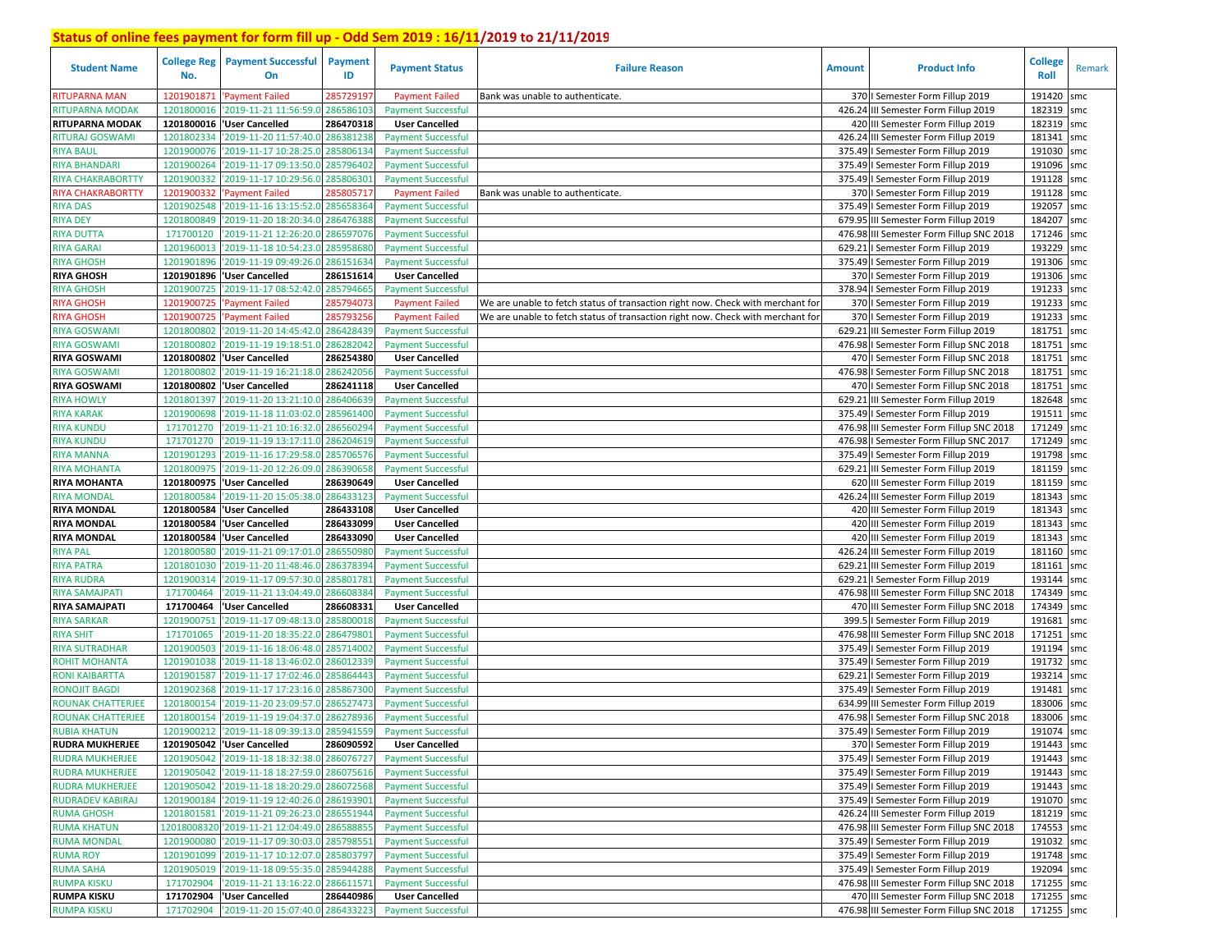## Status of online fees payment for form fill up - Odd Sem 2019 : 16/11/2019 to 21/11/2019

| Student Name | College Reg No. | Payment Successful On | Payment ID | Payment Status | Failure Reason | Amount | Product Info | College Roll | Remark |
|---|---|---|---|---|---|---|---|---|---|
| RITUPARNA MAN | 1201901871 | 'Payment Failed | 285729197 | Payment Failed | Bank was unable to authenticate. | 370 | I Semester Form Fillup 2019 | 191420 | smc |
| RITUPARNA MODAK | 1201800016 | '2019-11-21 11:56:59.0 | 286586103 | Payment Successful | | 426.24 | III Semester Form Fillup 2019 | 182319 | smc |
| **RITUPARNA MODAK** | **1201800016** | **'User Cancelled** | **286470318** | **User Cancelled** | | 420 | III Semester Form Fillup 2019 | 182319 | smc |
| RITURAJ GOSWAMI | 1201802334 | '2019-11-20 11:57:40.0 | 286381238 | Payment Successful | | 426.24 | III Semester Form Fillup 2019 | 181341 | smc |
| RIYA BAUL | 1201900076 | '2019-11-17 10:28:25.0 | 285806134 | Payment Successful | | 375.49 | I Semester Form Fillup 2019 | 191030 | smc |
| RIYA BHANDARI | 1201900264 | '2019-11-17 09:13:50.0 | 285796402 | Payment Successful | | 375.49 | I Semester Form Fillup 2019 | 191096 | smc |
| RIYA CHAKRABORTTY | 1201900332 | '2019-11-17 10:29:56.0 | 285806301 | Payment Successful | | 375.49 | I Semester Form Fillup 2019 | 191128 | smc |
| RIYA CHAKRABORTTY | 1201900332 | 'Payment Failed | 285805717 | Payment Failed | Bank was unable to authenticate. | 370 | I Semester Form Fillup 2019 | 191128 | smc |
| RIYA DAS | 1201902548 | '2019-11-16 13:15:52.0 | 285658364 | Payment Successful | | 375.49 | I Semester Form Fillup 2019 | 192057 | smc |
| RIYA DEY | 1201800849 | '2019-11-20 18:20:34.0 | 286476388 | Payment Successful | | 679.95 | III Semester Form Fillup 2019 | 184207 | smc |
| RIYA DUTTA | 171700120 | '2019-11-21 12:26:20.0 | 286597076 | Payment Successful | | 476.98 | III Semester Form Fillup SNC 2018 | 171246 | smc |
| RIYA GARAI | 1201960013 | '2019-11-18 10:54:23.0 | 285958680 | Payment Successful | | 629.21 | I Semester Form Fillup 2019 | 193229 | smc |
| RIYA GHOSH | 1201901896 | '2019-11-19 09:49:26.0 | 286151634 | Payment Successful | | 375.49 | I Semester Form Fillup 2019 | 191306 | smc |
| **RIYA GHOSH** | **1201901896** | **'User Cancelled** | **286151614** | **User Cancelled** | | 370 | I Semester Form Fillup 2019 | 191306 | smc |
| RIYA GHOSH | 1201900725 | '2019-11-17 08:52:42.0 | 285794665 | Payment Successful | | 378.94 | I Semester Form Fillup 2019 | 191233 | smc |
| RIYA GHOSH | 1201900725 | 'Payment Failed | 285794073 | Payment Failed | We are unable to fetch status of transaction right now. Check with merchant for | 370 | I Semester Form Fillup 2019 | 191233 | smc |
| RIYA GHOSH | 1201900725 | 'Payment Failed | 285793256 | Payment Failed | We are unable to fetch status of transaction right now. Check with merchant for | 370 | I Semester Form Fillup 2019 | 191233 | smc |
| RIYA GOSWAMI | 1201800802 | '2019-11-20 14:45:42.0 | 286428439 | Payment Successful | | 629.21 | III Semester Form Fillup 2019 | 181751 | smc |
| RIYA GOSWAMI | 1201800802 | '2019-11-19 19:18:51.0 | 286282042 | Payment Successful | | 476.98 | I Semester Form Fillup SNC 2018 | 181751 | smc |
| **RIYA GOSWAMI** | **1201800802** | **'User Cancelled** | **286254380** | **User Cancelled** | | 470 | I Semester Form Fillup SNC 2018 | 181751 | smc |
| RIYA GOSWAMI | 1201800802 | '2019-11-19 16:21:18.0 | 286242056 | Payment Successful | | 476.98 | I Semester Form Fillup SNC 2018 | 181751 | smc |
| **RIYA GOSWAMI** | **1201800802** | **'User Cancelled** | **286241118** | **User Cancelled** | | 470 | I Semester Form Fillup SNC 2018 | 181751 | smc |
| RIYA HOWLY | 1201801397 | '2019-11-20 13:21:10.0 | 286406639 | Payment Successful | | 629.21 | III Semester Form Fillup 2019 | 182648 | smc |
| RIYA KARAK | 1201900698 | '2019-11-18 11:03:02.0 | 285961400 | Payment Successful | | 375.49 | I Semester Form Fillup 2019 | 191511 | smc |
| RIYA KUNDU | 171701270 | '2019-11-21 10:16:32.0 | 286560294 | Payment Successful | | 476.98 | III Semester Form Fillup SNC 2018 | 171249 | smc |
| RIYA KUNDU | 171701270 | '2019-11-19 13:17:11.0 | 286204619 | Payment Successful | | 476.98 | I Semester Form Fillup SNC 2017 | 171249 | smc |
| RIYA MANNA | 1201901293 | '2019-11-16 17:29:58.0 | 285706576 | Payment Successful | | 375.49 | I Semester Form Fillup 2019 | 191798 | smc |
| RIYA MOHANTA | 1201800975 | '2019-11-20 12:26:09.0 | 286390658 | Payment Successful | | 629.21 | III Semester Form Fillup 2019 | 181159 | smc |
| **RIYA MOHANTA** | **1201800975** | **'User Cancelled** | **286390649** | **User Cancelled** | | 620 | III Semester Form Fillup 2019 | 181159 | smc |
| RIYA MONDAL | 1201800584 | '2019-11-20 15:05:38.0 | 286433123 | Payment Successful | | 426.24 | III Semester Form Fillup 2019 | 181343 | smc |
| **RIYA MONDAL** | **1201800584** | **'User Cancelled** | **286433108** | **User Cancelled** | | 420 | III Semester Form Fillup 2019 | 181343 | smc |
| **RIYA MONDAL** | **1201800584** | **'User Cancelled** | **286433099** | **User Cancelled** | | 420 | III Semester Form Fillup 2019 | 181343 | smc |
| **RIYA MONDAL** | **1201800584** | **'User Cancelled** | **286433090** | **User Cancelled** | | 420 | III Semester Form Fillup 2019 | 181343 | smc |
| RIYA PAL | 1201800580 | '2019-11-21 09:17:01.0 | 286550980 | Payment Successful | | 426.24 | III Semester Form Fillup 2019 | 181160 | smc |
| RIYA PATRA | 1201801030 | '2019-11-20 11:48:46.0 | 286378394 | Payment Successful | | 629.21 | III Semester Form Fillup 2019 | 181161 | smc |
| RIYA RUDRA | 1201900314 | '2019-11-17 09:57:30.0 | 285801781 | Payment Successful | | 629.21 | I Semester Form Fillup 2019 | 193144 | smc |
| RIYA SAMAJPATI | 171700464 | '2019-11-21 13:04:49.0 | 286608384 | Payment Successful | | 476.98 | III Semester Form Fillup SNC 2018 | 174349 | smc |
| **RIYA SAMAJPATI** | **171700464** | **'User Cancelled** | **286608331** | **User Cancelled** | | 470 | III Semester Form Fillup SNC 2018 | 174349 | smc |
| RIYA SARKAR | 1201900751 | '2019-11-17 09:48:13.0 | 285800018 | Payment Successful | | 399.5 | I Semester Form Fillup 2019 | 191681 | smc |
| RIYA SHIT | 171701065 | '2019-11-20 18:35:22.0 | 286479801 | Payment Successful | | 476.98 | III Semester Form Fillup SNC 2018 | 171251 | smc |
| RIYA SUTRADHAR | 1201900503 | '2019-11-16 18:06:48.0 | 285714002 | Payment Successful | | 375.49 | I Semester Form Fillup 2019 | 191194 | smc |
| ROHIT MOHANTA | 1201901038 | '2019-11-18 13:46:02.0 | 286012339 | Payment Successful | | 375.49 | I Semester Form Fillup 2019 | 191732 | smc |
| RONI KAIBARTTA | 1201901587 | '2019-11-17 17:02:46.0 | 285864443 | Payment Successful | | 629.21 | I Semester Form Fillup 2019 | 193214 | smc |
| RONOJIT BAGDI | 1201902368 | '2019-11-17 17:23:16.0 | 285867300 | Payment Successful | | 375.49 | I Semester Form Fillup 2019 | 191481 | smc |
| ROUNAK CHATTERJEE | 1201800154 | '2019-11-20 23:09:57.0 | 286527473 | Payment Successful | | 634.99 | III Semester Form Fillup 2019 | 183006 | smc |
| ROUNAK CHATTERJEE | 1201800154 | '2019-11-19 19:04:37.0 | 286278936 | Payment Successful | | 476.98 | I Semester Form Fillup SNC 2018 | 183006 | smc |
| RUBIA KHATUN | 1201900212 | '2019-11-18 09:39:13.0 | 285941559 | Payment Successful | | 375.49 | I Semester Form Fillup 2019 | 191074 | smc |
| **RUDRA MUKHERJEE** | **1201905042** | **'User Cancelled** | **286090592** | **User Cancelled** | | 370 | I Semester Form Fillup 2019 | 191443 | smc |
| RUDRA MUKHERJEE | 1201905042 | '2019-11-18 18:32:38.0 | 286076727 | Payment Successful | | 375.49 | I Semester Form Fillup 2019 | 191443 | smc |
| RUDRA MUKHERJEE | 1201905042 | '2019-11-18 18:27:59.0 | 286075616 | Payment Successful | | 375.49 | I Semester Form Fillup 2019 | 191443 | smc |
| RUDRA MUKHERJEE | 1201905042 | '2019-11-18 18:20:29.0 | 286072568 | Payment Successful | | 375.49 | I Semester Form Fillup 2019 | 191443 | smc |
| RUDRADEV KABIRAJ | 1201900184 | '2019-11-19 12:40:26.0 | 286193901 | Payment Successful | | 375.49 | I Semester Form Fillup 2019 | 191070 | smc |
| RUMA GHOSH | 1201801581 | '2019-11-21 09:26:23.0 | 286551944 | Payment Successful | | 426.24 | III Semester Form Fillup 2019 | 181219 | smc |
| RUMA KHATUN | 12018008320 | '2019-11-21 12:04:49.0 | 286588855 | Payment Successful | | 476.98 | III Semester Form Fillup SNC 2018 | 174553 | smc |
| RUMA MONDAL | 1201900080 | '2019-11-17 09:30:03.0 | 285798551 | Payment Successful | | 375.49 | I Semester Form Fillup 2019 | 191032 | smc |
| RUMA ROY | 1201901099 | '2019-11-17 10:12:07.0 | 285803797 | Payment Successful | | 375.49 | I Semester Form Fillup 2019 | 191748 | smc |
| RUMA SAHA | 1201905019 | '2019-11-18 09:55:35.0 | 285944288 | Payment Successful | | 375.49 | I Semester Form Fillup 2019 | 192094 | smc |
| RUMPA KISKU | 171702904 | '2019-11-21 13:16:22.0 | 286611571 | Payment Successful | | 476.98 | III Semester Form Fillup SNC 2018 | 171255 | smc |
| **RUMPA KISKU** | **171702904** | **'User Cancelled** | **286440986** | **User Cancelled** | | 470 | III Semester Form Fillup SNC 2018 | 171255 | smc |
| RUMPA KISKU | 171702904 | '2019-11-20 15:07:40.0 | 286433223 | Payment Successful | | 476.98 | III Semester Form Fillup SNC 2018 | 171255 | smc |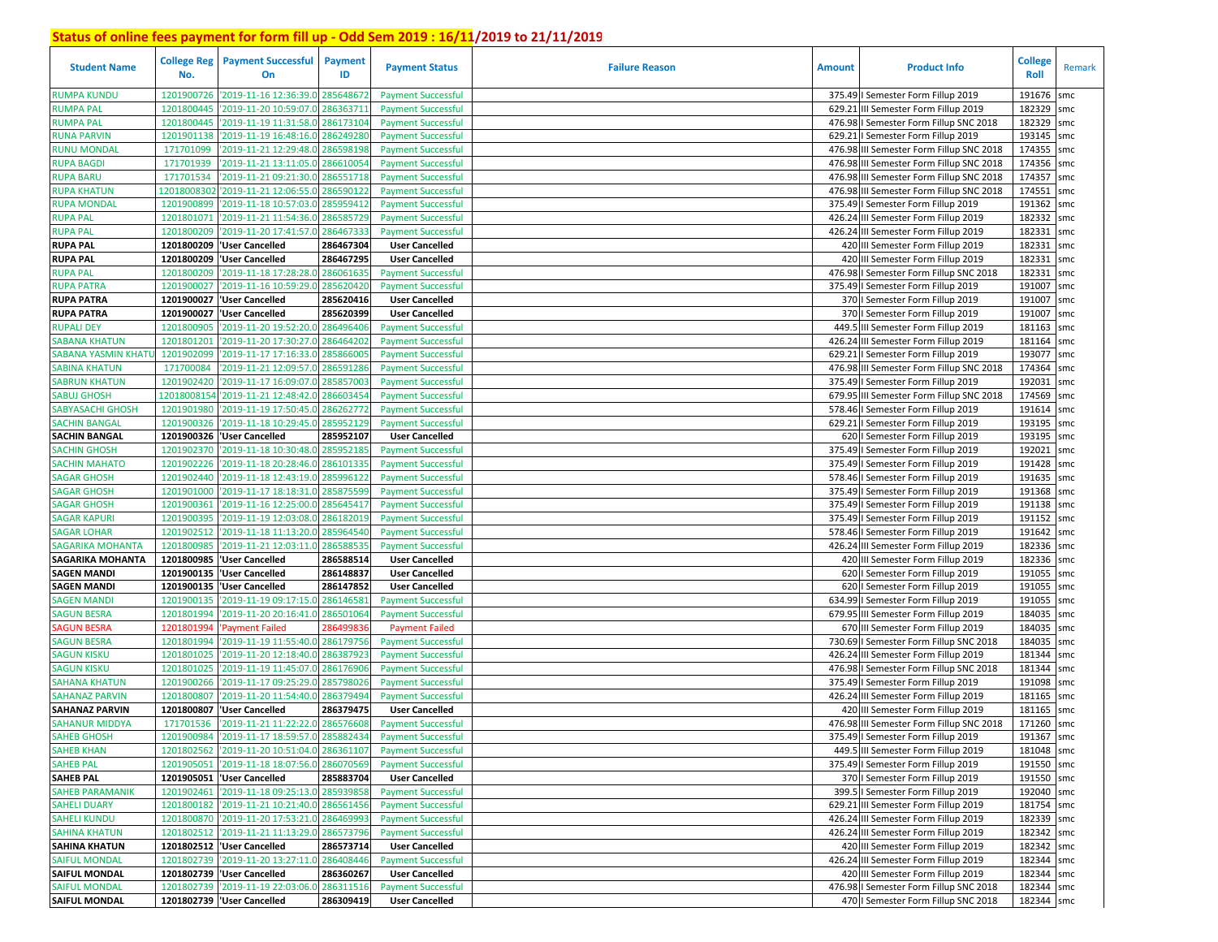## Status of online fees payment for form fill up - Odd Sem 2019 : 16/11/2019 to 21/11/2019

| Student Name | College Reg No. | Payment Successful On | Payment ID | Payment Status | Failure Reason | Amount | Product Info | College Roll | Remark |
|---|---|---|---|---|---|---|---|---|---|
| RUMPA KUNDU | 1201900726 | '2019-11-16 12:36:39.0 | 285648672 | Payment Successful | | 375.49 | I Semester Form Fillup 2019 | 191676 | smc |
| RUMPA PAL | 1201800445 | '2019-11-20 10:59:07.0 | 286363711 | Payment Successful | | 629.21 | III Semester Form Fillup 2019 | 182329 | smc |
| RUMPA PAL | 1201800445 | '2019-11-19 11:31:58.0 | 286173104 | Payment Successful | | 476.98 | I Semester Form Fillup SNC 2018 | 182329 | smc |
| RUNA PARVIN | 1201901138 | '2019-11-19 16:48:16.0 | 286249280 | Payment Successful | | 629.21 | I Semester Form Fillup 2019 | 193145 | smc |
| RUNU MONDAL | 171701099 | '2019-11-21 12:29:48.0 | 286598198 | Payment Successful | | 476.98 | III Semester Form Fillup SNC 2018 | 174355 | smc |
| RUPA BAGDI | 171701939 | '2019-11-21 13:11:05.0 | 286610054 | Payment Successful | | 476.98 | III Semester Form Fillup SNC 2018 | 174356 | smc |
| RUPA BARU | 171701534 | '2019-11-21 09:21:30.0 | 286551718 | Payment Successful | | 476.98 | III Semester Form Fillup SNC 2018 | 174357 | smc |
| RUPA KHATUN | 12018008302 | '2019-11-21 12:06:55.0 | 286590122 | Payment Successful | | 476.98 | III Semester Form Fillup SNC 2018 | 174551 | smc |
| RUPA MONDAL | 1201900899 | '2019-11-18 10:57:03.0 | 285959412 | Payment Successful | | 375.49 | I Semester Form Fillup 2019 | 191362 | smc |
| RUPA PAL | 1201801071 | '2019-11-21 11:54:36.0 | 286585729 | Payment Successful | | 426.24 | III Semester Form Fillup 2019 | 182332 | smc |
| RUPA PAL | 1201800209 | '2019-11-20 17:41:57.0 | 286467333 | Payment Successful | | 426.24 | III Semester Form Fillup 2019 | 182331 | smc |
| **RUPA PAL** | **1201800209** | **'User Cancelled** | **286467304** | **User Cancelled** | | 420 | III Semester Form Fillup 2019 | 182331 | smc |
| **RUPA PAL** | **1201800209** | **'User Cancelled** | **286467295** | **User Cancelled** | | 420 | III Semester Form Fillup 2019 | 182331 | smc |
| RUPA PAL | 1201800209 | '2019-11-18 17:28:28.0 | 286061635 | Payment Successful | | 476.98 | I Semester Form Fillup SNC 2018 | 182331 | smc |
| RUPA PATRA | 1201900027 | '2019-11-16 10:59:29.0 | 285620420 | Payment Successful | | 375.49 | I Semester Form Fillup 2019 | 191007 | smc |
| **RUPA PATRA** | **1201900027** | **'User Cancelled** | **285620416** | **User Cancelled** | | 370 | I Semester Form Fillup 2019 | 191007 | smc |
| **RUPA PATRA** | **1201900027** | **'User Cancelled** | **285620399** | **User Cancelled** | | 370 | I Semester Form Fillup 2019 | 191007 | smc |
| RUPALI DEY | 1201800905 | '2019-11-20 19:52:20.0 | 286496406 | Payment Successful | | 449.5 | III Semester Form Fillup 2019 | 181163 | smc |
| SABANA KHATUN | 1201801201 | '2019-11-20 17:30:27.0 | 286464202 | Payment Successful | | 426.24 | III Semester Form Fillup 2019 | 181164 | smc |
| SABANA YASMIN KHATU | 1201902099 | '2019-11-17 17:16:33.0 | 285866005 | Payment Successful | | 629.21 | I Semester Form Fillup 2019 | 193077 | smc |
| SABINA KHATUN | 171700084 | '2019-11-21 12:09:57.0 | 286591286 | Payment Successful | | 476.98 | III Semester Form Fillup SNC 2018 | 174364 | smc |
| SABRUN KHATUN | 1201902420 | '2019-11-17 16:09:07.0 | 285857003 | Payment Successful | | 375.49 | I Semester Form Fillup 2019 | 192031 | smc |
| SABUJ GHOSH | 12018008154 | '2019-11-21 12:48:42.0 | 286603454 | Payment Successful | | 679.95 | III Semester Form Fillup SNC 2018 | 174569 | smc |
| SABYASACHI GHOSH | 1201901980 | '2019-11-19 17:50:45.0 | 286262772 | Payment Successful | | 578.46 | I Semester Form Fillup 2019 | 191614 | smc |
| SACHIN BANGAL | 1201900326 | '2019-11-18 10:29:45.0 | 285952129 | Payment Successful | | 629.21 | I Semester Form Fillup 2019 | 193195 | smc |
| **SACHIN BANGAL** | **1201900326** | **'User Cancelled** | **285952107** | **User Cancelled** | | 620 | I Semester Form Fillup 2019 | 193195 | smc |
| SACHIN GHOSH | 1201902370 | '2019-11-18 10:30:48.0 | 285952185 | Payment Successful | | 375.49 | I Semester Form Fillup 2019 | 192021 | smc |
| SACHIN MAHATO | 1201902226 | '2019-11-18 20:28:46.0 | 286101335 | Payment Successful | | 375.49 | I Semester Form Fillup 2019 | 191428 | smc |
| SAGAR GHOSH | 1201902440 | '2019-11-18 12:43:19.0 | 285996122 | Payment Successful | | 578.46 | I Semester Form Fillup 2019 | 191635 | smc |
| SAGAR GHOSH | 1201901000 | '2019-11-17 18:18:31.0 | 285875599 | Payment Successful | | 375.49 | I Semester Form Fillup 2019 | 191368 | smc |
| SAGAR GHOSH | 1201900361 | '2019-11-16 12:25:00.0 | 285645417 | Payment Successful | | 375.49 | I Semester Form Fillup 2019 | 191138 | smc |
| SAGAR KAPURI | 1201900395 | '2019-11-19 12:03:08.0 | 286182019 | Payment Successful | | 375.49 | I Semester Form Fillup 2019 | 191152 | smc |
| SAGAR LOHAR | 1201902512 | '2019-11-18 11:13:20.0 | 285964540 | Payment Successful | | 578.46 | I Semester Form Fillup 2019 | 191642 | smc |
| SAGARIKA MOHANTA | 1201800985 | '2019-11-21 12:03:11.0 | 286588535 | Payment Successful | | 426.24 | III Semester Form Fillup 2019 | 182336 | smc |
| **SAGARIKA MOHANTA** | **1201800985** | **'User Cancelled** | **286588514** | **User Cancelled** | | 420 | III Semester Form Fillup 2019 | 182336 | smc |
| **SAGEN MANDI** | **1201900135** | **'User Cancelled** | **286148837** | **User Cancelled** | | 620 | I Semester Form Fillup 2019 | 191055 | smc |
| **SAGEN MANDI** | **1201900135** | **'User Cancelled** | **286147852** | **User Cancelled** | | 620 | I Semester Form Fillup 2019 | 191055 | smc |
| SAGEN MANDI | 1201900135 | '2019-11-19 09:17:15.0 | 286146581 | Payment Successful | | 634.99 | I Semester Form Fillup 2019 | 191055 | smc |
| SAGUN BESRA | 1201801994 | '2019-11-20 20:16:41.0 | 286501064 | Payment Successful | | 679.95 | III Semester Form Fillup 2019 | 184035 | smc |
| SAGUN BESRA | 1201801994 | 'Payment Failed | 286499836 | Payment Failed | | 670 | III Semester Form Fillup 2019 | 184035 | smc |
| SAGUN BESRA | 1201801994 | '2019-11-19 11:55:40.0 | 286179756 | Payment Successful | | 730.69 | I Semester Form Fillup SNC 2018 | 184035 | smc |
| SAGUN KISKU | 1201801025 | '2019-11-20 12:18:40.0 | 286387923 | Payment Successful | | 426.24 | III Semester Form Fillup 2019 | 181344 | smc |
| SAGUN KISKU | 1201801025 | '2019-11-19 11:45:07.0 | 286176906 | Payment Successful | | 476.98 | I Semester Form Fillup SNC 2018 | 181344 | smc |
| SAHANA KHATUN | 1201900266 | '2019-11-17 09:25:29.0 | 285798026 | Payment Successful | | 375.49 | I Semester Form Fillup 2019 | 191098 | smc |
| SAHANAZ PARVIN | 1201800807 | '2019-11-20 11:54:40.0 | 286379494 | Payment Successful | | 426.24 | III Semester Form Fillup 2019 | 181165 | smc |
| **SAHANAZ PARVIN** | **1201800807** | **'User Cancelled** | **286379475** | **User Cancelled** | | 420 | III Semester Form Fillup 2019 | 181165 | smc |
| SAHANUR MIDDYA | 171701536 | '2019-11-21 11:22:22.0 | 286576608 | Payment Successful | | 476.98 | III Semester Form Fillup SNC 2018 | 171260 | smc |
| SAHEB GHOSH | 1201900984 | '2019-11-17 18:59:57.0 | 285882434 | Payment Successful | | 375.49 | I Semester Form Fillup 2019 | 191367 | smc |
| SAHEB KHAN | 1201802562 | '2019-11-20 10:51:04.0 | 286361107 | Payment Successful | | 449.5 | III Semester Form Fillup 2019 | 181048 | smc |
| SAHEB PAL | 1201905051 | '2019-11-18 18:07:56.0 | 286070569 | Payment Successful | | 375.49 | I Semester Form Fillup 2019 | 191550 | smc |
| **SAHEB PAL** | **1201905051** | **'User Cancelled** | **285883704** | **User Cancelled** | | 370 | I Semester Form Fillup 2019 | 191550 | smc |
| SAHEB PARAMANIK | 1201902461 | '2019-11-18 09:25:13.0 | 285939858 | Payment Successful | | 399.5 | I Semester Form Fillup 2019 | 192040 | smc |
| SAHELI DUARY | 1201800182 | '2019-11-21 10:21:40.0 | 286561456 | Payment Successful | | 629.21 | III Semester Form Fillup 2019 | 181754 | smc |
| SAHELI KUNDU | 1201800870 | '2019-11-20 17:53:21.0 | 286469993 | Payment Successful | | 426.24 | III Semester Form Fillup 2019 | 182339 | smc |
| SAHINA KHATUN | 1201802512 | '2019-11-21 11:13:29.0 | 286573796 | Payment Successful | | 426.24 | III Semester Form Fillup 2019 | 182342 | smc |
| **SAHINA KHATUN** | **1201802512** | **'User Cancelled** | **286573714** | **User Cancelled** | | 420 | III Semester Form Fillup 2019 | 182342 | smc |
| SAIFUL MONDAL | 1201802739 | '2019-11-20 13:27:11.0 | 286408446 | Payment Successful | | 426.24 | III Semester Form Fillup 2019 | 182344 | smc |
| **SAIFUL MONDAL** | **1201802739** | **'User Cancelled** | **286360267** | **User Cancelled** | | 420 | III Semester Form Fillup 2019 | 182344 | smc |
| SAIFUL MONDAL | 1201802739 | '2019-11-19 22:03:06.0 | 286311516 | Payment Successful | | 476.98 | I Semester Form Fillup SNC 2018 | 182344 | smc |
| **SAIFUL MONDAL** | **1201802739** | **'User Cancelled** | **286309419** | **User Cancelled** | | 470 | I Semester Form Fillup SNC 2018 | 182344 | smc |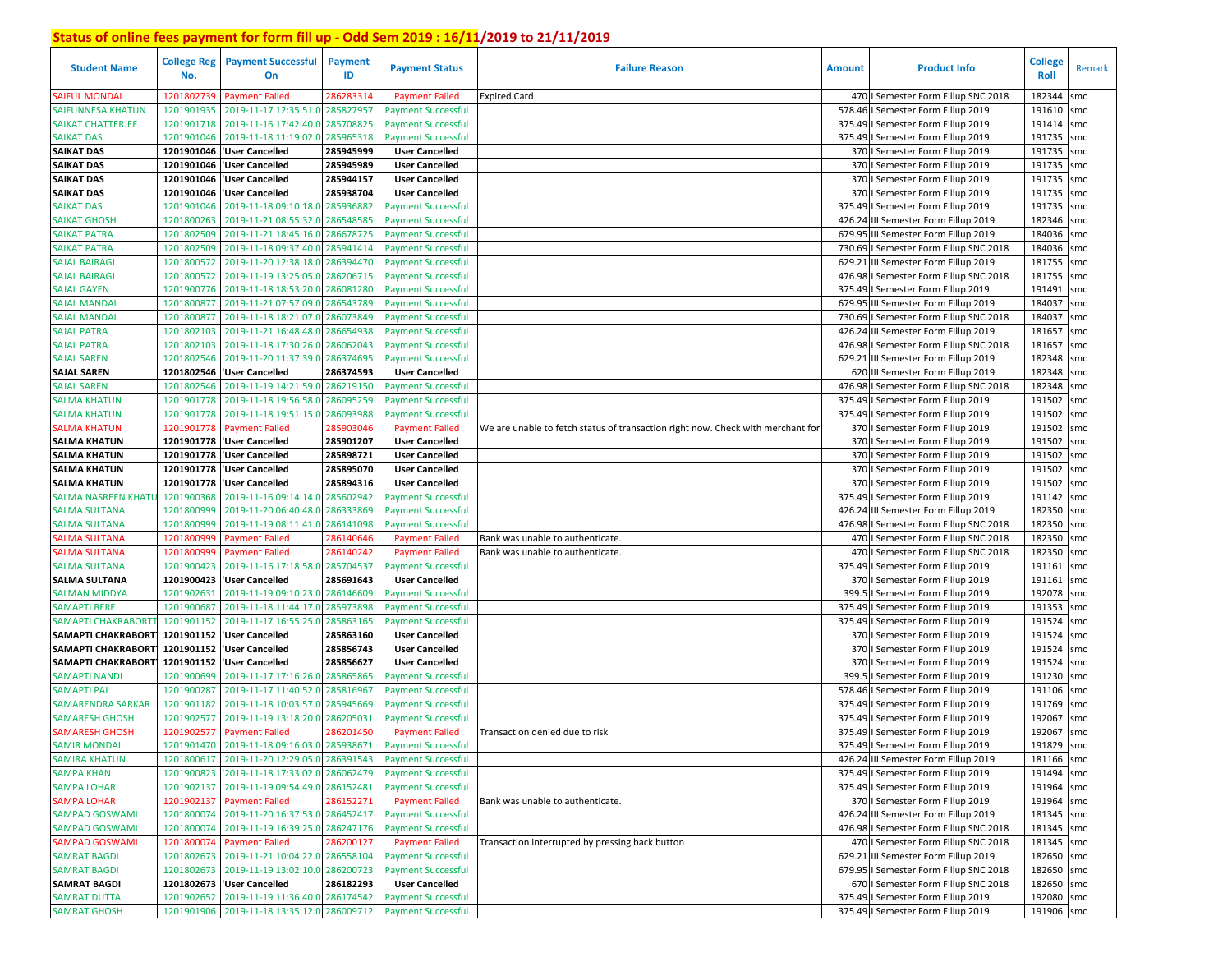## Status of online fees payment for form fill up - Odd Sem 2019 : 16/11/2019 to 21/11/2019

| Student Name | College Reg No. | Payment Successful On | Payment ID | Payment Status | Failure Reason | Amount | Product Info | College Roll | Remark |
|---|---|---|---|---|---|---|---|---|---|
| SAIFUL MONDAL | 1201802739 | 'Payment Failed | 286283314 | Payment Failed | Expired Card | 470 | I Semester Form Fillup SNC 2018 | 182344 | smc |
| SAIFUNNESA KHATUN | 1201901935 | '2019-11-17 12:35:51.0 | 285827957 | Payment Successful | | 578.46 | I Semester Form Fillup 2019 | 191610 | smc |
| SAIKAT CHATTERJEE | 1201901718 | '2019-11-16 17:42:40.0 | 285708825 | Payment Successful | | 375.49 | I Semester Form Fillup 2019 | 191414 | smc |
| SAIKAT DAS | 1201901046 | '2019-11-18 11:19:02.0 | 285965318 | Payment Successful | | 375.49 | I Semester Form Fillup 2019 | 191735 | smc |
| **SAIKAT DAS** | **1201901046** | **'User Cancelled** | **285945999** | **User Cancelled** | | 370 | I Semester Form Fillup 2019 | 191735 | smc |
| **SAIKAT DAS** | **1201901046** | **'User Cancelled** | **285945989** | **User Cancelled** | | 370 | I Semester Form Fillup 2019 | 191735 | smc |
| **SAIKAT DAS** | **1201901046** | **'User Cancelled** | **285944157** | **User Cancelled** | | 370 | I Semester Form Fillup 2019 | 191735 | smc |
| **SAIKAT DAS** | **1201901046** | **'User Cancelled** | **285938704** | **User Cancelled** | | 370 | I Semester Form Fillup 2019 | 191735 | smc |
| SAIKAT DAS | 1201901046 | '2019-11-18 09:10:18.0 | 285936882 | Payment Successful | | 375.49 | I Semester Form Fillup 2019 | 191735 | smc |
| SAIKAT GHOSH | 1201800263 | '2019-11-21 08:55:32.0 | 286548585 | Payment Successful | | 426.24 | III Semester Form Fillup 2019 | 182346 | smc |
| SAIKAT PATRA | 1201802509 | '2019-11-21 18:45:16.0 | 286678725 | Payment Successful | | 679.95 | III Semester Form Fillup 2019 | 184036 | smc |
| SAIKAT PATRA | 1201802509 | '2019-11-18 09:37:40.0 | 285941414 | Payment Successful | | 730.69 | I Semester Form Fillup SNC 2018 | 184036 | smc |
| SAJAL BAIRAGI | 1201800572 | '2019-11-20 12:38:18.0 | 286394470 | Payment Successful | | 629.21 | III Semester Form Fillup 2019 | 181755 | smc |
| SAJAL BAIRAGI | 1201800572 | '2019-11-19 13:25:05.0 | 286206715 | Payment Successful | | 476.98 | I Semester Form Fillup SNC 2018 | 181755 | smc |
| SAJAL GAYEN | 1201900776 | '2019-11-18 18:53:20.0 | 286081280 | Payment Successful | | 375.49 | I Semester Form Fillup 2019 | 191491 | smc |
| SAJAL MANDAL | 1201800877 | '2019-11-21 07:57:09.0 | 286543789 | Payment Successful | | 679.95 | III Semester Form Fillup 2019 | 184037 | smc |
| SAJAL MANDAL | 1201800877 | '2019-11-18 18:21:07.0 | 286073849 | Payment Successful | | 730.69 | I Semester Form Fillup SNC 2018 | 184037 | smc |
| SAJAL PATRA | 1201802103 | '2019-11-21 16:48:48.0 | 286654938 | Payment Successful | | 426.24 | III Semester Form Fillup 2019 | 181657 | smc |
| SAJAL PATRA | 1201802103 | '2019-11-18 17:30:26.0 | 286062043 | Payment Successful | | 476.98 | I Semester Form Fillup SNC 2018 | 181657 | smc |
| SAJAL SAREN | 1201802546 | '2019-11-20 11:37:39.0 | 286374695 | Payment Successful | | 629.21 | III Semester Form Fillup 2019 | 182348 | smc |
| **SAJAL SAREN** | **1201802546** | **'User Cancelled** | **286374593** | **User Cancelled** | | 620 | III Semester Form Fillup 2019 | 182348 | smc |
| SAJAL SAREN | 1201802546 | '2019-11-19 14:21:59.0 | 286219150 | Payment Successful | | 476.98 | I Semester Form Fillup SNC 2018 | 182348 | smc |
| SALMA KHATUN | 1201901778 | '2019-11-18 19:56:58.0 | 286095259 | Payment Successful | | 375.49 | I Semester Form Fillup 2019 | 191502 | smc |
| SALMA KHATUN | 1201901778 | '2019-11-18 19:51:15.0 | 286093988 | Payment Successful | | 375.49 | I Semester Form Fillup 2019 | 191502 | smc |
| SALMA KHATUN | 1201901778 | 'Payment Failed | 285903046 | Payment Failed | We are unable to fetch status of transaction right now. Check with merchant for | 370 | I Semester Form Fillup 2019 | 191502 | smc |
| **SALMA KHATUN** | **1201901778** | **'User Cancelled** | **285901207** | **User Cancelled** | | 370 | I Semester Form Fillup 2019 | 191502 | smc |
| **SALMA KHATUN** | **1201901778** | **'User Cancelled** | **285898721** | **User Cancelled** | | 370 | I Semester Form Fillup 2019 | 191502 | smc |
| **SALMA KHATUN** | **1201901778** | **'User Cancelled** | **285895070** | **User Cancelled** | | 370 | I Semester Form Fillup 2019 | 191502 | smc |
| **SALMA KHATUN** | **1201901778** | **'User Cancelled** | **285894316** | **User Cancelled** | | 370 | I Semester Form Fillup 2019 | 191502 | smc |
| SALMA NASREEN KHATU | 1201900368 | '2019-11-16 09:14:14.0 | 285602942 | Payment Successful | | 375.49 | I Semester Form Fillup 2019 | 191142 | smc |
| SALMA SULTANA | 1201800999 | '2019-11-20 06:40:48.0 | 286333869 | Payment Successful | | 426.24 | III Semester Form Fillup 2019 | 182350 | smc |
| SALMA SULTANA | 1201800999 | '2019-11-19 08:11:41.0 | 286141098 | Payment Successful | | 476.98 | I Semester Form Fillup SNC 2018 | 182350 | smc |
| SALMA SULTANA | 1201800999 | 'Payment Failed | 286140646 | Payment Failed | Bank was unable to authenticate. | 470 | I Semester Form Fillup SNC 2018 | 182350 | smc |
| SALMA SULTANA | 1201800999 | 'Payment Failed | 286140242 | Payment Failed | Bank was unable to authenticate. | 470 | I Semester Form Fillup SNC 2018 | 182350 | smc |
| SALMA SULTANA | 1201900423 | '2019-11-16 17:18:58.0 | 285704537 | Payment Successful | | 375.49 | I Semester Form Fillup 2019 | 191161 | smc |
| **SALMA SULTANA** | **1201900423** | **'User Cancelled** | **285691643** | **User Cancelled** | | 370 | I Semester Form Fillup 2019 | 191161 | smc |
| SALMAN MIDDYA | 1201902631 | '2019-11-19 09:10:23.0 | 286146609 | Payment Successful | | 399.5 | I Semester Form Fillup 2019 | 192078 | smc |
| SAMAPTI BERE | 1201900687 | '2019-11-18 11:44:17.0 | 285973898 | Payment Successful | | 375.49 | I Semester Form Fillup 2019 | 191353 | smc |
| SAMAPTI CHAKRABORTT | 1201901152 | '2019-11-17 16:55:25.0 | 285863165 | Payment Successful | | 375.49 | I Semester Form Fillup 2019 | 191524 | smc |
| **SAMAPTI CHAKRABORT** | **1201901152** | **'User Cancelled** | **285863160** | **User Cancelled** | | 370 | I Semester Form Fillup 2019 | 191524 | smc |
| **SAMAPTI CHAKRABORT** | **1201901152** | **'User Cancelled** | **285856743** | **User Cancelled** | | 370 | I Semester Form Fillup 2019 | 191524 | smc |
| **SAMAPTI CHAKRABORT** | **1201901152** | **'User Cancelled** | **285856627** | **User Cancelled** | | 370 | I Semester Form Fillup 2019 | 191524 | smc |
| SAMAPTI NANDI | 1201900699 | '2019-11-17 17:16:26.0 | 285865865 | Payment Successful | | 399.5 | I Semester Form Fillup 2019 | 191230 | smc |
| SAMAPTI PAL | 1201900287 | '2019-11-17 11:40:52.0 | 285816967 | Payment Successful | | 578.46 | I Semester Form Fillup 2019 | 191106 | smc |
| SAMARENDRA SARKAR | 1201901182 | '2019-11-18 10:03:57.0 | 285945669 | Payment Successful | | 375.49 | I Semester Form Fillup 2019 | 191769 | smc |
| SAMARESH GHOSH | 1201902577 | '2019-11-19 13:18:20.0 | 286205031 | Payment Successful | | 375.49 | I Semester Form Fillup 2019 | 192067 | smc |
| SAMARESH GHOSH | 1201902577 | 'Payment Failed | 286201450 | Payment Failed | Transaction denied due to risk | 375.49 | I Semester Form Fillup 2019 | 192067 | smc |
| SAMIR MONDAL | 1201901470 | '2019-11-18 09:16:03.0 | 285938671 | Payment Successful | | 375.49 | I Semester Form Fillup 2019 | 191829 | smc |
| SAMIRA KHATUN | 1201800617 | '2019-11-20 12:29:05.0 | 286391543 | Payment Successful | | 426.24 | III Semester Form Fillup 2019 | 181166 | smc |
| SAMPA KHAN | 1201900823 | '2019-11-18 17:33:02.0 | 286062479 | Payment Successful | | 375.49 | I Semester Form Fillup 2019 | 191494 | smc |
| SAMPA LOHAR | 1201902137 | '2019-11-19 09:54:49.0 | 286152481 | Payment Successful | | 375.49 | I Semester Form Fillup 2019 | 191964 | smc |
| SAMPA LOHAR | 1201902137 | 'Payment Failed | 286152271 | Payment Failed | Bank was unable to authenticate. | 370 | I Semester Form Fillup 2019 | 191964 | smc |
| SAMPAD GOSWAMI | 1201800074 | '2019-11-20 16:37:53.0 | 286452417 | Payment Successful | | 426.24 | III Semester Form Fillup 2019 | 181345 | smc |
| SAMPAD GOSWAMI | 1201800074 | '2019-11-19 16:39:25.0 | 286247176 | Payment Successful | | 476.98 | I Semester Form Fillup SNC 2018 | 181345 | smc |
| SAMPAD GOSWAMI | 1201800074 | 'Payment Failed | 286200127 | Payment Failed | Transaction interrupted by pressing back button | 470 | I Semester Form Fillup SNC 2018 | 181345 | smc |
| SAMRAT BAGDI | 1201802673 | '2019-11-21 10:04:22.0 | 286558104 | Payment Successful | | 629.21 | III Semester Form Fillup 2019 | 182650 | smc |
| SAMRAT BAGDI | 1201802673 | '2019-11-19 13:02:10.0 | 286200723 | Payment Successful | | 679.95 | I Semester Form Fillup SNC 2018 | 182650 | smc |
| **SAMRAT BAGDI** | **1201802673** | **'User Cancelled** | **286182293** | **User Cancelled** | | 670 | I Semester Form Fillup SNC 2018 | 182650 | smc |
| SAMRAT DUTTA | 1201902652 | '2019-11-19 11:36:40.0 | 286174542 | Payment Successful | | 375.49 | I Semester Form Fillup 2019 | 192080 | smc |
| SAMRAT GHOSH | 1201901906 | '2019-11-18 13:35:12.0 | 286009712 | Payment Successful | | 375.49 | I Semester Form Fillup 2019 | 191906 | smc |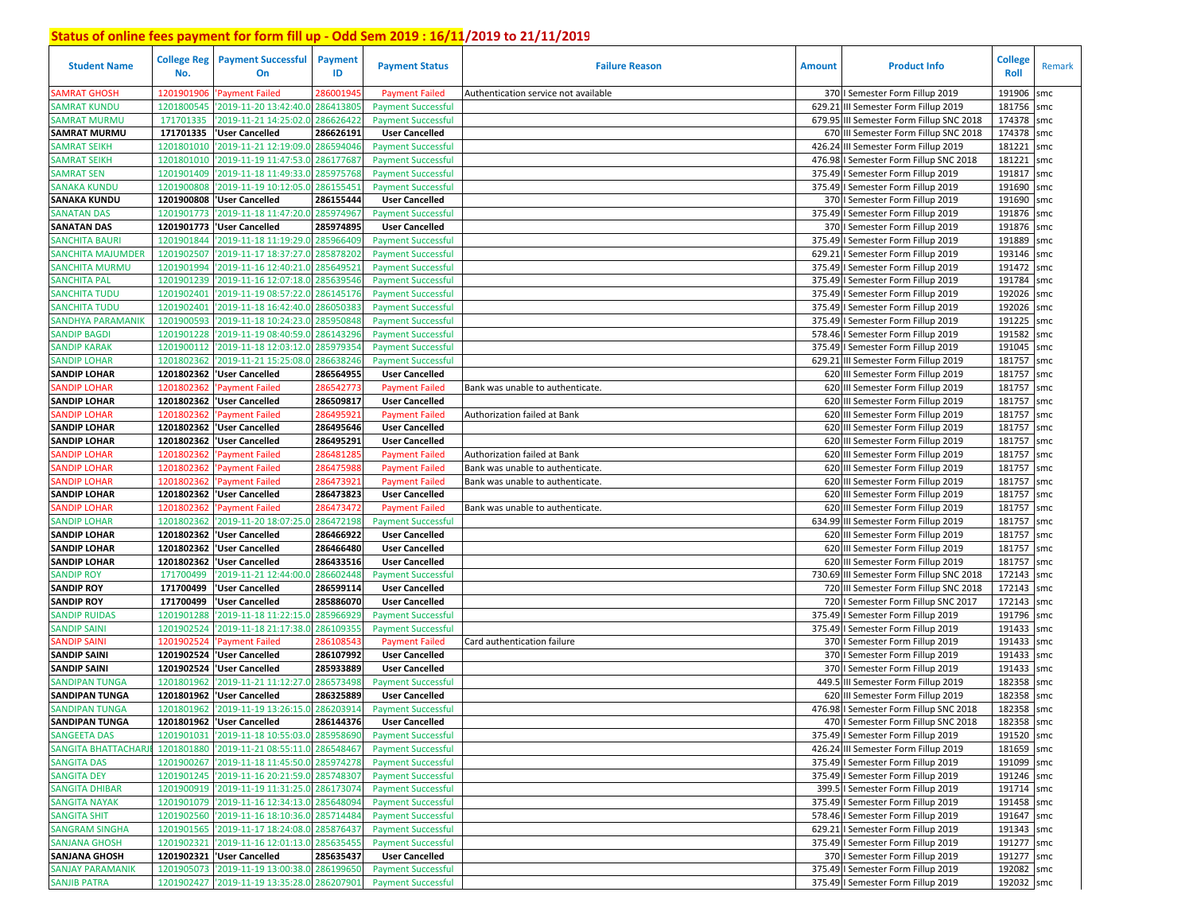## Status of online fees payment for form fill up - Odd Sem 2019 : 16/11/2019 to 21/11/2019

| Student Name | College Reg No. | Payment Successful On | Payment ID | Payment Status | Failure Reason | Amount | Product Info | College Roll | Remark |
|---|---|---|---|---|---|---|---|---|---|
| SAMRAT GHOSH | 1201901906 | 'Payment Failed | 286001945 | Payment Failed | Authentication service not available | 370 | I Semester Form Fillup 2019 | 191906 | smc |
| SAMRAT KUNDU | 1201800545 | '2019-11-20 13:42:40.0 | 286413805 | Payment Successful | | 629.21 | III Semester Form Fillup 2019 | 181756 | smc |
| SAMRAT MURMU | 171701335 | '2019-11-21 14:25:02.0 | 286626422 | Payment Successful | | 679.95 | III Semester Form Fillup SNC 2018 | 174378 | smc |
| **SAMRAT MURMU** | **171701335** | **'User Cancelled** | **286626191** | **User Cancelled** | | **670** | **III Semester Form Fillup SNC 2018** | **174378** | **smc** |
| SAMRAT SEIKH | 1201801010 | '2019-11-21 12:19:09.0 | 286594046 | Payment Successful | | 426.24 | III Semester Form Fillup 2019 | 181221 | smc |
| SAMRAT SEIKH | 1201801010 | '2019-11-19 11:47:53.0 | 286177687 | Payment Successful | | 476.98 | I Semester Form Fillup SNC 2018 | 181221 | smc |
| SAMRAT SEN | 1201901409 | '2019-11-18 11:49:33.0 | 285975768 | Payment Successful | | 375.49 | I Semester Form Fillup 2019 | 191817 | smc |
| SANAKA KUNDU | 1201900808 | '2019-11-19 10:12:05.0 | 286155451 | Payment Successful | | 375.49 | I Semester Form Fillup 2019 | 191690 | smc |
| **SANAKA KUNDU** | **1201900808** | **'User Cancelled** | **286155444** | **User Cancelled** | | **370** | **I Semester Form Fillup 2019** | **191690** | **smc** |
| SANATAN DAS | 1201901773 | '2019-11-18 11:47:20.0 | 285974967 | Payment Successful | | 375.49 | I Semester Form Fillup 2019 | 191876 | smc |
| **SANATAN DAS** | **1201901773** | **'User Cancelled** | **285974895** | **User Cancelled** | | **370** | **I Semester Form Fillup 2019** | **191876** | **smc** |
| SANCHITA BAURI | 1201901844 | '2019-11-18 11:19:29.0 | 285966409 | Payment Successful | | 375.49 | I Semester Form Fillup 2019 | 191889 | smc |
| SANCHITA MAJUMDER | 1201902507 | '2019-11-17 18:37:27.0 | 285878202 | Payment Successful | | 629.21 | I Semester Form Fillup 2019 | 193146 | smc |
| SANCHITA MURMU | 1201901994 | '2019-11-16 12:40:21.0 | 285649521 | Payment Successful | | 375.49 | I Semester Form Fillup 2019 | 191472 | smc |
| SANCHITA PAL | 1201901239 | '2019-11-16 12:07:18.0 | 285639546 | Payment Successful | | 375.49 | I Semester Form Fillup 2019 | 191784 | smc |
| SANCHITA TUDU | 1201902401 | '2019-11-19 08:57:22.0 | 286145176 | Payment Successful | | 375.49 | I Semester Form Fillup 2019 | 192026 | smc |
| SANCHITA TUDU | 1201902401 | '2019-11-18 16:42:40.0 | 286050383 | Payment Successful | | 375.49 | I Semester Form Fillup 2019 | 192026 | smc |
| SANDHYA PARAMANIK | 1201900593 | '2019-11-18 10:24:23.0 | 285950848 | Payment Successful | | 375.49 | I Semester Form Fillup 2019 | 191225 | smc |
| SANDIP BAGDI | 1201901228 | '2019-11-19 08:40:59.0 | 286143296 | Payment Successful | | 578.46 | I Semester Form Fillup 2019 | 191582 | smc |
| SANDIP KARAK | 1201900112 | '2019-11-18 12:03:12.0 | 285979354 | Payment Successful | | 375.49 | I Semester Form Fillup 2019 | 191045 | smc |
| SANDIP LOHAR | 1201802362 | '2019-11-21 15:25:08.0 | 286638246 | Payment Successful | | 629.21 | III Semester Form Fillup 2019 | 181757 | smc |
| **SANDIP LOHAR** | **1201802362** | **'User Cancelled** | **286564955** | **User Cancelled** | | **620** | **III Semester Form Fillup 2019** | **181757** | **smc** |
| SANDIP LOHAR | 1201802362 | 'Payment Failed | 286542773 | Payment Failed | Bank was unable to authenticate. | 620 | III Semester Form Fillup 2019 | 181757 | smc |
| **SANDIP LOHAR** | **1201802362** | **'User Cancelled** | **286509817** | **User Cancelled** | | **620** | **III Semester Form Fillup 2019** | **181757** | **smc** |
| SANDIP LOHAR | 1201802362 | 'Payment Failed | 286495921 | Payment Failed | Authorization failed at Bank | 620 | III Semester Form Fillup 2019 | 181757 | smc |
| **SANDIP LOHAR** | **1201802362** | **'User Cancelled** | **286495646** | **User Cancelled** | | **620** | **III Semester Form Fillup 2019** | **181757** | **smc** |
| **SANDIP LOHAR** | **1201802362** | **'User Cancelled** | **286495291** | **User Cancelled** | | **620** | **III Semester Form Fillup 2019** | **181757** | **smc** |
| SANDIP LOHAR | 1201802362 | 'Payment Failed | 286481285 | Payment Failed | Authorization failed at Bank | 620 | III Semester Form Fillup 2019 | 181757 | smc |
| SANDIP LOHAR | 1201802362 | 'Payment Failed | 286475988 | Payment Failed | Bank was unable to authenticate. | 620 | III Semester Form Fillup 2019 | 181757 | smc |
| SANDIP LOHAR | 1201802362 | 'Payment Failed | 286473921 | Payment Failed | Bank was unable to authenticate. | 620 | III Semester Form Fillup 2019 | 181757 | smc |
| **SANDIP LOHAR** | **1201802362** | **'User Cancelled** | **286473823** | **User Cancelled** | | **620** | **III Semester Form Fillup 2019** | **181757** | **smc** |
| SANDIP LOHAR | 1201802362 | 'Payment Failed | 286473472 | Payment Failed | Bank was unable to authenticate. | 620 | III Semester Form Fillup 2019 | 181757 | smc |
| SANDIP LOHAR | 1201802362 | '2019-11-20 18:07:25.0 | 286472198 | Payment Successful | | 634.99 | III Semester Form Fillup 2019 | 181757 | smc |
| **SANDIP LOHAR** | **1201802362** | **'User Cancelled** | **286466922** | **User Cancelled** | | **620** | **III Semester Form Fillup 2019** | **181757** | **smc** |
| **SANDIP LOHAR** | **1201802362** | **'User Cancelled** | **286466480** | **User Cancelled** | | **620** | **III Semester Form Fillup 2019** | **181757** | **smc** |
| **SANDIP LOHAR** | **1201802362** | **'User Cancelled** | **286433516** | **User Cancelled** | | **620** | **III Semester Form Fillup 2019** | **181757** | **smc** |
| SANDIP ROY | 171700499 | '2019-11-21 12:44:00.0 | 286602448 | Payment Successful | | 730.69 | III Semester Form Fillup SNC 2018 | 172143 | smc |
| **SANDIP ROY** | **171700499** | **'User Cancelled** | **286599114** | **User Cancelled** | | **720** | **III Semester Form Fillup SNC 2018** | **172143** | **smc** |
| **SANDIP ROY** | **171700499** | **'User Cancelled** | **285886070** | **User Cancelled** | | **720** | **I Semester Form Fillup SNC 2017** | **172143** | **smc** |
| SANDIP RUIDAS | 1201901288 | '2019-11-18 11:22:15.0 | 285966929 | Payment Successful | | 375.49 | I Semester Form Fillup 2019 | 191796 | smc |
| SANDIP SAINI | 1201902524 | '2019-11-18 21:17:38.0 | 286109355 | Payment Successful | | 375.49 | I Semester Form Fillup 2019 | 191433 | smc |
| SANDIP SAINI | 1201902524 | 'Payment Failed | 286108543 | Payment Failed | Card authentication failure | 370 | I Semester Form Fillup 2019 | 191433 | smc |
| **SANDIP SAINI** | **1201902524** | **'User Cancelled** | **286107992** | **User Cancelled** | | **370** | **I Semester Form Fillup 2019** | **191433** | **smc** |
| **SANDIP SAINI** | **1201902524** | **'User Cancelled** | **285933889** | **User Cancelled** | | **370** | **I Semester Form Fillup 2019** | **191433** | **smc** |
| SANDIPAN TUNGA | 1201801962 | '2019-11-21 11:12:27.0 | 286573498 | Payment Successful | | 449.5 | III Semester Form Fillup 2019 | 182358 | smc |
| **SANDIPAN TUNGA** | **1201801962** | **'User Cancelled** | **286325889** | **User Cancelled** | | **620** | **III Semester Form Fillup 2019** | **182358** | **smc** |
| SANDIPAN TUNGA | 1201801962 | '2019-11-19 13:26:15.0 | 286203914 | Payment Successful | | 476.98 | I Semester Form Fillup SNC 2018 | 182358 | smc |
| **SANDIPAN TUNGA** | **1201801962** | **'User Cancelled** | **286144376** | **User Cancelled** | | **470** | **I Semester Form Fillup SNC 2018** | **182358** | **smc** |
| SANGEETA DAS | 1201901031 | '2019-11-18 10:55:03.0 | 285958690 | Payment Successful | | 375.49 | I Semester Form Fillup 2019 | 191520 | smc |
| SANGITA BHATTACHARJI | 1201801880 | '2019-11-21 08:55:11.0 | 286548467 | Payment Successful | | 426.24 | III Semester Form Fillup 2019 | 181659 | smc |
| SANGITA DAS | 1201900267 | '2019-11-18 11:45:50.0 | 285974278 | Payment Successful | | 375.49 | I Semester Form Fillup 2019 | 191099 | smc |
| SANGITA DEY | 1201901245 | '2019-11-16 20:21:59.0 | 285748307 | Payment Successful | | 375.49 | I Semester Form Fillup 2019 | 191246 | smc |
| SANGITA DHIBAR | 1201900919 | '2019-11-19 11:31:25.0 | 286173074 | Payment Successful | | 399.5 | I Semester Form Fillup 2019 | 191714 | smc |
| SANGITA NAYAK | 1201901079 | '2019-11-16 12:34:13.0 | 285648094 | Payment Successful | | 375.49 | I Semester Form Fillup 2019 | 191458 | smc |
| SANGITA SHIT | 1201902560 | '2019-11-16 18:10:36.0 | 285714484 | Payment Successful | | 578.46 | I Semester Form Fillup 2019 | 191647 | smc |
| SANGRAM SINGHA | 1201901565 | '2019-11-17 18:24:08.0 | 285876437 | Payment Successful | | 629.21 | I Semester Form Fillup 2019 | 191343 | smc |
| SANJANA GHOSH | 1201902321 | '2019-11-16 12:01:13.0 | 285635455 | Payment Successful | | 375.49 | I Semester Form Fillup 2019 | 191277 | smc |
| **SANJANA GHOSH** | **1201902321** | **'User Cancelled** | **285635437** | **User Cancelled** | | **370** | **I Semester Form Fillup 2019** | **191277** | **smc** |
| SANJAY PARAMANIK | 1201905073 | '2019-11-19 13:00:38.0 | 286199650 | Payment Successful | | 375.49 | I Semester Form Fillup 2019 | 192082 | smc |
| SANJIB PATRA | 1201902427 | '2019-11-19 13:35:28.0 | 286207901 | Payment Successful | | 375.49 | I Semester Form Fillup 2019 | 192032 | smc |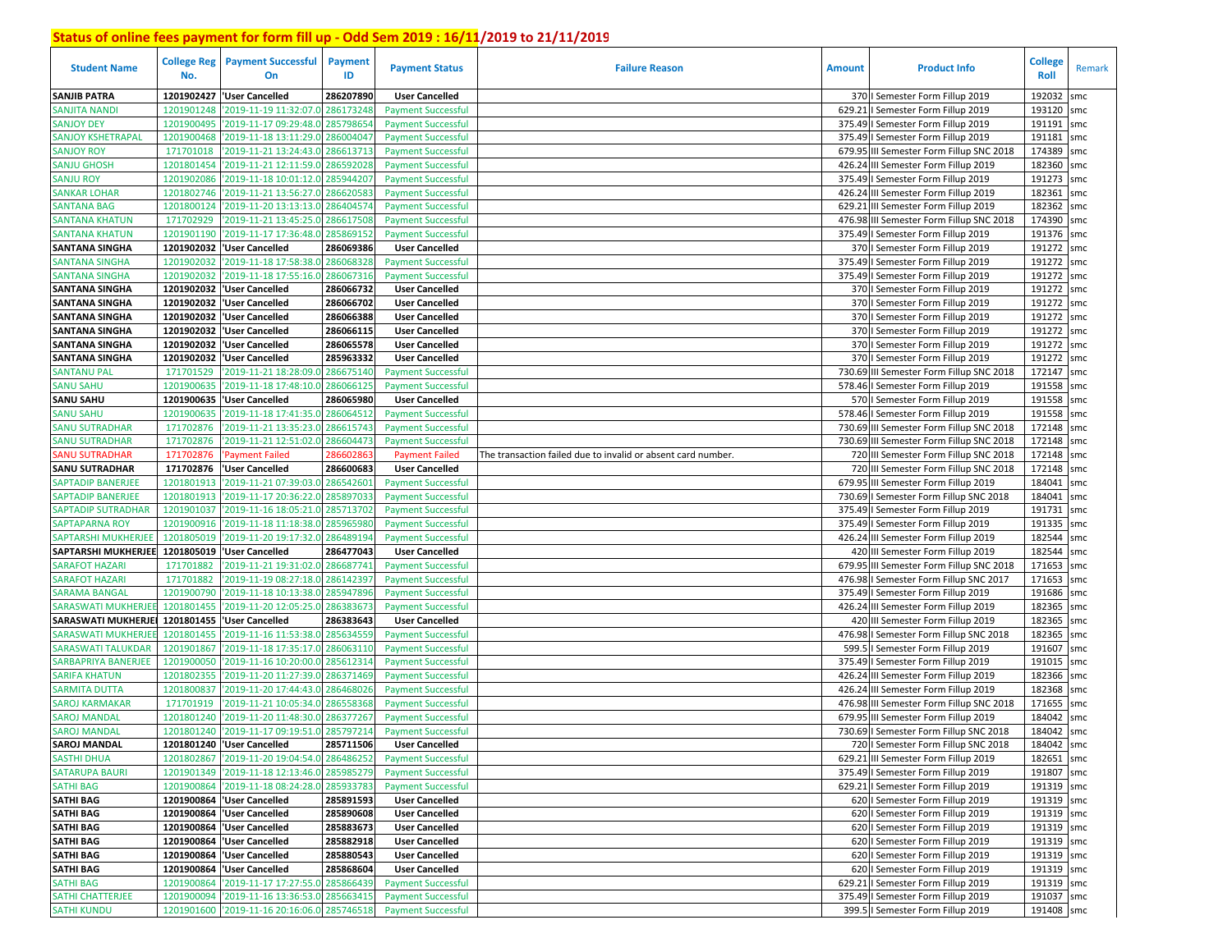# Status of online fees payment for form fill up - Odd Sem 2019 : 16/11/2019 to 21/11/2019

| Student Name | College Reg No. | Payment Successful On | Payment ID | Payment Status | Failure Reason | Amount | Product Info | College Roll | Remark |
|---|---|---|---|---|---|---|---|---|---|
| SANJIB PATRA | 1201902427 | 'User Cancelled | 286207890 | User Cancelled | | 370 | I Semester Form Fillup 2019 | 192032 | smc |
| SANJITA NANDI | 1201901248 | '2019-11-19 11:32:07.0 | 286173248 | Payment Successful | | 629.21 | I Semester Form Fillup 2019 | 193120 | smc |
| SANJOY DEY | 1201900495 | '2019-11-17 09:29:48.0 | 285798654 | Payment Successful | | 375.49 | I Semester Form Fillup 2019 | 191191 | smc |
| SANJOY KSHETRAPAL | 1201900468 | '2019-11-18 13:11:29.0 | 286004047 | Payment Successful | | 375.49 | I Semester Form Fillup 2019 | 191181 | smc |
| SANJOY ROY | 171701018 | '2019-11-21 13:24:43.0 | 286613713 | Payment Successful | | 679.95 | III Semester Form Fillup SNC 2018 | 174389 | smc |
| SANJU GHOSH | 1201801454 | '2019-11-21 12:11:59.0 | 286592028 | Payment Successful | | 426.24 | III Semester Form Fillup 2019 | 182360 | smc |
| SANJU ROY | 1201902086 | '2019-11-18 10:01:12.0 | 285944207 | Payment Successful | | 375.49 | I Semester Form Fillup 2019 | 191273 | smc |
| SANKAR LOHAR | 1201802746 | '2019-11-21 13:56:27.0 | 286620583 | Payment Successful | | 426.24 | III Semester Form Fillup 2019 | 182361 | smc |
| SANTANA BAG | 1201800124 | '2019-11-20 13:13:13.0 | 286404574 | Payment Successful | | 629.21 | III Semester Form Fillup 2019 | 182362 | smc |
| SANTANA KHATUN | 171702929 | '2019-11-21 13:45:25.0 | 286617508 | Payment Successful | | 476.98 | III Semester Form Fillup SNC 2018 | 174390 | smc |
| SANTANA KHATUN | 1201901190 | '2019-11-17 17:36:48.0 | 285869152 | Payment Successful | | 375.49 | I Semester Form Fillup 2019 | 191376 | smc |
| SANTANA SINGHA | 1201902032 | 'User Cancelled | 286069386 | User Cancelled | | 370 | I Semester Form Fillup 2019 | 191272 | smc |
| SANTANA SINGHA | 1201902032 | '2019-11-18 17:58:38.0 | 286068328 | Payment Successful | | 375.49 | I Semester Form Fillup 2019 | 191272 | smc |
| SANTANA SINGHA | 1201902032 | '2019-11-18 17:55:16.0 | 286067316 | Payment Successful | | 375.49 | I Semester Form Fillup 2019 | 191272 | smc |
| SANTANA SINGHA | 1201902032 | 'User Cancelled | 286066732 | User Cancelled | | 370 | I Semester Form Fillup 2019 | 191272 | smc |
| SANTANA SINGHA | 1201902032 | 'User Cancelled | 286066702 | User Cancelled | | 370 | I Semester Form Fillup 2019 | 191272 | smc |
| SANTANA SINGHA | 1201902032 | 'User Cancelled | 286066388 | User Cancelled | | 370 | I Semester Form Fillup 2019 | 191272 | smc |
| SANTANA SINGHA | 1201902032 | 'User Cancelled | 286066115 | User Cancelled | | 370 | I Semester Form Fillup 2019 | 191272 | smc |
| SANTANA SINGHA | 1201902032 | 'User Cancelled | 286065578 | User Cancelled | | 370 | I Semester Form Fillup 2019 | 191272 | smc |
| SANTANA SINGHA | 1201902032 | 'User Cancelled | 285963332 | User Cancelled | | 370 | I Semester Form Fillup 2019 | 191272 | smc |
| SANTANU PAL | 171701529 | '2019-11-21 18:28:09.0 | 286675140 | Payment Successful | | 730.69 | III Semester Form Fillup SNC 2018 | 172147 | smc |
| SANU SAHU | 1201900635 | '2019-11-18 17:48:10.0 | 286066125 | Payment Successful | | 578.46 | I Semester Form Fillup 2019 | 191558 | smc |
| SANU SAHU | 1201900635 | 'User Cancelled | 286065980 | User Cancelled | | 570 | I Semester Form Fillup 2019 | 191558 | smc |
| SANU SAHU | 1201900635 | '2019-11-18 17:41:35.0 | 286064512 | Payment Successful | | 578.46 | I Semester Form Fillup 2019 | 191558 | smc |
| SANU SUTRADHAR | 171702876 | '2019-11-21 13:35:23.0 | 286615743 | Payment Successful | | 730.69 | III Semester Form Fillup SNC 2018 | 172148 | smc |
| SANU SUTRADHAR | 171702876 | '2019-11-21 12:51:02.0 | 286604473 | Payment Successful | | 730.69 | III Semester Form Fillup SNC 2018 | 172148 | smc |
| SANU SUTRADHAR | 171702876 | 'Payment Failed | 286602863 | Payment Failed | The transaction failed due to invalid or absent card number. | 720 | III Semester Form Fillup SNC 2018 | 172148 | smc |
| SANU SUTRADHAR | 171702876 | 'User Cancelled | 286600683 | User Cancelled | | 720 | III Semester Form Fillup SNC 2018 | 172148 | smc |
| SAPTADIP BANERJEE | 1201801913 | '2019-11-21 07:39:03.0 | 286542601 | Payment Successful | | 679.95 | III Semester Form Fillup 2019 | 184041 | smc |
| SAPTADIP BANERJEE | 1201801913 | '2019-11-17 20:36:22.0 | 285897033 | Payment Successful | | 730.69 | I Semester Form Fillup SNC 2018 | 184041 | smc |
| SAPTADIP SUTRADHAR | 1201901037 | '2019-11-16 18:05:21.0 | 285713702 | Payment Successful | | 375.49 | I Semester Form Fillup 2019 | 191731 | smc |
| SAPTAPARNA ROY | 1201900916 | '2019-11-18 11:18:38.0 | 285965980 | Payment Successful | | 375.49 | I Semester Form Fillup 2019 | 191335 | smc |
| SAPTARSHI MUKHERJEE | 1201805019 | '2019-11-20 19:17:32.0 | 286489194 | Payment Successful | | 426.24 | III Semester Form Fillup 2019 | 182544 | smc |
| SAPTARSHI MUKHERJEE | 1201805019 | 'User Cancelled | 286477043 | User Cancelled | | 420 | III Semester Form Fillup 2019 | 182544 | smc |
| SARAFOT HAZARI | 171701882 | '2019-11-21 19:31:02.0 | 286687741 | Payment Successful | | 679.95 | III Semester Form Fillup SNC 2018 | 171653 | smc |
| SARAFOT HAZARI | 171701882 | '2019-11-19 08:27:18.0 | 286142397 | Payment Successful | | 476.98 | I Semester Form Fillup SNC 2017 | 171653 | smc |
| SARAMA BANGAL | 1201900790 | '2019-11-18 10:13:38.0 | 285947896 | Payment Successful | | 375.49 | I Semester Form Fillup 2019 | 191686 | smc |
| SARASWATI MUKHERJEE | 1201801455 | '2019-11-20 12:05:25.0 | 286383673 | Payment Successful | | 426.24 | III Semester Form Fillup 2019 | 182365 | smc |
| SARASWATI MUKHERJEE | 1201801455 | 'User Cancelled | 286383643 | User Cancelled | | 420 | III Semester Form Fillup 2019 | 182365 | smc |
| SARASWATI MUKHERJEE | 1201801455 | '2019-11-16 11:53:38.0 | 285634559 | Payment Successful | | 476.98 | I Semester Form Fillup SNC 2018 | 182365 | smc |
| SARASWATI TALUKDAR | 1201901867 | '2019-11-18 17:35:17.0 | 286063110 | Payment Successful | | 599.5 | I Semester Form Fillup 2019 | 191607 | smc |
| SARBAPRIYA BANERJEE | 1201900050 | '2019-11-16 10:20:00.0 | 285612314 | Payment Successful | | 375.49 | I Semester Form Fillup 2019 | 191015 | smc |
| SARIFA KHATUN | 1201802355 | '2019-11-20 11:27:39.0 | 286371469 | Payment Successful | | 426.24 | III Semester Form Fillup 2019 | 182366 | smc |
| SARMITA DUTTA | 1201800837 | '2019-11-20 17:44:43.0 | 286468026 | Payment Successful | | 426.24 | III Semester Form Fillup 2019 | 182368 | smc |
| SAROJ KARMAKAR | 171701919 | '2019-11-21 10:05:34.0 | 286558368 | Payment Successful | | 476.98 | III Semester Form Fillup SNC 2018 | 171655 | smc |
| SAROJ MANDAL | 1201801240 | '2019-11-20 11:48:30.0 | 286377267 | Payment Successful | | 679.95 | III Semester Form Fillup 2019 | 184042 | smc |
| SAROJ MANDAL | 1201801240 | '2019-11-17 09:19:51.0 | 285797214 | Payment Successful | | 730.69 | I Semester Form Fillup SNC 2018 | 184042 | smc |
| SAROJ MANDAL | 1201801240 | 'User Cancelled | 285711506 | User Cancelled | | 720 | I Semester Form Fillup SNC 2018 | 184042 | smc |
| SASTHI DHUA | 1201802867 | '2019-11-20 19:04:54.0 | 286486252 | Payment Successful | | 629.21 | III Semester Form Fillup 2019 | 182651 | smc |
| SATARUPA BAURI | 1201901349 | '2019-11-18 12:13:46.0 | 285985279 | Payment Successful | | 375.49 | I Semester Form Fillup 2019 | 191807 | smc |
| SATHI BAG | 1201900864 | '2019-11-18 08:24:28.0 | 285933783 | Payment Successful | | 629.21 | I Semester Form Fillup 2019 | 191319 | smc |
| SATHI BAG | 1201900864 | 'User Cancelled | 285891593 | User Cancelled | | 620 | I Semester Form Fillup 2019 | 191319 | smc |
| SATHI BAG | 1201900864 | 'User Cancelled | 285890608 | User Cancelled | | 620 | I Semester Form Fillup 2019 | 191319 | smc |
| SATHI BAG | 1201900864 | 'User Cancelled | 285883673 | User Cancelled | | 620 | I Semester Form Fillup 2019 | 191319 | smc |
| SATHI BAG | 1201900864 | 'User Cancelled | 285882918 | User Cancelled | | 620 | I Semester Form Fillup 2019 | 191319 | smc |
| SATHI BAG | 1201900864 | 'User Cancelled | 285880543 | User Cancelled | | 620 | I Semester Form Fillup 2019 | 191319 | smc |
| SATHI BAG | 1201900864 | 'User Cancelled | 285868604 | User Cancelled | | 620 | I Semester Form Fillup 2019 | 191319 | smc |
| SATHI BAG | 1201900864 | '2019-11-17 17:27:55.0 | 285866439 | Payment Successful | | 629.21 | I Semester Form Fillup 2019 | 191319 | smc |
| SATHI CHATTERJEE | 1201900094 | '2019-11-16 13:36:53.0 | 285663415 | Payment Successful | | 375.49 | I Semester Form Fillup 2019 | 191037 | smc |
| SATHI KUNDU | 1201901600 | '2019-11-16 20:16:06.0 | 285746518 | Payment Successful | | 399.5 | I Semester Form Fillup 2019 | 191408 | smc |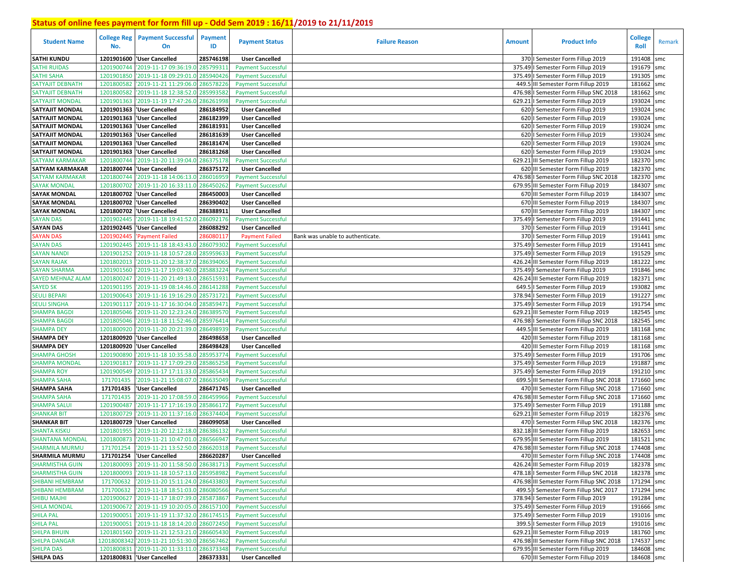## Status of online fees payment for form fill up - Odd Sem 2019 : 16/11/2019 to 21/11/2019

| Student Name | College Reg No. | Payment Successful On | Payment ID | Payment Status | Failure Reason | Amount | Product Info | College Roll | Remark |
|---|---|---|---|---|---|---|---|---|---|
| **SATHI KUNDU** | **1201901600** | **'User Cancelled** | **285746198** | **User Cancelled** | | 370 | I Semester Form Fillup 2019 | 191408 | smc |
| SATHI RUIDAS | 1201900744 | '2019-11-17 09:36:19.0 | 285799311 | Payment Successful | | 375.49 | I Semester Form Fillup 2019 | 191679 | smc |
| SATHI SAHA | 1201901850 | '2019-11-18 09:29:01.0 | 285940426 | Payment Successful | | 375.49 | I Semester Form Fillup 2019 | 191305 | smc |
| SATYAJIT DEBNATH | 1201800582 | '2019-11-21 11:29:06.0 | 286578226 | Payment Successful | | 449.5 | III Semester Form Fillup 2019 | 181662 | smc |
| SATYAJIT DEBNATH | 1201800582 | '2019-11-18 12:38:52.0 | 285993582 | Payment Successful | | 476.98 | I Semester Form Fillup SNC 2018 | 181662 | smc |
| SATYAJIT MONDAL | 1201901363 | '2019-11-19 17:47:26.0 | 286261998 | Payment Successful | | 629.21 | I Semester Form Fillup 2019 | 193024 | smc |
| **SATYAJIT MONDAL** | **1201901363** | **'User Cancelled** | **286184952** | **User Cancelled** | | 620 | I Semester Form Fillup 2019 | 193024 | smc |
| **SATYAJIT MONDAL** | **1201901363** | **'User Cancelled** | **286182399** | **User Cancelled** | | 620 | I Semester Form Fillup 2019 | 193024 | smc |
| **SATYAJIT MONDAL** | **1201901363** | **'User Cancelled** | **286181931** | **User Cancelled** | | 620 | I Semester Form Fillup 2019 | 193024 | smc |
| **SATYAJIT MONDAL** | **1201901363** | **'User Cancelled** | **286181639** | **User Cancelled** | | 620 | I Semester Form Fillup 2019 | 193024 | smc |
| **SATYAJIT MONDAL** | **1201901363** | **'User Cancelled** | **286181474** | **User Cancelled** | | 620 | I Semester Form Fillup 2019 | 193024 | smc |
| **SATYAJIT MONDAL** | **1201901363** | **'User Cancelled** | **286181268** | **User Cancelled** | | 620 | I Semester Form Fillup 2019 | 193024 | smc |
| SATYAM KARMAKAR | 1201800744 | '2019-11-20 11:39:04.0 | 286375178 | Payment Successful | | 629.21 | III Semester Form Fillup 2019 | 182370 | smc |
| **SATYAM KARMAKAR** | **1201800744** | **'User Cancelled** | **286375172** | **User Cancelled** | | 620 | III Semester Form Fillup 2019 | 182370 | smc |
| SATYAM KARMAKAR | 1201800744 | '2019-11-18 14:06:13.0 | 286016959 | Payment Successful | | 476.98 | I Semester Form Fillup SNC 2018 | 182370 | smc |
| SAYAK MONDAL | 1201800702 | '2019-11-20 16:33:11.0 | 286450262 | Payment Successful | | 679.95 | III Semester Form Fillup 2019 | 184307 | smc |
| **SAYAK MONDAL** | **1201800702** | **'User Cancelled** | **286450003** | **User Cancelled** | | 670 | III Semester Form Fillup 2019 | 184307 | smc |
| **SAYAK MONDAL** | **1201800702** | **'User Cancelled** | **286390402** | **User Cancelled** | | 670 | III Semester Form Fillup 2019 | 184307 | smc |
| **SAYAK MONDAL** | **1201800702** | **'User Cancelled** | **286388911** | **User Cancelled** | | 670 | III Semester Form Fillup 2019 | 184307 | smc |
| SAYAN DAS | 1201902445 | '2019-11-18 19:41:52.0 | 286092176 | Payment Successful | | 375.49 | I Semester Form Fillup 2019 | 191441 | smc |
| **SAYAN DAS** | **1201902445** | **'User Cancelled** | **286088292** | **User Cancelled** | | 370 | I Semester Form Fillup 2019 | 191441 | smc |
| SAYAN DAS | 1201902445 | 'Payment Failed | 286080117 | Payment Failed | Bank was unable to authenticate. | 370 | I Semester Form Fillup 2019 | 191441 | smc |
| SAYAN DAS | 1201902445 | '2019-11-18 18:43:43.0 | 286079302 | Payment Successful | | 375.49 | I Semester Form Fillup 2019 | 191441 | smc |
| SAYAN NANDI | 1201901252 | '2019-11-18 10:57:28.0 | 285959633 | Payment Successful | | 375.49 | I Semester Form Fillup 2019 | 191529 | smc |
| SAYAN RAJAK | 1201802013 | '2019-11-20 12:38:37.0 | 286394065 | Payment Successful | | 426.24 | III Semester Form Fillup 2019 | 181222 | smc |
| SAYAN SHARMA | 1201901560 | '2019-11-17 19:03:40.0 | 285883224 | Payment Successful | | 375.49 | I Semester Form Fillup 2019 | 191846 | smc |
| SAYED MEHNAZ ALAM | 1201800247 | '2019-11-20 21:49:13.0 | 286515931 | Payment Successful | | 426.24 | III Semester Form Fillup 2019 | 182371 | smc |
| SAYED SK | 1201901195 | '2019-11-19 08:14:46.0 | 286141288 | Payment Successful | | 649.5 | I Semester Form Fillup 2019 | 193082 | smc |
| SEULI BEPARI | 1201900643 | '2019-11-16 19:16:29.0 | 285731721 | Payment Successful | | 378.94 | I Semester Form Fillup 2019 | 191227 | smc |
| SEULI SINGHA | 1201901117 | '2019-11-17 16:30:04.0 | 285859471 | Payment Successful | | 375.49 | I Semester Form Fillup 2019 | 191754 | smc |
| SHAMPA BAGDI | 1201805046 | '2019-11-20 12:23:24.0 | 286389570 | Payment Successful | | 629.21 | III Semester Form Fillup 2019 | 182545 | smc |
| SHAMPA BAGDI | 1201805046 | '2019-11-18 11:52:46.0 | 285976414 | Payment Successful | | 476.98 | I Semester Form Fillup SNC 2018 | 182545 | smc |
| SHAMPA DEY | 1201800920 | '2019-11-20 20:21:39.0 | 286498939 | Payment Successful | | 449.5 | III Semester Form Fillup 2019 | 181168 | smc |
| **SHAMPA DEY** | **1201800920** | **'User Cancelled** | **286498658** | **User Cancelled** | | 420 | III Semester Form Fillup 2019 | 181168 | smc |
| **SHAMPA DEY** | **1201800920** | **'User Cancelled** | **286498428** | **User Cancelled** | | 420 | III Semester Form Fillup 2019 | 181168 | smc |
| SHAMPA GHOSH | 1201900890 | '2019-11-18 10:35:58.0 | 285953774 | Payment Successful | | 375.49 | I Semester Form Fillup 2019 | 191706 | smc |
| SHAMPA MONDAL | 1201901817 | '2019-11-17 17:09:29.0 | 285865258 | Payment Successful | | 375.49 | I Semester Form Fillup 2019 | 191887 | smc |
| SHAMPA ROY | 1201900549 | '2019-11-17 17:11:33.0 | 285865434 | Payment Successful | | 375.49 | I Semester Form Fillup 2019 | 191210 | smc |
| SHAMPA SAHA | 171701435 | '2019-11-21 15:08:07.0 | 286635049 | Payment Successful | | 699.5 | III Semester Form Fillup SNC 2018 | 171660 | smc |
| **SHAMPA SAHA** | **171701435** | **'User Cancelled** | **286471745** | **User Cancelled** | | 470 | III Semester Form Fillup SNC 2018 | 171660 | smc |
| SHAMPA SAHA | 171701435 | '2019-11-20 17:08:59.0 | 286459966 | Payment Successful | | 476.98 | III Semester Form Fillup SNC 2018 | 171660 | smc |
| SHAMPA SALUI | 1201900487 | '2019-11-17 17:16:19.0 | 285866172 | Payment Successful | | 375.49 | I Semester Form Fillup 2019 | 191188 | smc |
| SHANKAR BIT | 1201800729 | '2019-11-20 11:37:16.0 | 286374404 | Payment Successful | | 629.21 | III Semester Form Fillup 2019 | 182376 | smc |
| **SHANKAR BIT** | **1201800729** | **'User Cancelled** | **286099058** | **User Cancelled** | | 470 | I Semester Form Fillup SNC 2018 | 182376 | smc |
| SHANTA KISKU | 1201801955 | '2019-11-20 12:12:18.0 | 286386132 | Payment Successful | | 832.18 | III Semester Form Fillup 2019 | 182653 | smc |
| SHANTANA MONDAL | 1201800873 | '2019-11-21 10:47:01.0 | 286566947 | Payment Successful | | 679.95 | III Semester Form Fillup 2019 | 181521 | smc |
| SHARMILA MURMU | 171701254 | '2019-11-21 13:52:50.0 | 286620318 | Payment Successful | | 476.98 | III Semester Form Fillup SNC 2018 | 174408 | smc |
| **SHARMILA MURMU** | **171701254** | **'User Cancelled** | **286620287** | **User Cancelled** | | 470 | III Semester Form Fillup SNC 2018 | 174408 | smc |
| SHARMISTHA GUIN | 1201800093 | '2019-11-20 11:58:50.0 | 286381713 | Payment Successful | | 426.24 | III Semester Form Fillup 2019 | 182378 | smc |
| SHARMISTHA GUIN | 1201800093 | '2019-11-18 10:57:13.0 | 285958982 | Payment Successful | | 478.18 | I Semester Form Fillup SNC 2018 | 182378 | smc |
| SHIBANI HEMBRAM | 171700632 | '2019-11-20 15:11:24.0 | 286433803 | Payment Successful | | 476.98 | III Semester Form Fillup SNC 2018 | 171294 | smc |
| SHIBANI HEMBRAM | 171700632 | '2019-11-18 18:51:03.0 | 286080566 | Payment Successful | | 499.5 | I Semester Form Fillup SNC 2017 | 171294 | smc |
| SHIBU MAJHI | 1201900627 | '2019-11-17 18:07:39.0 | 285873867 | Payment Successful | | 378.94 | I Semester Form Fillup 2019 | 191284 | smc |
| SHILA MONDAL | 1201900672 | '2019-11-19 10:20:05.0 | 286157100 | Payment Successful | | 375.49 | I Semester Form Fillup 2019 | 191666 | smc |
| SHILA PAL | 1201900051 | '2019-11-19 11:37:32.0 | 286174515 | Payment Successful | | 375.49 | I Semester Form Fillup 2019 | 191016 | smc |
| SHILA PAL | 1201900051 | '2019-11-18 18:14:20.0 | 286072450 | Payment Successful | | 399.5 | I Semester Form Fillup 2019 | 191016 | smc |
| SHILPA BHUIN | 1201801560 | '2019-11-21 12:53:21.0 | 286605430 | Payment Successful | | 629.21 | III Semester Form Fillup 2019 | 181760 | smc |
| SHILPA DANGAR | 12018008342 | '2019-11-21 10:51:30.0 | 286567462 | Payment Successful | | 476.98 | III Semester Form Fillup SNC 2018 | 174537 | smc |
| SHILPA DAS | 1201800831 | '2019-11-20 11:33:11.0 | 286373348 | Payment Successful | | 679.95 | III Semester Form Fillup 2019 | 184608 | smc |
| **SHILPA DAS** | **1201800831** | **'User Cancelled** | **286373331** | **User Cancelled** | | 670 | III Semester Form Fillup 2019 | 184608 | smc |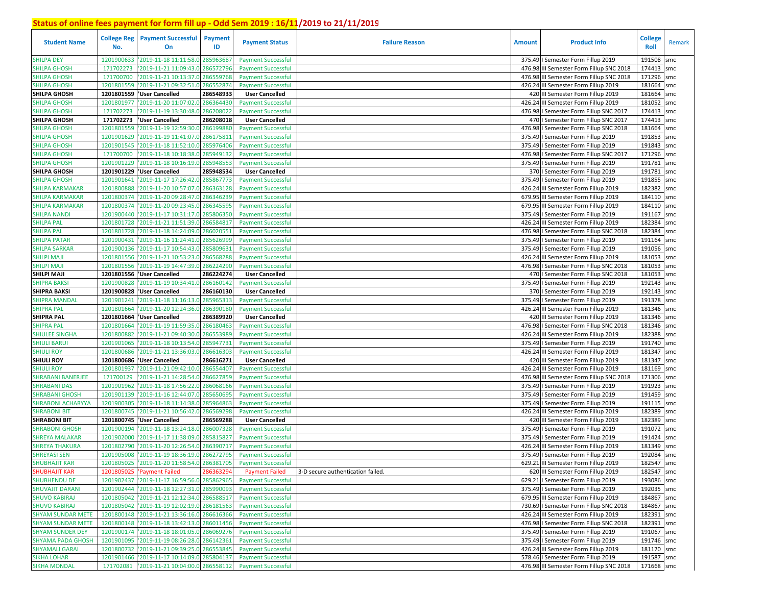# Status of online fees payment for form fill up - Odd Sem 2019 : 16/11/2019 to 21/11/2019

| Student Name | College Reg No. | Payment Successful On | Payment ID | Payment Status | Failure Reason | Amount | Product Info | College Roll | Remark |
|---|---|---|---|---|---|---|---|---|---|
| SHILPA DEY | 1201900633 | '2019-11-18 11:11:58.0 | 285963687 | Payment Successful | | 375.49 | I Semester Form Fillup 2019 | 191508 | smc |
| SHILPA GHOSH | 171702273 | '2019-11-21 11:09:43.0 | 286572796 | Payment Successful | | 476.98 | III Semester Form Fillup SNC 2018 | 174413 | smc |
| SHILPA GHOSH | 171700700 | '2019-11-21 10:13:37.0 | 286559768 | Payment Successful | | 476.98 | III Semester Form Fillup SNC 2018 | 171296 | smc |
| SHILPA GHOSH | 1201801559 | '2019-11-21 09:32:51.0 | 286552874 | Payment Successful | | 426.24 | III Semester Form Fillup 2019 | 181664 | smc |
| **SHILPA GHOSH** | **1201801559** | **'User Cancelled** | **286548933** | **User Cancelled** | | 420 | III Semester Form Fillup 2019 | 181664 | smc |
| SHILPA GHOSH | 1201801977 | '2019-11-20 11:07:02.0 | 286364430 | Payment Successful | | 426.24 | III Semester Form Fillup 2019 | 181052 | smc |
| SHILPA GHOSH | 171702273 | '2019-11-19 13:30:48.0 | 286208022 | Payment Successful | | 476.98 | I Semester Form Fillup SNC 2017 | 174413 | smc |
| **SHILPA GHOSH** | **171702273** | **'User Cancelled** | **286208018** | **User Cancelled** | | 470 | I Semester Form Fillup SNC 2017 | 174413 | smc |
| SHILPA GHOSH | 1201801559 | '2019-11-19 12:59:30.0 | 286199880 | Payment Successful | | 476.98 | I Semester Form Fillup SNC 2018 | 181664 | smc |
| SHILPA GHOSH | 1201901629 | '2019-11-19 11:41:07.0 | 286175811 | Payment Successful | | 375.49 | I Semester Form Fillup 2019 | 191853 | smc |
| SHILPA GHOSH | 1201901545 | '2019-11-18 11:52:10.0 | 285976406 | Payment Successful | | 375.49 | I Semester Form Fillup 2019 | 191843 | smc |
| SHILPA GHOSH | 171700700 | '2019-11-18 10:18:38.0 | 285949132 | Payment Successful | | 476.98 | I Semester Form Fillup SNC 2017 | 171296 | smc |
| SHILPA GHOSH | 1201901229 | '2019-11-18 10:16:19.0 | 285948553 | Payment Successful | | 375.49 | I Semester Form Fillup 2019 | 191781 | smc |
| **SHILPA GHOSH** | **1201901229** | **'User Cancelled** | **285948534** | **User Cancelled** | | 370 | I Semester Form Fillup 2019 | 191781 | smc |
| SHILPA GHOSH | 1201901641 | '2019-11-17 17:26:42.0 | 285867773 | Payment Successful | | 375.49 | I Semester Form Fillup 2019 | 191855 | smc |
| SHILPA KARMAKAR | 1201800888 | '2019-11-20 10:57:07.0 | 286363128 | Payment Successful | | 426.24 | III Semester Form Fillup 2019 | 182382 | smc |
| SHILPA KARMAKAR | 1201800374 | '2019-11-20 09:28:47.0 | 286346239 | Payment Successful | | 679.95 | III Semester Form Fillup 2019 | 184110 | smc |
| SHILPA KARMAKAR | 1201800374 | '2019-11-20 09:23:45.0 | 286345595 | Payment Successful | | 679.95 | III Semester Form Fillup 2019 | 184110 | smc |
| SHILPA NANDI | 1201900440 | '2019-11-17 10:31:17.0 | 285806350 | Payment Successful | | 375.49 | I Semester Form Fillup 2019 | 191167 | smc |
| SHILPA PAL | 1201801728 | '2019-11-21 11:51:39.0 | 286584817 | Payment Successful | | 426.24 | III Semester Form Fillup 2019 | 182384 | smc |
| SHILPA PAL | 1201801728 | '2019-11-18 14:24:09.0 | 286020551 | Payment Successful | | 476.98 | I Semester Form Fillup SNC 2018 | 182384 | smc |
| SHILPA PATAR | 1201900431 | '2019-11-16 11:24:41.0 | 285626999 | Payment Successful | | 375.49 | I Semester Form Fillup 2019 | 191164 | smc |
| SHILPA SARKAR | 1201900136 | '2019-11-17 10:54:43.0 | 285809631 | Payment Successful | | 375.49 | I Semester Form Fillup 2019 | 191056 | smc |
| SHILPI MAJI | 1201801556 | '2019-11-21 10:53:23.0 | 286568288 | Payment Successful | | 426.24 | III Semester Form Fillup 2019 | 181053 | smc |
| SHILPI MAJI | 1201801556 | '2019-11-19 14:47:39.0 | 286224290 | Payment Successful | | 476.98 | I Semester Form Fillup SNC 2018 | 181053 | smc |
| **SHILPI MAJI** | **1201801556** | **'User Cancelled** | **286224274** | **User Cancelled** | | 470 | I Semester Form Fillup SNC 2018 | 181053 | smc |
| SHIPRA BAKSI | 1201900828 | '2019-11-19 10:34:41.0 | 286160142 | Payment Successful | | 375.49 | I Semester Form Fillup 2019 | 192143 | smc |
| **SHIPRA BAKSI** | **1201900828** | **'User Cancelled** | **286160130** | **User Cancelled** | | 370 | I Semester Form Fillup 2019 | 192143 | smc |
| SHIPRA MANDAL | 1201901241 | '2019-11-18 11:16:13.0 | 285965313 | Payment Successful | | 375.49 | I Semester Form Fillup 2019 | 191378 | smc |
| SHIPRA PAL | 1201801664 | '2019-11-20 12:24:36.0 | 286390180 | Payment Successful | | 426.24 | III Semester Form Fillup 2019 | 181346 | smc |
| **SHIPRA PAL** | **1201801664** | **'User Cancelled** | **286389920** | **User Cancelled** | | 420 | III Semester Form Fillup 2019 | 181346 | smc |
| SHIPRA PAL | 1201801664 | '2019-11-19 11:59:35.0 | 286180463 | Payment Successful | | 476.98 | I Semester Form Fillup SNC 2018 | 181346 | smc |
| SHIULEE SINGHA | 1201800882 | '2019-11-21 09:40:30.0 | 286553989 | Payment Successful | | 426.24 | III Semester Form Fillup 2019 | 182388 | smc |
| SHIULI BARUI | 1201901065 | '2019-11-18 10:13:54.0 | 285947731 | Payment Successful | | 375.49 | I Semester Form Fillup 2019 | 191740 | smc |
| SHIULI ROY | 1201800686 | '2019-11-21 13:36:03.0 | 286616303 | Payment Successful | | 426.24 | III Semester Form Fillup 2019 | 181347 | smc |
| **SHIULI ROY** | **1201800686** | **'User Cancelled** | **286616271** | **User Cancelled** | | 420 | III Semester Form Fillup 2019 | 181347 | smc |
| SHIULI ROY | 1201801937 | '2019-11-21 09:42:10.0 | 286554407 | Payment Successful | | 426.24 | III Semester Form Fillup 2019 | 181169 | smc |
| SHRABANI BANERJEE | 171700129 | '2019-11-21 14:28:54.0 | 286627859 | Payment Successful | | 476.98 | III Semester Form Fillup SNC 2018 | 171306 | smc |
| SHRABANI DAS | 1201901962 | '2019-11-18 17:56:22.0 | 286068166 | Payment Successful | | 375.49 | I Semester Form Fillup 2019 | 191923 | smc |
| SHRABANI GHOSH | 1201901139 | '2019-11-16 12:44:07.0 | 285650695 | Payment Successful | | 375.49 | I Semester Form Fillup 2019 | 191459 | smc |
| SHRABONI ACHARYYA | 1201900305 | '2019-11-18 11:14:38.0 | 285964863 | Payment Successful | | 375.49 | I Semester Form Fillup 2019 | 191115 | smc |
| SHRABONI BIT | 1201800745 | '2019-11-21 10:56:42.0 | 286569298 | Payment Successful | | 426.24 | III Semester Form Fillup 2019 | 182389 | smc |
| **SHRABONI BIT** | **1201800745** | **'User Cancelled** | **286569288** | **User Cancelled** | | 420 | III Semester Form Fillup 2019 | 182389 | smc |
| SHRABONI GHOSH | 1201900194 | '2019-11-18 13:24:18.0 | 286007328 | Payment Successful | | 375.49 | I Semester Form Fillup 2019 | 191072 | smc |
| SHREYA MALAKAR | 1201902000 | '2019-11-17 11:38:09.0 | 285815827 | Payment Successful | | 375.49 | I Semester Form Fillup 2019 | 191424 | smc |
| SHREYA THAKURA | 1201802790 | '2019-11-20 12:26:54.0 | 286390717 | Payment Successful | | 426.24 | III Semester Form Fillup 2019 | 181349 | smc |
| SHREYASI SEN | 1201905008 | '2019-11-19 18:36:19.0 | 286272795 | Payment Successful | | 375.49 | I Semester Form Fillup 2019 | 192084 | smc |
| SHUBHAJIT KAR | 1201805025 | '2019-11-20 11:58:54.0 | 286381705 | Payment Successful | | 629.21 | III Semester Form Fillup 2019 | 182547 | smc |
| SHUBHAJIT KAR | 1201805025 | 'Payment Failed | 286363294 | Payment Failed | 3-D secure authentication failed. | 620 | III Semester Form Fillup 2019 | 182547 | smc |
| SHUBHENDU DE | 1201902437 | '2019-11-17 16:59:56.0 | 285862965 | Payment Successful | | 629.21 | I Semester Form Fillup 2019 | 193086 | smc |
| SHUVAJIT DARANI | 1201902444 | '2019-11-18 12:27:31.0 | 285990093 | Payment Successful | | 375.49 | I Semester Form Fillup 2019 | 192035 | smc |
| SHUVO KABIRAJ | 1201805042 | '2019-11-21 12:12:34.0 | 286588517 | Payment Successful | | 679.95 | III Semester Form Fillup 2019 | 184867 | smc |
| SHUVO KABIRAJ | 1201805042 | '2019-11-19 12:02:19.0 | 286181563 | Payment Successful | | 730.69 | I Semester Form Fillup SNC 2018 | 184867 | smc |
| SHYAM SUNDAR METE | 1201800148 | '2019-11-21 13:36:16.0 | 286616366 | Payment Successful | | 426.24 | III Semester Form Fillup 2019 | 182391 | smc |
| SHYAM SUNDAR METE | 1201800148 | '2019-11-18 13:42:13.0 | 286011456 | Payment Successful | | 476.98 | I Semester Form Fillup SNC 2018 | 182391 | smc |
| SHYAM SUNDER DEY | 1201900174 | '2019-11-18 18:01:05.0 | 286069276 | Payment Successful | | 375.49 | I Semester Form Fillup 2019 | 191067 | smc |
| SHYAMA PADA GHOSH | 1201901095 | '2019-11-19 08:26:28.0 | 286142361 | Payment Successful | | 375.49 | I Semester Form Fillup 2019 | 191746 | smc |
| SHYAMALI GARAI | 1201800732 | '2019-11-21 09:39:25.0 | 286553845 | Payment Successful | | 426.24 | III Semester Form Fillup 2019 | 181170 | smc |
| SIKHA LOHAR | 1201901466 | '2019-11-17 10:14:09.0 | 285804137 | Payment Successful | | 578.46 | I Semester Form Fillup 2019 | 191587 | smc |
| SIKHA MONDAL | 171702081 | '2019-11-21 10:04:00.0 | 286558112 | Payment Successful | | 476.98 | III Semester Form Fillup SNC 2018 | 171668 | smc |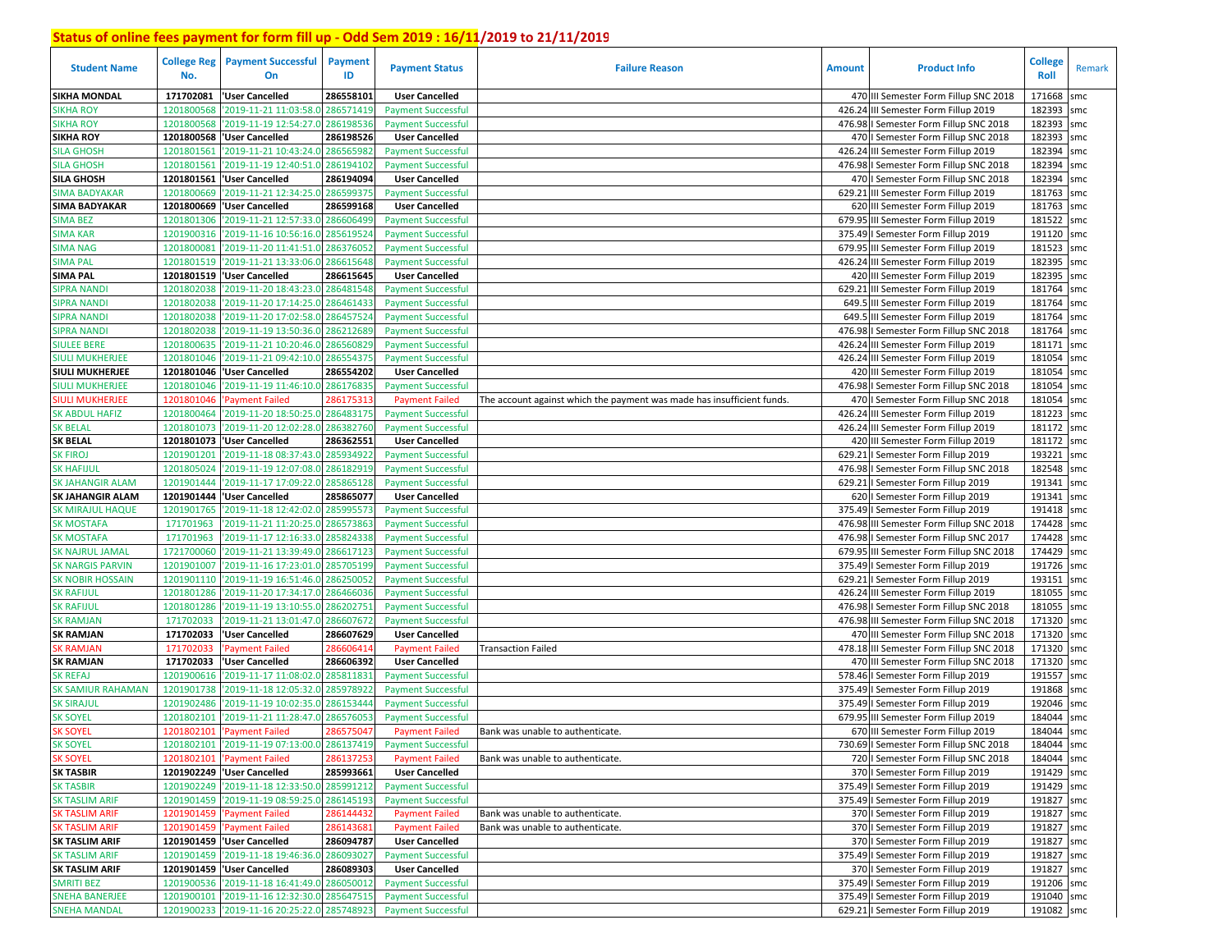# Status of online fees payment for form fill up - Odd Sem 2019 : 16/11/2019 to 21/11/2019

| Student Name | College Reg No. | Payment Successful On | Payment ID | Payment Status | Failure Reason | Amount | Product Info | College Roll | Remark |
|---|---|---|---|---|---|---|---|---|---|
| SIKHA MONDAL | 171702081 | 'User Cancelled | 286558101 | User Cancelled | | 470 | III Semester Form Fillup SNC 2018 | 171668 | smc |
| SIKHA ROY | 1201800568 | '2019-11-21 11:03:58.0 | 286571419 | Payment Successful | | 426.24 | III Semester Form Fillup 2019 | 182393 | smc |
| SIKHA ROY | 1201800568 | '2019-11-19 12:54:27.0 | 286198536 | Payment Successful | | 476.98 | I Semester Form Fillup SNC 2018 | 182393 | smc |
| SIKHA ROY | 1201800568 | 'User Cancelled | 286198526 | User Cancelled | | 470 | I Semester Form Fillup SNC 2018 | 182393 | smc |
| SILA GHOSH | 1201801561 | '2019-11-21 10:43:24.0 | 286565982 | Payment Successful | | 426.24 | III Semester Form Fillup 2019 | 182394 | smc |
| SILA GHOSH | 1201801561 | '2019-11-19 12:40:51.0 | 286194102 | Payment Successful | | 476.98 | I Semester Form Fillup SNC 2018 | 182394 | smc |
| SILA GHOSH | 1201801561 | 'User Cancelled | 286194094 | User Cancelled | | 470 | I Semester Form Fillup SNC 2018 | 182394 | smc |
| SIMA BADYAKAR | 1201800669 | '2019-11-21 12:34:25.0 | 286599375 | Payment Successful | | 629.21 | III Semester Form Fillup 2019 | 181763 | smc |
| SIMA BADYAKAR | 1201800669 | 'User Cancelled | 286599168 | User Cancelled | | 620 | III Semester Form Fillup 2019 | 181763 | smc |
| SIMA BEZ | 1201801306 | '2019-11-21 12:57:33.0 | 286606499 | Payment Successful | | 679.95 | III Semester Form Fillup 2019 | 181522 | smc |
| SIMA KAR | 1201900316 | '2019-11-16 10:56:16.0 | 285619524 | Payment Successful | | 375.49 | I Semester Form Fillup 2019 | 191120 | smc |
| SIMA NAG | 1201800081 | '2019-11-20 11:41:51.0 | 286376052 | Payment Successful | | 679.95 | III Semester Form Fillup 2019 | 181523 | smc |
| SIMA PAL | 1201801519 | '2019-11-21 13:33:06.0 | 286615648 | Payment Successful | | 426.24 | III Semester Form Fillup 2019 | 182395 | smc |
| SIMA PAL | 1201801519 | 'User Cancelled | 286615645 | User Cancelled | | 420 | III Semester Form Fillup 2019 | 182395 | smc |
| SIPRA NANDI | 1201802038 | '2019-11-20 18:43:23.0 | 286481548 | Payment Successful | | 629.21 | III Semester Form Fillup 2019 | 181764 | smc |
| SIPRA NANDI | 1201802038 | '2019-11-20 17:14:25.0 | 286461433 | Payment Successful | | 649.5 | III Semester Form Fillup 2019 | 181764 | smc |
| SIPRA NANDI | 1201802038 | '2019-11-20 17:02:58.0 | 286457524 | Payment Successful | | 649.5 | III Semester Form Fillup 2019 | 181764 | smc |
| SIPRA NANDI | 1201802038 | '2019-11-19 13:50:36.0 | 286212689 | Payment Successful | | 476.98 | I Semester Form Fillup SNC 2018 | 181764 | smc |
| SIULEE BERE | 1201800635 | '2019-11-21 10:20:46.0 | 286560829 | Payment Successful | | 426.24 | III Semester Form Fillup 2019 | 181171 | smc |
| SIULI MUKHERJEE | 1201801046 | '2019-11-21 09:42:10.0 | 286554375 | Payment Successful | | 426.24 | III Semester Form Fillup 2019 | 181054 | smc |
| SIULI MUKHERJEE | 1201801046 | 'User Cancelled | 286554202 | User Cancelled | | 420 | III Semester Form Fillup 2019 | 181054 | smc |
| SIULI MUKHERJEE | 1201801046 | '2019-11-19 11:46:10.0 | 286176835 | Payment Successful | | 476.98 | I Semester Form Fillup SNC 2018 | 181054 | smc |
| SIULI MUKHERJEE | 1201801046 | 'Payment Failed | 286175313 | Payment Failed | The account against which the payment was made has insufficient funds. | 470 | I Semester Form Fillup SNC 2018 | 181054 | smc |
| SK ABDUL HAFIZ | 1201800464 | '2019-11-20 18:50:25.0 | 286483175 | Payment Successful | | 426.24 | III Semester Form Fillup 2019 | 181223 | smc |
| SK BELAL | 1201801073 | '2019-11-20 12:02:28.0 | 286382760 | Payment Successful | | 426.24 | III Semester Form Fillup 2019 | 181172 | smc |
| SK BELAL | 1201801073 | 'User Cancelled | 286362551 | User Cancelled | | 420 | III Semester Form Fillup 2019 | 181172 | smc |
| SK FIROJ | 1201901201 | '2019-11-18 08:37:43.0 | 285934922 | Payment Successful | | 629.21 | I Semester Form Fillup 2019 | 193221 | smc |
| SK HAFIJUL | 1201805024 | '2019-11-19 12:07:08.0 | 286182919 | Payment Successful | | 476.98 | I Semester Form Fillup SNC 2018 | 182548 | smc |
| SK JAHANGIR ALAM | 1201901444 | '2019-11-17 17:09:22.0 | 285865128 | Payment Successful | | 629.21 | I Semester Form Fillup 2019 | 191341 | smc |
| SK JAHANGIR ALAM | 1201901444 | 'User Cancelled | 285865077 | User Cancelled | | 620 | I Semester Form Fillup 2019 | 191341 | smc |
| SK MIRAJUL HAQUE | 1201901765 | '2019-11-18 12:42:02.0 | 285995573 | Payment Successful | | 375.49 | I Semester Form Fillup 2019 | 191418 | smc |
| SK MOSTAFA | 171701963 | '2019-11-21 11:20:25.0 | 286573863 | Payment Successful | | 476.98 | III Semester Form Fillup SNC 2018 | 174428 | smc |
| SK MOSTAFA | 171701963 | '2019-11-17 12:16:33.0 | 285824338 | Payment Successful | | 476.98 | I Semester Form Fillup SNC 2017 | 174428 | smc |
| SK NAJRUL JAMAL | 1721700060 | '2019-11-21 13:39:49.0 | 286617123 | Payment Successful | | 679.95 | III Semester Form Fillup SNC 2018 | 174429 | smc |
| SK NARGIS PARVIN | 1201901007 | '2019-11-16 17:23:01.0 | 285705199 | Payment Successful | | 375.49 | I Semester Form Fillup 2019 | 191726 | smc |
| SK NOBIR HOSSAIN | 1201901110 | '2019-11-19 16:51:46.0 | 286250052 | Payment Successful | | 629.21 | I Semester Form Fillup 2019 | 193151 | smc |
| SK RAFIJUL | 1201801286 | '2019-11-20 17:34:17.0 | 286466036 | Payment Successful | | 426.24 | III Semester Form Fillup 2019 | 181055 | smc |
| SK RAFIJUL | 1201801286 | '2019-11-19 13:10:55.0 | 286202751 | Payment Successful | | 476.98 | I Semester Form Fillup SNC 2018 | 181055 | smc |
| SK RAMJAN | 171702033 | '2019-11-21 13:01:47.0 | 286607672 | Payment Successful | | 476.98 | III Semester Form Fillup SNC 2018 | 171320 | smc |
| SK RAMJAN | 171702033 | 'User Cancelled | 286607629 | User Cancelled | | 470 | III Semester Form Fillup SNC 2018 | 171320 | smc |
| SK RAMJAN | 171702033 | 'Payment Failed | 286606414 | Payment Failed | Transaction Failed | 478.18 | III Semester Form Fillup SNC 2018 | 171320 | smc |
| SK RAMJAN | 171702033 | 'User Cancelled | 286606392 | User Cancelled | | 470 | III Semester Form Fillup SNC 2018 | 171320 | smc |
| SK REFAJ | 1201900616 | '2019-11-17 11:08:02.0 | 285811831 | Payment Successful | | 578.46 | I Semester Form Fillup 2019 | 191557 | smc |
| SK SAMIUR RAHAMAN | 1201901738 | '2019-11-18 12:05:32.0 | 285978922 | Payment Successful | | 375.49 | I Semester Form Fillup 2019 | 191868 | smc |
| SK SIRAJUL | 1201902486 | '2019-11-19 10:02:35.0 | 286153444 | Payment Successful | | 375.49 | I Semester Form Fillup 2019 | 192046 | smc |
| SK SOYEL | 1201802101 | '2019-11-21 11:28:47.0 | 286576053 | Payment Successful | | 679.95 | III Semester Form Fillup 2019 | 184044 | smc |
| SK SOYEL | 1201802101 | 'Payment Failed | 286575047 | Payment Failed | Bank was unable to authenticate. | 670 | III Semester Form Fillup 2019 | 184044 | smc |
| SK SOYEL | 1201802101 | '2019-11-19 07:13:00.0 | 286137419 | Payment Successful | | 730.69 | I Semester Form Fillup SNC 2018 | 184044 | smc |
| SK SOYEL | 1201802101 | 'Payment Failed | 286137253 | Payment Failed | Bank was unable to authenticate. | 720 | I Semester Form Fillup SNC 2018 | 184044 | smc |
| SK TASBIR | 1201902249 | 'User Cancelled | 285993661 | User Cancelled | | 370 | I Semester Form Fillup 2019 | 191429 | smc |
| SK TASBIR | 1201902249 | '2019-11-18 12:33:50.0 | 285991212 | Payment Successful | | 375.49 | I Semester Form Fillup 2019 | 191429 | smc |
| SK TASLIM ARIF | 1201901459 | '2019-11-19 08:59:25.0 | 286145193 | Payment Successful | | 375.49 | I Semester Form Fillup 2019 | 191827 | smc |
| SK TASLIM ARIF | 1201901459 | 'Payment Failed | 286144432 | Payment Failed | Bank was unable to authenticate. | 370 | I Semester Form Fillup 2019 | 191827 | smc |
| SK TASLIM ARIF | 1201901459 | 'Payment Failed | 286143681 | Payment Failed | Bank was unable to authenticate. | 370 | I Semester Form Fillup 2019 | 191827 | smc |
| SK TASLIM ARIF | 1201901459 | 'User Cancelled | 286094787 | User Cancelled | | 370 | I Semester Form Fillup 2019 | 191827 | smc |
| SK TASLIM ARIF | 1201901459 | '2019-11-18 19:46:36.0 | 286093027 | Payment Successful | | 375.49 | I Semester Form Fillup 2019 | 191827 | smc |
| SK TASLIM ARIF | 1201901459 | 'User Cancelled | 286089303 | User Cancelled | | 370 | I Semester Form Fillup 2019 | 191827 | smc |
| SMRITI BEZ | 1201900536 | '2019-11-18 16:41:49.0 | 286050012 | Payment Successful | | 375.49 | I Semester Form Fillup 2019 | 191206 | smc |
| SNEHA BANERJEE | 1201900101 | '2019-11-16 12:32:30.0 | 285647515 | Payment Successful | | 375.49 | I Semester Form Fillup 2019 | 191040 | smc |
| SNEHA MANDAL | 1201900233 | '2019-11-16 20:25:22.0 | 285748923 | Payment Successful | | 629.21 | I Semester Form Fillup 2019 | 191082 | smc |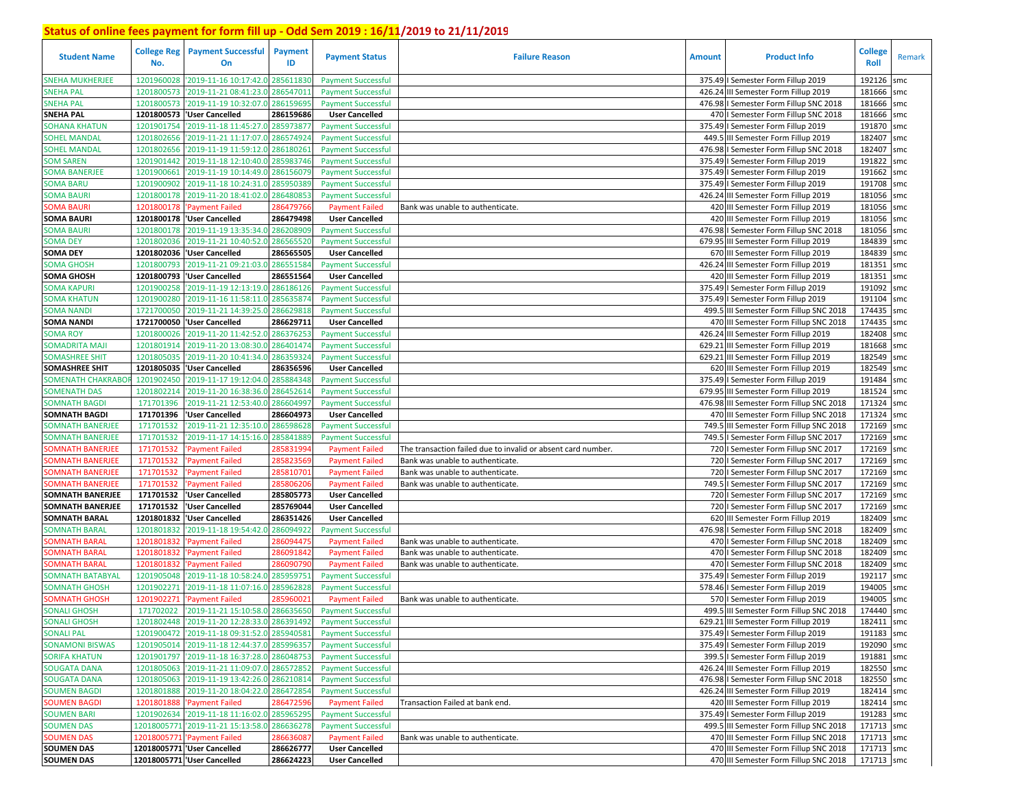## Status of online fees payment for form fill up - Odd Sem 2019 : 16/11/2019 to 21/11/2019

| Student Name | College Reg No. | Payment Successful On | Payment ID | Payment Status | Failure Reason | Amount | Product Info | College Roll | Remark |
|---|---|---|---|---|---|---|---|---|---|
| SNEHA MUKHERJEE | 1201960028 | '2019-11-16 10:17:42.0 | 285611830 | Payment Successful | | 375.49 | I Semester Form Fillup 2019 | 192126 | smc |
| SNEHA PAL | 1201800573 | '2019-11-21 08:41:23.0 | 286547011 | Payment Successful | | 426.24 | III Semester Form Fillup 2019 | 181666 | smc |
| SNEHA PAL | 1201800573 | '2019-11-19 10:32:07.0 | 286159695 | Payment Successful | | 476.98 | I Semester Form Fillup SNC 2018 | 181666 | smc |
| **SNEHA PAL** | **1201800573** | **'User Cancelled** | **286159686** | **User Cancelled** | | 470 | I Semester Form Fillup SNC 2018 | 181666 | smc |
| SOHANA KHATUN | 1201901754 | '2019-11-18 11:45:27.0 | 285973877 | Payment Successful | | 375.49 | I Semester Form Fillup 2019 | 191870 | smc |
| SOHEL MANDAL | 1201802656 | '2019-11-21 11:17:07.0 | 286574924 | Payment Successful | | 449.5 | III Semester Form Fillup 2019 | 182407 | smc |
| SOHEL MANDAL | 1201802656 | '2019-11-19 11:59:12.0 | 286180261 | Payment Successful | | 476.98 | I Semester Form Fillup SNC 2018 | 182407 | smc |
| SOM SAREN | 1201901442 | '2019-11-18 12:10:40.0 | 285983746 | Payment Successful | | 375.49 | I Semester Form Fillup 2019 | 191822 | smc |
| SOMA BANERJEE | 1201900661 | '2019-11-19 10:14:49.0 | 286156079 | Payment Successful | | 375.49 | I Semester Form Fillup 2019 | 191662 | smc |
| SOMA BARU | 1201900902 | '2019-11-18 10:24:31.0 | 285950389 | Payment Successful | | 375.49 | I Semester Form Fillup 2019 | 191708 | smc |
| SOMA BAURI | 1201800178 | '2019-11-20 18:41:02.0 | 286480853 | Payment Successful | | 426.24 | III Semester Form Fillup 2019 | 181056 | smc |
| SOMA BAURI | 1201800178 | 'Payment Failed | 286479766 | Payment Failed | Bank was unable to authenticate. | 420 | III Semester Form Fillup 2019 | 181056 | smc |
| **SOMA BAURI** | **1201800178** | **'User Cancelled** | **286479498** | **User Cancelled** | | 420 | III Semester Form Fillup 2019 | 181056 | smc |
| SOMA BAURI | 1201800178 | '2019-11-19 13:35:34.0 | 286208909 | Payment Successful | | 476.98 | I Semester Form Fillup SNC 2018 | 181056 | smc |
| SOMA DEY | 1201802036 | '2019-11-21 10:40:52.0 | 286565520 | Payment Successful | | 679.95 | III Semester Form Fillup 2019 | 184839 | smc |
| **SOMA DEY** | **1201802036** | **'User Cancelled** | **286565505** | **User Cancelled** | | 670 | III Semester Form Fillup 2019 | 184839 | smc |
| SOMA GHOSH | 1201800793 | '2019-11-21 09:21:03.0 | 286551584 | Payment Successful | | 426.24 | III Semester Form Fillup 2019 | 181351 | smc |
| **SOMA GHOSH** | **1201800793** | **'User Cancelled** | **286551564** | **User Cancelled** | | 420 | III Semester Form Fillup 2019 | 181351 | smc |
| SOMA KAPURI | 1201900258 | '2019-11-19 12:13:19.0 | 286186126 | Payment Successful | | 375.49 | I Semester Form Fillup 2019 | 191092 | smc |
| SOMA KHATUN | 1201900280 | '2019-11-16 11:58:11.0 | 285635874 | Payment Successful | | 375.49 | I Semester Form Fillup 2019 | 191104 | smc |
| SOMA NANDI | 1721700050 | '2019-11-21 14:39:25.0 | 286629818 | Payment Successful | | 499.5 | III Semester Form Fillup SNC 2018 | 174435 | smc |
| **SOMA NANDI** | **1721700050** | **'User Cancelled** | **286629711** | **User Cancelled** | | 470 | III Semester Form Fillup SNC 2018 | 174435 | smc |
| SOMA ROY | 1201800026 | '2019-11-20 11:42:52.0 | 286376253 | Payment Successful | | 426.24 | III Semester Form Fillup 2019 | 182408 | smc |
| SOMADRITA MAJI | 1201801914 | '2019-11-20 13:08:30.0 | 286401474 | Payment Successful | | 629.21 | III Semester Form Fillup 2019 | 181668 | smc |
| SOMASHREE SHIT | 1201805035 | '2019-11-20 10:41:34.0 | 286359324 | Payment Successful | | 629.21 | III Semester Form Fillup 2019 | 182549 | smc |
| **SOMASHREE SHIT** | **1201805035** | **'User Cancelled** | **286356596** | **User Cancelled** | | 620 | III Semester Form Fillup 2019 | 182549 | smc |
| SOMENATH CHAKRABOR | 1201902450 | '2019-11-17 19:12:04.0 | 285884348 | Payment Successful | | 375.49 | I Semester Form Fillup 2019 | 191484 | smc |
| SOMENATH DAS | 1201802214 | '2019-11-20 16:38:36.0 | 286452614 | Payment Successful | | 679.95 | III Semester Form Fillup 2019 | 181524 | smc |
| SOMNATH BAGDI | 171701396 | '2019-11-21 12:53:40.0 | 286604997 | Payment Successful | | 476.98 | III Semester Form Fillup SNC 2018 | 171324 | smc |
| **SOMNATH BAGDI** | **171701396** | **'User Cancelled** | **286604973** | **User Cancelled** | | 470 | III Semester Form Fillup SNC 2018 | 171324 | smc |
| SOMNATH BANERJEE | 171701532 | '2019-11-21 12:35:10.0 | 286598628 | Payment Successful | | 749.5 | III Semester Form Fillup SNC 2018 | 172169 | smc |
| SOMNATH BANERJEE | 171701532 | '2019-11-17 14:15:16.0 | 285841889 | Payment Successful | | 749.5 | I Semester Form Fillup SNC 2017 | 172169 | smc |
| SOMNATH BANERJEE | 171701532 | 'Payment Failed | 285831994 | Payment Failed | The transaction failed due to invalid or absent card number. | 720 | I Semester Form Fillup SNC 2017 | 172169 | smc |
| SOMNATH BANERJEE | 171701532 | 'Payment Failed | 285823569 | Payment Failed | Bank was unable to authenticate. | 720 | I Semester Form Fillup SNC 2017 | 172169 | smc |
| SOMNATH BANERJEE | 171701532 | 'Payment Failed | 285810701 | Payment Failed | Bank was unable to authenticate. | 720 | I Semester Form Fillup SNC 2017 | 172169 | smc |
| SOMNATH BANERJEE | 171701532 | 'Payment Failed | 285806206 | Payment Failed | Bank was unable to authenticate. | 749.5 | I Semester Form Fillup SNC 2017 | 172169 | smc |
| **SOMNATH BANERJEE** | **171701532** | **'User Cancelled** | **285805773** | **User Cancelled** | | 720 | I Semester Form Fillup SNC 2017 | 172169 | smc |
| **SOMNATH BANERJEE** | **171701532** | **'User Cancelled** | **285769044** | **User Cancelled** | | 720 | I Semester Form Fillup SNC 2017 | 172169 | smc |
| **SOMNATH BARAL** | **1201801832** | **'User Cancelled** | **286351426** | **User Cancelled** | | 620 | III Semester Form Fillup 2019 | 182409 | smc |
| SOMNATH BARAL | 1201801832 | '2019-11-18 19:54:42.0 | 286094922 | Payment Successful | | 476.98 | I Semester Form Fillup SNC 2018 | 182409 | smc |
| SOMNATH BARAL | 1201801832 | 'Payment Failed | 286094475 | Payment Failed | Bank was unable to authenticate. | 470 | I Semester Form Fillup SNC 2018 | 182409 | smc |
| SOMNATH BARAL | 1201801832 | 'Payment Failed | 286091842 | Payment Failed | Bank was unable to authenticate. | 470 | I Semester Form Fillup SNC 2018 | 182409 | smc |
| SOMNATH BARAL | 1201801832 | 'Payment Failed | 286090790 | Payment Failed | Bank was unable to authenticate. | 470 | I Semester Form Fillup SNC 2018 | 182409 | smc |
| SOMNATH BATABYAL | 1201905048 | '2019-11-18 10:58:24.0 | 285959751 | Payment Successful | | 375.49 | I Semester Form Fillup 2019 | 192117 | smc |
| SOMNATH GHOSH | 1201902271 | '2019-11-18 11:07:16.0 | 285962828 | Payment Successful | | 578.46 | I Semester Form Fillup 2019 | 194005 | smc |
| SOMNATH GHOSH | 1201902271 | 'Payment Failed | 285960021 | Payment Failed | Bank was unable to authenticate. | 570 | I Semester Form Fillup 2019 | 194005 | smc |
| SONALI GHOSH | 171702022 | '2019-11-21 15:10:58.0 | 286635650 | Payment Successful | | 499.5 | III Semester Form Fillup SNC 2018 | 174440 | smc |
| SONALI GHOSH | 1201802448 | '2019-11-20 12:28:33.0 | 286391492 | Payment Successful | | 629.21 | III Semester Form Fillup 2019 | 182411 | smc |
| SONALI PAL | 1201900472 | '2019-11-18 09:31:52.0 | 285940581 | Payment Successful | | 375.49 | I Semester Form Fillup 2019 | 191183 | smc |
| SONAMONI BISWAS | 1201905014 | '2019-11-18 12:44:37.0 | 285996357 | Payment Successful | | 375.49 | I Semester Form Fillup 2019 | 192090 | smc |
| SORIFA KHATUN | 1201901797 | '2019-11-18 16:37:28.0 | 286048753 | Payment Successful | | 399.5 | I Semester Form Fillup 2019 | 191881 | smc |
| SOUGATA DANA | 1201805063 | '2019-11-21 11:09:07.0 | 286572852 | Payment Successful | | 426.24 | III Semester Form Fillup 2019 | 182550 | smc |
| SOUGATA DANA | 1201805063 | '2019-11-19 13:42:26.0 | 286210814 | Payment Successful | | 476.98 | I Semester Form Fillup SNC 2018 | 182550 | smc |
| SOUMEN BAGDI | 1201801888 | '2019-11-20 18:04:22.0 | 286472854 | Payment Successful | | 426.24 | III Semester Form Fillup 2019 | 182414 | smc |
| SOUMEN BAGDI | 1201801888 | 'Payment Failed | 286472596 | Payment Failed | Transaction Failed at bank end. | 420 | III Semester Form Fillup 2019 | 182414 | smc |
| SOUMEN BARI | 1201902634 | '2019-11-18 11:16:02.0 | 285965295 | Payment Successful | | 375.49 | I Semester Form Fillup 2019 | 191283 | smc |
| SOUMEN DAS | 12018005771 | '2019-11-21 15:13:58.0 | 286636278 | Payment Successful | | 499.5 | III Semester Form Fillup SNC 2018 | 171713 | smc |
| SOUMEN DAS | 12018005771 | 'Payment Failed | 286636087 | Payment Failed | Bank was unable to authenticate. | 470 | III Semester Form Fillup SNC 2018 | 171713 | smc |
| **SOUMEN DAS** | **12018005771** | **'User Cancelled** | **286626777** | **User Cancelled** | | 470 | III Semester Form Fillup SNC 2018 | 171713 | smc |
| **SOUMEN DAS** | **12018005771** | **'User Cancelled** | **286624223** | **User Cancelled** | | 470 | III Semester Form Fillup SNC 2018 | 171713 | smc |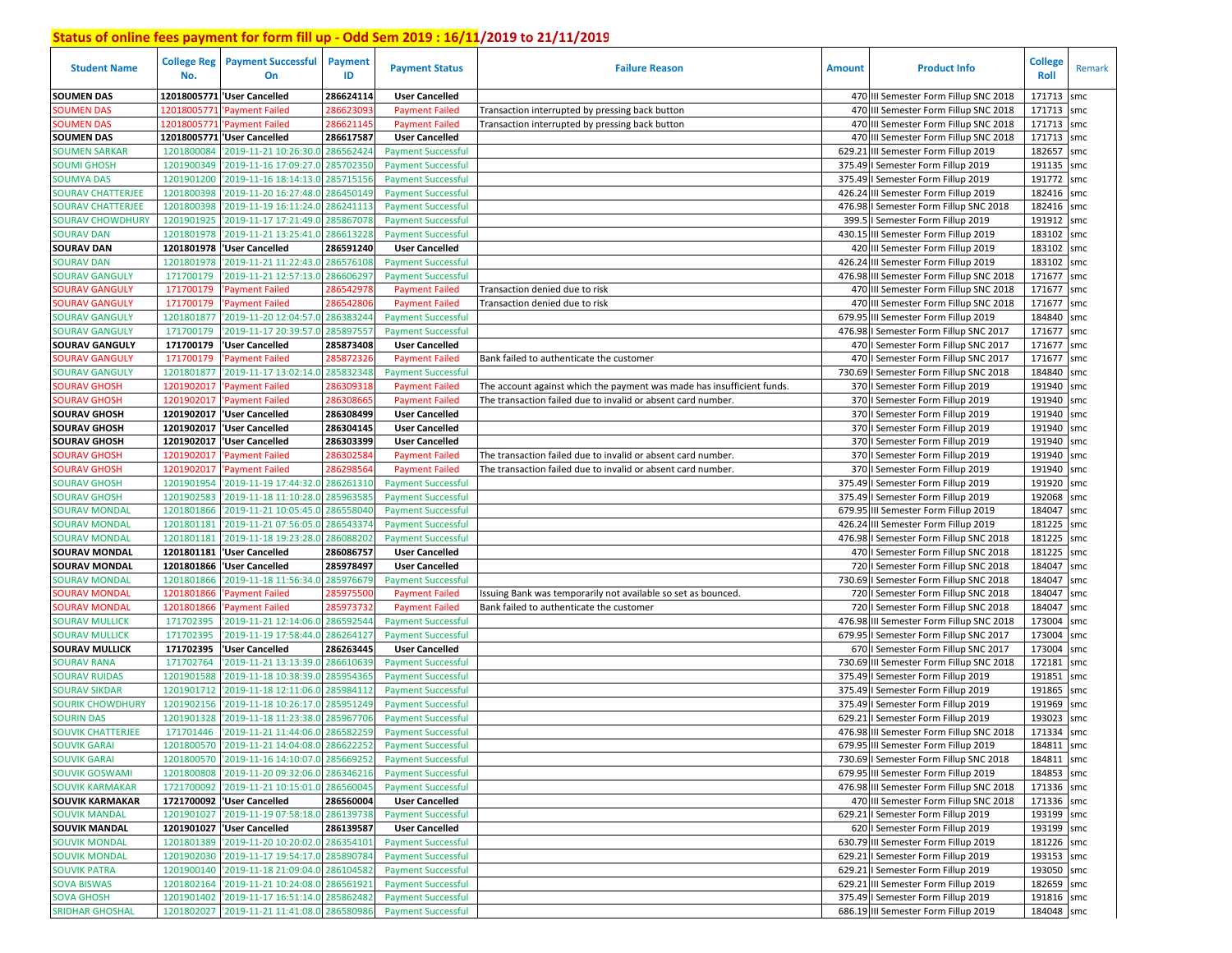## Status of online fees payment for form fill up - Odd Sem 2019 : 16/11/2019 to 21/11/2019

| Student Name | College Reg No. | Payment Successful On | Payment ID | Payment Status | Failure Reason | Amount | Product Info | College Roll | Remark |
|---|---|---|---|---|---|---|---|---|---|
| SOUMEN DAS | 12018005771 | 'User Cancelled | 286624114 | User Cancelled | | 470 | III Semester Form Fillup SNC 2018 | 171713 | smc |
| SOUMEN DAS | 12018005771 | 'Payment Failed | 286623093 | Payment Failed | Transaction interrupted by pressing back button | 470 | III Semester Form Fillup SNC 2018 | 171713 | smc |
| SOUMEN DAS | 12018005771 | 'Payment Failed | 286621145 | Payment Failed | Transaction interrupted by pressing back button | 470 | III Semester Form Fillup SNC 2018 | 171713 | smc |
| SOUMEN DAS | 12018005771 | 'User Cancelled | 286617587 | User Cancelled | | 470 | III Semester Form Fillup SNC 2018 | 171713 | smc |
| SOUMEN SARKAR | 1201800084 | '2019-11-21 10:26:30.0 | 286562424 | Payment Successful | | 629.21 | III Semester Form Fillup 2019 | 182657 | smc |
| SOUMI GHOSH | 1201900349 | '2019-11-16 17:09:27.0 | 285702350 | Payment Successful | | 375.49 | I Semester Form Fillup 2019 | 191135 | smc |
| SOUMYA DAS | 1201901200 | '2019-11-16 18:14:13.0 | 285715156 | Payment Successful | | 375.49 | I Semester Form Fillup 2019 | 191772 | smc |
| SOURAV CHATTERJEE | 1201800398 | '2019-11-20 16:27:48.0 | 286450149 | Payment Successful | | 426.24 | III Semester Form Fillup 2019 | 182416 | smc |
| SOURAV CHATTERJEE | 1201800398 | '2019-11-19 16:11:24.0 | 286241113 | Payment Successful | | 476.98 | I Semester Form Fillup SNC 2018 | 182416 | smc |
| SOURAV CHOWDHURY | 1201901925 | '2019-11-17 17:21:49.0 | 285867078 | Payment Successful | | 399.5 | I Semester Form Fillup 2019 | 191912 | smc |
| SOURAV DAN | 1201801978 | '2019-11-21 13:25:41.0 | 286613228 | Payment Successful | | 430.15 | III Semester Form Fillup 2019 | 183102 | smc |
| SOURAV DAN | 1201801978 | 'User Cancelled | 286591240 | User Cancelled | | 420 | III Semester Form Fillup 2019 | 183102 | smc |
| SOURAV DAN | 1201801978 | '2019-11-21 11:22:43.0 | 286576108 | Payment Successful | | 426.24 | III Semester Form Fillup 2019 | 183102 | smc |
| SOURAV GANGULY | 171700179 | '2019-11-21 12:57:13.0 | 286606297 | Payment Successful | | 476.98 | III Semester Form Fillup SNC 2018 | 171677 | smc |
| SOURAV GANGULY | 171700179 | 'Payment Failed | 286542978 | Payment Failed | Transaction denied due to risk | 470 | III Semester Form Fillup SNC 2018 | 171677 | smc |
| SOURAV GANGULY | 171700179 | 'Payment Failed | 286542806 | Payment Failed | Transaction denied due to risk | 470 | III Semester Form Fillup SNC 2018 | 171677 | smc |
| SOURAV GANGULY | 1201801877 | '2019-11-20 12:04:57.0 | 286383244 | Payment Successful | | 679.95 | III Semester Form Fillup 2019 | 184840 | smc |
| SOURAV GANGULY | 171700179 | '2019-11-17 20:39:57.0 | 285897557 | Payment Successful | | 476.98 | I Semester Form Fillup SNC 2017 | 171677 | smc |
| SOURAV GANGULY | 171700179 | 'User Cancelled | 285873408 | User Cancelled | | 470 | I Semester Form Fillup SNC 2017 | 171677 | smc |
| SOURAV GANGULY | 171700179 | 'Payment Failed | 285872326 | Payment Failed | Bank failed to authenticate the customer | 470 | I Semester Form Fillup SNC 2017 | 171677 | smc |
| SOURAV GANGULY | 1201801877 | '2019-11-17 13:02:14.0 | 285832348 | Payment Successful | | 730.69 | I Semester Form Fillup SNC 2018 | 184840 | smc |
| SOURAV GHOSH | 1201902017 | 'Payment Failed | 286309318 | Payment Failed | The account against which the payment was made has insufficient funds. | 370 | I Semester Form Fillup 2019 | 191940 | smc |
| SOURAV GHOSH | 1201902017 | 'Payment Failed | 286308665 | Payment Failed | The transaction failed due to invalid or absent card number. | 370 | I Semester Form Fillup 2019 | 191940 | smc |
| SOURAV GHOSH | 1201902017 | 'User Cancelled | 286308499 | User Cancelled | | 370 | I Semester Form Fillup 2019 | 191940 | smc |
| SOURAV GHOSH | 1201902017 | 'User Cancelled | 286304145 | User Cancelled | | 370 | I Semester Form Fillup 2019 | 191940 | smc |
| SOURAV GHOSH | 1201902017 | 'User Cancelled | 286303399 | User Cancelled | | 370 | I Semester Form Fillup 2019 | 191940 | smc |
| SOURAV GHOSH | 1201902017 | 'Payment Failed | 286302584 | Payment Failed | The transaction failed due to invalid or absent card number. | 370 | I Semester Form Fillup 2019 | 191940 | smc |
| SOURAV GHOSH | 1201902017 | 'Payment Failed | 286298564 | Payment Failed | The transaction failed due to invalid or absent card number. | 370 | I Semester Form Fillup 2019 | 191940 | smc |
| SOURAV GHOSH | 1201901954 | '2019-11-19 17:44:32.0 | 286261310 | Payment Successful | | 375.49 | I Semester Form Fillup 2019 | 191920 | smc |
| SOURAV GHOSH | 1201902583 | '2019-11-18 11:10:28.0 | 285963585 | Payment Successful | | 375.49 | I Semester Form Fillup 2019 | 192068 | smc |
| SOURAV MONDAL | 1201801866 | '2019-11-21 10:05:45.0 | 286558040 | Payment Successful | | 679.95 | III Semester Form Fillup 2019 | 184047 | smc |
| SOURAV MONDAL | 1201801181 | '2019-11-21 07:56:05.0 | 286543374 | Payment Successful | | 426.24 | III Semester Form Fillup 2019 | 181225 | smc |
| SOURAV MONDAL | 1201801181 | '2019-11-18 19:23:28.0 | 286088202 | Payment Successful | | 476.98 | I Semester Form Fillup SNC 2018 | 181225 | smc |
| SOURAV MONDAL | 1201801181 | 'User Cancelled | 286086757 | User Cancelled | | 470 | I Semester Form Fillup SNC 2018 | 181225 | smc |
| SOURAV MONDAL | 1201801866 | 'User Cancelled | 285978497 | User Cancelled | | 720 | I Semester Form Fillup SNC 2018 | 184047 | smc |
| SOURAV MONDAL | 1201801866 | '2019-11-18 11:56:34.0 | 285976679 | Payment Successful | | 730.69 | I Semester Form Fillup SNC 2018 | 184047 | smc |
| SOURAV MONDAL | 1201801866 | 'Payment Failed | 285975500 | Payment Failed | Issuing Bank was temporarily not available so set as bounced. | 720 | I Semester Form Fillup SNC 2018 | 184047 | smc |
| SOURAV MONDAL | 1201801866 | 'Payment Failed | 285973732 | Payment Failed | Bank failed to authenticate the customer | 720 | I Semester Form Fillup SNC 2018 | 184047 | smc |
| SOURAV MULLICK | 171702395 | '2019-11-21 12:14:06.0 | 286592544 | Payment Successful | | 476.98 | III Semester Form Fillup SNC 2018 | 173004 | smc |
| SOURAV MULLICK | 171702395 | '2019-11-19 17:58:44.0 | 286264127 | Payment Successful | | 679.95 | I Semester Form Fillup SNC 2017 | 173004 | smc |
| SOURAV MULLICK | 171702395 | 'User Cancelled | 286263445 | User Cancelled | | 670 | I Semester Form Fillup SNC 2017 | 173004 | smc |
| SOURAV RANA | 171702764 | '2019-11-21 13:13:39.0 | 286610639 | Payment Successful | | 730.69 | III Semester Form Fillup SNC 2018 | 172181 | smc |
| SOURAV RUIDAS | 1201901588 | '2019-11-18 10:38:39.0 | 285954365 | Payment Successful | | 375.49 | I Semester Form Fillup 2019 | 191851 | smc |
| SOURAV SIKDAR | 1201901712 | '2019-11-18 12:11:06.0 | 285984112 | Payment Successful | | 375.49 | I Semester Form Fillup 2019 | 191865 | smc |
| SOURIK CHOWDHURY | 1201902156 | '2019-11-18 10:26:17.0 | 285951249 | Payment Successful | | 375.49 | I Semester Form Fillup 2019 | 191969 | smc |
| SOURIN DAS | 1201901328 | '2019-11-18 11:23:38.0 | 285967706 | Payment Successful | | 629.21 | I Semester Form Fillup 2019 | 193023 | smc |
| SOUVIK CHATTERJEE | 171701446 | '2019-11-21 11:44:06.0 | 286582259 | Payment Successful | | 476.98 | III Semester Form Fillup SNC 2018 | 171334 | smc |
| SOUVIK GARAI | 1201800570 | '2019-11-21 14:04:08.0 | 286622252 | Payment Successful | | 679.95 | III Semester Form Fillup 2019 | 184811 | smc |
| SOUVIK GARAI | 1201800570 | '2019-11-16 14:10:07.0 | 285669252 | Payment Successful | | 730.69 | I Semester Form Fillup SNC 2018 | 184811 | smc |
| SOUVIK GOSWAMI | 1201800808 | '2019-11-20 09:32:06.0 | 286346216 | Payment Successful | | 679.95 | III Semester Form Fillup 2019 | 184853 | smc |
| SOUVIK KARMAKAR | 1721700092 | '2019-11-21 10:15:01.0 | 286560045 | Payment Successful | | 476.98 | III Semester Form Fillup SNC 2018 | 171336 | smc |
| SOUVIK KARMAKAR | 1721700092 | 'User Cancelled | 286560004 | User Cancelled | | 470 | III Semester Form Fillup SNC 2018 | 171336 | smc |
| SOUVIK MANDAL | 1201901027 | '2019-11-19 07:58:18.0 | 286139738 | Payment Successful | | 629.21 | I Semester Form Fillup 2019 | 193199 | smc |
| SOUVIK MANDAL | 1201901027 | 'User Cancelled | 286139587 | User Cancelled | | 620 | I Semester Form Fillup 2019 | 193199 | smc |
| SOUVIK MONDAL | 1201801389 | '2019-11-20 10:20:02.0 | 286354101 | Payment Successful | | 630.79 | III Semester Form Fillup 2019 | 181226 | smc |
| SOUVIK MONDAL | 1201902030 | '2019-11-17 19:54:17.0 | 285890784 | Payment Successful | | 629.21 | I Semester Form Fillup 2019 | 193153 | smc |
| SOUVIK PATRA | 1201900140 | '2019-11-18 21:09:04.0 | 286104582 | Payment Successful | | 629.21 | I Semester Form Fillup 2019 | 193050 | smc |
| SOVA BISWAS | 1201802164 | '2019-11-21 10:24:08.0 | 286561921 | Payment Successful | | 629.21 | III Semester Form Fillup 2019 | 182659 | smc |
| SOVA GHOSH | 1201901402 | '2019-11-17 16:51:14.0 | 285862482 | Payment Successful | | 375.49 | I Semester Form Fillup 2019 | 191816 | smc |
| SRIDHAR GHOSHAL | 1201802027 | '2019-11-21 11:41:08.0 | 286580986 | Payment Successful | | 686.19 | III Semester Form Fillup 2019 | 184048 | smc |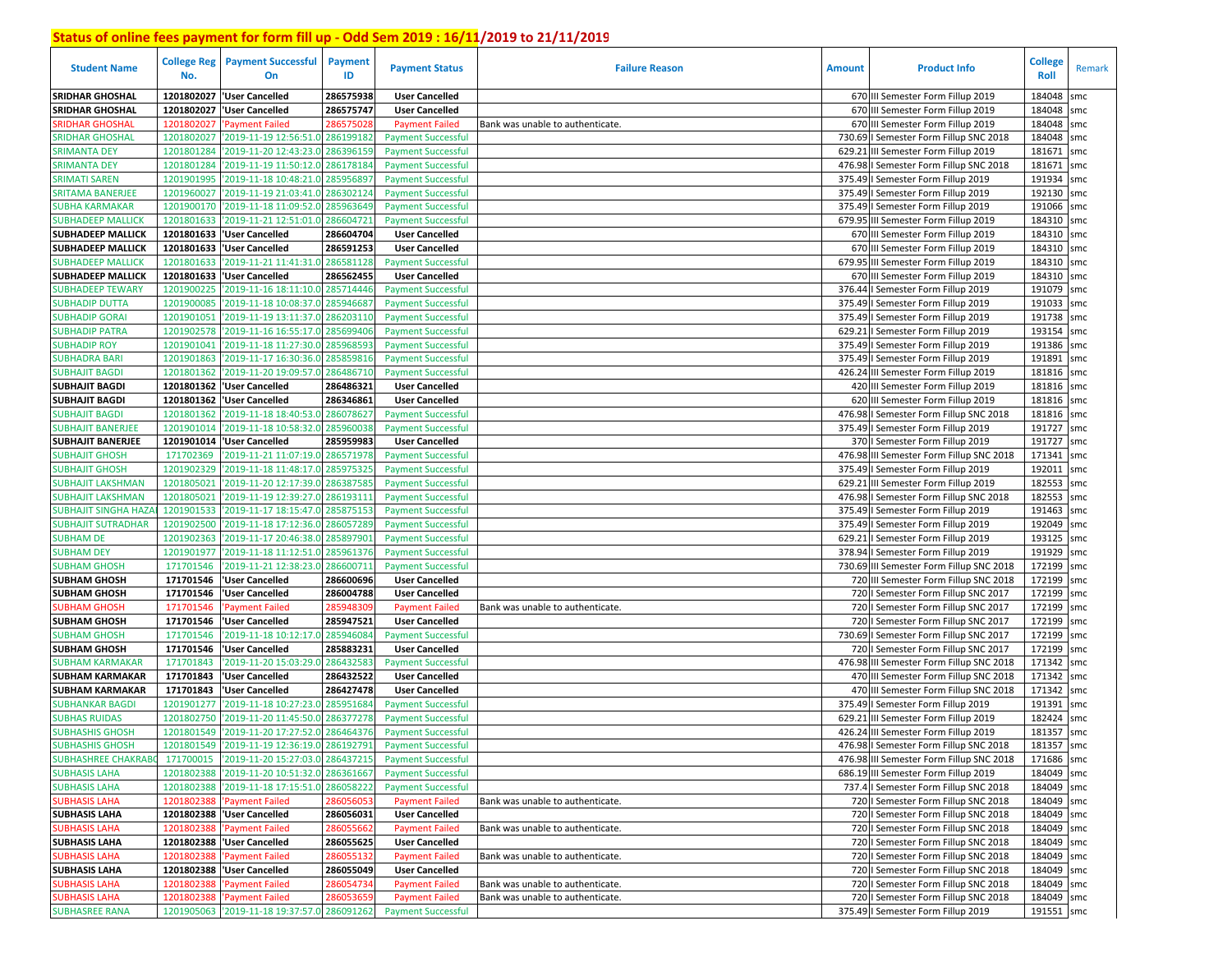# Status of online fees payment for form fill up - Odd Sem 2019 : 16/11/2019 to 21/11/2019

| Student Name | College Reg No. | Payment Successful On | Payment ID | Payment Status | Failure Reason | Amount | Product Info | College Roll | Remark |
|---|---|---|---|---|---|---|---|---|---|
| SRIDHAR GHOSHAL | 1201802027 | 'User Cancelled | 286575938 | User Cancelled | | 670 | III Semester Form Fillup 2019 | 184048 | smc |
| SRIDHAR GHOSHAL | 1201802027 | 'User Cancelled | 286575747 | User Cancelled | | 670 | III Semester Form Fillup 2019 | 184048 | smc |
| SRIDHAR GHOSHAL | 1201802027 | 'Payment Failed | 286575028 | Payment Failed | Bank was unable to authenticate. | 670 | III Semester Form Fillup 2019 | 184048 | smc |
| SRIDHAR GHOSHAL | 1201802027 | '2019-11-19 12:56:51.0 | 286199182 | Payment Successful | | 730.69 | I Semester Form Fillup SNC 2018 | 184048 | smc |
| SRIMANTA DEY | 1201801284 | '2019-11-20 12:43:23.0 | 286396159 | Payment Successful | | 629.21 | III Semester Form Fillup 2019 | 181671 | smc |
| SRIMANTA DEY | 1201801284 | '2019-11-19 11:50:12.0 | 286178184 | Payment Successful | | 476.98 | I Semester Form Fillup SNC 2018 | 181671 | smc |
| SRIMATI SAREN | 1201901995 | '2019-11-18 10:48:21.0 | 285956897 | Payment Successful | | 375.49 | I Semester Form Fillup 2019 | 191934 | smc |
| SRITAMA BANERJEE | 1201960027 | '2019-11-19 21:03:41.0 | 286302124 | Payment Successful | | 375.49 | I Semester Form Fillup 2019 | 192130 | smc |
| SUBHA KARMAKAR | 1201900170 | '2019-11-18 11:09:52.0 | 285963649 | Payment Successful | | 375.49 | I Semester Form Fillup 2019 | 191066 | smc |
| SUBHADEEP MALLICK | 1201801633 | '2019-11-21 12:51:01.0 | 286604721 | Payment Successful | | 679.95 | III Semester Form Fillup 2019 | 184310 | smc |
| SUBHADEEP MALLICK | 1201801633 | 'User Cancelled | 286604704 | User Cancelled | | 670 | III Semester Form Fillup 2019 | 184310 | smc |
| SUBHADEEP MALLICK | 1201801633 | 'User Cancelled | 286591253 | User Cancelled | | 670 | III Semester Form Fillup 2019 | 184310 | smc |
| SUBHADEEP MALLICK | 1201801633 | '2019-11-21 11:41:31.0 | 286581128 | Payment Successful | | 679.95 | III Semester Form Fillup 2019 | 184310 | smc |
| SUBHADEEP MALLICK | 1201801633 | 'User Cancelled | 286562455 | User Cancelled | | 670 | III Semester Form Fillup 2019 | 184310 | smc |
| SUBHADEEP TEWARY | 1201900225 | '2019-11-16 18:11:10.0 | 285714446 | Payment Successful | | 376.44 | I Semester Form Fillup 2019 | 191079 | smc |
| SUBHADIP DUTTA | 1201900085 | '2019-11-18 10:08:37.0 | 285946687 | Payment Successful | | 375.49 | I Semester Form Fillup 2019 | 191033 | smc |
| SUBHADIP GORAI | 1201901051 | '2019-11-19 13:11:37.0 | 286203110 | Payment Successful | | 375.49 | I Semester Form Fillup 2019 | 191738 | smc |
| SUBHADIP PATRA | 1201902578 | '2019-11-16 16:55:17.0 | 285699406 | Payment Successful | | 629.21 | I Semester Form Fillup 2019 | 193154 | smc |
| SUBHADIP ROY | 1201901041 | '2019-11-18 11:27:30.0 | 285968593 | Payment Successful | | 375.49 | I Semester Form Fillup 2019 | 191386 | smc |
| SUBHADRA BARI | 1201901863 | '2019-11-17 16:30:36.0 | 285859816 | Payment Successful | | 375.49 | I Semester Form Fillup 2019 | 191891 | smc |
| SUBHAJIT BAGDI | 1201801362 | '2019-11-20 19:09:57.0 | 286486710 | Payment Successful | | 426.24 | III Semester Form Fillup 2019 | 181816 | smc |
| SUBHAJIT BAGDI | 1201801362 | 'User Cancelled | 286486321 | User Cancelled | | 420 | III Semester Form Fillup 2019 | 181816 | smc |
| SUBHAJIT BAGDI | 1201801362 | 'User Cancelled | 286346861 | User Cancelled | | 620 | III Semester Form Fillup 2019 | 181816 | smc |
| SUBHAJIT BAGDI | 1201801362 | '2019-11-18 18:40:53.0 | 286078627 | Payment Successful | | 476.98 | I Semester Form Fillup SNC 2018 | 181816 | smc |
| SUBHAJIT BANERJEE | 1201901014 | '2019-11-18 10:58:32.0 | 285960038 | Payment Successful | | 375.49 | I Semester Form Fillup 2019 | 191727 | smc |
| SUBHAJIT BANERJEE | 1201901014 | 'User Cancelled | 285959983 | User Cancelled | | 370 | I Semester Form Fillup 2019 | 191727 | smc |
| SUBHAJIT GHOSH | 171702369 | '2019-11-21 11:07:19.0 | 286571978 | Payment Successful | | 476.98 | III Semester Form Fillup SNC 2018 | 171341 | smc |
| SUBHAJIT GHOSH | 1201902329 | '2019-11-18 11:48:17.0 | 285975325 | Payment Successful | | 375.49 | I Semester Form Fillup 2019 | 192011 | smc |
| SUBHAJIT LAKSHMAN | 1201805021 | '2019-11-20 12:17:39.0 | 286387585 | Payment Successful | | 629.21 | III Semester Form Fillup 2019 | 182553 | smc |
| SUBHAJIT LAKSHMAN | 1201805021 | '2019-11-19 12:39:27.0 | 286193111 | Payment Successful | | 476.98 | I Semester Form Fillup SNC 2018 | 182553 | smc |
| SUBHAJIT SINGHA HAZA | 1201901533 | '2019-11-17 18:15:47.0 | 285875153 | Payment Successful | | 375.49 | I Semester Form Fillup 2019 | 191463 | smc |
| SUBHAJIT SUTRADHAR | 1201902500 | '2019-11-18 17:12:36.0 | 286057289 | Payment Successful | | 375.49 | I Semester Form Fillup 2019 | 192049 | smc |
| SUBHAM DE | 1201902363 | '2019-11-17 20:46:38.0 | 285897901 | Payment Successful | | 629.21 | I Semester Form Fillup 2019 | 193125 | smc |
| SUBHAM DEY | 1201901977 | '2019-11-18 11:12:51.0 | 285961376 | Payment Successful | | 378.94 | I Semester Form Fillup 2019 | 191929 | smc |
| SUBHAM GHOSH | 171701546 | '2019-11-21 12:38:23.0 | 286600711 | Payment Successful | | 730.69 | III Semester Form Fillup SNC 2018 | 172199 | smc |
| SUBHAM GHOSH | 171701546 | 'User Cancelled | 286600696 | User Cancelled | | 720 | III Semester Form Fillup SNC 2018 | 172199 | smc |
| SUBHAM GHOSH | 171701546 | 'User Cancelled | 286004788 | User Cancelled | | 720 | I Semester Form Fillup SNC 2017 | 172199 | smc |
| SUBHAM GHOSH | 171701546 | 'Payment Failed | 285948309 | Payment Failed | Bank was unable to authenticate. | 720 | I Semester Form Fillup SNC 2017 | 172199 | smc |
| SUBHAM GHOSH | 171701546 | 'User Cancelled | 285947521 | User Cancelled | | 720 | I Semester Form Fillup SNC 2017 | 172199 | smc |
| SUBHAM GHOSH | 171701546 | '2019-11-18 10:12:17.0 | 285946084 | Payment Successful | | 730.69 | I Semester Form Fillup SNC 2017 | 172199 | smc |
| SUBHAM GHOSH | 171701546 | 'User Cancelled | 285883231 | User Cancelled | | 720 | I Semester Form Fillup SNC 2017 | 172199 | smc |
| SUBHAM KARMAKAR | 171701843 | '2019-11-20 15:03:29.0 | 286432583 | Payment Successful | | 476.98 | III Semester Form Fillup SNC 2018 | 171342 | smc |
| SUBHAM KARMAKAR | 171701843 | 'User Cancelled | 286432522 | User Cancelled | | 470 | III Semester Form Fillup SNC 2018 | 171342 | smc |
| SUBHAM KARMAKAR | 171701843 | 'User Cancelled | 286427478 | User Cancelled | | 470 | III Semester Form Fillup SNC 2018 | 171342 | smc |
| SUBHANKAR BAGDI | 1201901277 | '2019-11-18 10:27:23.0 | 285951684 | Payment Successful | | 375.49 | I Semester Form Fillup 2019 | 191391 | smc |
| SUBHAS RUIDAS | 1201802750 | '2019-11-20 11:45:50.0 | 286377278 | Payment Successful | | 629.21 | III Semester Form Fillup 2019 | 182424 | smc |
| SUBHASHIS GHOSH | 1201801549 | '2019-11-20 17:27:52.0 | 286464376 | Payment Successful | | 426.24 | III Semester Form Fillup 2019 | 181357 | smc |
| SUBHASHIS GHOSH | 1201801549 | '2019-11-19 12:36:19.0 | 286192791 | Payment Successful | | 476.98 | I Semester Form Fillup SNC 2018 | 181357 | smc |
| SUBHASHREE CHAKRABO | 171700015 | '2019-11-20 15:27:03.0 | 286437215 | Payment Successful | | 476.98 | III Semester Form Fillup SNC 2018 | 171686 | smc |
| SUBHASIS LAHA | 1201802388 | '2019-11-20 10:51:32.0 | 286361667 | Payment Successful | | 686.19 | III Semester Form Fillup 2019 | 184049 | smc |
| SUBHASIS LAHA | 1201802388 | '2019-11-18 17:15:51.0 | 286058222 | Payment Successful | | 737.4 | I Semester Form Fillup SNC 2018 | 184049 | smc |
| SUBHASIS LAHA | 1201802388 | 'Payment Failed | 286056053 | Payment Failed | Bank was unable to authenticate. | 720 | I Semester Form Fillup SNC 2018 | 184049 | smc |
| SUBHASIS LAHA | 1201802388 | 'User Cancelled | 286056031 | User Cancelled | | 720 | I Semester Form Fillup SNC 2018 | 184049 | smc |
| SUBHASIS LAHA | 1201802388 | 'Payment Failed | 286055662 | Payment Failed | Bank was unable to authenticate. | 720 | I Semester Form Fillup SNC 2018 | 184049 | smc |
| SUBHASIS LAHA | 1201802388 | 'User Cancelled | 286055625 | User Cancelled | | 720 | I Semester Form Fillup SNC 2018 | 184049 | smc |
| SUBHASIS LAHA | 1201802388 | 'Payment Failed | 286055132 | Payment Failed | Bank was unable to authenticate. | 720 | I Semester Form Fillup SNC 2018 | 184049 | smc |
| SUBHASIS LAHA | 1201802388 | 'User Cancelled | 286055049 | User Cancelled | | 720 | I Semester Form Fillup SNC 2018 | 184049 | smc |
| SUBHASIS LAHA | 1201802388 | 'Payment Failed | 286054734 | Payment Failed | Bank was unable to authenticate. | 720 | I Semester Form Fillup SNC 2018 | 184049 | smc |
| SUBHASIS LAHA | 1201802388 | 'Payment Failed | 286053659 | Payment Failed | Bank was unable to authenticate. | 720 | I Semester Form Fillup SNC 2018 | 184049 | smc |
| SUBHASREE RANA | 1201905063 | '2019-11-18 19:37:57.0 | 286091262 | Payment Successful | | 375.49 | I Semester Form Fillup 2019 | 191551 | smc |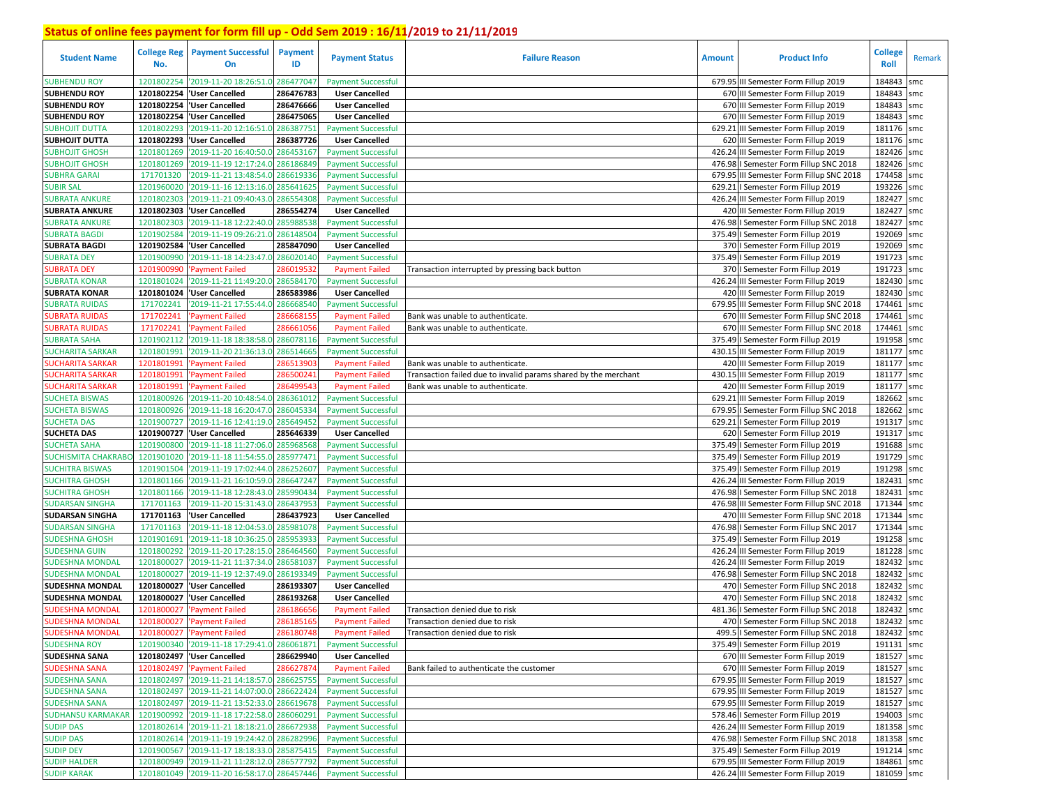## Status of online fees payment for form fill up - Odd Sem 2019 : 16/11/2019 to 21/11/2019

| Student Name | College Reg No. | Payment Successful On | Payment ID | Payment Status | Failure Reason | Amount | Product Info | College Roll | Remark |
|---|---|---|---|---|---|---|---|---|---|
| SUBHENDU ROY | 1201802254 | '2019-11-20 18:26:51.0 | 286477047 | Payment Successful | | 679.95 | III Semester Form Fillup 2019 | 184843 | smc |
| SUBHENDU ROY | 1201802254 | 'User Cancelled | 286476783 | User Cancelled | | 670 | III Semester Form Fillup 2019 | 184843 | smc |
| SUBHENDU ROY | 1201802254 | 'User Cancelled | 286476666 | User Cancelled | | 670 | III Semester Form Fillup 2019 | 184843 | smc |
| SUBHENDU ROY | 1201802254 | 'User Cancelled | 286475065 | User Cancelled | | 670 | III Semester Form Fillup 2019 | 184843 | smc |
| SUBHOJIT DUTTA | 1201802293 | '2019-11-20 12:16:51.0 | 286387751 | Payment Successful | | 629.21 | III Semester Form Fillup 2019 | 181176 | smc |
| SUBHOJIT DUTTA | 1201802293 | 'User Cancelled | 286387726 | User Cancelled | | 620 | III Semester Form Fillup 2019 | 181176 | smc |
| SUBHOJIT GHOSH | 1201801269 | '2019-11-20 16:40:50.0 | 286453167 | Payment Successful | | 426.24 | III Semester Form Fillup 2019 | 182426 | smc |
| SUBHOJIT GHOSH | 1201801269 | '2019-11-19 12:17:24.0 | 286186849 | Payment Successful | | 476.98 | I Semester Form Fillup SNC 2018 | 182426 | smc |
| SUBHRA GARAI | 171701320 | '2019-11-21 13:48:54.0 | 286619336 | Payment Successful | | 679.95 | III Semester Form Fillup SNC 2018 | 174458 | smc |
| SUBIR SAL | 1201960020 | '2019-11-16 12:13:16.0 | 285641625 | Payment Successful | | 629.21 | I Semester Form Fillup 2019 | 193226 | smc |
| SUBRATA ANKURE | 1201802303 | '2019-11-21 09:40:43.0 | 286554308 | Payment Successful | | 426.24 | III Semester Form Fillup 2019 | 182427 | smc |
| SUBRATA ANKURE | 1201802303 | 'User Cancelled | 286554274 | User Cancelled | | 420 | III Semester Form Fillup 2019 | 182427 | smc |
| SUBRATA ANKURE | 1201802303 | '2019-11-18 12:22:40.0 | 285988538 | Payment Successful | | 476.98 | I Semester Form Fillup SNC 2018 | 182427 | smc |
| SUBRATA BAGDI | 1201902584 | '2019-11-19 09:26:21.0 | 286148504 | Payment Successful | | 375.49 | I Semester Form Fillup 2019 | 192069 | smc |
| SUBRATA BAGDI | 1201902584 | 'User Cancelled | 285847090 | User Cancelled | | 370 | I Semester Form Fillup 2019 | 192069 | smc |
| SUBRATA DEY | 1201900990 | '2019-11-18 14:23:47.0 | 286020140 | Payment Successful | | 375.49 | I Semester Form Fillup 2019 | 191723 | smc |
| SUBRATA DEY | 1201900990 | 'Payment Failed | 286019532 | Payment Failed | Transaction interrupted by pressing back button | 370 | I Semester Form Fillup 2019 | 191723 | smc |
| SUBRATA KONAR | 1201801024 | '2019-11-21 11:49:20.0 | 286584170 | Payment Successful | | 426.24 | III Semester Form Fillup 2019 | 182430 | smc |
| SUBRATA KONAR | 1201801024 | 'User Cancelled | 286583986 | User Cancelled | | 420 | III Semester Form Fillup 2019 | 182430 | smc |
| SUBRATA RUIDAS | 171702241 | '2019-11-21 17:55:44.0 | 286668540 | Payment Successful | | 679.95 | III Semester Form Fillup SNC 2018 | 174461 | smc |
| SUBRATA RUIDAS | 171702241 | 'Payment Failed | 286668155 | Payment Failed | Bank was unable to authenticate. | 670 | III Semester Form Fillup SNC 2018 | 174461 | smc |
| SUBRATA RUIDAS | 171702241 | 'Payment Failed | 286661056 | Payment Failed | Bank was unable to authenticate. | 670 | III Semester Form Fillup SNC 2018 | 174461 | smc |
| SUBRATA SAHA | 1201902112 | '2019-11-18 18:38:58.0 | 286078116 | Payment Successful | | 375.49 | I Semester Form Fillup 2019 | 191958 | smc |
| SUCHARITA SARKAR | 1201801991 | '2019-11-20 21:36:13.0 | 286514665 | Payment Successful | | 430.15 | III Semester Form Fillup 2019 | 181177 | smc |
| SUCHARITA SARKAR | 1201801991 | 'Payment Failed | 286513903 | Payment Failed | Bank was unable to authenticate. | 420 | III Semester Form Fillup 2019 | 181177 | smc |
| SUCHARITA SARKAR | 1201801991 | 'Payment Failed | 286500241 | Payment Failed | Transaction failed due to invalid params shared by the merchant | 430.15 | III Semester Form Fillup 2019 | 181177 | smc |
| SUCHARITA SARKAR | 1201801991 | 'Payment Failed | 286499543 | Payment Failed | Bank was unable to authenticate. | 420 | III Semester Form Fillup 2019 | 181177 | smc |
| SUCHETA BISWAS | 1201800926 | '2019-11-20 10:48:54.0 | 286361012 | Payment Successful | | 629.21 | III Semester Form Fillup 2019 | 182662 | smc |
| SUCHETA BISWAS | 1201800926 | '2019-11-18 16:20:47.0 | 286045334 | Payment Successful | | 679.95 | I Semester Form Fillup SNC 2018 | 182662 | smc |
| SUCHETA DAS | 1201900727 | '2019-11-16 12:41:19.0 | 285649452 | Payment Successful | | 629.21 | I Semester Form Fillup 2019 | 191317 | smc |
| SUCHETA DAS | 1201900727 | 'User Cancelled | 285646339 | User Cancelled | | 620 | I Semester Form Fillup 2019 | 191317 | smc |
| SUCHETA SAHA | 1201900800 | '2019-11-18 11:27:06.0 | 285968568 | Payment Successful | | 375.49 | I Semester Form Fillup 2019 | 191688 | smc |
| SUCHISMITA CHAKRABO | 1201901020 | '2019-11-18 11:54:55.0 | 285977471 | Payment Successful | | 375.49 | I Semester Form Fillup 2019 | 191729 | smc |
| SUCHITRA BISWAS | 1201901504 | '2019-11-19 17:02:44.0 | 286252607 | Payment Successful | | 375.49 | I Semester Form Fillup 2019 | 191298 | smc |
| SUCHITRA GHOSH | 1201801166 | '2019-11-21 16:10:59.0 | 286647247 | Payment Successful | | 426.24 | III Semester Form Fillup 2019 | 182431 | smc |
| SUCHITRA GHOSH | 1201801166 | '2019-11-18 12:28:43.0 | 285990434 | Payment Successful | | 476.98 | I Semester Form Fillup SNC 2018 | 182431 | smc |
| SUDARSAN SINGHA | 171701163 | '2019-11-20 15:31:43.0 | 286437953 | Payment Successful | | 476.98 | III Semester Form Fillup SNC 2018 | 171344 | smc |
| SUDARSAN SINGHA | 171701163 | 'User Cancelled | 286437923 | User Cancelled | | 470 | III Semester Form Fillup SNC 2018 | 171344 | smc |
| SUDARSAN SINGHA | 171701163 | '2019-11-18 12:04:53.0 | 285981078 | Payment Successful | | 476.98 | I Semester Form Fillup SNC 2017 | 171344 | smc |
| SUDESHNA GHOSH | 1201901691 | '2019-11-18 10:36:25.0 | 285953933 | Payment Successful | | 375.49 | I Semester Form Fillup 2019 | 191258 | smc |
| SUDESHNA GUIN | 1201800292 | '2019-11-20 17:28:15.0 | 286464560 | Payment Successful | | 426.24 | III Semester Form Fillup 2019 | 181228 | smc |
| SUDESHNA MONDAL | 1201800027 | '2019-11-21 11:37:34.0 | 286581037 | Payment Successful | | 426.24 | III Semester Form Fillup 2019 | 182432 | smc |
| SUDESHNA MONDAL | 1201800027 | '2019-11-19 12:37:49.0 | 286193349 | Payment Successful | | 476.98 | I Semester Form Fillup SNC 2018 | 182432 | smc |
| SUDESHNA MONDAL | 1201800027 | 'User Cancelled | 286193307 | User Cancelled | | 470 | I Semester Form Fillup SNC 2018 | 182432 | smc |
| SUDESHNA MONDAL | 1201800027 | 'User Cancelled | 286193268 | User Cancelled | | 470 | I Semester Form Fillup SNC 2018 | 182432 | smc |
| SUDESHNA MONDAL | 1201800027 | 'Payment Failed | 286186656 | Payment Failed | Transaction denied due to risk | 481.36 | I Semester Form Fillup SNC 2018 | 182432 | smc |
| SUDESHNA MONDAL | 1201800027 | 'Payment Failed | 286185165 | Payment Failed | Transaction denied due to risk | 470 | I Semester Form Fillup SNC 2018 | 182432 | smc |
| SUDESHNA MONDAL | 1201800027 | 'Payment Failed | 286180748 | Payment Failed | Transaction denied due to risk | 499.5 | I Semester Form Fillup SNC 2018 | 182432 | smc |
| SUDESHNA ROY | 1201900340 | '2019-11-18 17:29:41.0 | 286061871 | Payment Successful | | 375.49 | I Semester Form Fillup 2019 | 191131 | smc |
| SUDESHNA SANA | 1201802497 | 'User Cancelled | 286629940 | User Cancelled | | 670 | III Semester Form Fillup 2019 | 181527 | smc |
| SUDESHNA SANA | 1201802497 | 'Payment Failed | 286627874 | Payment Failed | Bank failed to authenticate the customer | 670 | III Semester Form Fillup 2019 | 181527 | smc |
| SUDESHNA SANA | 1201802497 | '2019-11-21 14:18:57.0 | 286625755 | Payment Successful | | 679.95 | III Semester Form Fillup 2019 | 181527 | smc |
| SUDESHNA SANA | 1201802497 | '2019-11-21 14:07:00.0 | 286622424 | Payment Successful | | 679.95 | III Semester Form Fillup 2019 | 181527 | smc |
| SUDESHNA SANA | 1201802497 | '2019-11-21 13:52:33.0 | 286619678 | Payment Successful | | 679.95 | III Semester Form Fillup 2019 | 181527 | smc |
| SUDHANSU KARMAKAR | 1201900992 | '2019-11-18 17:22:58.0 | 286060291 | Payment Successful | | 578.46 | I Semester Form Fillup 2019 | 194003 | smc |
| SUDIP DAS | 1201802614 | '2019-11-21 18:18:21.0 | 286672938 | Payment Successful | | 426.24 | III Semester Form Fillup 2019 | 181358 | smc |
| SUDIP DAS | 1201802614 | '2019-11-19 19:24:42.0 | 286282996 | Payment Successful | | 476.98 | I Semester Form Fillup SNC 2018 | 181358 | smc |
| SUDIP DEY | 1201900567 | '2019-11-17 18:18:33.0 | 285875415 | Payment Successful | | 375.49 | I Semester Form Fillup 2019 | 191214 | smc |
| SUDIP HALDER | 1201800949 | '2019-11-21 11:28:12.0 | 286577792 | Payment Successful | | 679.95 | III Semester Form Fillup 2019 | 184861 | smc |
| SUDIP KARAK | 1201801049 | '2019-11-20 16:58:17.0 | 286457446 | Payment Successful | | 426.24 | III Semester Form Fillup 2019 | 181059 | smc |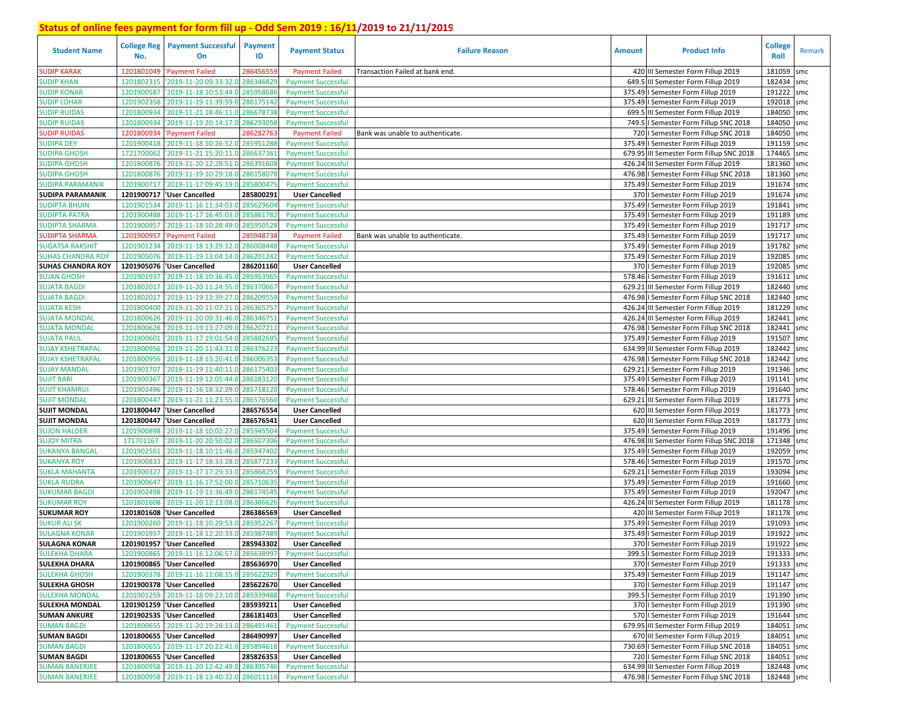## Status of online fees payment for form fill up - Odd Sem 2019 : 16/11/2019 to 21/11/2019

| Student Name | College Reg No. | Payment Successful On | Payment ID | Payment Status | Failure Reason | Amount | Product Info | College Roll | Remark |
|---|---|---|---|---|---|---|---|---|---|
| SUDIP KARAK | 1201801049 | 'Payment Failed | 286456559 | Payment Failed | Transaction Failed at bank end. | 420 | III Semester Form Fillup 2019 | 181059 | smc |
| SUDIP KHAN | 1201802315 | '2019-11-20 09:33:32.0 | 286346829 | Payment Successful | | 649.5 | III Semester Form Fillup 2019 | 182434 | smc |
| SUDIP KONAR | 1201900587 | '2019-11-18 10:53:44.0 | 285958686 | Payment Successful | | 375.49 | I Semester Form Fillup 2019 | 191222 | smc |
| SUDIP LOHAR | 1201902358 | '2019-11-19 11:39:59.0 | 286175142 | Payment Successful | | 375.49 | I Semester Form Fillup 2019 | 192018 | smc |
| SUDIP RUIDAS | 1201800934 | '2019-11-21 18:46:11.0 | 286678738 | Payment Successful | | 699.5 | III Semester Form Fillup 2019 | 184050 | smc |
| SUDIP RUIDAS | 1201800934 | '2019-11-19 20:14:17.0 | 286293058 | Payment Successful | | 749.5 | I Semester Form Fillup SNC 2018 | 184050 | smc |
| SUDIP RUIDAS | 1201800934 | 'Payment Failed | 286282763 | Payment Failed | Bank was unable to authenticate. | 720 | I Semester Form Fillup SNC 2018 | 184050 | smc |
| SUDIPA DEY | 1201900418 | '2019-11-18 10:26:52.0 | 285951288 | Payment Successful | | 375.49 | I Semester Form Fillup 2019 | 191159 | smc |
| SUDIPA GHOSH | 1721700062 | '2019-11-21 15:20:11.0 | 286637361 | Payment Successful | | 679.95 | III Semester Form Fillup SNC 2018 | 174465 | smc |
| SUDIPA GHOSH | 1201800876 | '2019-11-20 12:28:51.0 | 286391608 | Payment Successful | | 426.24 | III Semester Form Fillup 2019 | 181360 | smc |
| SUDIPA GHOSH | 1201800876 | '2019-11-19 10:29:18.0 | 286158078 | Payment Successful | | 476.98 | I Semester Form Fillup SNC 2018 | 181360 | smc |
| SUDIPA PARAMANIK | 1201900717 | '2019-11-17 09:45:19.0 | 285800475 | Payment Successful | | 375.49 | I Semester Form Fillup 2019 | 191674 | smc |
| **SUDIPA PARAMANIK** | **1201900717** | **'User Cancelled** | **285800291** | **User Cancelled** | | 370 | I Semester Form Fillup 2019 | 191674 | smc |
| SUDIPTA BHUIN | 1201901534 | '2019-11-16 11:34:03.0 | 285629604 | Payment Successful | | 375.49 | I Semester Form Fillup 2019 | 191841 | smc |
| SUDIPTA PATRA | 1201900488 | '2019-11-17 16:45:03.0 | 285861782 | Payment Successful | | 375.49 | I Semester Form Fillup 2019 | 191189 | smc |
| SUDIPTA SHARMA | 1201900957 | '2019-11-18 10:28:49.0 | 285950528 | Payment Successful | | 375.49 | I Semester Form Fillup 2019 | 191717 | smc |
| SUDIPTA SHARMA | 1201900957 | 'Payment Failed | 285948738 | Payment Failed | Bank was unable to authenticate. | 375.49 | I Semester Form Fillup 2019 | 191717 | smc |
| SUGATSA RAKSHIT | 1201901234 | '2019-11-18 13:29:12.0 | 286008448 | Payment Successful | | 375.49 | I Semester Form Fillup 2019 | 191782 | smc |
| SUHAS CHANDRA ROY | 1201905076 | '2019-11-19 13:04:14.0 | 286201242 | Payment Successful | | 375.49 | I Semester Form Fillup 2019 | 192085 | smc |
| **SUHAS CHANDRA ROY** | **1201905076** | **'User Cancelled** | **286201160** | **User Cancelled** | | 370 | I Semester Form Fillup 2019 | 192085 | smc |
| SUJAN GHOSH | 1201901937 | '2019-11-18 10:36:45.0 | 285953965 | Payment Successful | | 578.46 | I Semester Form Fillup 2019 | 191611 | smc |
| SUJATA BAGDI | 1201802017 | '2019-11-20 11:24:55.0 | 286370667 | Payment Successful | | 629.21 | III Semester Form Fillup 2019 | 182440 | smc |
| SUJATA BAGDI | 1201802017 | '2019-11-19 13:39:27.0 | 286209559 | Payment Successful | | 476.98 | I Semester Form Fillup SNC 2018 | 182440 | smc |
| SUJATA KESH | 1201800400 | '2019-11-20 11:07:21.0 | 286365757 | Payment Successful | | 426.24 | III Semester Form Fillup 2019 | 181229 | smc |
| SUJATA MONDAL | 1201800626 | '2019-11-20 09:31:46.0 | 286346751 | Payment Successful | | 426.24 | III Semester Form Fillup 2019 | 182441 | smc |
| SUJATA MONDAL | 1201800626 | '2019-11-19 13:27:09.0 | 286207211 | Payment Successful | | 476.98 | I Semester Form Fillup SNC 2018 | 182441 | smc |
| SUJATA PAUL | 1201900601 | '2019-11-17 19:01:54.0 | 285882695 | Payment Successful | | 375.49 | I Semester Form Fillup 2019 | 191507 | smc |
| SUJAY KSHETRAPAL | 1201800956 | '2019-11-20 11:43:31.0 | 286376223 | Payment Successful | | 634.99 | III Semester Form Fillup 2019 | 182442 | smc |
| SUJAY KSHETRAPAL | 1201800956 | '2019-11-18 13:20:41.0 | 286006353 | Payment Successful | | 476.98 | I Semester Form Fillup SNC 2018 | 182442 | smc |
| SUJAY MANDAL | 1201901707 | '2019-11-19 11:40:11.0 | 286175403 | Payment Successful | | 629.21 | I Semester Form Fillup 2019 | 191346 | smc |
| SUJIT BARI | 1201900367 | '2019-11-19 12:05:44.0 | 286183120 | Payment Successful | | 375.49 | I Semester Form Fillup 2019 | 191141 | smc |
| SUJIT KHAMRUI | 1201902496 | '2019-11-16 18:32:29.0 | 285718120 | Payment Successful | | 578.46 | I Semester Form Fillup 2019 | 191640 | smc |
| SUJIT MONDAL | 1201800447 | '2019-11-21 11:23:55.0 | 286576560 | Payment Successful | | 629.21 | III Semester Form Fillup 2019 | 181773 | smc |
| **SUJIT MONDAL** | **1201800447** | **'User Cancelled** | **286576554** | **User Cancelled** | | 620 | III Semester Form Fillup 2019 | 181773 | smc |
| **SUJIT MONDAL** | **1201800447** | **'User Cancelled** | **286576541** | **User Cancelled** | | 620 | III Semester Form Fillup 2019 | 181773 | smc |
| SUJON HALDER | 1201900898 | '2019-11-18 10:02:27.0 | 285945504 | Payment Successful | | 375.49 | I Semester Form Fillup 2019 | 191496 | smc |
| SUJOY MITRA | 171701167 | '2019-11-20 20:50:02.0 | 286507306 | Payment Successful | | 476.98 | III Semester Form Fillup SNC 2018 | 171348 | smc |
| SUKANYA BANGAL | 1201902561 | '2019-11-18 10:11:46.0 | 285947402 | Payment Successful | | 375.49 | I Semester Form Fillup 2019 | 192059 | smc |
| SUKANYA ROY | 1201900833 | '2019-11-17 18:33:28.0 | 285877233 | Payment Successful | | 578.46 | I Semester Form Fillup 2019 | 191570 | smc |
| SUKLA MAHANTA | 1201900327 | '2019-11-17 17:29:33.0 | 285868259 | Payment Successful | | 629.21 | I Semester Form Fillup 2019 | 193094 | smc |
| SUKLA RUDRA | 1201900647 | '2019-11-16 17:52:00.0 | 285710635 | Payment Successful | | 375.49 | I Semester Form Fillup 2019 | 191660 | smc |
| SUKUMAR BAGDI | 1201902498 | '2019-11-19 11:36:49.0 | 286174545 | Payment Successful | | 375.49 | I Semester Form Fillup 2019 | 192047 | smc |
| SUKUMAR ROY | 1201801608 | '2019-11-20 12:13:08.0 | 286386626 | Payment Successful | | 426.24 | III Semester Form Fillup 2019 | 181178 | smc |
| **SUKUMAR ROY** | **1201801608** | **'User Cancelled** | **286386569** | **User Cancelled** | | 420 | III Semester Form Fillup 2019 | 181178 | smc |
| SUKUR ALI SK | 1201900260 | '2019-11-18 10:29:53.0 | 285952267 | Payment Successful | | 375.49 | I Semester Form Fillup 2019 | 191093 | smc |
| SULAGNA KONAR | 1201901957 | '2019-11-18 12:20:33.0 | 285987489 | Payment Successful | | 375.49 | I Semester Form Fillup 2019 | 191922 | smc |
| **SULAGNA KONAR** | **1201901957** | **'User Cancelled** | **285943302** | **User Cancelled** | | 370 | I Semester Form Fillup 2019 | 191922 | smc |
| SULEKHA DHARA | 1201900865 | '2019-11-16 12:06:57.0 | 285638997 | Payment Successful | | 399.5 | I Semester Form Fillup 2019 | 191333 | smc |
| **SULEKHA DHARA** | **1201900865** | **'User Cancelled** | **285636970** | **User Cancelled** | | 370 | I Semester Form Fillup 2019 | 191333 | smc |
| SULEKHA GHOSH | 1201900378 | '2019-11-16 11:08:15.0 | 285622929 | Payment Successful | | 375.49 | I Semester Form Fillup 2019 | 191147 | smc |
| **SULEKHA GHOSH** | **1201900378** | **'User Cancelled** | **285622670** | **User Cancelled** | | 370 | I Semester Form Fillup 2019 | 191147 | smc |
| SULEKHA MONDAL | 1201901259 | '2019-11-18 09:23:10.0 | 285939488 | Payment Successful | | 399.5 | I Semester Form Fillup 2019 | 191390 | smc |
| **SULEKHA MONDAL** | **1201901259** | **'User Cancelled** | **285939211** | **User Cancelled** | | 370 | I Semester Form Fillup 2019 | 191390 | smc |
| **SUMAN ANKURE** | **1201902535** | **'User Cancelled** | **286181403** | **User Cancelled** | | 570 | I Semester Form Fillup 2019 | 191644 | smc |
| SUMAN BAGDI | 1201800655 | '2019-11-20 19:28:13.0 | 286491461 | Payment Successful | | 679.95 | III Semester Form Fillup 2019 | 184051 | smc |
| **SUMAN BAGDI** | **1201800655** | **'User Cancelled** | **286490997** | **User Cancelled** | | 670 | III Semester Form Fillup 2019 | 184051 | smc |
| SUMAN BAGDI | 1201800655 | '2019-11-17 20:22:41.0 | 285894618 | Payment Successful | | 730.69 | I Semester Form Fillup SNC 2018 | 184051 | smc |
| **SUMAN BAGDI** | **1201800655** | **'User Cancelled** | **285826353** | **User Cancelled** | | 720 | I Semester Form Fillup SNC 2018 | 184051 | smc |
| SUMAN BANERJEE | 1201800958 | '2019-11-20 12:42:49.0 | 286395746 | Payment Successful | | 634.99 | III Semester Form Fillup 2019 | 182448 | smc |
| SUMAN BANERJEE | 1201800958 | '2019-11-18 13:40:32.0 | 286011116 | Payment Successful | | 476.98 | I Semester Form Fillup SNC 2018 | 182448 | smc |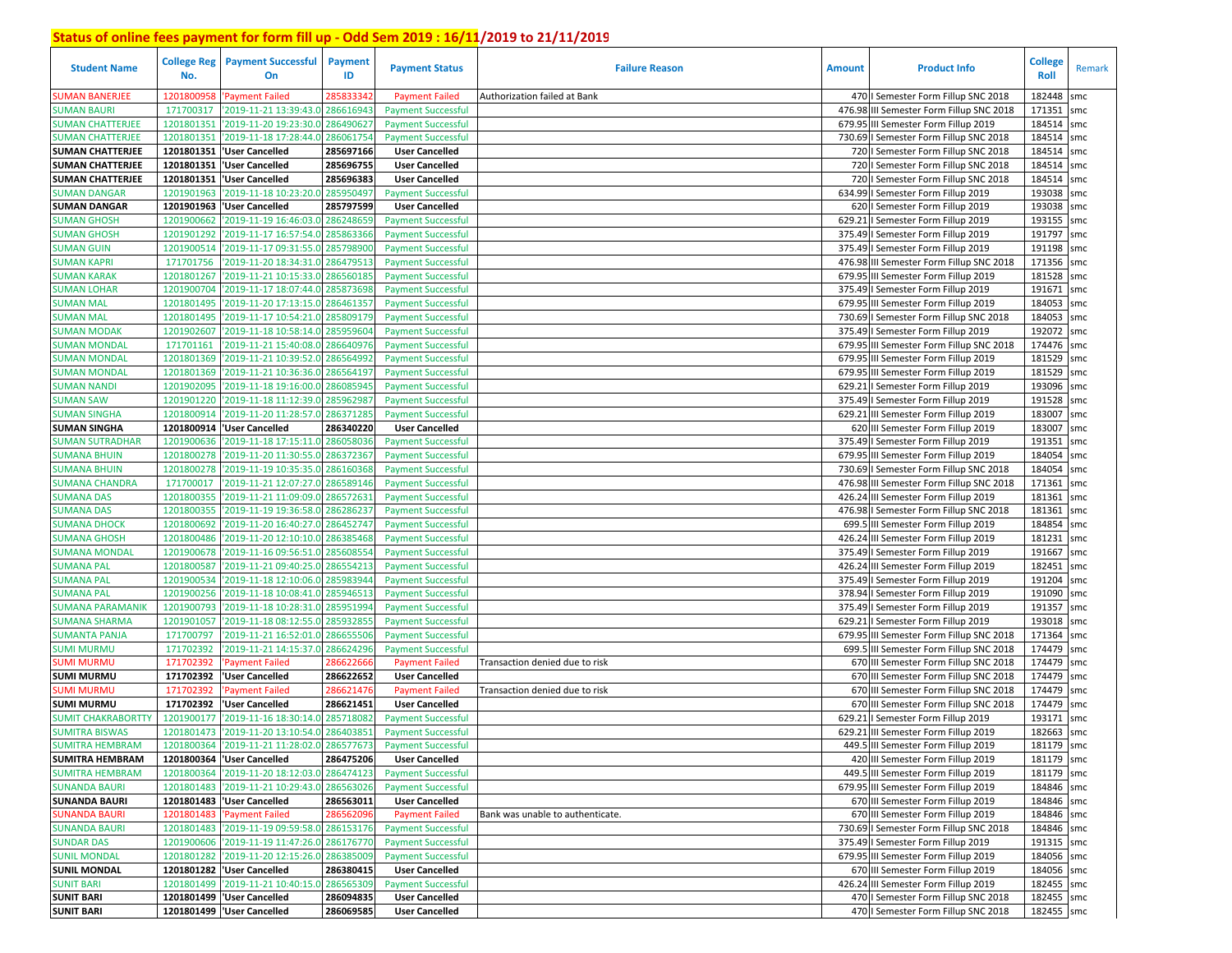## Status of online fees payment for form fill up - Odd Sem 2019 : 16/11/2019 to 21/11/2019

| Student Name | College Reg No. | Payment Successful On | Payment ID | Payment Status | Failure Reason | Amount | Product Info | College Roll | Remark |
|---|---|---|---|---|---|---|---|---|---|
| SUMAN BANERJEE | 1201800958 | 'Payment Failed | 285833342 | Payment Failed | Authorization failed at Bank | 470 | I Semester Form Fillup SNC 2018 | 182448 | smc |
| SUMAN BAURI | 171700317 | '2019-11-21 13:39:43.0 | 286616943 | Payment Successful | | 476.98 | III Semester Form Fillup SNC 2018 | 171351 | smc |
| SUMAN CHATTERJEE | 1201801351 | '2019-11-20 19:23:30.0 | 286490627 | Payment Successful | | 679.95 | III Semester Form Fillup 2019 | 184514 | smc |
| SUMAN CHATTERJEE | 1201801351 | '2019-11-18 17:28:44.0 | 286061754 | Payment Successful | | 730.69 | I Semester Form Fillup SNC 2018 | 184514 | smc |
| **SUMAN CHATTERJEE** | **1201801351** | **'User Cancelled** | **285697166** | **User Cancelled** | | 720 | I Semester Form Fillup SNC 2018 | 184514 | smc |
| **SUMAN CHATTERJEE** | **1201801351** | **'User Cancelled** | **285696755** | **User Cancelled** | | 720 | I Semester Form Fillup SNC 2018 | 184514 | smc |
| **SUMAN CHATTERJEE** | **1201801351** | **'User Cancelled** | **285696383** | **User Cancelled** | | 720 | I Semester Form Fillup SNC 2018 | 184514 | smc |
| SUMAN DANGAR | 1201901963 | '2019-11-18 10:23:20.0 | 285950497 | Payment Successful | | 634.99 | I Semester Form Fillup 2019 | 193038 | smc |
| **SUMAN DANGAR** | **1201901963** | **'User Cancelled** | **285797599** | **User Cancelled** | | 620 | I Semester Form Fillup 2019 | 193038 | smc |
| SUMAN GHOSH | 1201900662 | '2019-11-19 16:46:03.0 | 286248659 | Payment Successful | | 629.21 | I Semester Form Fillup 2019 | 193155 | smc |
| SUMAN GHOSH | 1201901292 | '2019-11-17 16:57:54.0 | 285863366 | Payment Successful | | 375.49 | I Semester Form Fillup 2019 | 191797 | smc |
| SUMAN GUIN | 1201900514 | '2019-11-17 09:31:55.0 | 285798900 | Payment Successful | | 375.49 | I Semester Form Fillup 2019 | 191198 | smc |
| SUMAN KAPRI | 171701756 | '2019-11-20 18:34:31.0 | 286479513 | Payment Successful | | 476.98 | III Semester Form Fillup SNC 2018 | 171356 | smc |
| SUMAN KARAK | 1201801267 | '2019-11-21 10:15:33.0 | 286560185 | Payment Successful | | 679.95 | III Semester Form Fillup 2019 | 181528 | smc |
| SUMAN LOHAR | 1201900704 | '2019-11-17 18:07:44.0 | 285873698 | Payment Successful | | 375.49 | I Semester Form Fillup 2019 | 191671 | smc |
| SUMAN MAL | 1201801495 | '2019-11-20 17:13:15.0 | 286461357 | Payment Successful | | 679.95 | III Semester Form Fillup 2019 | 184053 | smc |
| SUMAN MAL | 1201801495 | '2019-11-17 10:54:21.0 | 285809179 | Payment Successful | | 730.69 | I Semester Form Fillup SNC 2018 | 184053 | smc |
| SUMAN MODAK | 1201902607 | '2019-11-18 10:58:14.0 | 285959604 | Payment Successful | | 375.49 | I Semester Form Fillup 2019 | 192072 | smc |
| SUMAN MONDAL | 171701161 | '2019-11-21 15:40:08.0 | 286640976 | Payment Successful | | 679.95 | III Semester Form Fillup SNC 2018 | 174476 | smc |
| SUMAN MONDAL | 1201801369 | '2019-11-21 10:39:52.0 | 286564992 | Payment Successful | | 679.95 | III Semester Form Fillup 2019 | 181529 | smc |
| SUMAN MONDAL | 1201801369 | '2019-11-21 10:36:36.0 | 286564197 | Payment Successful | | 679.95 | III Semester Form Fillup 2019 | 181529 | smc |
| SUMAN NANDI | 1201902095 | '2019-11-18 19:16:00.0 | 286085945 | Payment Successful | | 629.21 | I Semester Form Fillup 2019 | 193096 | smc |
| SUMAN SAW | 1201901220 | '2019-11-18 11:12:39.0 | 285962987 | Payment Successful | | 375.49 | I Semester Form Fillup 2019 | 191528 | smc |
| SUMAN SINGHA | 1201800914 | '2019-11-20 11:28:57.0 | 286371285 | Payment Successful | | 629.21 | III Semester Form Fillup 2019 | 183007 | smc |
| **SUMAN SINGHA** | **1201800914** | **'User Cancelled** | **286340220** | **User Cancelled** | | 620 | III Semester Form Fillup 2019 | 183007 | smc |
| SUMAN SUTRADHAR | 1201900636 | '2019-11-18 17:15:11.0 | 286058036 | Payment Successful | | 375.49 | I Semester Form Fillup 2019 | 191351 | smc |
| SUMANA BHUIN | 1201800278 | '2019-11-20 11:30:55.0 | 286372367 | Payment Successful | | 679.95 | III Semester Form Fillup 2019 | 184054 | smc |
| SUMANA BHUIN | 1201800278 | '2019-11-19 10:35:35.0 | 286160368 | Payment Successful | | 730.69 | I Semester Form Fillup SNC 2018 | 184054 | smc |
| SUMANA CHANDRA | 171700017 | '2019-11-21 12:07:27.0 | 286589146 | Payment Successful | | 476.98 | III Semester Form Fillup SNC 2018 | 171361 | smc |
| SUMANA DAS | 1201800355 | '2019-11-21 11:09:09.0 | 286572631 | Payment Successful | | 426.24 | III Semester Form Fillup 2019 | 181361 | smc |
| SUMANA DAS | 1201800355 | '2019-11-19 19:36:58.0 | 286286237 | Payment Successful | | 476.98 | I Semester Form Fillup SNC 2018 | 181361 | smc |
| SUMANA DHOCK | 1201800692 | '2019-11-20 16:40:27.0 | 286452747 | Payment Successful | | 699.5 | III Semester Form Fillup 2019 | 184854 | smc |
| SUMANA GHOSH | 1201800486 | '2019-11-20 12:10:10.0 | 286385468 | Payment Successful | | 426.24 | III Semester Form Fillup 2019 | 181231 | smc |
| SUMANA MONDAL | 1201900678 | '2019-11-16 09:56:51.0 | 285608554 | Payment Successful | | 375.49 | I Semester Form Fillup 2019 | 191667 | smc |
| SUMANA PAL | 1201800587 | '2019-11-21 09:40:25.0 | 286554213 | Payment Successful | | 426.24 | III Semester Form Fillup 2019 | 182451 | smc |
| SUMANA PAL | 1201900534 | '2019-11-18 12:10:06.0 | 285983944 | Payment Successful | | 375.49 | I Semester Form Fillup 2019 | 191204 | smc |
| SUMANA PAL | 1201900256 | '2019-11-18 10:08:41.0 | 285946513 | Payment Successful | | 378.94 | I Semester Form Fillup 2019 | 191090 | smc |
| SUMANA PARAMANIK | 1201900793 | '2019-11-18 10:28:31.0 | 285951994 | Payment Successful | | 375.49 | I Semester Form Fillup 2019 | 191357 | smc |
| SUMANA SHARMA | 1201901057 | '2019-11-18 08:12:55.0 | 285932855 | Payment Successful | | 629.21 | I Semester Form Fillup 2019 | 193018 | smc |
| SUMANTA PANJA | 171700797 | '2019-11-21 16:52:01.0 | 286655506 | Payment Successful | | 679.95 | III Semester Form Fillup SNC 2018 | 171364 | smc |
| SUMI MURMU | 171702392 | '2019-11-21 14:15:37.0 | 286624296 | Payment Successful | | 699.5 | III Semester Form Fillup SNC 2018 | 174479 | smc |
| SUMI MURMU | 171702392 | 'Payment Failed | 286622666 | Payment Failed | Transaction denied due to risk | 670 | III Semester Form Fillup SNC 2018 | 174479 | smc |
| **SUMI MURMU** | **171702392** | **'User Cancelled** | **286622652** | **User Cancelled** | | 670 | III Semester Form Fillup SNC 2018 | 174479 | smc |
| SUMI MURMU | 171702392 | 'Payment Failed | 286621476 | Payment Failed | Transaction denied due to risk | 670 | III Semester Form Fillup SNC 2018 | 174479 | smc |
| **SUMI MURMU** | **171702392** | **'User Cancelled** | **286621451** | **User Cancelled** | | 670 | III Semester Form Fillup SNC 2018 | 174479 | smc |
| SUMIT CHAKRABORTTY | 1201900177 | '2019-11-16 18:30:14.0 | 285718082 | Payment Successful | | 629.21 | I Semester Form Fillup 2019 | 193171 | smc |
| SUMITRA BISWAS | 1201801473 | '2019-11-20 13:10:54.0 | 286403851 | Payment Successful | | 629.21 | III Semester Form Fillup 2019 | 182663 | smc |
| SUMITRA HEMBRAM | 1201800364 | '2019-11-21 11:28:02.0 | 286577673 | Payment Successful | | 449.5 | III Semester Form Fillup 2019 | 181179 | smc |
| **SUMITRA HEMBRAM** | **1201800364** | **'User Cancelled** | **286475206** | **User Cancelled** | | 420 | III Semester Form Fillup 2019 | 181179 | smc |
| SUMITRA HEMBRAM | 1201800364 | '2019-11-20 18:12:03.0 | 286474123 | Payment Successful | | 449.5 | III Semester Form Fillup 2019 | 181179 | smc |
| SUNANDA BAURI | 1201801483 | '2019-11-21 10:29:43.0 | 286563026 | Payment Successful | | 679.95 | III Semester Form Fillup 2019 | 184846 | smc |
| **SUNANDA BAURI** | **1201801483** | **'User Cancelled** | **286563011** | **User Cancelled** | | 670 | III Semester Form Fillup 2019 | 184846 | smc |
| SUNANDA BAURI | 1201801483 | 'Payment Failed | 286562096 | Payment Failed | Bank was unable to authenticate. | 670 | III Semester Form Fillup 2019 | 184846 | smc |
| SUNANDA BAURI | 1201801483 | '2019-11-19 09:59:58.0 | 286153176 | Payment Successful | | 730.69 | I Semester Form Fillup SNC 2018 | 184846 | smc |
| SUNDAR DAS | 1201900606 | '2019-11-19 11:47:26.0 | 286176770 | Payment Successful | | 375.49 | I Semester Form Fillup 2019 | 191315 | smc |
| SUNIL MONDAL | 1201801282 | '2019-11-20 12:15:26.0 | 286385009 | Payment Successful | | 679.95 | III Semester Form Fillup 2019 | 184056 | smc |
| **SUNIL MONDAL** | **1201801282** | **'User Cancelled** | **286380415** | **User Cancelled** | | 670 | III Semester Form Fillup 2019 | 184056 | smc |
| SUNIT BARI | 1201801499 | '2019-11-21 10:40:15.0 | 286565309 | Payment Successful | | 426.24 | III Semester Form Fillup 2019 | 182455 | smc |
| **SUNIT BARI** | **1201801499** | **'User Cancelled** | **286094835** | **User Cancelled** | | 470 | I Semester Form Fillup SNC 2018 | 182455 | smc |
| **SUNIT BARI** | **1201801499** | **'User Cancelled** | **286069585** | **User Cancelled** | | 470 | I Semester Form Fillup SNC 2018 | 182455 | smc |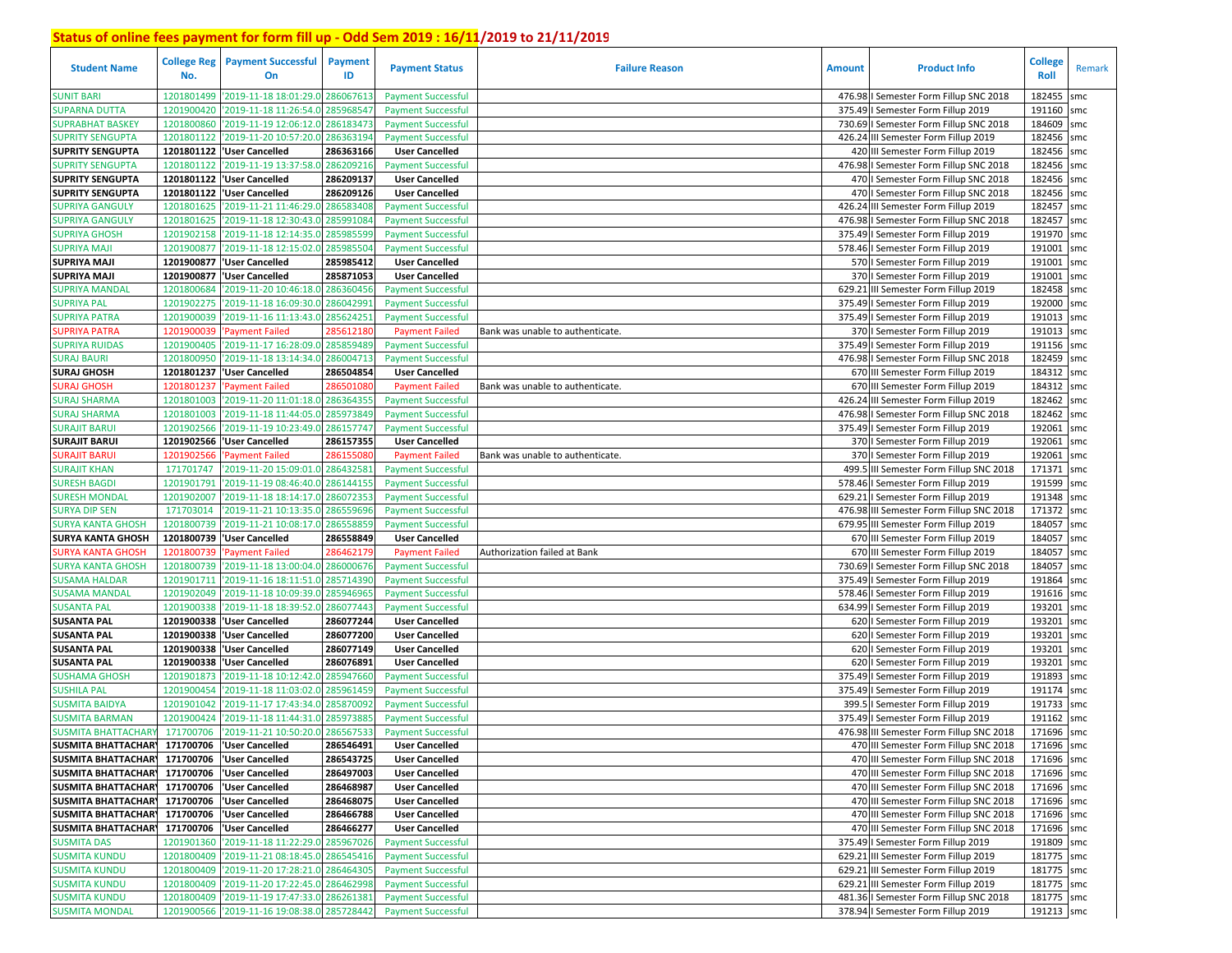## Status of online fees payment for form fill up - Odd Sem 2019 : 16/11/2019 to 21/11/2019

| Student Name | College Reg No. | Payment Successful On | Payment ID | Payment Status | Failure Reason | Amount | Product Info | College Roll | Remark |
|---|---|---|---|---|---|---|---|---|---|
| SUNIT BARI | 1201801499 | '2019-11-18 18:01:29.0 | 286067613 | Payment Successful | | 476.98 | I Semester Form Fillup SNC 2018 | 182455 | smc |
| SUPARNA DUTTA | 1201900420 | '2019-11-18 11:26:54.0 | 285968547 | Payment Successful | | 375.49 | I Semester Form Fillup 2019 | 191160 | smc |
| SUPRABHAT BASKEY | 1201800860 | '2019-11-19 12:06:12.0 | 286183473 | Payment Successful | | 730.69 | I Semester Form Fillup SNC 2018 | 184609 | smc |
| SUPRITY SENGUPTA | 1201801122 | '2019-11-20 10:57:20.0 | 286363194 | Payment Successful | | 426.24 | III Semester Form Fillup 2019 | 182456 | smc |
| **SUPRITY SENGUPTA** | **1201801122** | **'User Cancelled** | **286363166** | **User Cancelled** | | 420 | III Semester Form Fillup 2019 | 182456 | smc |
| SUPRITY SENGUPTA | 1201801122 | '2019-11-19 13:37:58.0 | 286209216 | Payment Successful | | 476.98 | I Semester Form Fillup SNC 2018 | 182456 | smc |
| **SUPRITY SENGUPTA** | **1201801122** | **'User Cancelled** | **286209137** | **User Cancelled** | | 470 | I Semester Form Fillup SNC 2018 | 182456 | smc |
| **SUPRITY SENGUPTA** | **1201801122** | **'User Cancelled** | **286209126** | **User Cancelled** | | 470 | I Semester Form Fillup SNC 2018 | 182456 | smc |
| SUPRIYA GANGULY | 1201801625 | '2019-11-21 11:46:29.0 | 286583408 | Payment Successful | | 426.24 | III Semester Form Fillup 2019 | 182457 | smc |
| SUPRIYA GANGULY | 1201801625 | '2019-11-18 12:30:43.0 | 285991084 | Payment Successful | | 476.98 | I Semester Form Fillup SNC 2018 | 182457 | smc |
| SUPRIYA GHOSH | 1201902158 | '2019-11-18 12:14:35.0 | 285985599 | Payment Successful | | 375.49 | I Semester Form Fillup 2019 | 191970 | smc |
| SUPRIYA MAJI | 1201900877 | '2019-11-18 12:15:02.0 | 285985504 | Payment Successful | | 578.46 | I Semester Form Fillup 2019 | 191001 | smc |
| **SUPRIYA MAJI** | **1201900877** | **'User Cancelled** | **285985412** | **User Cancelled** | | 570 | I Semester Form Fillup 2019 | 191001 | smc |
| **SUPRIYA MAJI** | **1201900877** | **'User Cancelled** | **285871053** | **User Cancelled** | | 370 | I Semester Form Fillup 2019 | 191001 | smc |
| SUPRIYA MANDAL | 1201800684 | '2019-11-20 10:46:18.0 | 286360456 | Payment Successful | | 629.21 | III Semester Form Fillup 2019 | 182458 | smc |
| SUPRIYA PAL | 1201902275 | '2019-11-18 16:09:30.0 | 286042991 | Payment Successful | | 375.49 | I Semester Form Fillup 2019 | 192000 | smc |
| SUPRIYA PATRA | 1201900039 | '2019-11-16 11:13:43.0 | 285624251 | Payment Successful | | 375.49 | I Semester Form Fillup 2019 | 191013 | smc |
| SUPRIYA PATRA | 1201900039 | 'Payment Failed | 285612180 | Payment Failed | Bank was unable to authenticate. | 370 | I Semester Form Fillup 2019 | 191013 | smc |
| SUPRIYA RUIDAS | 1201900405 | '2019-11-17 16:28:09.0 | 285859489 | Payment Successful | | 375.49 | I Semester Form Fillup 2019 | 191156 | smc |
| SURAJ BAURI | 1201800950 | '2019-11-18 13:14:34.0 | 286004713 | Payment Successful | | 476.98 | I Semester Form Fillup SNC 2018 | 182459 | smc |
| **SURAJ GHOSH** | **1201801237** | **'User Cancelled** | **286504854** | **User Cancelled** | | 670 | III Semester Form Fillup 2019 | 184312 | smc |
| SURAJ GHOSH | 1201801237 | 'Payment Failed | 286501080 | Payment Failed | Bank was unable to authenticate. | 670 | III Semester Form Fillup 2019 | 184312 | smc |
| SURAJ SHARMA | 1201801003 | '2019-11-20 11:01:18.0 | 286364355 | Payment Successful | | 426.24 | III Semester Form Fillup 2019 | 182462 | smc |
| SURAJ SHARMA | 1201801003 | '2019-11-18 11:44:05.0 | 285973849 | Payment Successful | | 476.98 | I Semester Form Fillup SNC 2018 | 182462 | smc |
| SURAJIT BARUI | 1201902566 | '2019-11-19 10:23:49.0 | 286157747 | Payment Successful | | 375.49 | I Semester Form Fillup 2019 | 192061 | smc |
| **SURAJIT BARUI** | **1201902566** | **'User Cancelled** | **286157355** | **User Cancelled** | | 370 | I Semester Form Fillup 2019 | 192061 | smc |
| SURAJIT BARUI | 1201902566 | 'Payment Failed | 286155080 | Payment Failed | Bank was unable to authenticate. | 370 | I Semester Form Fillup 2019 | 192061 | smc |
| SURAJIT KHAN | 171701747 | '2019-11-20 15:09:01.0 | 286432581 | Payment Successful | | 499.5 | III Semester Form Fillup SNC 2018 | 171371 | smc |
| SURESH BAGDI | 1201901791 | '2019-11-19 08:46:40.0 | 286144155 | Payment Successful | | 578.46 | I Semester Form Fillup 2019 | 191599 | smc |
| SURESH MONDAL | 1201902007 | '2019-11-18 18:14:17.0 | 286072353 | Payment Successful | | 629.21 | I Semester Form Fillup 2019 | 191348 | smc |
| SURYA DIP SEN | 171703014 | '2019-11-21 10:13:35.0 | 286559696 | Payment Successful | | 476.98 | III Semester Form Fillup SNC 2018 | 171372 | smc |
| SURYA KANTA GHOSH | 1201800739 | '2019-11-21 10:08:17.0 | 286558859 | Payment Successful | | 679.95 | III Semester Form Fillup 2019 | 184057 | smc |
| **SURYA KANTA GHOSH** | **1201800739** | **'User Cancelled** | **286558849** | **User Cancelled** | | 670 | III Semester Form Fillup 2019 | 184057 | smc |
| SURYA KANTA GHOSH | 1201800739 | 'Payment Failed | 286462179 | Payment Failed | Authorization failed at Bank | 670 | III Semester Form Fillup 2019 | 184057 | smc |
| SURYA KANTA GHOSH | 1201800739 | '2019-11-18 13:00:04.0 | 286000676 | Payment Successful | | 730.69 | I Semester Form Fillup SNC 2018 | 184057 | smc |
| SUSAMA HALDAR | 1201901711 | '2019-11-16 18:11:51.0 | 285714390 | Payment Successful | | 375.49 | I Semester Form Fillup 2019 | 191864 | smc |
| SUSAMA MANDAL | 1201902049 | '2019-11-18 10:09:39.0 | 285946965 | Payment Successful | | 578.46 | I Semester Form Fillup 2019 | 191616 | smc |
| SUSANTA PAL | 1201900338 | '2019-11-18 18:39:52.0 | 286077443 | Payment Successful | | 634.99 | I Semester Form Fillup 2019 | 193201 | smc |
| **SUSANTA PAL** | **1201900338** | **'User Cancelled** | **286077244** | **User Cancelled** | | 620 | I Semester Form Fillup 2019 | 193201 | smc |
| **SUSANTA PAL** | **1201900338** | **'User Cancelled** | **286077200** | **User Cancelled** | | 620 | I Semester Form Fillup 2019 | 193201 | smc |
| **SUSANTA PAL** | **1201900338** | **'User Cancelled** | **286077149** | **User Cancelled** | | 620 | I Semester Form Fillup 2019 | 193201 | smc |
| **SUSANTA PAL** | **1201900338** | **'User Cancelled** | **286076891** | **User Cancelled** | | 620 | I Semester Form Fillup 2019 | 193201 | smc |
| SUSHAMA GHOSH | 1201901873 | '2019-11-18 10:12:42.0 | 285947660 | Payment Successful | | 375.49 | I Semester Form Fillup 2019 | 191893 | smc |
| SUSHILA PAL | 1201900454 | '2019-11-18 11:03:02.0 | 285961459 | Payment Successful | | 375.49 | I Semester Form Fillup 2019 | 191174 | smc |
| SUSMITA BAIDYA | 1201901042 | '2019-11-17 17:43:34.0 | 285870092 | Payment Successful | | 399.5 | I Semester Form Fillup 2019 | 191733 | smc |
| SUSMITA BARMAN | 1201900424 | '2019-11-18 11:44:31.0 | 285973885 | Payment Successful | | 375.49 | I Semester Form Fillup 2019 | 191162 | smc |
| SUSMITA BHATTACHARY | 171700706 | '2019-11-21 10:50:20.0 | 286567533 | Payment Successful | | 476.98 | III Semester Form Fillup SNC 2018 | 171696 | smc |
| **SUSMITA BHATTACHARY** | **171700706** | **'User Cancelled** | **286546491** | **User Cancelled** | | 470 | III Semester Form Fillup SNC 2018 | 171696 | smc |
| **SUSMITA BHATTACHARY** | **171700706** | **'User Cancelled** | **286543725** | **User Cancelled** | | 470 | III Semester Form Fillup SNC 2018 | 171696 | smc |
| **SUSMITA BHATTACHARY** | **171700706** | **'User Cancelled** | **286497003** | **User Cancelled** | | 470 | III Semester Form Fillup SNC 2018 | 171696 | smc |
| **SUSMITA BHATTACHARY** | **171700706** | **'User Cancelled** | **286468987** | **User Cancelled** | | 470 | III Semester Form Fillup SNC 2018 | 171696 | smc |
| **SUSMITA BHATTACHARY** | **171700706** | **'User Cancelled** | **286468075** | **User Cancelled** | | 470 | III Semester Form Fillup SNC 2018 | 171696 | smc |
| **SUSMITA BHATTACHARY** | **171700706** | **'User Cancelled** | **286466788** | **User Cancelled** | | 470 | III Semester Form Fillup SNC 2018 | 171696 | smc |
| **SUSMITA BHATTACHARY** | **171700706** | **'User Cancelled** | **286466277** | **User Cancelled** | | 470 | III Semester Form Fillup SNC 2018 | 171696 | smc |
| SUSMITA DAS | 1201901360 | '2019-11-18 11:22:29.0 | 285967026 | Payment Successful | | 375.49 | I Semester Form Fillup 2019 | 191809 | smc |
| SUSMITA KUNDU | 1201800409 | '2019-11-21 08:18:45.0 | 286545416 | Payment Successful | | 629.21 | III Semester Form Fillup 2019 | 181775 | smc |
| SUSMITA KUNDU | 1201800409 | '2019-11-20 17:28:21.0 | 286464305 | Payment Successful | | 629.21 | III Semester Form Fillup 2019 | 181775 | smc |
| SUSMITA KUNDU | 1201800409 | '2019-11-20 17:22:45.0 | 286462998 | Payment Successful | | 629.21 | III Semester Form Fillup 2019 | 181775 | smc |
| SUSMITA KUNDU | 1201800409 | '2019-11-19 17:47:33.0 | 286261381 | Payment Successful | | 481.36 | I Semester Form Fillup SNC 2018 | 181775 | smc |
| SUSMITA MONDAL | 1201900566 | '2019-11-16 19:08:38.0 | 285728442 | Payment Successful | | 378.94 | I Semester Form Fillup 2019 | 191213 | smc |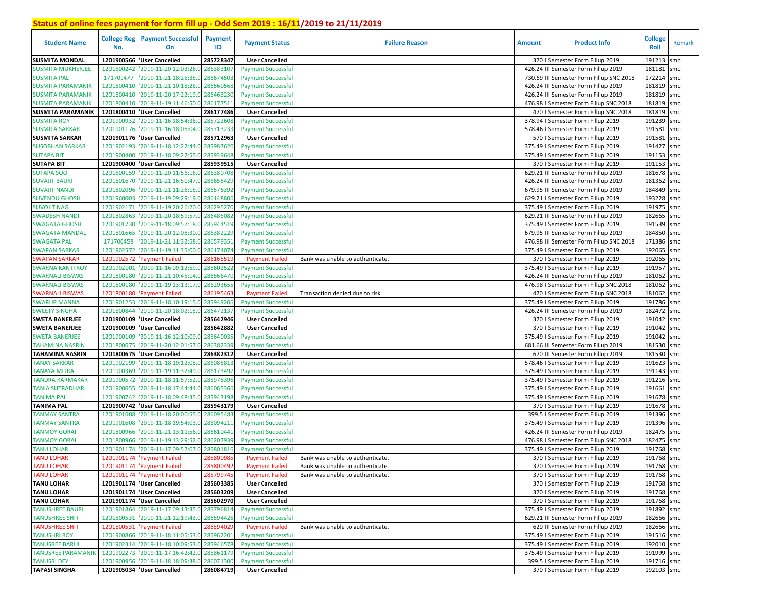# Status of online fees payment for form fill up - Odd Sem 2019 : 16/11/2019 to 21/11/2019

| Student Name | College Reg No. | Payment Successful On | Payment ID | Payment Status | Failure Reason | Amount | Product Info | College Roll | Remark |
|---|---|---|---|---|---|---|---|---|---|
| SUSMITA MONDAL | 1201900566 | 'User Cancelled | 285728347 | User Cancelled | | 370 | I Semester Form Fillup 2019 | 191213 | smc |
| SUSMITA MUKHERJEE | 1201800242 | '2019-11-20 12:03:26.0 | 286383107 | Payment Successful | | 426.24 | III Semester Form Fillup 2019 | 181181 | smc |
| SUSMITA PAL | 171701477 | '2019-11-21 18:25:35.0 | 286674503 | Payment Successful | | 730.69 | III Semester Form Fillup SNC 2018 | 172214 | smc |
| SUSMITA PARAMANIK | 1201800410 | '2019-11-21 10:18:28.0 | 286560568 | Payment Successful | | 426.24 | III Semester Form Fillup 2019 | 181819 | smc |
| SUSMITA PARAMANIK | 1201800410 | '2019-11-20 17:22:19.0 | 286463230 | Payment Successful | | 426.24 | III Semester Form Fillup 2019 | 181819 | smc |
| SUSMITA PARAMANIK | 1201800410 | '2019-11-19 11:46:50.0 | 286177511 | Payment Successful | | 476.98 | I Semester Form Fillup SNC 2018 | 181819 | smc |
| SUSMITA PARAMANIK | 1201800410 | 'User Cancelled | 286177486 | User Cancelled | | 470 | I Semester Form Fillup SNC 2018 | 181819 | smc |
| SUSMITA ROY | 1201900932 | '2019-11-16 18:54:36.0 | 285722608 | Payment Successful | | 378.94 | I Semester Form Fillup 2019 | 191239 | smc |
| SUSMITA SARKAR | 1201901176 | '2019-11-16 18:05:04.0 | 285713233 | Payment Successful | | 578.46 | I Semester Form Fillup 2019 | 191581 | smc |
| SUSMITA SARKAR | 1201901176 | 'User Cancelled | 285712963 | User Cancelled | | 570 | I Semester Form Fillup 2019 | 191581 | smc |
| SUSOBHAN SARKAR | 1201902193 | '2019-11-18 12:22:44.0 | 285987620 | Payment Successful | | 375.49 | I Semester Form Fillup 2019 | 191427 | smc |
| SUTAPA BIT | 1201900400 | '2019-11-18 09:22:55.0 | 285939648 | Payment Successful | | 375.49 | I Semester Form Fillup 2019 | 191153 | smc |
| SUTAPA BIT | 1201900400 | 'User Cancelled | 285939515 | User Cancelled | | 370 | I Semester Form Fillup 2019 | 191153 | smc |
| SUTAPA SOO | 1201800159 | '2019-11-20 11:56:16.0 | 286380708 | Payment Successful | | 629.21 | III Semester Form Fillup 2019 | 181678 | smc |
| SUVAJIT BAURI | 1201801670 | '2019-11-21 16:50:47.0 | 286655429 | Payment Successful | | 426.24 | III Semester Form Fillup 2019 | 181362 | smc |
| SUVAJIT NANDI | 1201802096 | '2019-11-21 11:26:15.0 | 286576392 | Payment Successful | | 679.95 | III Semester Form Fillup 2019 | 184849 | smc |
| SUVENDU GHOSH | 1201960003 | '2019-11-19 09:29:19.0 | 286148806 | Payment Successful | | 629.21 | I Semester Form Fillup 2019 | 193228 | smc |
| SUVOJIT NAG | 1201902171 | '2019-11-19 20:26:20.0 | 286295270 | Payment Successful | | 375.49 | I Semester Form Fillup 2019 | 191975 | smc |
| SWADESH NANDI | 1201802863 | '2019-11-20 18:59:57.0 | 286485082 | Payment Successful | | 629.21 | III Semester Form Fillup 2019 | 182665 | smc |
| SWAGATA GHOSH | 1201901730 | '2019-11-18 09:57:18.0 | 285944519 | Payment Successful | | 375.49 | I Semester Form Fillup 2019 | 191539 | smc |
| SWAGATA MANDAL | 1201801665 | '2019-11-20 12:08:30.0 | 286382229 | Payment Successful | | 679.95 | III Semester Form Fillup 2019 | 184850 | smc |
| SWAGATA PAL | 171700458 | '2019-11-21 11:32:58.0 | 286579351 | Payment Successful | | 476.98 | III Semester Form Fillup SNC 2018 | 171386 | smc |
| SWAPAN SARKAR | 1201902572 | '2019-11-19 11:35:00.0 | 286174074 | Payment Successful | | 375.49 | I Semester Form Fillup 2019 | 192065 | smc |
| SWAPAN SARKAR | 1201902572 | 'Payment Failed | 286165519 | Payment Failed | Bank was unable to authenticate. | 370 | I Semester Form Fillup 2019 | 192065 | smc |
| SWARNA KANTI ROY | 1201902101 | '2019-11-16 09:12:59.0 | 285602522 | Payment Successful | | 375.49 | I Semester Form Fillup 2019 | 191957 | smc |
| SWARNALI BISWAS | 1201800180 | '2019-11-21 10:45:14.0 | 286566470 | Payment Successful | | 426.24 | III Semester Form Fillup 2019 | 181062 | smc |
| SWARNALI BISWAS | 1201800180 | '2019-11-19 13:13:17.0 | 286203655 | Payment Successful | | 476.98 | I Semester Form Fillup SNC 2018 | 181062 | smc |
| SWARNALI BISWAS | 1201800180 | 'Payment Failed | 286195463 | Payment Failed | Transaction denied due to risk | 470 | I Semester Form Fillup SNC 2018 | 181062 | smc |
| SWARUP MANNA | 1201901253 | '2019-11-18 10:19:15.0 | 285949206 | Payment Successful | | 375.49 | I Semester Form Fillup 2019 | 191786 | smc |
| SWEETY SINGHA | 1201800844 | '2019-11-20 18:02:15.0 | 286472137 | Payment Successful | | 426.24 | III Semester Form Fillup 2019 | 182472 | smc |
| SWETA BANERJEE | 1201900109 | 'User Cancelled | 285642946 | User Cancelled | | 370 | I Semester Form Fillup 2019 | 191042 | smc |
| SWETA BANERJEE | 1201900109 | 'User Cancelled | 285642882 | User Cancelled | | 370 | I Semester Form Fillup 2019 | 191042 | smc |
| SWETA BANERJEE | 1201900109 | '2019-11-16 12:10:09.0 | 285640035 | Payment Successful | | 375.49 | I Semester Form Fillup 2019 | 191042 | smc |
| TAHAMINA NASRIN | 1201800675 | '2019-11-20 12:01:57.0 | 286382339 | Payment Successful | | 681.66 | III Semester Form Fillup 2019 | 181530 | smc |
| TAHAMINA NASRIN | 1201800675 | 'User Cancelled | 286382312 | User Cancelled | | 670 | III Semester Form Fillup 2019 | 181530 | smc |
| TANAY SARKAR | 1201902199 | '2019-11-18 19:12:08.0 | 286085813 | Payment Successful | | 578.46 | I Semester Form Fillup 2019 | 191623 | smc |
| TANAYA MITRA | 1201900369 | '2019-11-19 11:32:49.0 | 286173497 | Payment Successful | | 375.49 | I Semester Form Fillup 2019 | 191143 | smc |
| TANDRA KARMAKAR | 1201900572 | '2019-11-18 11:57:52.0 | 285978396 | Payment Successful | | 375.49 | I Semester Form Fillup 2019 | 191216 | smc |
| TANIA SUTRADHAR | 1201900655 | '2019-11-18 17:44:44.0 | 286065366 | Payment Successful | | 375.49 | I Semester Form Fillup 2019 | 191661 | smc |
| TANIMA PAL | 1201900742 | '2019-11-18 09:48:35.0 | 285943198 | Payment Successful | | 375.49 | I Semester Form Fillup 2019 | 191678 | smc |
| TANIMA PAL | 1201900742 | 'User Cancelled | 285943179 | User Cancelled | | 370 | I Semester Form Fillup 2019 | 191678 | smc |
| TANMAY SANTRA | 1201901608 | '2019-11-18 20:00:55.0 | 286095483 | Payment Successful | | 399.5 | I Semester Form Fillup 2019 | 191396 | smc |
| TANMAY SANTRA | 1201901608 | '2019-11-18 19:54:03.0 | 286094211 | Payment Successful | | 375.49 | I Semester Form Fillup 2019 | 191396 | smc |
| TANMOY GORAI | 1201800966 | '2019-11-21 13:11:56.0 | 286610441 | Payment Successful | | 426.24 | III Semester Form Fillup 2019 | 182475 | smc |
| TANMOY GORAI | 1201800966 | '2019-11-19 13:29:52.0 | 286207939 | Payment Successful | | 476.98 | I Semester Form Fillup SNC 2018 | 182475 | smc |
| TANU LOHAR | 1201901174 | '2019-11-17 09:57:07.0 | 285801816 | Payment Successful | | 375.49 | I Semester Form Fillup 2019 | 191768 | smc |
| TANU LOHAR | 1201901174 | 'Payment Failed | 285800985 | Payment Failed | Bank was unable to authenticate. | 370 | I Semester Form Fillup 2019 | 191768 | smc |
| TANU LOHAR | 1201901174 | 'Payment Failed | 285800492 | Payment Failed | Bank was unable to authenticate. | 370 | I Semester Form Fillup 2019 | 191768 | smc |
| TANU LOHAR | 1201901174 | 'Payment Failed | 285799745 | Payment Failed | Bank was unable to authenticate. | 370 | I Semester Form Fillup 2019 | 191768 | smc |
| TANU LOHAR | 1201901174 | 'User Cancelled | 285603385 | User Cancelled | | 370 | I Semester Form Fillup 2019 | 191768 | smc |
| TANU LOHAR | 1201901174 | 'User Cancelled | 285603209 | User Cancelled | | 370 | I Semester Form Fillup 2019 | 191768 | smc |
| TANU LOHAR | 1201901174 | 'User Cancelled | 285602970 | User Cancelled | | 370 | I Semester Form Fillup 2019 | 191768 | smc |
| TANUSHREE BAURI | 1201901864 | '2019-11-17 09:13:35.0 | 285796814 | Payment Successful | | 375.49 | I Semester Form Fillup 2019 | 191892 | smc |
| TANUSHREE SHIT | 1201800531 | '2019-11-21 12:19:43.0 | 286594426 | Payment Successful | | 629.21 | III Semester Form Fillup 2019 | 182666 | smc |
| TANUSHREE SHIT | 1201800531 | 'Payment Failed | 286594029 | Payment Failed | Bank was unable to authenticate. | 620 | III Semester Form Fillup 2019 | 182666 | smc |
| TANUSHRI ROY | 1201900866 | '2019-11-18 11:05:53.0 | 285962201 | Payment Successful | | 375.49 | I Semester Form Fillup 2019 | 191516 | smc |
| TANUSREE BARUI | 1201902314 | '2019-11-18 10:09:53.0 | 285946578 | Payment Successful | | 375.49 | I Semester Form Fillup 2019 | 192010 | smc |
| TANUSREE PARAMANIK | 1201902273 | '2019-11-17 16:42:42.0 | 285861179 | Payment Successful | | 375.49 | I Semester Form Fillup 2019 | 191999 | smc |
| TANUSRI DEY | 1201900956 | '2019-11-18 18:09:38.0 | 286071300 | Payment Successful | | 399.5 | I Semester Form Fillup 2019 | 191716 | smc |
| TAPASI SINGHA | 1201905034 | 'User Cancelled | 286084719 | User Cancelled | | 370 | I Semester Form Fillup 2019 | 192103 | smc |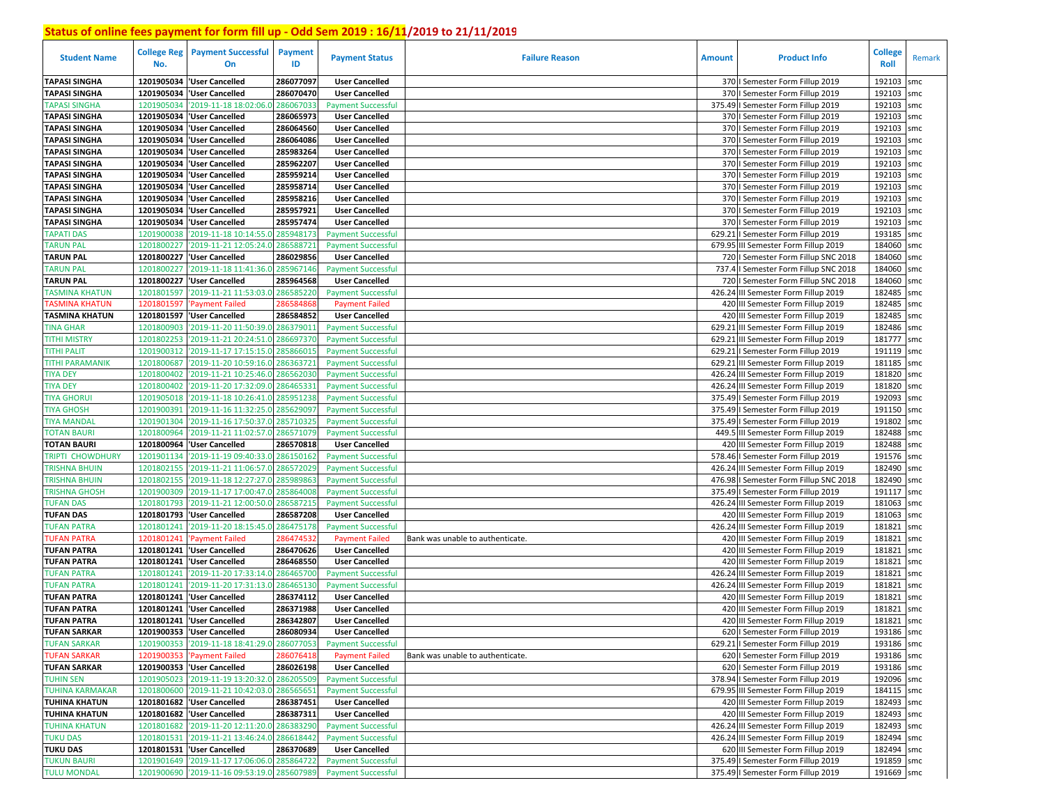## Status of online fees payment for form fill up - Odd Sem 2019 : 16/11/2019 to 21/11/2019

| Student Name | College Reg No. | Payment Successful On | Payment ID | Payment Status | Failure Reason | Amount | Product Info | College Roll | Remark |
|---|---|---|---|---|---|---|---|---|---|
| TAPASI SINGHA | 1201905034 | 'User Cancelled | 286077097 | User Cancelled | | 370 | I Semester Form Fillup 2019 | 192103 | smc |
| TAPASI SINGHA | 1201905034 | 'User Cancelled | 286070470 | User Cancelled | | 370 | I Semester Form Fillup 2019 | 192103 | smc |
| TAPASI SINGHA | 1201905034 | '2019-11-18 18:02:06.0 | 286067033 | Payment Successful | | 375.49 | I Semester Form Fillup 2019 | 192103 | smc |
| TAPASI SINGHA | 1201905034 | 'User Cancelled | 286065973 | User Cancelled | | 370 | I Semester Form Fillup 2019 | 192103 | smc |
| TAPASI SINGHA | 1201905034 | 'User Cancelled | 286064560 | User Cancelled | | 370 | I Semester Form Fillup 2019 | 192103 | smc |
| TAPASI SINGHA | 1201905034 | 'User Cancelled | 286064086 | User Cancelled | | 370 | I Semester Form Fillup 2019 | 192103 | smc |
| TAPASI SINGHA | 1201905034 | 'User Cancelled | 285983264 | User Cancelled | | 370 | I Semester Form Fillup 2019 | 192103 | smc |
| TAPASI SINGHA | 1201905034 | 'User Cancelled | 285962207 | User Cancelled | | 370 | I Semester Form Fillup 2019 | 192103 | smc |
| TAPASI SINGHA | 1201905034 | 'User Cancelled | 285959214 | User Cancelled | | 370 | I Semester Form Fillup 2019 | 192103 | smc |
| TAPASI SINGHA | 1201905034 | 'User Cancelled | 285958714 | User Cancelled | | 370 | I Semester Form Fillup 2019 | 192103 | smc |
| TAPASI SINGHA | 1201905034 | 'User Cancelled | 285958216 | User Cancelled | | 370 | I Semester Form Fillup 2019 | 192103 | smc |
| TAPASI SINGHA | 1201905034 | 'User Cancelled | 285957921 | User Cancelled | | 370 | I Semester Form Fillup 2019 | 192103 | smc |
| TAPASI SINGHA | 1201905034 | 'User Cancelled | 285957474 | User Cancelled | | 370 | I Semester Form Fillup 2019 | 192103 | smc |
| TAPATI DAS | 1201900038 | '2019-11-18 10:14:55.0 | 285948173 | Payment Successful | | 629.21 | I Semester Form Fillup 2019 | 193185 | smc |
| TARUN PAL | 1201800227 | '2019-11-21 12:05:24.0 | 286588721 | Payment Successful | | 679.95 | III Semester Form Fillup 2019 | 184060 | smc |
| TARUN PAL | 1201800227 | 'User Cancelled | 286029856 | User Cancelled | | 720 | I Semester Form Fillup SNC 2018 | 184060 | smc |
| TARUN PAL | 1201800227 | '2019-11-18 11:41:36.0 | 285967146 | Payment Successful | | 737.4 | I Semester Form Fillup SNC 2018 | 184060 | smc |
| TARUN PAL | 1201800227 | 'User Cancelled | 285964568 | User Cancelled | | 720 | I Semester Form Fillup SNC 2018 | 184060 | smc |
| TASMINA KHATUN | 1201801597 | '2019-11-21 11:53:03.0 | 286585220 | Payment Successful | | 426.24 | III Semester Form Fillup 2019 | 182485 | smc |
| TASMINA KHATUN | 1201801597 | 'Payment Failed | 286584868 | Payment Failed | | 420 | III Semester Form Fillup 2019 | 182485 | smc |
| TASMINA KHATUN | 1201801597 | 'User Cancelled | 286584852 | User Cancelled | | 420 | III Semester Form Fillup 2019 | 182485 | smc |
| TINA GHAR | 1201800903 | '2019-11-20 11:50:39.0 | 286379011 | Payment Successful | | 629.21 | III Semester Form Fillup 2019 | 182486 | smc |
| TITHI MISTRY | 1201802253 | '2019-11-21 20:24:51.0 | 286697370 | Payment Successful | | 629.21 | III Semester Form Fillup 2019 | 181777 | smc |
| TITHI PALIT | 1201900312 | '2019-11-17 17:15:15.0 | 285866015 | Payment Successful | | 629.21 | I Semester Form Fillup 2019 | 191119 | smc |
| TITHI PARAMANIK | 1201800687 | '2019-11-20 10:59:16.0 | 286363721 | Payment Successful | | 629.21 | III Semester Form Fillup 2019 | 181185 | smc |
| TIYA DEY | 1201800402 | '2019-11-21 10:25:46.0 | 286562030 | Payment Successful | | 426.24 | III Semester Form Fillup 2019 | 181820 | smc |
| TIYA DEY | 1201800402 | '2019-11-20 17:32:09.0 | 286465331 | Payment Successful | | 426.24 | III Semester Form Fillup 2019 | 181820 | smc |
| TIYA GHORUI | 1201905018 | '2019-11-18 10:26:41.0 | 285951238 | Payment Successful | | 375.49 | I Semester Form Fillup 2019 | 192093 | smc |
| TIYA GHOSH | 1201900391 | '2019-11-16 11:32:25.0 | 285629097 | Payment Successful | | 375.49 | I Semester Form Fillup 2019 | 191150 | smc |
| TIYA MANDAL | 1201901304 | '2019-11-16 17:50:37.0 | 285710325 | Payment Successful | | 375.49 | I Semester Form Fillup 2019 | 191802 | smc |
| TOTAN BAURI | 1201800964 | '2019-11-21 11:02:57.0 | 286571079 | Payment Successful | | 449.5 | III Semester Form Fillup 2019 | 182488 | smc |
| TOTAN BAURI | 1201800964 | 'User Cancelled | 286570818 | User Cancelled | | 420 | III Semester Form Fillup 2019 | 182488 | smc |
| TRIPTI CHOWDHURY | 1201901134 | '2019-11-19 09:40:33.0 | 286150162 | Payment Successful | | 578.46 | I Semester Form Fillup 2019 | 191576 | smc |
| TRISHNA BHUIN | 1201802155 | '2019-11-21 11:06:57.0 | 286572029 | Payment Successful | | 426.24 | III Semester Form Fillup 2019 | 182490 | smc |
| TRISHNA BHUIN | 1201802155 | '2019-11-18 12:27:27.0 | 285989863 | Payment Successful | | 476.98 | I Semester Form Fillup SNC 2018 | 182490 | smc |
| TRISHNA GHOSH | 1201900309 | '2019-11-17 17:00:47.0 | 285864008 | Payment Successful | | 375.49 | I Semester Form Fillup 2019 | 191117 | smc |
| TUFAN DAS | 1201801793 | '2019-11-21 12:00:50.0 | 286587215 | Payment Successful | | 426.24 | III Semester Form Fillup 2019 | 181063 | smc |
| TUFAN DAS | 1201801793 | 'User Cancelled | 286587208 | User Cancelled | | 420 | III Semester Form Fillup 2019 | 181063 | smc |
| TUFAN PATRA | 1201801241 | '2019-11-20 18:15:45.0 | 286475178 | Payment Successful | | 426.24 | III Semester Form Fillup 2019 | 181821 | smc |
| TUFAN PATRA | 1201801241 | 'Payment Failed | 286474532 | Payment Failed | Bank was unable to authenticate. | 420 | III Semester Form Fillup 2019 | 181821 | smc |
| TUFAN PATRA | 1201801241 | 'User Cancelled | 286470626 | User Cancelled | | 420 | III Semester Form Fillup 2019 | 181821 | smc |
| TUFAN PATRA | 1201801241 | 'User Cancelled | 286468550 | User Cancelled | | 420 | III Semester Form Fillup 2019 | 181821 | smc |
| TUFAN PATRA | 1201801241 | '2019-11-20 17:33:14.0 | 286465700 | Payment Successful | | 426.24 | III Semester Form Fillup 2019 | 181821 | smc |
| TUFAN PATRA | 1201801241 | '2019-11-20 17:31:13.0 | 286465130 | Payment Successful | | 426.24 | III Semester Form Fillup 2019 | 181821 | smc |
| TUFAN PATRA | 1201801241 | 'User Cancelled | 286374112 | User Cancelled | | 420 | III Semester Form Fillup 2019 | 181821 | smc |
| TUFAN PATRA | 1201801241 | 'User Cancelled | 286371988 | User Cancelled | | 420 | III Semester Form Fillup 2019 | 181821 | smc |
| TUFAN PATRA | 1201801241 | 'User Cancelled | 286342807 | User Cancelled | | 420 | III Semester Form Fillup 2019 | 181821 | smc |
| TUFAN SARKAR | 1201900353 | 'User Cancelled | 286080934 | User Cancelled | | 620 | I Semester Form Fillup 2019 | 193186 | smc |
| TUFAN SARKAR | 1201900353 | '2019-11-18 18:41:29.0 | 286077053 | Payment Successful | | 629.21 | I Semester Form Fillup 2019 | 193186 | smc |
| TUFAN SARKAR | 1201900353 | 'Payment Failed | 286076418 | Payment Failed | Bank was unable to authenticate. | 620 | I Semester Form Fillup 2019 | 193186 | smc |
| TUFAN SARKAR | 1201900353 | 'User Cancelled | 286026198 | User Cancelled | | 620 | I Semester Form Fillup 2019 | 193186 | smc |
| TUHIN SEN | 1201905023 | '2019-11-19 13:20:32.0 | 286205509 | Payment Successful | | 378.94 | I Semester Form Fillup 2019 | 192096 | smc |
| TUHINA KARMAKAR | 1201800600 | '2019-11-21 10:42:03.0 | 286565651 | Payment Successful | | 679.95 | III Semester Form Fillup 2019 | 184115 | smc |
| TUHINA KHATUN | 1201801682 | 'User Cancelled | 286387451 | User Cancelled | | 420 | III Semester Form Fillup 2019 | 182493 | smc |
| TUHINA KHATUN | 1201801682 | 'User Cancelled | 286387311 | User Cancelled | | 420 | III Semester Form Fillup 2019 | 182493 | smc |
| TUHINA KHATUN | 1201801682 | '2019-11-20 12:11:20.0 | 286383290 | Payment Successful | | 426.24 | III Semester Form Fillup 2019 | 182493 | smc |
| TUKU DAS | 1201801531 | '2019-11-21 13:46:24.0 | 286618442 | Payment Successful | | 426.24 | III Semester Form Fillup 2019 | 182494 | smc |
| TUKU DAS | 1201801531 | 'User Cancelled | 286370689 | User Cancelled | | 620 | III Semester Form Fillup 2019 | 182494 | smc |
| TUKUN BAURI | 1201901649 | '2019-11-17 17:06:06.0 | 285864722 | Payment Successful | | 375.49 | I Semester Form Fillup 2019 | 191859 | smc |
| TULU MONDAL | 1201900690 | '2019-11-16 09:53:19.0 | 285607989 | Payment Successful | | 375.49 | I Semester Form Fillup 2019 | 191669 | smc |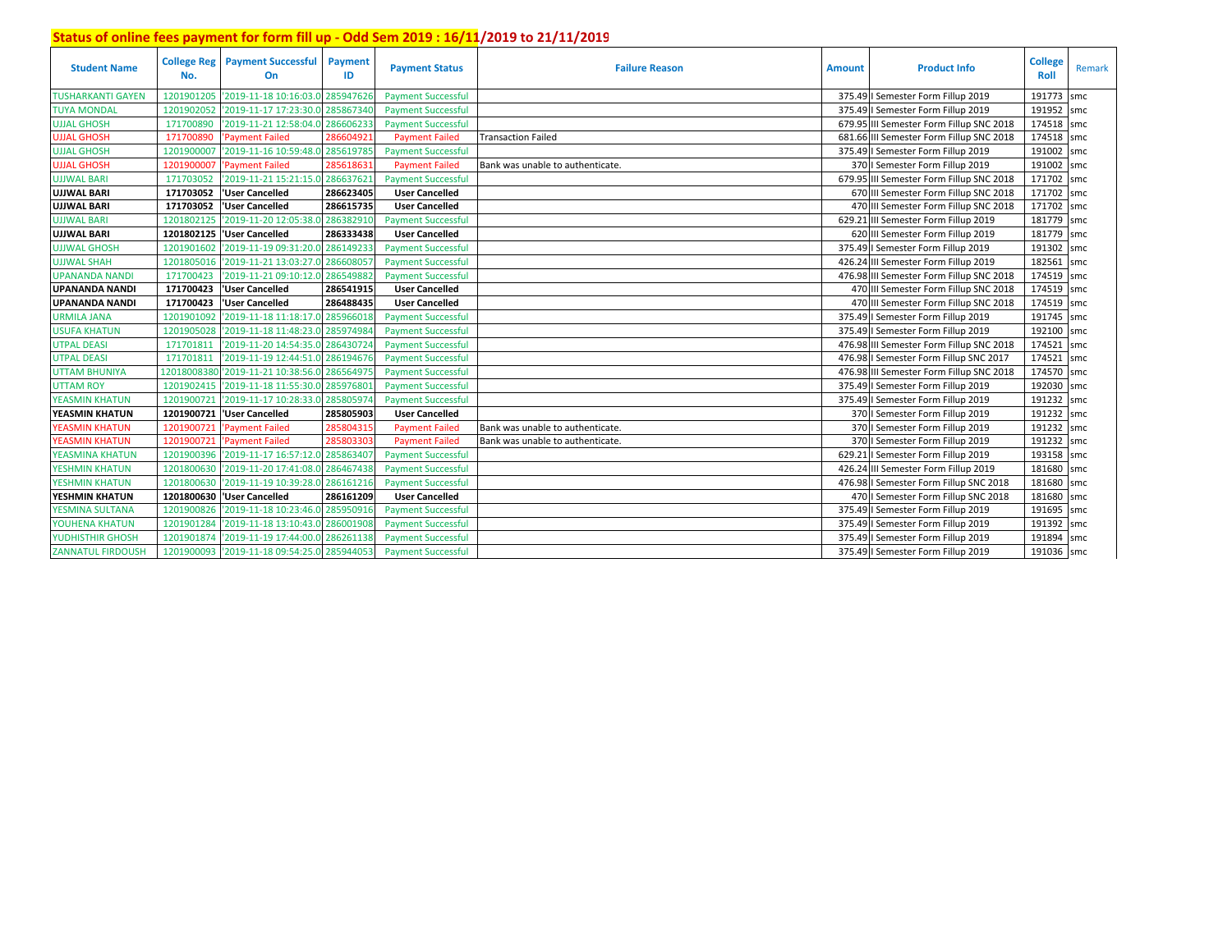## Status of online fees payment for form fill up - Odd Sem 2019 : 16/11/2019 to 21/11/2019

| Student Name | College Reg No. | Payment Successful On | Payment ID | Payment Status | Failure Reason | Amount | Product Info | College Roll | Remark |
|---|---|---|---|---|---|---|---|---|---|
| TUSHARKANTI GAYEN | 1201901205 | '2019-11-18 10:16:03.0 | 285947626 | Payment Successful | | 375.49 | I Semester Form Fillup 2019 | 191773 | smc |
| TUYA MONDAL | 1201902052 | '2019-11-17 17:23:30.0 | 285867340 | Payment Successful | | 375.49 | I Semester Form Fillup 2019 | 191952 | smc |
| UJJAL GHOSH | 171700890 | '2019-11-21 12:58:04.0 | 286606233 | Payment Successful | | 679.95 | III Semester Form Fillup SNC 2018 | 174518 | smc |
| UJJAL GHOSH | 171700890 | 'Payment Failed | 286604921 | Payment Failed | Transaction Failed | 681.66 | III Semester Form Fillup SNC 2018 | 174518 | smc |
| UJJAL GHOSH | 1201900007 | '2019-11-16 10:59:48.0 | 285619785 | Payment Successful | | 375.49 | I Semester Form Fillup 2019 | 191002 | smc |
| UJJAL GHOSH | 1201900007 | 'Payment Failed | 285618631 | Payment Failed | Bank was unable to authenticate. | 370 | I Semester Form Fillup 2019 | 191002 | smc |
| UJJWAL BARI | 171703052 | '2019-11-21 15:21:15.0 | 286637621 | Payment Successful | | 679.95 | III Semester Form Fillup SNC 2018 | 171702 | smc |
| **UJJWAL BARI** | **171703052** | **'User Cancelled** | **286623405** | **User Cancelled** | | 670 | III Semester Form Fillup SNC 2018 | 171702 | smc |
| **UJJWAL BARI** | **171703052** | **'User Cancelled** | **286615735** | **User Cancelled** | | 470 | III Semester Form Fillup SNC 2018 | 171702 | smc |
| UJJWAL BARI | 1201802125 | '2019-11-20 12:05:38.0 | 286382910 | Payment Successful | | 629.21 | III Semester Form Fillup 2019 | 181779 | smc |
| **UJJWAL BARI** | **1201802125** | **'User Cancelled** | **286333438** | **User Cancelled** | | 620 | III Semester Form Fillup 2019 | 181779 | smc |
| UJJWAL GHOSH | 1201901602 | '2019-11-19 09:31:20.0 | 286149233 | Payment Successful | | 375.49 | I Semester Form Fillup 2019 | 191302 | smc |
| UJJWAL SHAH | 1201805016 | '2019-11-21 13:03:27.0 | 286608057 | Payment Successful | | 426.24 | III Semester Form Fillup 2019 | 182561 | smc |
| UPANANDA NANDI | 171700423 | '2019-11-21 09:10:12.0 | 286549882 | Payment Successful | | 476.98 | III Semester Form Fillup SNC 2018 | 174519 | smc |
| **UPANANDA NANDI** | **171700423** | **'User Cancelled** | **286541915** | **User Cancelled** | | 470 | III Semester Form Fillup SNC 2018 | 174519 | smc |
| **UPANANDA NANDI** | **171700423** | **'User Cancelled** | **286488435** | **User Cancelled** | | 470 | III Semester Form Fillup SNC 2018 | 174519 | smc |
| URMILA JANA | 1201901092 | '2019-11-18 11:18:17.0 | 285966018 | Payment Successful | | 375.49 | I Semester Form Fillup 2019 | 191745 | smc |
| USUFA KHATUN | 1201905028 | '2019-11-18 11:48:23.0 | 285974984 | Payment Successful | | 375.49 | I Semester Form Fillup 2019 | 192100 | smc |
| UTPAL DEASI | 171701811 | '2019-11-20 14:54:35.0 | 286430724 | Payment Successful | | 476.98 | III Semester Form Fillup SNC 2018 | 174521 | smc |
| UTPAL DEASI | 171701811 | '2019-11-19 12:44:51.0 | 286194676 | Payment Successful | | 476.98 | I Semester Form Fillup SNC 2017 | 174521 | smc |
| UTTAM BHUNIYA | 12018008380 | '2019-11-21 10:38:56.0 | 286564975 | Payment Successful | | 476.98 | III Semester Form Fillup SNC 2018 | 174570 | smc |
| UTTAM ROY | 1201902415 | '2019-11-18 11:55:30.0 | 285976801 | Payment Successful | | 375.49 | I Semester Form Fillup 2019 | 192030 | smc |
| YEASMIN KHATUN | 1201900721 | '2019-11-17 10:28:33.0 | 285805974 | Payment Successful | | 375.49 | I Semester Form Fillup 2019 | 191232 | smc |
| **YEASMIN KHATUN** | **1201900721** | **'User Cancelled** | **285805903** | **User Cancelled** | | 370 | I Semester Form Fillup 2019 | 191232 | smc |
| YEASMIN KHATUN | 1201900721 | 'Payment Failed | 285804315 | Payment Failed | Bank was unable to authenticate. | 370 | I Semester Form Fillup 2019 | 191232 | smc |
| YEASMIN KHATUN | 1201900721 | 'Payment Failed | 285803303 | Payment Failed | Bank was unable to authenticate. | 370 | I Semester Form Fillup 2019 | 191232 | smc |
| YEASMINA KHATUN | 1201900396 | '2019-11-17 16:57:12.0 | 285863407 | Payment Successful | | 629.21 | I Semester Form Fillup 2019 | 193158 | smc |
| YESHMIN KHATUN | 1201800630 | '2019-11-20 17:41:08.0 | 286467438 | Payment Successful | | 426.24 | III Semester Form Fillup 2019 | 181680 | smc |
| YESHMIN KHATUN | 1201800630 | '2019-11-19 10:39:28.0 | 286161216 | Payment Successful | | 476.98 | I Semester Form Fillup SNC 2018 | 181680 | smc |
| **YESHMIN KHATUN** | **1201800630** | **'User Cancelled** | **286161209** | **User Cancelled** | | 470 | I Semester Form Fillup SNC 2018 | 181680 | smc |
| YESMINA SULTANA | 1201900826 | '2019-11-18 10:23:46.0 | 285950916 | Payment Successful | | 375.49 | I Semester Form Fillup 2019 | 191695 | smc |
| YOUHENA KHATUN | 1201901284 | '2019-11-18 13:10:43.0 | 286001908 | Payment Successful | | 375.49 | I Semester Form Fillup 2019 | 191392 | smc |
| YUDHISTHIR GHOSH | 1201901874 | '2019-11-19 17:44:00.0 | 286261138 | Payment Successful | | 375.49 | I Semester Form Fillup 2019 | 191894 | smc |
| ZANNATUL FIRDOUSH | 1201900093 | '2019-11-18 09:54:25.0 | 285944053 | Payment Successful | | 375.49 | I Semester Form Fillup 2019 | 191036 | smc |